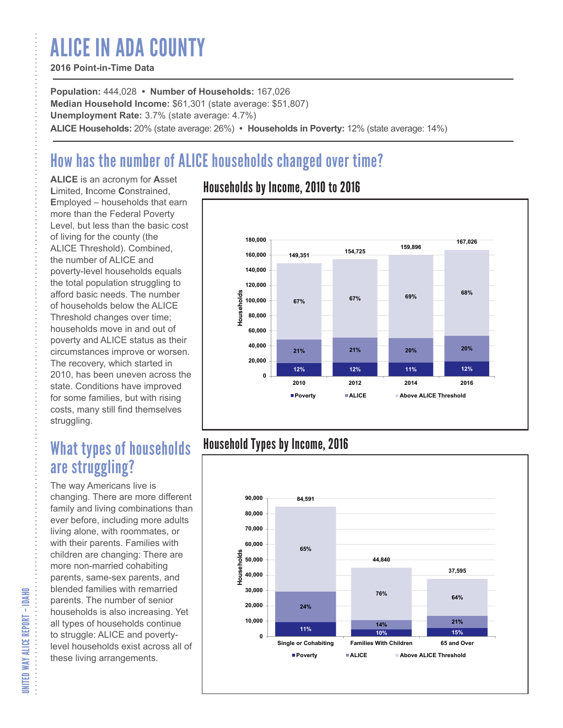# ALICE IN ADA COUNTY

**2016 Point-in-Time Data**

**Population:** 444,028 • **Number of Households:** 167,026
**Median Household Income:** $61,301 (state average: $51,807)
**Unemployment Rate:** 3.7% (state average: 4.7%)
**ALICE Households:** 20% (state average: 26%) • **Households in Poverty:** 12% (state average: 14%)

## How has the number of ALICE households changed over time?

**ALICE** is an acronym for **A**sset **L**imited, **I**ncome **C**onstrained, **E**mployed – households that earn more than the Federal Poverty Level, but less than the basic cost of living for the county (the ALICE Threshold). Combined, the number of ALICE and poverty-level households equals the total population struggling to afford basic needs. The number of households below the ALICE Threshold changes over time; households move in and out of poverty and ALICE status as their circumstances improve or worsen. The recovery, which started in 2010, has been uneven across the state. Conditions have improved for some families, but with rising costs, many still find themselves struggling.

### Households by Income, 2010 to 2016

| Year | Total Households | Poverty | ALICE | Above ALICE Threshold |
|---|---|---|---|---|
| 2010 | 149,351 | 12% | 21% | 67% |
| 2012 | 154,725 | 12% | 21% | 67% |
| 2014 | 159,896 | 11% | 20% | 69% |
| 2016 | 167,026 | 12% | 20% | 68% |

## What types of households are struggling?

The way Americans live is changing. There are more different family and living combinations than ever before, including more adults living alone, with roommates, or with their parents. Families with children are changing: There are more non-married cohabiting parents, same-sex parents, and blended families with remarried parents. The number of senior households is also increasing. Yet all types of households continue to struggle: ALICE and poverty-level households exist across all of these living arrangements.

### Household Types by Income, 2016

| Household Type | Total Households | Poverty | ALICE | Above ALICE Threshold |
|---|---|---|---|---|
| Single or Cohabiting | 84,591 | 11% | 24% | 65% |
| Families With Children | 44,840 | 10% | 14% | 76% |
| 65 and Over | 37,595 | 15% | 21% | 64% |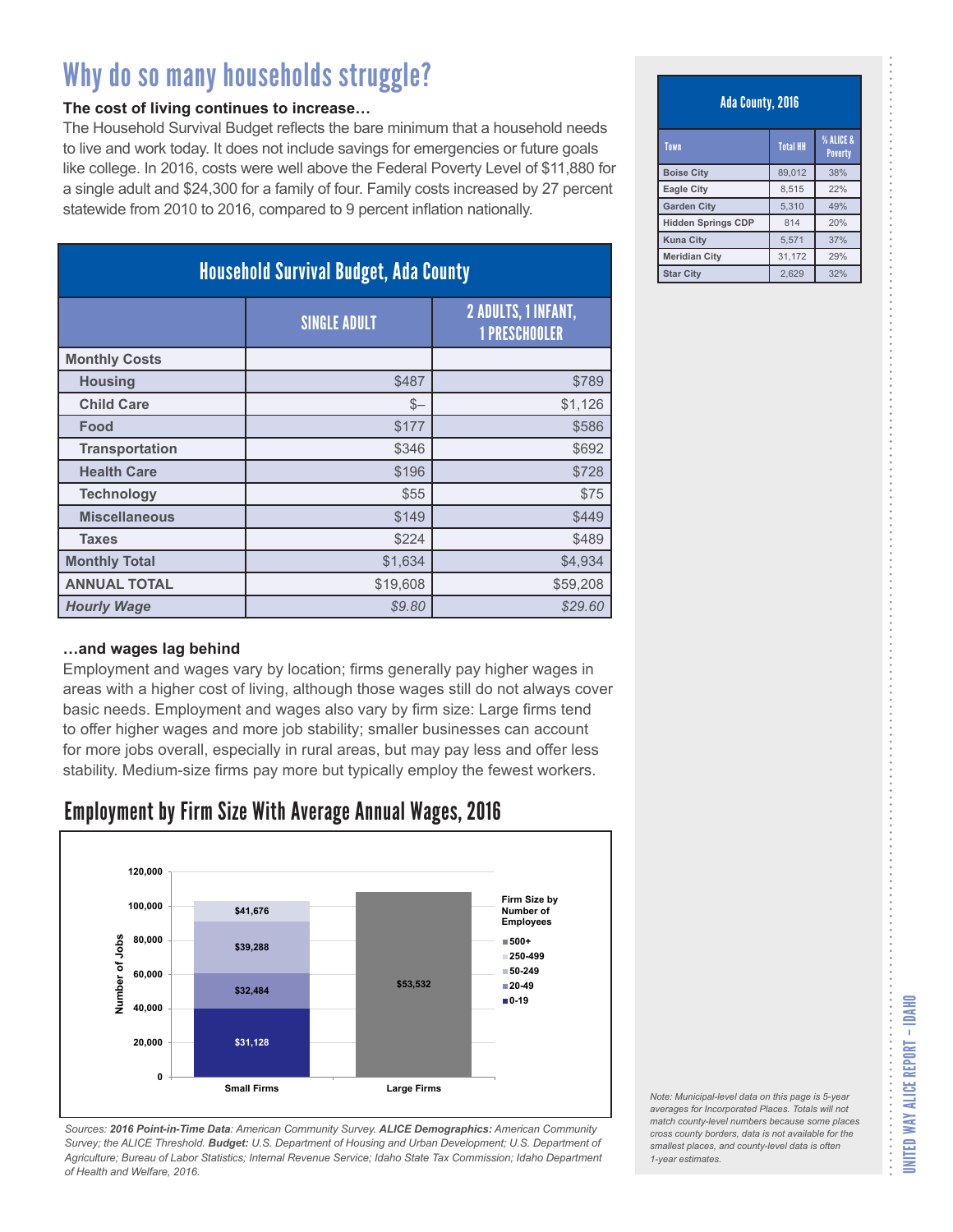# Why do so many households struggle?

**The cost of living continues to increase…**

The Household Survival Budget reflects the bare minimum that a household needs to live and work today. It does not include savings for emergencies or future goals like college. In 2016, costs were well above the Federal Poverty Level of $11,880 for a single adult and $24,300 for a family of four. Family costs increased by 27 percent statewide from 2010 to 2016, compared to 9 percent inflation nationally.

## Household Survival Budget, Ada County

| | SINGLE ADULT | 2 ADULTS, 1 INFANT, 1 PRESCHOOLER |
|---|---|---|
| **Monthly Costs** | | |
| **Housing** | $487 | $789 |
| **Child Care** | $– | $1,126 |
| **Food** | $177 | $586 |
| **Transportation** | $346 | $692 |
| **Health Care** | $196 | $728 |
| **Technology** | $55 | $75 |
| **Miscellaneous** | $149 | $449 |
| **Taxes** | $224 | $489 |
| **Monthly Total** | $1,634 | $4,934 |
| **ANNUAL TOTAL** | $19,608 | $59,208 |
| ***Hourly Wage*** | *$9.80* | *$29.60* |

**…and wages lag behind**

Employment and wages vary by location; firms generally pay higher wages in areas with a higher cost of living, although those wages still do not always cover basic needs. Employment and wages also vary by firm size: Large firms tend to offer higher wages and more job stability; smaller businesses can account for more jobs overall, especially in rural areas, but may pay less and offer less stability. Medium-size firms pay more but typically employ the fewest workers.

## Employment by Firm Size With Average Annual Wages, 2016

| Firm Size by Number of Employees | Small Firms (Average Annual Wage) | Large Firms (Average Annual Wage) |
|---|---|---|
| 0-19 | $31,128 | |
| 20-49 | $32,484 | |
| 50-249 | $39,288 | |
| 250-499 | $41,676 | |
| 500+ | | $53,532 |

*Sources:* ***2016 Point-in-Time Data****: American Community Survey.* ***ALICE Demographics:*** *American Community Survey; the ALICE Threshold.* ***Budget:*** *U.S. Department of Housing and Urban Development; U.S. Department of Agriculture; Bureau of Labor Statistics; Internal Revenue Service; Idaho State Tax Commission; Idaho Department of Health and Welfare, 2016.*

## Ada County, 2016

| Town | Total HH | % ALICE & Poverty |
|---|---|---|
| **Boise City** | 89,012 | 38% |
| **Eagle City** | 8,515 | 22% |
| **Garden City** | 5,310 | 49% |
| **Hidden Springs CDP** | 814 | 20% |
| **Kuna City** | 5,571 | 37% |
| **Meridian City** | 31,172 | 29% |
| **Star City** | 2,629 | 32% |

*Note: Municipal-level data on this page is 5-year averages for Incorporated Places. Totals will not match county-level numbers because some places cross county borders, data is not available for the smallest places, and county-level data is often 1-year estimates.*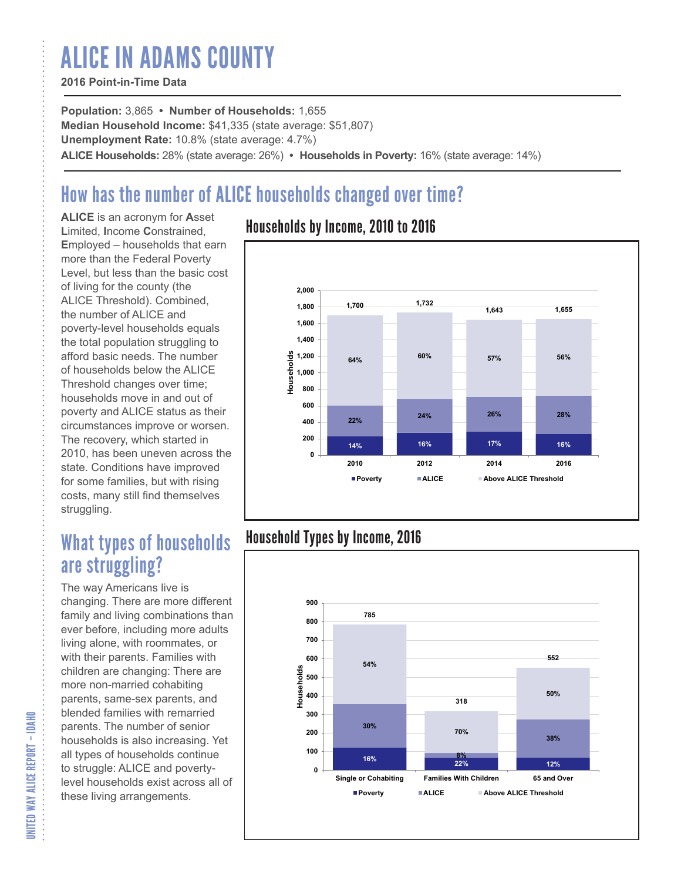# ALICE IN ADAMS COUNTY

**2016 Point-in-Time Data**

**Population:** 3,865 • **Number of Households:** 1,655
**Median Household Income:** $41,335 (state average: $51,807)
**Unemployment Rate:** 10.8% (state average: 4.7%)
**ALICE Households:** 28% (state average: 26%) • **Households in Poverty:** 16% (state average: 14%)

## How has the number of ALICE households changed over time?

**ALICE** is an acronym for **A**sset **L**imited, **I**ncome **C**onstrained, **E**mployed – households that earn more than the Federal Poverty Level, but less than the basic cost of living for the county (the ALICE Threshold). Combined, the number of ALICE and poverty-level households equals the total population struggling to afford basic needs. The number of households below the ALICE Threshold changes over time; households move in and out of poverty and ALICE status as their circumstances improve or worsen. The recovery, which started in 2010, has been uneven across the state. Conditions have improved for some families, but with rising costs, many still find themselves struggling.

### Households by Income, 2010 to 2016

| Year | Total Households | Poverty | ALICE | Above ALICE Threshold |
|---|---|---|---|---|
| 2010 | 1,700 | 14% | 22% | 64% |
| 2012 | 1,732 | 16% | 24% | 60% |
| 2014 | 1,643 | 17% | 26% | 57% |
| 2016 | 1,655 | 16% | 28% | 56% |

## What types of households are struggling?

The way Americans live is changing. There are more different family and living combinations than ever before, including more adults living alone, with roommates, or with their parents. Families with children are changing: There are more non-married cohabiting parents, same-sex parents, and blended families with remarried parents. The number of senior households is also increasing. Yet all types of households continue to struggle: ALICE and poverty-level households exist across all of these living arrangements.

### Household Types by Income, 2016

| Household Type | Total Households | Poverty | ALICE | Above ALICE Threshold |
|---|---|---|---|---|
| Single or Cohabiting | 785 | 16% | 30% | 54% |
| Families With Children | 318 | 22% | 8% | 70% |
| 65 and Over | 552 | 12% | 38% | 50% |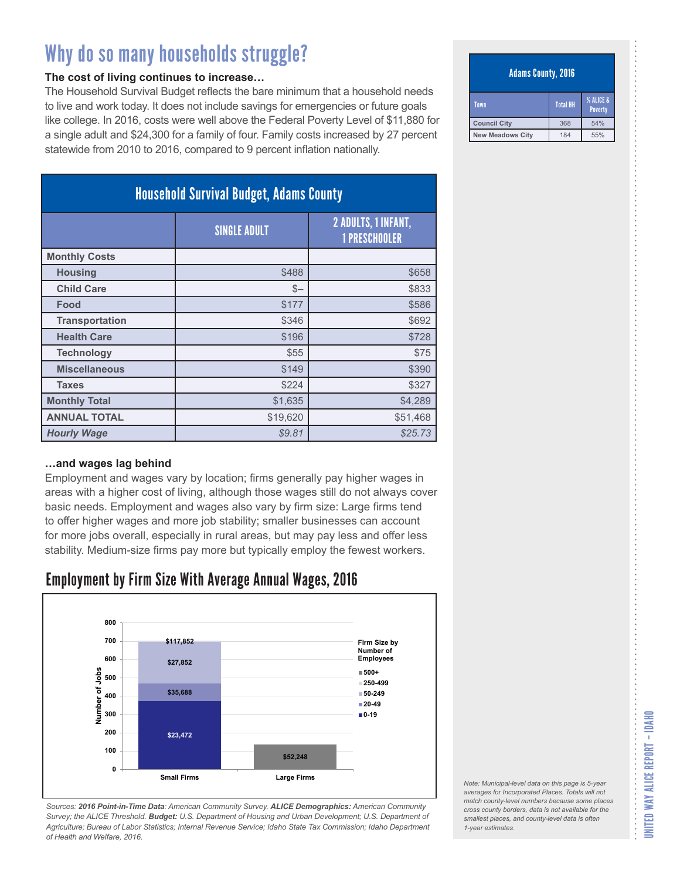# Why do so many households struggle?

**The cost of living continues to increase…**

The Household Survival Budget reflects the bare minimum that a household needs to live and work today. It does not include savings for emergencies or future goals like college. In 2016, costs were well above the Federal Poverty Level of $11,880 for a single adult and $24,300 for a family of four. Family costs increased by 27 percent statewide from 2010 to 2016, compared to 9 percent inflation nationally.

| Household Survival Budget, Adams County | | |
|---|---|---|
| | SINGLE ADULT | 2 ADULTS, 1 INFANT, 1 PRESCHOOLER |
| **Monthly Costs** | | |
| **Housing** | $488 | $658 |
| **Child Care** | $– | $833 |
| **Food** | $177 | $586 |
| **Transportation** | $346 | $692 |
| **Health Care** | $196 | $728 |
| **Technology** | $55 | $75 |
| **Miscellaneous** | $149 | $390 |
| **Taxes** | $224 | $327 |
| **Monthly Total** | $1,635 | $4,289 |
| **ANNUAL TOTAL** | $19,620 | $51,468 |
| ***Hourly Wage*** | *$9.81* | *$25.73* |

**…and wages lag behind**

Employment and wages vary by location; firms generally pay higher wages in areas with a higher cost of living, although those wages still do not always cover basic needs. Employment and wages also vary by firm size: Large firms tend to offer higher wages and more job stability; smaller businesses can account for more jobs overall, especially in rural areas, but may pay less and offer less stability. Medium-size firms pay more but typically employ the fewest workers.

## Employment by Firm Size With Average Annual Wages, 2016

| Firm Size by Number of Employees | Small Firms | Large Firms |
|---|---|---|
| 0-19 | $23,472 | |
| 20-49 | $35,688 | |
| 50-249 | $27,852 | |
| 250-499 | $117,852 | |
| 500+ | | $52,248 |

*Sources: **2016 Point-in-Time Data**: American Community Survey. **ALICE Demographics:** American Community Survey; the ALICE Threshold. **Budget:** U.S. Department of Housing and Urban Development; U.S. Department of Agriculture; Bureau of Labor Statistics; Internal Revenue Service; Idaho State Tax Commission; Idaho Department of Health and Welfare, 2016.*

| Adams County, 2016 | | |
|---|---|---|
| Town | Total HH | % ALICE & Poverty |
| Council City | 368 | 54% |
| New Meadows City | 184 | 55% |

*Note: Municipal-level data on this page is 5-year averages for Incorporated Places. Totals will not match county-level numbers because some places cross county borders, data is not available for the smallest places, and county-level data is often 1-year estimates.*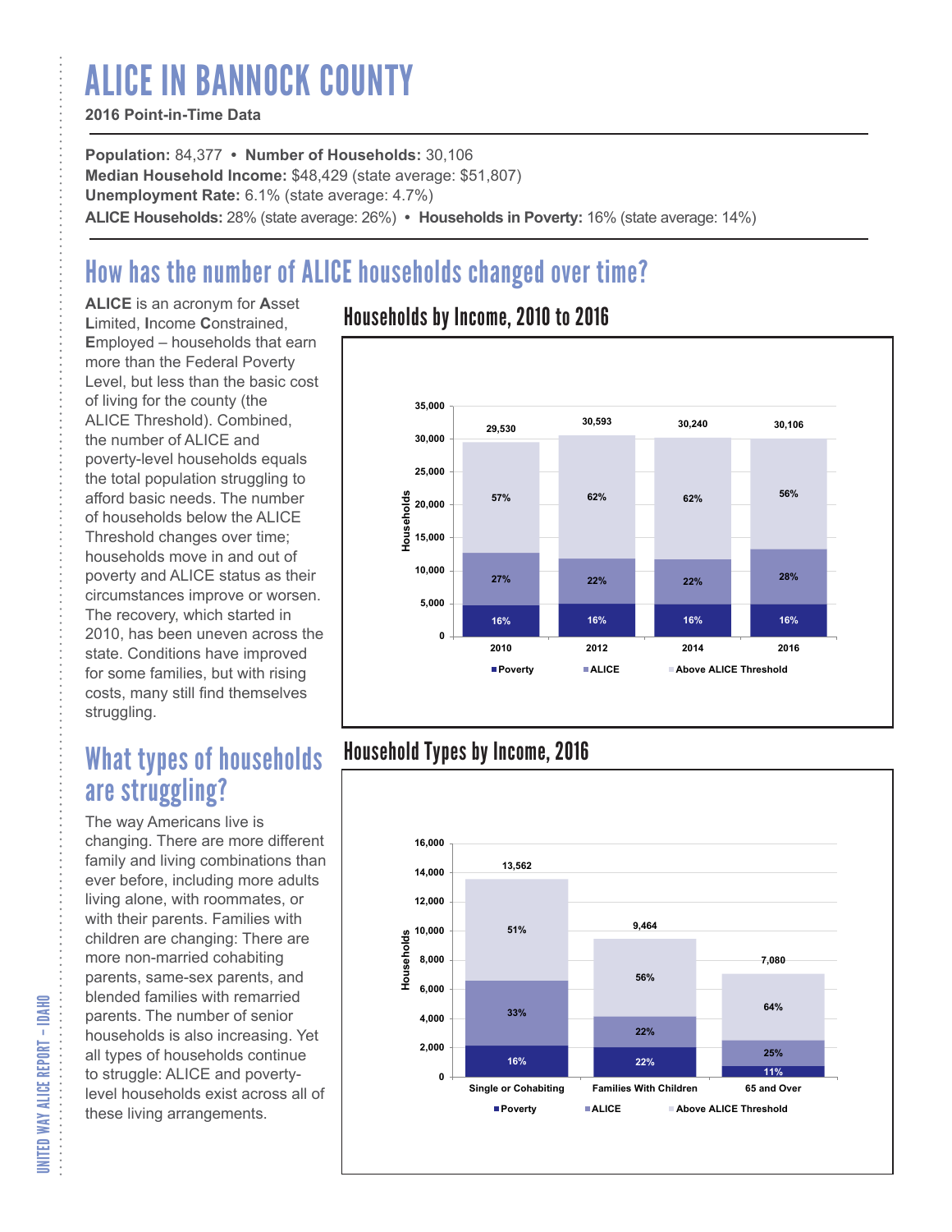# ALICE IN BANNOCK COUNTY

**2016 Point-in-Time Data**

**Population:** 84,377 • **Number of Households:** 30,106
**Median Household Income:** $48,429 (state average: $51,807)
**Unemployment Rate:** 6.1% (state average: 4.7%)
**ALICE Households:** 28% (state average: 26%) • **Households in Poverty:** 16% (state average: 14%)

## How has the number of ALICE households changed over time?

**ALICE** is an acronym for **A**sset **L**imited, **I**ncome **C**onstrained, **E**mployed – households that earn more than the Federal Poverty Level, but less than the basic cost of living for the county (the ALICE Threshold). Combined, the number of ALICE and poverty-level households equals the total population struggling to afford basic needs. The number of households below the ALICE Threshold changes over time; households move in and out of poverty and ALICE status as their circumstances improve or worsen. The recovery, which started in 2010, has been uneven across the state. Conditions have improved for some families, but with rising costs, many still find themselves struggling.

### Households by Income, 2010 to 2016

| Year | Total Households | Poverty | ALICE | Above ALICE Threshold |
|---|---|---|---|---|
| 2010 | 29,530 | 16% | 27% | 57% |
| 2012 | 30,593 | 16% | 22% | 62% |
| 2014 | 30,240 | 16% | 22% | 62% |
| 2016 | 30,106 | 16% | 28% | 56% |

## What types of households are struggling?

The way Americans live is changing. There are more different family and living combinations than ever before, including more adults living alone, with roommates, or with their parents. Families with children are changing: There are more non-married cohabiting parents, same-sex parents, and blended families with remarried parents. The number of senior households is also increasing. Yet all types of households continue to struggle: ALICE and poverty-level households exist across all of these living arrangements.

### Household Types by Income, 2016

| Household Type | Total Households | Poverty | ALICE | Above ALICE Threshold |
|---|---|---|---|---|
| Single or Cohabiting | 13,562 | 16% | 33% | 51% |
| Families With Children | 9,464 | 22% | 22% | 56% |
| 65 and Over | 7,080 | 11% | 25% | 64% |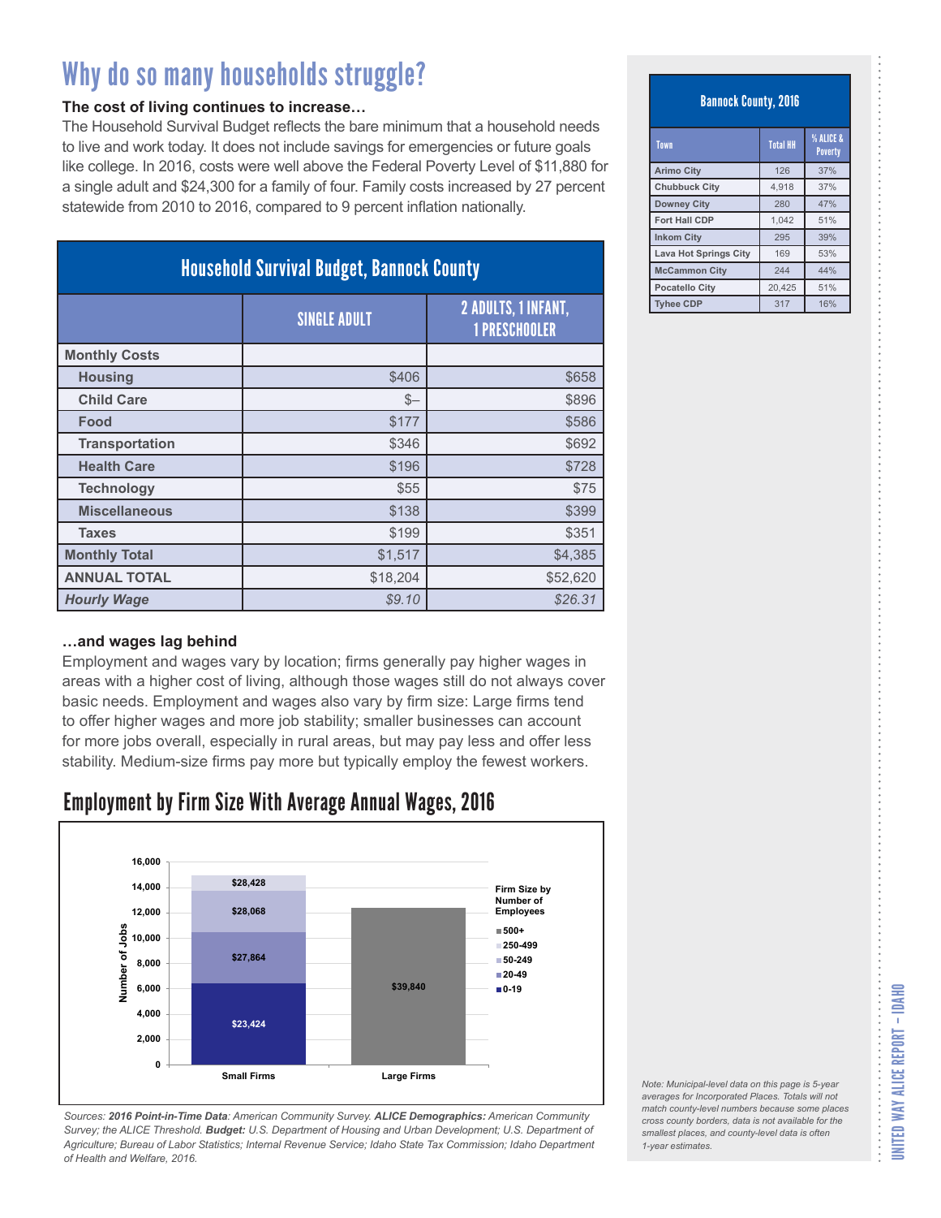# Why do so many households struggle?

**The cost of living continues to increase…**

The Household Survival Budget reflects the bare minimum that a household needs to live and work today. It does not include savings for emergencies or future goals like college. In 2016, costs were well above the Federal Poverty Level of $11,880 for a single adult and $24,300 for a family of four. Family costs increased by 27 percent statewide from 2010 to 2016, compared to 9 percent inflation nationally.

## Household Survival Budget, Bannock County

| | SINGLE ADULT | 2 ADULTS, 1 INFANT, 1 PRESCHOOLER |
|---|---|---|
| **Monthly Costs** | | |
| Housing | $406 | $658 |
| Child Care | $– | $896 |
| Food | $177 | $586 |
| Transportation | $346 | $692 |
| Health Care | $196 | $728 |
| Technology | $55 | $75 |
| Miscellaneous | $138 | $399 |
| Taxes | $199 | $351 |
| **Monthly Total** | $1,517 | $4,385 |
| **ANNUAL TOTAL** | $18,204 | $52,620 |
| ***Hourly Wage*** | *$9.10* | *$26.31* |

**…and wages lag behind**

Employment and wages vary by location; firms generally pay higher wages in areas with a higher cost of living, although those wages still do not always cover basic needs. Employment and wages also vary by firm size: Large firms tend to offer higher wages and more job stability; smaller businesses can account for more jobs overall, especially in rural areas, but may pay less and offer less stability. Medium-size firms pay more but typically employ the fewest workers.

## Employment by Firm Size With Average Annual Wages, 2016

| Firm Size by Number of Employees | Small Firms (Average Annual Wage) | Large Firms (Average Annual Wage) |
|---|---|---|
| 0-19 | $23,424 | |
| 20-49 | $27,864 | |
| 50-249 | $28,068 | |
| 250-499 | $28,428 | |
| 500+ | | $39,840 |

*Sources: **2016 Point-in-Time Data**: American Community Survey. **ALICE Demographics:** American Community Survey; the ALICE Threshold. **Budget:** U.S. Department of Housing and Urban Development; U.S. Department of Agriculture; Bureau of Labor Statistics; Internal Revenue Service; Idaho State Tax Commission; Idaho Department of Health and Welfare, 2016.*

## Bannock County, 2016

| Town | Total HH | % ALICE & Poverty |
|---|---|---|
| Arimo City | 126 | 37% |
| Chubbuck City | 4,918 | 37% |
| Downey City | 280 | 47% |
| Fort Hall CDP | 1,042 | 51% |
| Inkom City | 295 | 39% |
| Lava Hot Springs City | 169 | 53% |
| McCammon City | 244 | 44% |
| Pocatello City | 20,425 | 51% |
| Tyhee CDP | 317 | 16% |

*Note: Municipal-level data on this page is 5-year averages for Incorporated Places. Totals will not match county-level numbers because some places cross county borders, data is not available for the smallest places, and county-level data is often 1-year estimates.*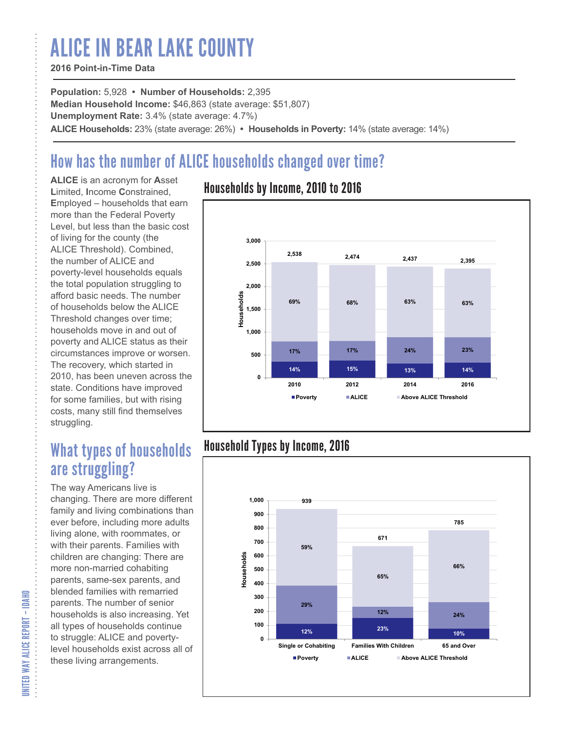# ALICE IN BEAR LAKE COUNTY

**2016 Point-in-Time Data**

**Population:** 5,928 • **Number of Households:** 2,395
**Median Household Income:** $46,863 (state average: $51,807)
**Unemployment Rate:** 3.4% (state average: 4.7%)
**ALICE Households:** 23% (state average: 26%) • **Households in Poverty:** 14% (state average: 14%)

## How has the number of ALICE households changed over time?

**ALICE** is an acronym for **A**sset **L**imited, **I**ncome **C**onstrained, **E**mployed – households that earn more than the Federal Poverty Level, but less than the basic cost of living for the county (the ALICE Threshold). Combined, the number of ALICE and poverty-level households equals the total population struggling to afford basic needs. The number of households below the ALICE Threshold changes over time; households move in and out of poverty and ALICE status as their circumstances improve or worsen. The recovery, which started in 2010, has been uneven across the state. Conditions have improved for some families, but with rising costs, many still find themselves struggling.

### Households by Income, 2010 to 2016

| Year | Total Households | Poverty | ALICE | Above ALICE Threshold |
|---|---|---|---|---|
| 2010 | 2,538 | 14% | 17% | 69% |
| 2012 | 2,474 | 15% | 17% | 68% |
| 2014 | 2,437 | 13% | 24% | 63% |
| 2016 | 2,395 | 14% | 23% | 63% |

## What types of households are struggling?

The way Americans live is changing. There are more different family and living combinations than ever before, including more adults living alone, with roommates, or with their parents. Families with children are changing: There are more non-married cohabiting parents, same-sex parents, and blended families with remarried parents. The number of senior households is also increasing. Yet all types of households continue to struggle: ALICE and poverty-level households exist across all of these living arrangements.

### Household Types by Income, 2016

| Household Type | Total Households | Poverty | ALICE | Above ALICE Threshold |
|---|---|---|---|---|
| Single or Cohabiting | 939 | 12% | 29% | 59% |
| Families With Children | 671 | 23% | 12% | 65% |
| 65 and Over | 785 | 10% | 24% | 66% |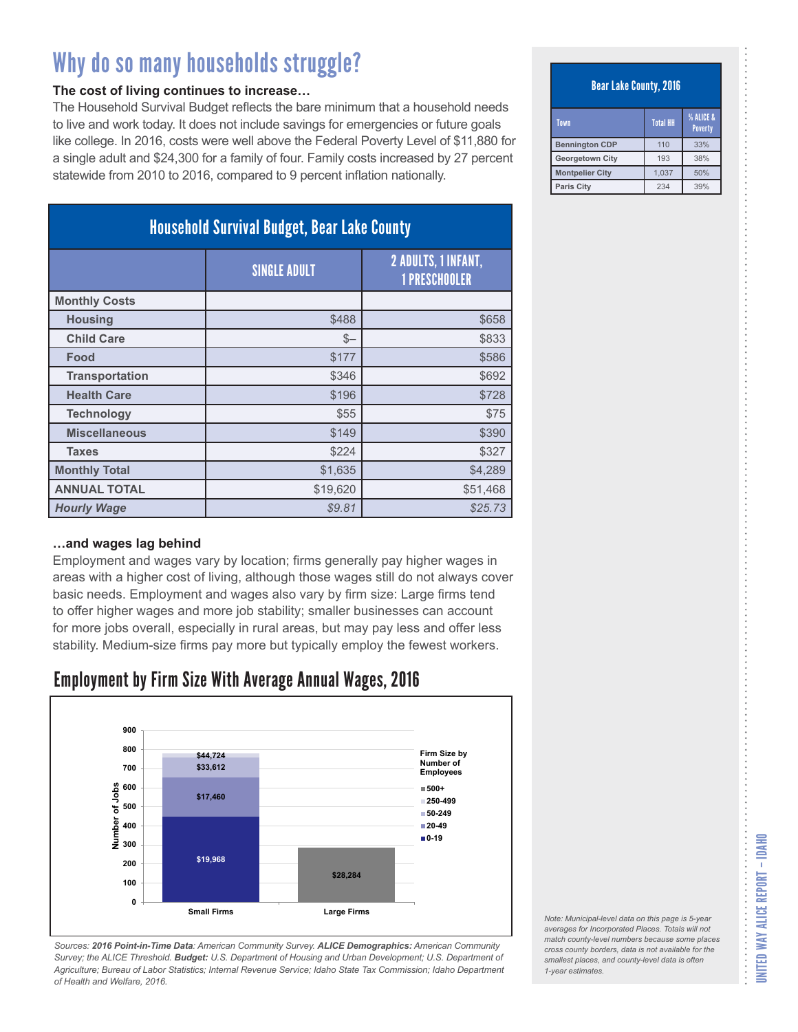# Why do so many households struggle?

**The cost of living continues to increase…**

The Household Survival Budget reflects the bare minimum that a household needs to live and work today. It does not include savings for emergencies or future goals like college. In 2016, costs were well above the Federal Poverty Level of $11,880 for a single adult and $24,300 for a family of four. Family costs increased by 27 percent statewide from 2010 to 2016, compared to 9 percent inflation nationally.

| Household Survival Budget, Bear Lake County | | |
|---|---|---|
| | SINGLE ADULT | 2 ADULTS, 1 INFANT, 1 PRESCHOOLER |
| **Monthly Costs** | | |
| **Housing** | $488 | $658 |
| **Child Care** | $– | $833 |
| **Food** | $177 | $586 |
| **Transportation** | $346 | $692 |
| **Health Care** | $196 | $728 |
| **Technology** | $55 | $75 |
| **Miscellaneous** | $149 | $390 |
| **Taxes** | $224 | $327 |
| **Monthly Total** | $1,635 | $4,289 |
| **ANNUAL TOTAL** | $19,620 | $51,468 |
| ***Hourly Wage*** | *$9.81* | *$25.73* |

**…and wages lag behind**

Employment and wages vary by location; firms generally pay higher wages in areas with a higher cost of living, although those wages still do not always cover basic needs. Employment and wages also vary by firm size: Large firms tend to offer higher wages and more job stability; smaller businesses can account for more jobs overall, especially in rural areas, but may pay less and offer less stability. Medium-size firms pay more but typically employ the fewest workers.

## Employment by Firm Size With Average Annual Wages, 2016

| Firm Size by Number of Employees | Small Firms (Average Annual Wage) | Large Firms (Average Annual Wage) |
|---|---|---|
| 0-19 | $19,968 | |
| 20-49 | $17,460 | |
| 50-249 | $33,612 | |
| 250-499 | $44,724 | |
| 500+ | | $28,284 |

*Sources: **2016 Point-in-Time Data**: American Community Survey. **ALICE Demographics:** American Community Survey; the ALICE Threshold. **Budget:** U.S. Department of Housing and Urban Development; U.S. Department of Agriculture; Bureau of Labor Statistics; Internal Revenue Service; Idaho State Tax Commission; Idaho Department of Health and Welfare, 2016.*

| Bear Lake County, 2016 | | |
|---|---|---|
| Town | Total HH | % ALICE & Poverty |
| **Bennington CDP** | 110 | 33% |
| **Georgetown City** | 193 | 38% |
| **Montpelier City** | 1,037 | 50% |
| **Paris City** | 234 | 39% |

*Note: Municipal-level data on this page is 5-year averages for Incorporated Places. Totals will not match county-level numbers because some places cross county borders, data is not available for the smallest places, and county-level data is often 1-year estimates.*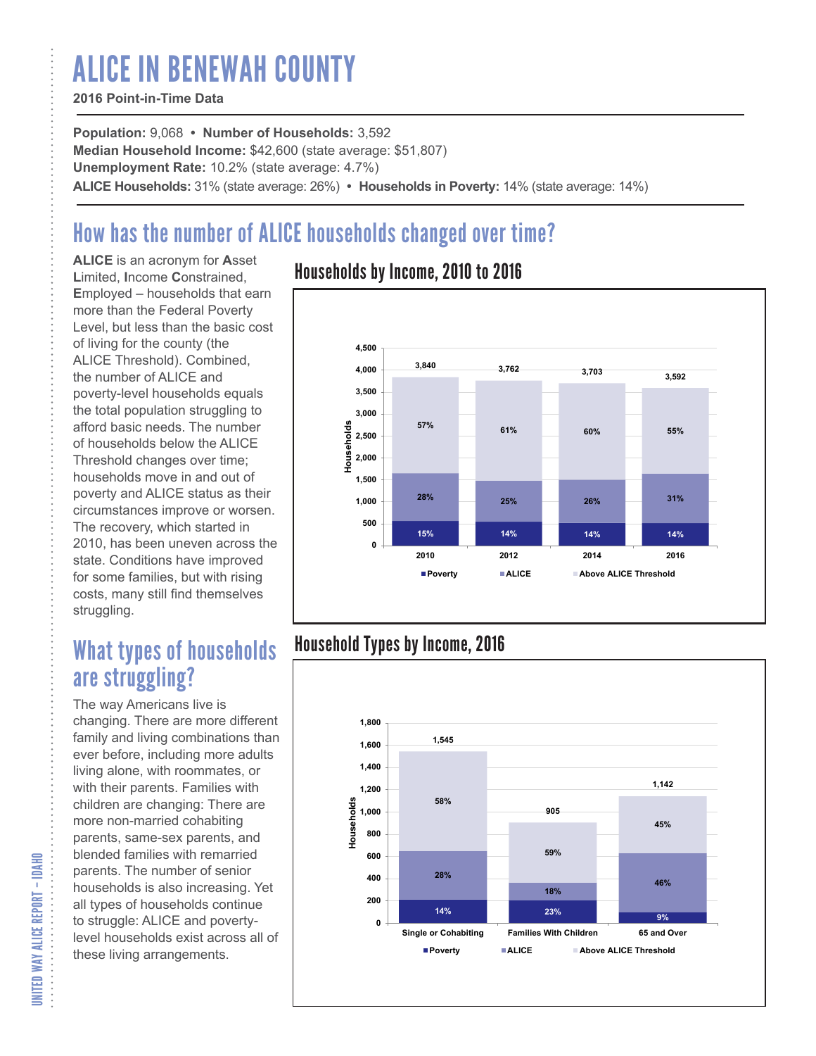# ALICE IN BENEWAH COUNTY

**2016 Point-in-Time Data**

**Population:** 9,068 • **Number of Households:** 3,592
**Median Household Income:** $42,600 (state average: $51,807)
**Unemployment Rate:** 10.2% (state average: 4.7%)
**ALICE Households:** 31% (state average: 26%) • **Households in Poverty:** 14% (state average: 14%)

## How has the number of ALICE households changed over time?

**ALICE** is an acronym for **A**sset **L**imited, **I**ncome **C**onstrained, **E**mployed – households that earn more than the Federal Poverty Level, but less than the basic cost of living for the county (the ALICE Threshold). Combined, the number of ALICE and poverty-level households equals the total population struggling to afford basic needs. The number of households below the ALICE Threshold changes over time; households move in and out of poverty and ALICE status as their circumstances improve or worsen. The recovery, which started in 2010, has been uneven across the state. Conditions have improved for some families, but with rising costs, many still find themselves struggling.

### Households by Income, 2010 to 2016

| Year | Total Households | Poverty | ALICE | Above ALICE Threshold |
|---|---|---|---|---|
| 2010 | 3,840 | 15% | 28% | 57% |
| 2012 | 3,762 | 14% | 25% | 61% |
| 2014 | 3,703 | 14% | 26% | 60% |
| 2016 | 3,592 | 14% | 31% | 55% |

## What types of households are struggling?

The way Americans live is changing. There are more different family and living combinations than ever before, including more adults living alone, with roommates, or with their parents. Families with children are changing: There are more non-married cohabiting parents, same-sex parents, and blended families with remarried parents. The number of senior households is also increasing. Yet all types of households continue to struggle: ALICE and poverty-level households exist across all of these living arrangements.

### Household Types by Income, 2016

| Household Type | Total Households | Poverty | ALICE | Above ALICE Threshold |
|---|---|---|---|---|
| Single or Cohabiting | 1,545 | 14% | 28% | 58% |
| Families With Children | 905 | 23% | 18% | 59% |
| 65 and Over | 1,142 | 9% | 46% | 45% |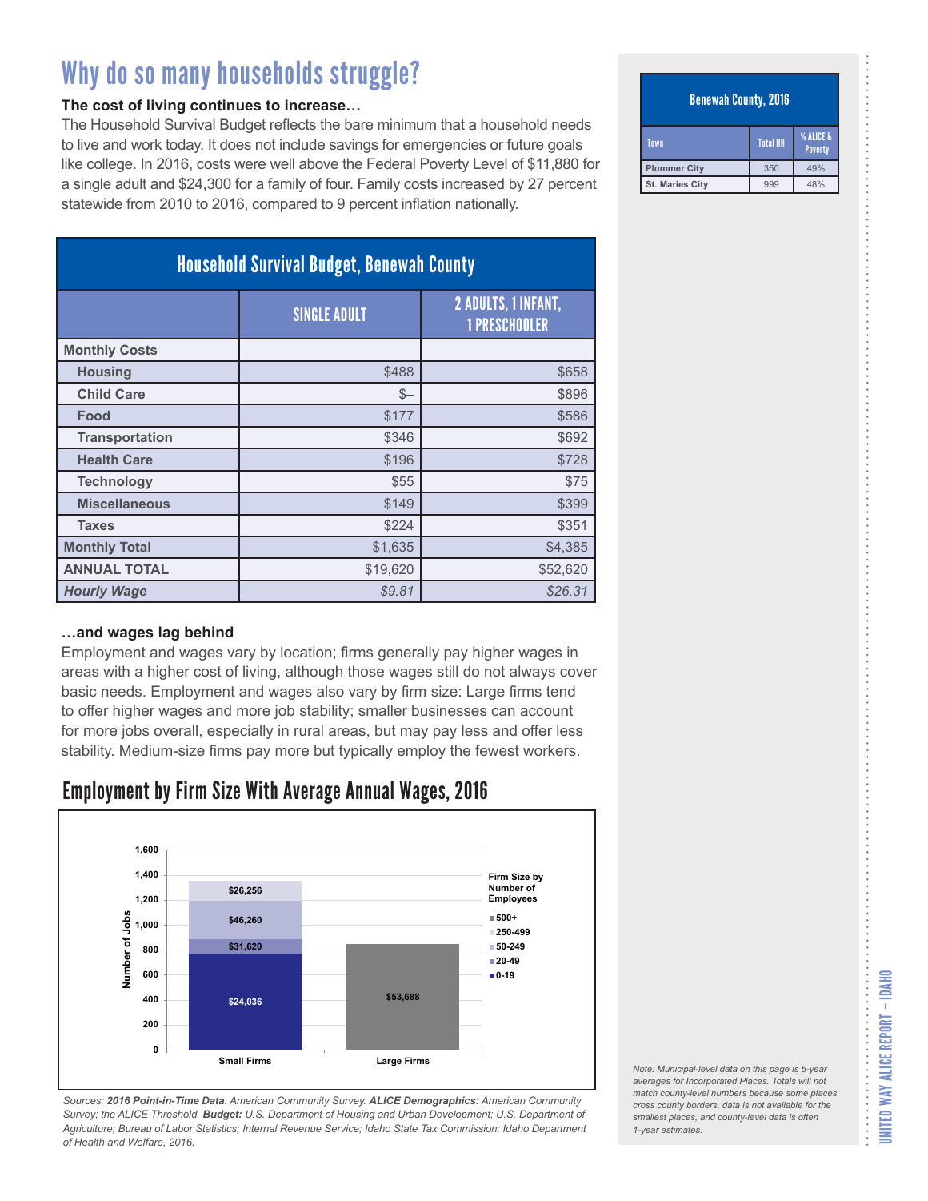# Why do so many households struggle?

**The cost of living continues to increase…**

The Household Survival Budget reflects the bare minimum that a household needs to live and work today. It does not include savings for emergencies or future goals like college. In 2016, costs were well above the Federal Poverty Level of $11,880 for a single adult and $24,300 for a family of four. Family costs increased by 27 percent statewide from 2010 to 2016, compared to 9 percent inflation nationally.

| Household Survival Budget, Benewah County | | |
|---|---|---|
| | SINGLE ADULT | 2 ADULTS, 1 INFANT, 1 PRESCHOOLER |
| **Monthly Costs** | | |
| **Housing** | $488 | $658 |
| **Child Care** | $– | $896 |
| **Food** | $177 | $586 |
| **Transportation** | $346 | $692 |
| **Health Care** | $196 | $728 |
| **Technology** | $55 | $75 |
| **Miscellaneous** | $149 | $399 |
| **Taxes** | $224 | $351 |
| **Monthly Total** | $1,635 | $4,385 |
| **ANNUAL TOTAL** | $19,620 | $52,620 |
| ***Hourly Wage*** | *$9.81* | *$26.31* |

**…and wages lag behind**

Employment and wages vary by location; firms generally pay higher wages in areas with a higher cost of living, although those wages still do not always cover basic needs. Employment and wages also vary by firm size: Large firms tend to offer higher wages and more job stability; smaller businesses can account for more jobs overall, especially in rural areas, but may pay less and offer less stability. Medium-size firms pay more but typically employ the fewest workers.

## Employment by Firm Size With Average Annual Wages, 2016

| Firm Size by Number of Employees | Small Firms | Large Firms |
|---|---|---|
| 500+ | | $53,688 |
| 250-499 | $26,256 | |
| 50-249 | $46,260 | |
| 20-49 | $31,620 | |
| 0-19 | $24,036 | |

*Sources: **2016 Point-in-Time Data**: American Community Survey. **ALICE Demographics:** American Community Survey; the ALICE Threshold. **Budget:** U.S. Department of Housing and Urban Development; U.S. Department of Agriculture; Bureau of Labor Statistics; Internal Revenue Service; Idaho State Tax Commission; Idaho Department of Health and Welfare, 2016.*

| Benewah County, 2016 | | |
|---|---|---|
| Town | Total HH | % ALICE & Poverty |
| Plummer City | 350 | 49% |
| St. Maries City | 999 | 48% |

*Note: Municipal-level data on this page is 5-year averages for Incorporated Places. Totals will not match county-level numbers because some places cross county borders, data is not available for the smallest places, and county-level data is often 1-year estimates.*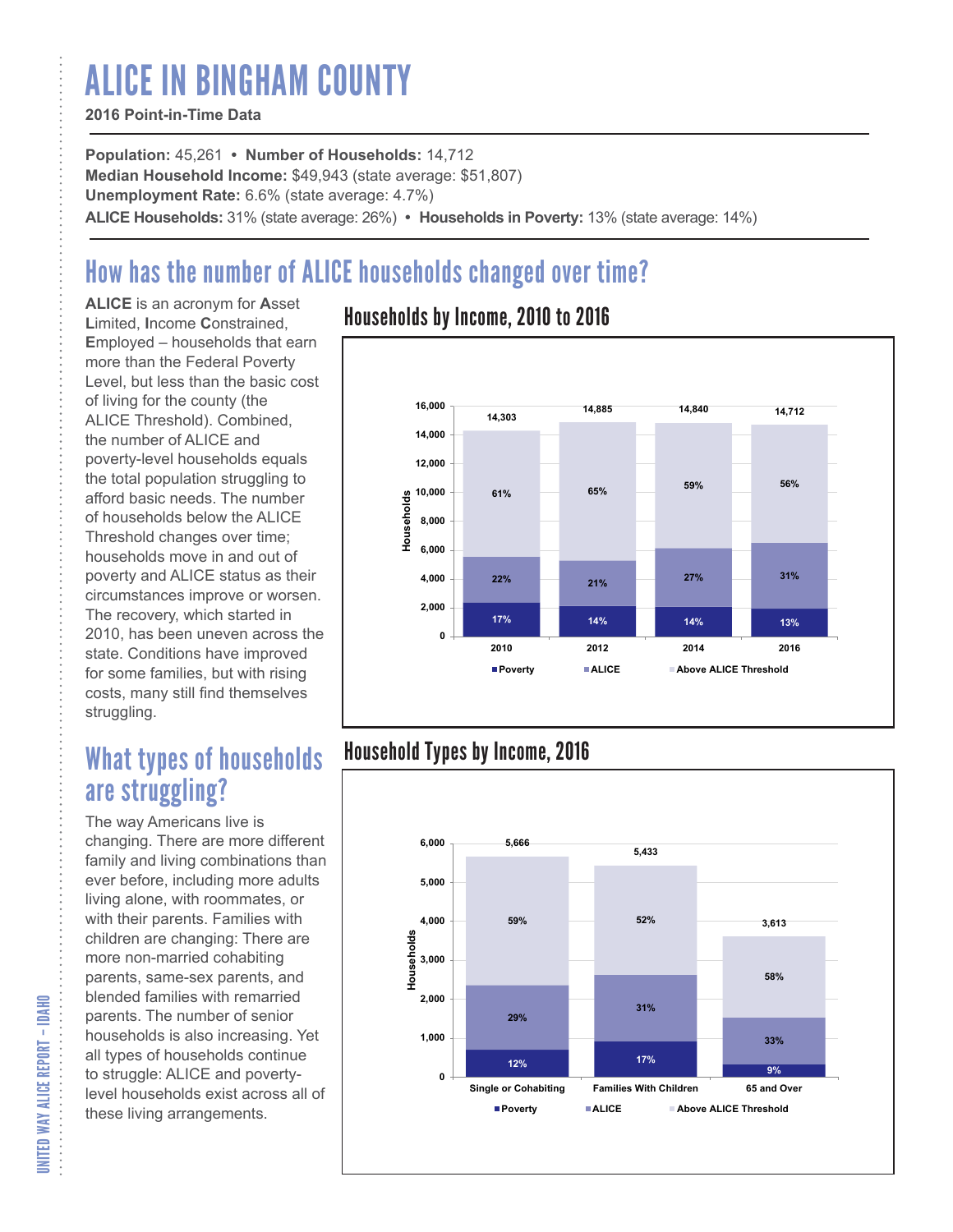# ALICE IN BINGHAM COUNTY

**2016 Point-in-Time Data**

**Population:** 45,261 • **Number of Households:** 14,712
**Median Household Income:** $49,943 (state average: $51,807)
**Unemployment Rate:** 6.6% (state average: 4.7%)
**ALICE Households:** 31% (state average: 26%) • **Households in Poverty:** 13% (state average: 14%)

## How has the number of ALICE households changed over time?

**ALICE** is an acronym for **A**sset **L**imited, **I**ncome **C**onstrained, **E**mployed – households that earn more than the Federal Poverty Level, but less than the basic cost of living for the county (the ALICE Threshold). Combined, the number of ALICE and poverty-level households equals the total population struggling to afford basic needs. The number of households below the ALICE Threshold changes over time; households move in and out of poverty and ALICE status as their circumstances improve or worsen. The recovery, which started in 2010, has been uneven across the state. Conditions have improved for some families, but with rising costs, many still find themselves struggling.

### Households by Income, 2010 to 2016

| Year | Total Households | Poverty | ALICE | Above ALICE Threshold |
|---|---|---|---|---|
| 2010 | 14,303 | 17% | 22% | 61% |
| 2012 | 14,885 | 14% | 21% | 65% |
| 2014 | 14,840 | 14% | 27% | 59% |
| 2016 | 14,712 | 13% | 31% | 56% |

## What types of households are struggling?

The way Americans live is changing. There are more different family and living combinations than ever before, including more adults living alone, with roommates, or with their parents. Families with children are changing: There are more non-married cohabiting parents, same-sex parents, and blended families with remarried parents. The number of senior households is also increasing. Yet all types of households continue to struggle: ALICE and poverty-level households exist across all of these living arrangements.

### Household Types by Income, 2016

| Household Type | Total Households | Poverty | ALICE | Above ALICE Threshold |
|---|---|---|---|---|
| Single or Cohabiting | 5,666 | 12% | 29% | 59% |
| Families With Children | 5,433 | 17% | 31% | 52% |
| 65 and Over | 3,613 | 9% | 33% | 58% |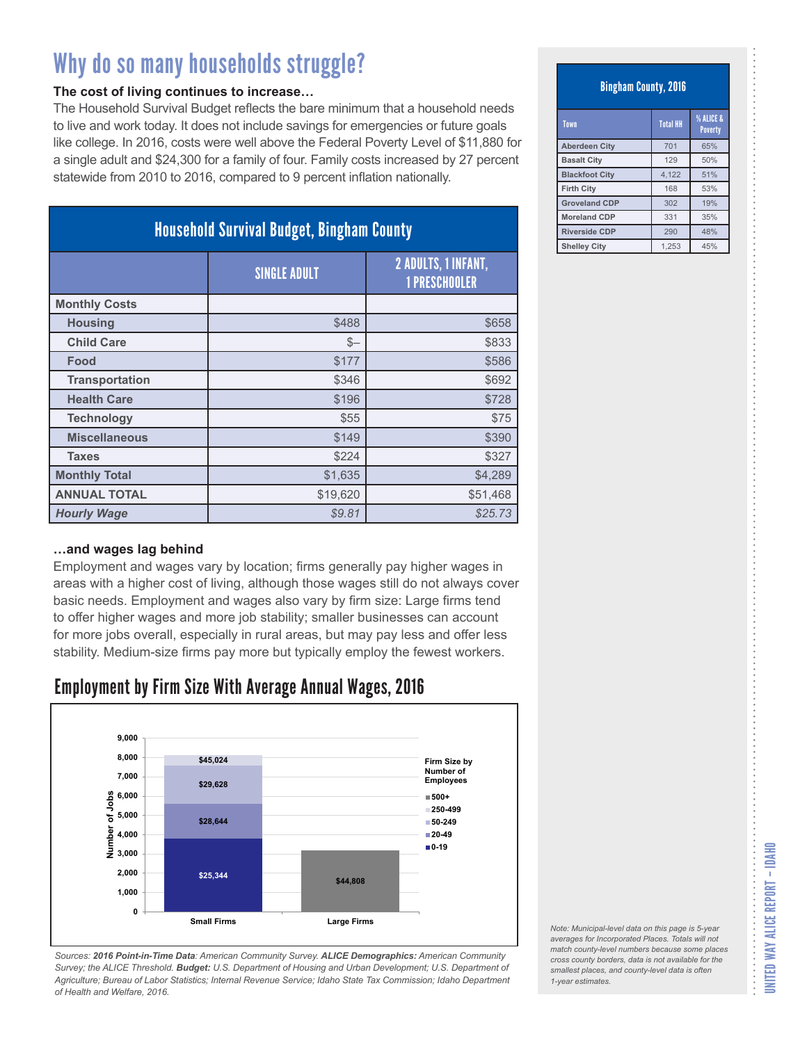# Why do so many households struggle?

**The cost of living continues to increase…**

The Household Survival Budget reflects the bare minimum that a household needs to live and work today. It does not include savings for emergencies or future goals like college. In 2016, costs were well above the Federal Poverty Level of $11,880 for a single adult and $24,300 for a family of four. Family costs increased by 27 percent statewide from 2010 to 2016, compared to 9 percent inflation nationally.

## Household Survival Budget, Bingham County

| | SINGLE ADULT | 2 ADULTS, 1 INFANT, 1 PRESCHOOLER |
|---|---|---|
| **Monthly Costs** | | |
| **Housing** | $488 | $658 |
| **Child Care** | $– | $833 |
| **Food** | $177 | $586 |
| **Transportation** | $346 | $692 |
| **Health Care** | $196 | $728 |
| **Technology** | $55 | $75 |
| **Miscellaneous** | $149 | $390 |
| **Taxes** | $224 | $327 |
| **Monthly Total** | $1,635 | $4,289 |
| **ANNUAL TOTAL** | $19,620 | $51,468 |
| ***Hourly Wage*** | *$9.81* | *$25.73* |

**…and wages lag behind**

Employment and wages vary by location; firms generally pay higher wages in areas with a higher cost of living, although those wages still do not always cover basic needs. Employment and wages also vary by firm size: Large firms tend to offer higher wages and more job stability; smaller businesses can account for more jobs overall, especially in rural areas, but may pay less and offer less stability. Medium-size firms pay more but typically employ the fewest workers.

## Employment by Firm Size With Average Annual Wages, 2016

| Firm Size by Number of Employees | Small Firms (Average Annual Wage) | Large Firms (Average Annual Wage) |
|---|---|---|
| 0-19 | $25,344 | |
| 20-49 | $28,644 | |
| 50-249 | $29,628 | |
| 250-499 | $45,024 | |
| 500+ | | $44,808 |

*Sources: **2016 Point-in-Time Data**: American Community Survey. **ALICE Demographics:** American Community Survey; the ALICE Threshold. **Budget:** U.S. Department of Housing and Urban Development; U.S. Department of Agriculture; Bureau of Labor Statistics; Internal Revenue Service; Idaho State Tax Commission; Idaho Department of Health and Welfare, 2016.*

## Bingham County, 2016

| Town | Total HH | % ALICE & Poverty |
|---|---|---|
| Aberdeen City | 701 | 65% |
| Basalt City | 129 | 50% |
| Blackfoot City | 4,122 | 51% |
| Firth City | 168 | 53% |
| Groveland CDP | 302 | 19% |
| Moreland CDP | 331 | 35% |
| Riverside CDP | 290 | 48% |
| Shelley City | 1,253 | 45% |

*Note: Municipal-level data on this page is 5-year averages for Incorporated Places. Totals will not match county-level numbers because some places cross county borders, data is not available for the smallest places, and county-level data is often 1-year estimates.*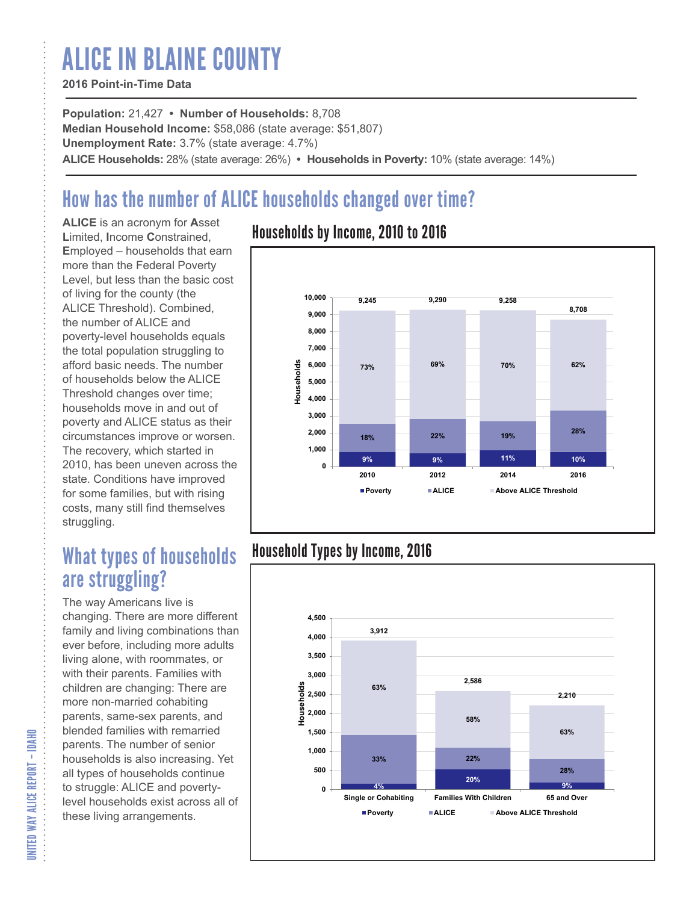# ALICE IN BLAINE COUNTY

**2016 Point-in-Time Data**

**Population:** 21,427 • **Number of Households:** 8,708
**Median Household Income:** $58,086 (state average: $51,807)
**Unemployment Rate:** 3.7% (state average: 4.7%)
**ALICE Households:** 28% (state average: 26%) • **Households in Poverty:** 10% (state average: 14%)

## How has the number of ALICE households changed over time?

**ALICE** is an acronym for **A**sset **L**imited, **I**ncome **C**onstrained, **E**mployed – households that earn more than the Federal Poverty Level, but less than the basic cost of living for the county (the ALICE Threshold). Combined, the number of ALICE and poverty-level households equals the total population struggling to afford basic needs. The number of households below the ALICE Threshold changes over time; households move in and out of poverty and ALICE status as their circumstances improve or worsen. The recovery, which started in 2010, has been uneven across the state. Conditions have improved for some families, but with rising costs, many still find themselves struggling.

### Households by Income, 2010 to 2016

| Year | Total Households | Poverty | ALICE | Above ALICE Threshold |
|---|---|---|---|---|
| 2010 | 9,245 | 9% | 18% | 73% |
| 2012 | 9,290 | 9% | 22% | 69% |
| 2014 | 9,258 | 11% | 19% | 70% |
| 2016 | 8,708 | 10% | 28% | 62% |

## What types of households are struggling?

The way Americans live is changing. There are more different family and living combinations than ever before, including more adults living alone, with roommates, or with their parents. Families with children are changing: There are more non-married cohabiting parents, same-sex parents, and blended families with remarried parents. The number of senior households is also increasing. Yet all types of households continue to struggle: ALICE and poverty-level households exist across all of these living arrangements.

### Household Types by Income, 2016

| Household Type | Total Households | Poverty | ALICE | Above ALICE Threshold |
|---|---|---|---|---|
| Single or Cohabiting | 3,912 | 4% | 33% | 63% |
| Families With Children | 2,586 | 20% | 22% | 58% |
| 65 and Over | 2,210 | 9% | 28% | 63% |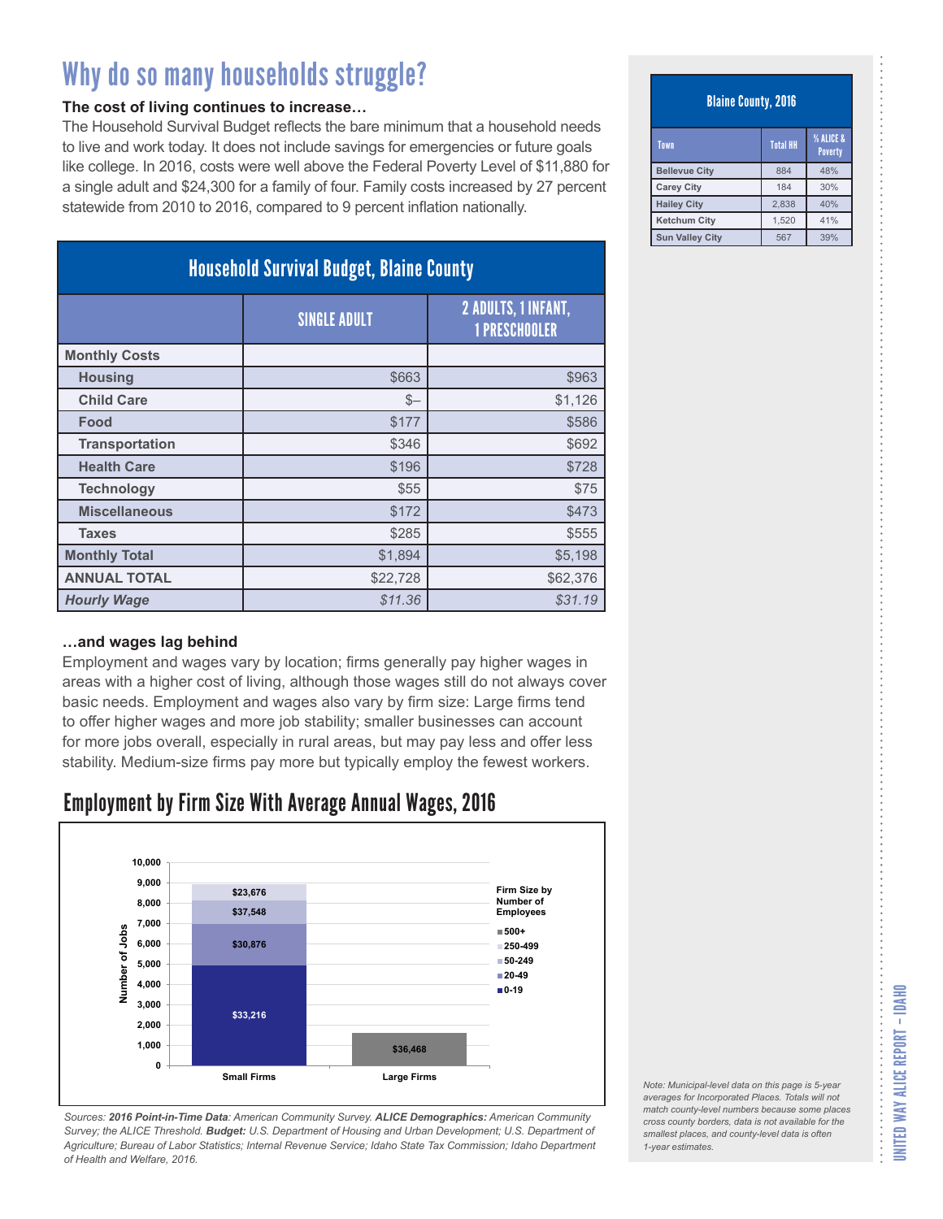# Why do so many households struggle?

**The cost of living continues to increase…**

The Household Survival Budget reflects the bare minimum that a household needs to live and work today. It does not include savings for emergencies or future goals like college. In 2016, costs were well above the Federal Poverty Level of $11,880 for a single adult and $24,300 for a family of four. Family costs increased by 27 percent statewide from 2010 to 2016, compared to 9 percent inflation nationally.

## Household Survival Budget, Blaine County

| | SINGLE ADULT | 2 ADULTS, 1 INFANT, 1 PRESCHOOLER |
|---|---|---|
| **Monthly Costs** | | |
| **Housing** | $663 | $963 |
| **Child Care** | $– | $1,126 |
| **Food** | $177 | $586 |
| **Transportation** | $346 | $692 |
| **Health Care** | $196 | $728 |
| **Technology** | $55 | $75 |
| **Miscellaneous** | $172 | $473 |
| **Taxes** | $285 | $555 |
| **Monthly Total** | $1,894 | $5,198 |
| **ANNUAL TOTAL** | $22,728 | $62,376 |
| ***Hourly Wage*** | *$11.36* | *$31.19* |

**…and wages lag behind**

Employment and wages vary by location; firms generally pay higher wages in areas with a higher cost of living, although those wages still do not always cover basic needs. Employment and wages also vary by firm size: Large firms tend to offer higher wages and more job stability; smaller businesses can account for more jobs overall, especially in rural areas, but may pay less and offer less stability. Medium-size firms pay more but typically employ the fewest workers.

## Employment by Firm Size With Average Annual Wages, 2016

| Firm Size by Number of Employees | Small Firms (Average Annual Wage) | Large Firms (Average Annual Wage) |
|---|---|---|
| 0-19 | $33,216 | |
| 20-49 | $30,876 | |
| 50-249 | $37,548 | |
| 250-499 | $23,676 | |
| 500+ | | $36,468 |

*Sources: **2016 Point-in-Time Data**: American Community Survey. **ALICE Demographics:** American Community Survey; the ALICE Threshold. **Budget:** U.S. Department of Housing and Urban Development; U.S. Department of Agriculture; Bureau of Labor Statistics; Internal Revenue Service; Idaho State Tax Commission; Idaho Department of Health and Welfare, 2016.*

## Blaine County, 2016

| Town | Total HH | % ALICE & Poverty |
|---|---|---|
| Bellevue City | 884 | 48% |
| Carey City | 184 | 30% |
| Hailey City | 2,838 | 40% |
| Ketchum City | 1,520 | 41% |
| Sun Valley City | 567 | 39% |

*Note: Municipal-level data on this page is 5-year averages for Incorporated Places. Totals will not match county-level numbers because some places cross county borders, data is not available for the smallest places, and county-level data is often 1-year estimates.*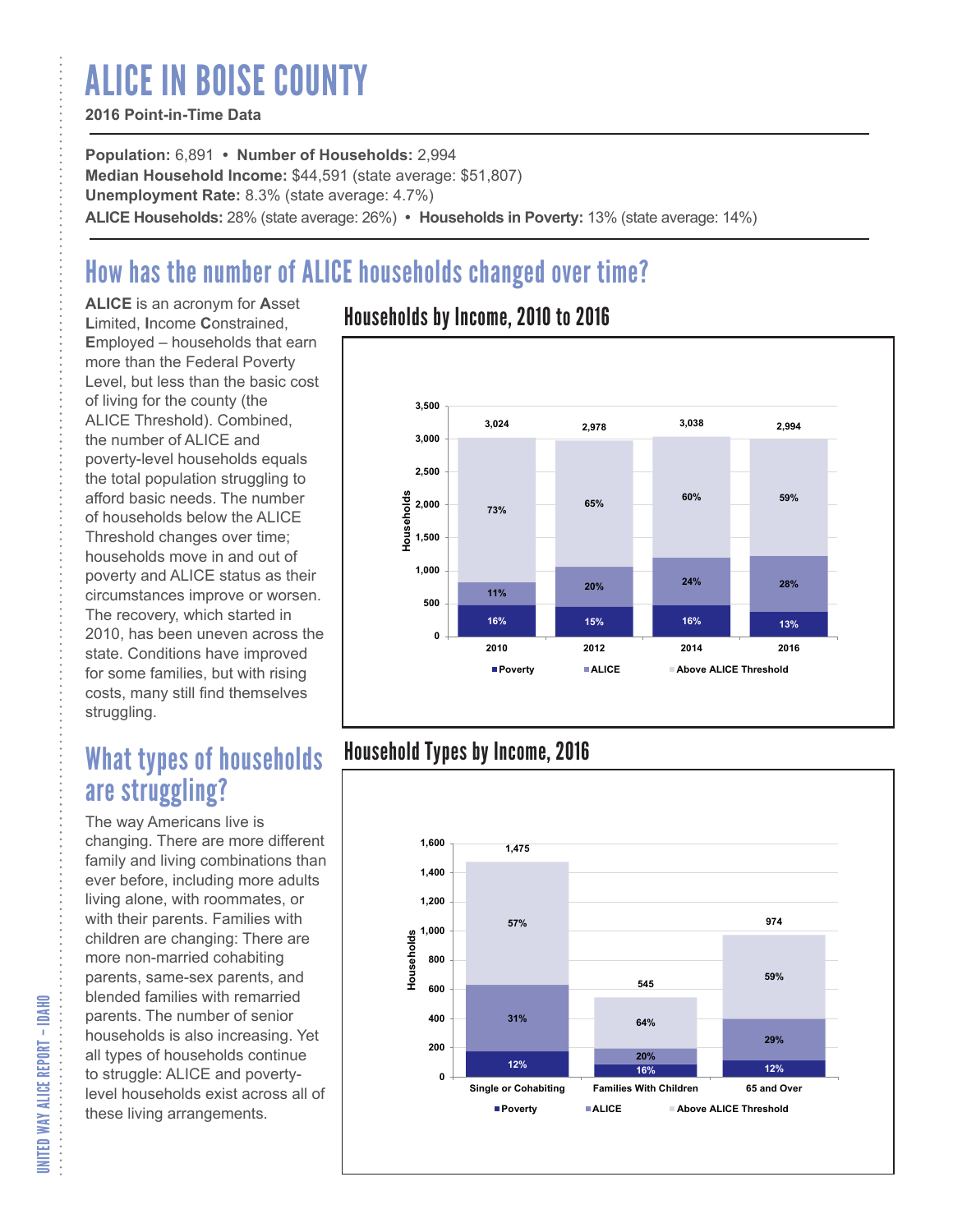# ALICE IN BOISE COUNTY

**2016 Point-in-Time Data**

**Population:** 6,891 • **Number of Households:** 2,994
**Median Household Income:** $44,591 (state average: $51,807)
**Unemployment Rate:** 8.3% (state average: 4.7%)
**ALICE Households:** 28% (state average: 26%) • **Households in Poverty:** 13% (state average: 14%)

## How has the number of ALICE households changed over time?

**ALICE** is an acronym for **A**sset **L**imited, **I**ncome **C**onstrained, **E**mployed – households that earn more than the Federal Poverty Level, but less than the basic cost of living for the county (the ALICE Threshold). Combined, the number of ALICE and poverty-level households equals the total population struggling to afford basic needs. The number of households below the ALICE Threshold changes over time; households move in and out of poverty and ALICE status as their circumstances improve or worsen. The recovery, which started in 2010, has been uneven across the state. Conditions have improved for some families, but with rising costs, many still find themselves struggling.

### Households by Income, 2010 to 2016

| Year | Total Households | Poverty | ALICE | Above ALICE Threshold |
|---|---|---|---|---|
| 2010 | 3,024 | 16% | 11% | 73% |
| 2012 | 2,978 | 15% | 20% | 65% |
| 2014 | 3,038 | 16% | 24% | 60% |
| 2016 | 2,994 | 13% | 28% | 59% |

## What types of households are struggling?

The way Americans live is changing. There are more different family and living combinations than ever before, including more adults living alone, with roommates, or with their parents. Families with children are changing: There are more non-married cohabiting parents, same-sex parents, and blended families with remarried parents. The number of senior households is also increasing. Yet all types of households continue to struggle: ALICE and poverty-level households exist across all of these living arrangements.

### Household Types by Income, 2016

| Household Type | Total Households | Poverty | ALICE | Above ALICE Threshold |
|---|---|---|---|---|
| Single or Cohabiting | 1,475 | 12% | 31% | 57% |
| Families With Children | 545 | 16% | 20% | 64% |
| 65 and Over | 974 | 12% | 29% | 59% |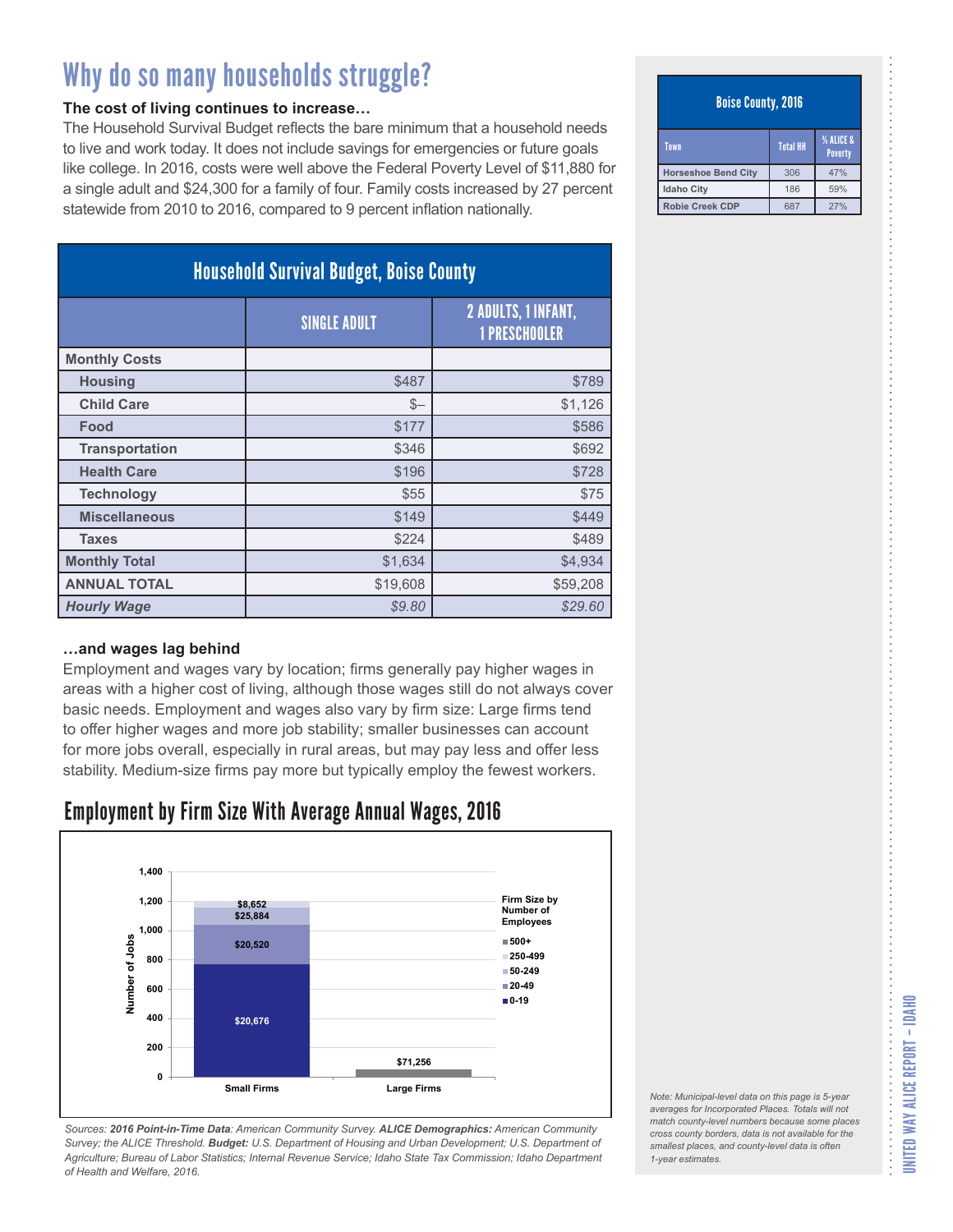# Why do so many households struggle?

**The cost of living continues to increase…**

The Household Survival Budget reflects the bare minimum that a household needs to live and work today. It does not include savings for emergencies or future goals like college. In 2016, costs were well above the Federal Poverty Level of $11,880 for a single adult and $24,300 for a family of four. Family costs increased by 27 percent statewide from 2010 to 2016, compared to 9 percent inflation nationally.

| Household Survival Budget, Boise County | | |
|---|---|---|
| | SINGLE ADULT | 2 ADULTS, 1 INFANT, 1 PRESCHOOLER |
| **Monthly Costs** | | |
| **Housing** | $487 | $789 |
| **Child Care** | $– | $1,126 |
| **Food** | $177 | $586 |
| **Transportation** | $346 | $692 |
| **Health Care** | $196 | $728 |
| **Technology** | $55 | $75 |
| **Miscellaneous** | $149 | $449 |
| **Taxes** | $224 | $489 |
| **Monthly Total** | $1,634 | $4,934 |
| **ANNUAL TOTAL** | $19,608 | $59,208 |
| ***Hourly Wage*** | *$9.80* | *$29.60* |

**…and wages lag behind**

Employment and wages vary by location; firms generally pay higher wages in areas with a higher cost of living, although those wages still do not always cover basic needs. Employment and wages also vary by firm size: Large firms tend to offer higher wages and more job stability; smaller businesses can account for more jobs overall, especially in rural areas, but may pay less and offer less stability. Medium-size firms pay more but typically employ the fewest workers.

## Employment by Firm Size With Average Annual Wages, 2016

| Firm Size by Number of Employees | Small Firms | Large Firms |
|---|---|---|
| 0-19 | $20,676 | |
| 20-49 | $20,520 | |
| 50-249 | $25,884 | |
| 250-499 | $8,652 | |
| 500+ | | $71,256 |

*Sources: **2016 Point-in-Time Data**: American Community Survey. **ALICE Demographics:** American Community Survey; the ALICE Threshold. **Budget:** U.S. Department of Housing and Urban Development; U.S. Department of Agriculture; Bureau of Labor Statistics; Internal Revenue Service; Idaho State Tax Commission; Idaho Department of Health and Welfare, 2016.*

| Boise County, 2016 | | |
|---|---|---|
| Town | Total HH | % ALICE & Poverty |
| Horseshoe Bend City | 306 | 47% |
| Idaho City | 186 | 59% |
| Robie Creek CDP | 687 | 27% |

*Note: Municipal-level data on this page is 5-year averages for Incorporated Places. Totals will not match county-level numbers because some places cross county borders, data is not available for the smallest places, and county-level data is often 1-year estimates.*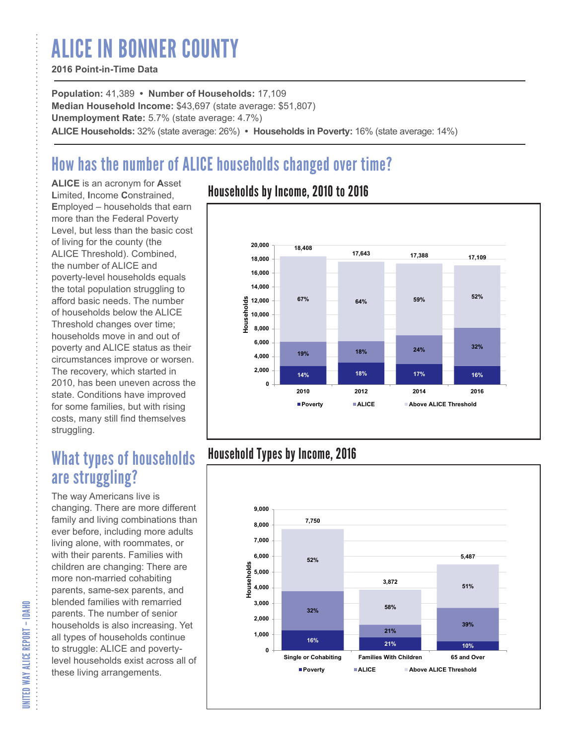# ALICE IN BONNER COUNTY

**2016 Point-in-Time Data**

**Population:** 41,389 • **Number of Households:** 17,109
**Median Household Income:** $43,697 (state average: $51,807)
**Unemployment Rate:** 5.7% (state average: 4.7%)
**ALICE Households:** 32% (state average: 26%) • **Households in Poverty:** 16% (state average: 14%)

## How has the number of ALICE households changed over time?

**ALICE** is an acronym for **A**sset **L**imited, **I**ncome **C**onstrained, **E**mployed – households that earn more than the Federal Poverty Level, but less than the basic cost of living for the county (the ALICE Threshold). Combined, the number of ALICE and poverty-level households equals the total population struggling to afford basic needs. The number of households below the ALICE Threshold changes over time; households move in and out of poverty and ALICE status as their circumstances improve or worsen. The recovery, which started in 2010, has been uneven across the state. Conditions have improved for some families, but with rising costs, many still find themselves struggling.

### Households by Income, 2010 to 2016

| Year | Total Households | Poverty | ALICE | Above ALICE Threshold |
|---|---|---|---|---|
| 2010 | 18,408 | 14% | 19% | 67% |
| 2012 | 17,643 | 18% | 18% | 64% |
| 2014 | 17,388 | 17% | 24% | 59% |
| 2016 | 17,109 | 16% | 32% | 52% |

## What types of households are struggling?

The way Americans live is changing. There are more different family and living combinations than ever before, including more adults living alone, with roommates, or with their parents. Families with children are changing: There are more non-married cohabiting parents, same-sex parents, and blended families with remarried parents. The number of senior households is also increasing. Yet all types of households continue to struggle: ALICE and poverty-level households exist across all of these living arrangements.

### Household Types by Income, 2016

| Household Type | Total Households | Poverty | ALICE | Above ALICE Threshold |
|---|---|---|---|---|
| Single or Cohabiting | 7,750 | 16% | 32% | 52% |
| Families With Children | 3,872 | 21% | 21% | 58% |
| 65 and Over | 5,487 | 10% | 39% | 51% |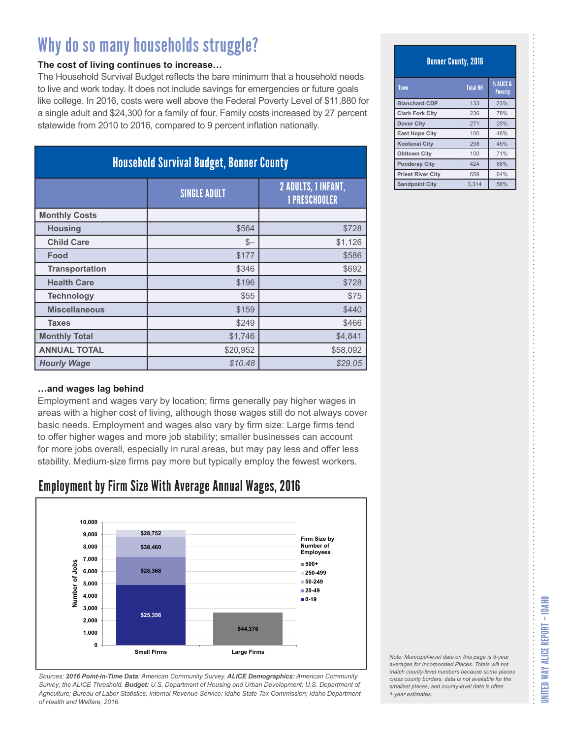# Why do so many households struggle?

**The cost of living continues to increase…**

The Household Survival Budget reflects the bare minimum that a household needs to live and work today. It does not include savings for emergencies or future goals like college. In 2016, costs were well above the Federal Poverty Level of $11,880 for a single adult and $24,300 for a family of four. Family costs increased by 27 percent statewide from 2010 to 2016, compared to 9 percent inflation nationally.

**Household Survival Budget, Bonner County**

| | SINGLE ADULT | 2 ADULTS, 1 INFANT, 1 PRESCHOOLER |
|---|---|---|
| **Monthly Costs** | | |
| **Housing** | $564 | $728 |
| **Child Care** | $– | $1,126 |
| **Food** | $177 | $586 |
| **Transportation** | $346 | $692 |
| **Health Care** | $196 | $728 |
| **Technology** | $55 | $75 |
| **Miscellaneous** | $159 | $440 |
| **Taxes** | $249 | $466 |
| **Monthly Total** | $1,746 | $4,841 |
| **ANNUAL TOTAL** | $20,952 | $58,092 |
| ***Hourly Wage*** | *$10.48* | *$29.05* |

**…and wages lag behind**

Employment and wages vary by location; firms generally pay higher wages in areas with a higher cost of living, although those wages still do not always cover basic needs. Employment and wages also vary by firm size: Large firms tend to offer higher wages and more job stability; smaller businesses can account for more jobs overall, especially in rural areas, but may pay less and offer less stability. Medium-size firms pay more but typically employ the fewest workers.

## Employment by Firm Size With Average Annual Wages, 2016

| Firm Size by Number of Employees | Small Firms | Large Firms |
|---|---|---|
| 0-19 | $25,356 | |
| 20-49 | $28,368 | |
| 50-249 | $38,460 | |
| 250-499 | $28,752 | |
| 500+ | | $44,376 |

*Sources: **2016 Point-in-Time Data**: American Community Survey. **ALICE Demographics:** American Community Survey; the ALICE Threshold. **Budget:** U.S. Department of Housing and Urban Development; U.S. Department of Agriculture; Bureau of Labor Statistics; Internal Revenue Service; Idaho State Tax Commission; Idaho Department of Health and Welfare, 2016.*

**Bonner County, 2016**

| Town | Total HH | % ALICE & Poverty |
|---|---|---|
| Blanchard CDP | 133 | 23% |
| Clark Fork City | 236 | 78% |
| Dover City | 271 | 25% |
| East Hope City | 100 | 46% |
| Kootenai City | 298 | 45% |
| Oldtown City | 100 | 71% |
| Ponderay City | 424 | 68% |
| Priest River City | 659 | 64% |
| Sandpoint City | 3,314 | 58% |

*Note: Municipal-level data on this page is 5-year averages for Incorporated Places. Totals will not match county-level numbers because some places cross county borders, data is not available for the smallest places, and county-level data is often 1-year estimates.*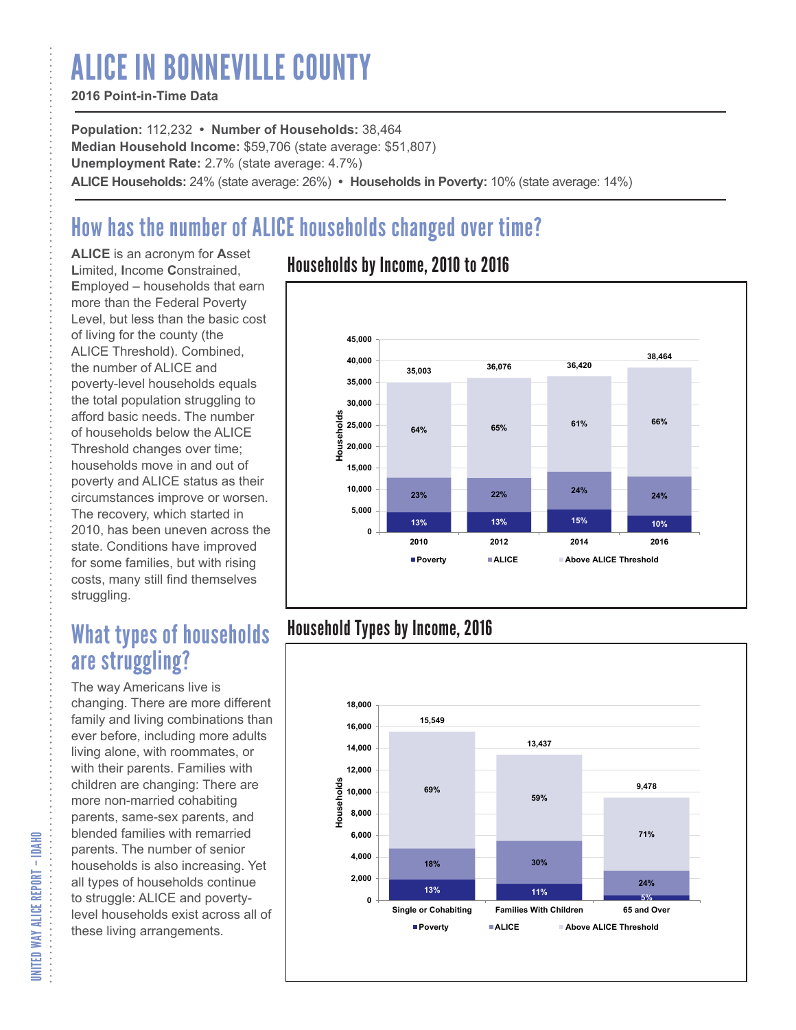# ALICE IN BONNEVILLE COUNTY

**2016 Point-in-Time Data**

**Population:** 112,232 • **Number of Households:** 38,464
**Median Household Income:** $59,706 (state average: $51,807)
**Unemployment Rate:** 2.7% (state average: 4.7%)
**ALICE Households:** 24% (state average: 26%) • **Households in Poverty:** 10% (state average: 14%)

## How has the number of ALICE households changed over time?

**ALICE** is an acronym for **A**sset **L**imited, **I**ncome **C**onstrained, **E**mployed – households that earn more than the Federal Poverty Level, but less than the basic cost of living for the county (the ALICE Threshold). Combined, the number of ALICE and poverty-level households equals the total population struggling to afford basic needs. The number of households below the ALICE Threshold changes over time; households move in and out of poverty and ALICE status as their circumstances improve or worsen. The recovery, which started in 2010, has been uneven across the state. Conditions have improved for some families, but with rising costs, many still find themselves struggling.

### Households by Income, 2010 to 2016

| Year | Total Households | Poverty | ALICE | Above ALICE Threshold |
|---|---|---|---|---|
| 2010 | 35,003 | 13% | 23% | 64% |
| 2012 | 36,076 | 13% | 22% | 65% |
| 2014 | 36,420 | 15% | 24% | 61% |
| 2016 | 38,464 | 10% | 24% | 66% |

## What types of households are struggling?

The way Americans live is changing. There are more different family and living combinations than ever before, including more adults living alone, with roommates, or with their parents. Families with children are changing: There are more non-married cohabiting parents, same-sex parents, and blended families with remarried parents. The number of senior households is also increasing. Yet all types of households continue to struggle: ALICE and poverty-level households exist across all of these living arrangements.

### Household Types by Income, 2016

| Household Type | Total Households | Poverty | ALICE | Above ALICE Threshold |
|---|---|---|---|---|
| Single or Cohabiting | 15,549 | 13% | 18% | 69% |
| Families With Children | 13,437 | 11% | 30% | 59% |
| 65 and Over | 9,478 | 5% | 24% | 71% |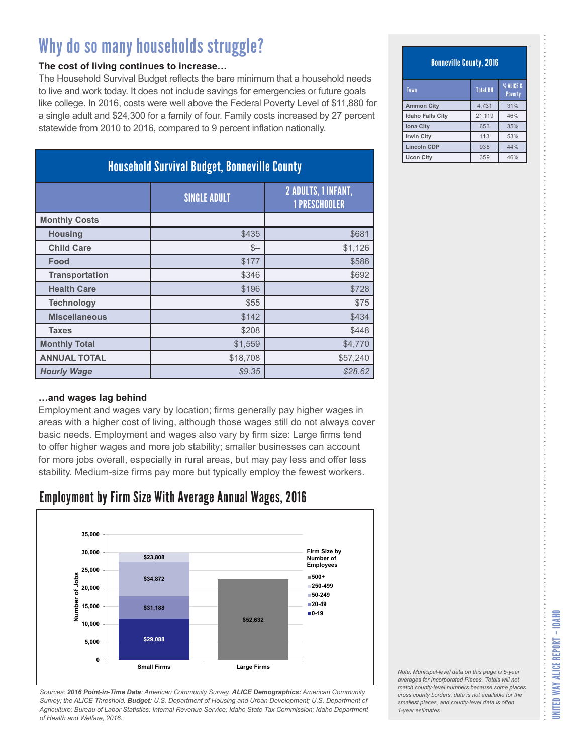# Why do so many households struggle?

**The cost of living continues to increase…**

The Household Survival Budget reflects the bare minimum that a household needs to live and work today. It does not include savings for emergencies or future goals like college. In 2016, costs were well above the Federal Poverty Level of $11,880 for a single adult and $24,300 for a family of four. Family costs increased by 27 percent statewide from 2010 to 2016, compared to 9 percent inflation nationally.

## Household Survival Budget, Bonneville County

| | SINGLE ADULT | 2 ADULTS, 1 INFANT, 1 PRESCHOOLER |
|---|---|---|
| **Monthly Costs** | | |
| **Housing** | $435 | $681 |
| **Child Care** | $– | $1,126 |
| **Food** | $177 | $586 |
| **Transportation** | $346 | $692 |
| **Health Care** | $196 | $728 |
| **Technology** | $55 | $75 |
| **Miscellaneous** | $142 | $434 |
| **Taxes** | $208 | $448 |
| **Monthly Total** | $1,559 | $4,770 |
| **ANNUAL TOTAL** | $18,708 | $57,240 |
| ***Hourly Wage*** | *$9.35* | *$28.62* |

**…and wages lag behind**

Employment and wages vary by location; firms generally pay higher wages in areas with a higher cost of living, although those wages still do not always cover basic needs. Employment and wages also vary by firm size: Large firms tend to offer higher wages and more job stability; smaller businesses can account for more jobs overall, especially in rural areas, but may pay less and offer less stability. Medium-size firms pay more but typically employ the fewest workers.

## Employment by Firm Size With Average Annual Wages, 2016

| Firm Size by Number of Employees | Average Annual Wage |
|---|---|
| Small Firms: 0-19 | $29,088 |
| Small Firms: 20-49 | $31,188 |
| Small Firms: 50-249 | $34,872 |
| Small Firms: 250-499 | $23,808 |
| Large Firms: 500+ | $52,632 |

*Sources:* ***2016 Point-in-Time Data****: American Community Survey.* ***ALICE Demographics:*** *American Community Survey; the ALICE Threshold.* ***Budget:*** *U.S. Department of Housing and Urban Development; U.S. Department of Agriculture; Bureau of Labor Statistics; Internal Revenue Service; Idaho State Tax Commission; Idaho Department of Health and Welfare, 2016.*

## Bonneville County, 2016

| Town | Total HH | % ALICE & Poverty |
|---|---|---|
| Ammon City | 4,731 | 31% |
| Idaho Falls City | 21,119 | 46% |
| Iona City | 653 | 35% |
| Irwin City | 113 | 53% |
| Lincoln CDP | 935 | 44% |
| Ucon City | 359 | 46% |

*Note: Municipal-level data on this page is 5-year averages for Incorporated Places. Totals will not match county-level numbers because some places cross county borders, data is not available for the smallest places, and county-level data is often 1-year estimates.*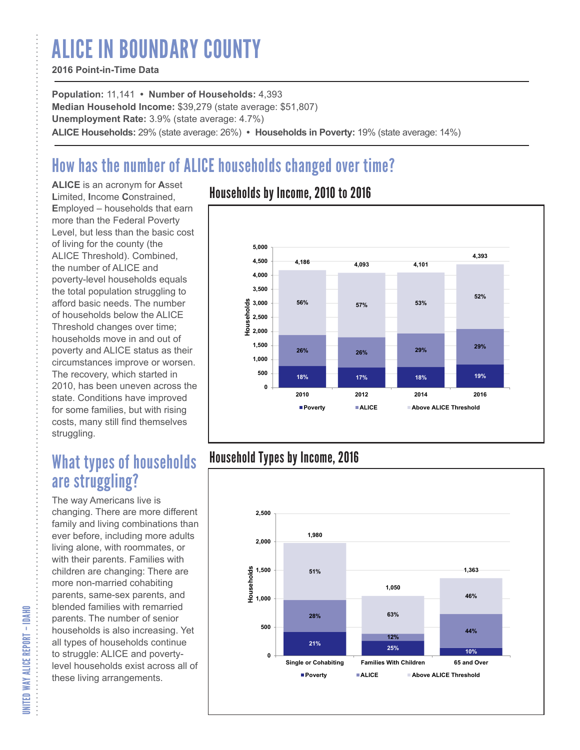# ALICE IN BOUNDARY COUNTY

**2016 Point-in-Time Data**

**Population:** 11,141 • **Number of Households:** 4,393
**Median Household Income:** $39,279 (state average: $51,807)
**Unemployment Rate:** 3.9% (state average: 4.7%)
**ALICE Households:** 29% (state average: 26%) • **Households in Poverty:** 19% (state average: 14%)

## How has the number of ALICE households changed over time?

**ALICE** is an acronym for **A**sset **L**imited, **I**ncome **C**onstrained, **E**mployed – households that earn more than the Federal Poverty Level, but less than the basic cost of living for the county (the ALICE Threshold). Combined, the number of ALICE and poverty-level households equals the total population struggling to afford basic needs. The number of households below the ALICE Threshold changes over time; households move in and out of poverty and ALICE status as their circumstances improve or worsen. The recovery, which started in 2010, has been uneven across the state. Conditions have improved for some families, but with rising costs, many still find themselves struggling.

### Households by Income, 2010 to 2016

| Year | Total Households | Poverty | ALICE | Above ALICE Threshold |
|---|---|---|---|---|
| 2010 | 4,186 | 18% | 26% | 56% |
| 2012 | 4,093 | 17% | 26% | 57% |
| 2014 | 4,101 | 18% | 29% | 53% |
| 2016 | 4,393 | 19% | 29% | 52% |

## What types of households are struggling?

The way Americans live is changing. There are more different family and living combinations than ever before, including more adults living alone, with roommates, or with their parents. Families with children are changing: There are more non-married cohabiting parents, same-sex parents, and blended families with remarried parents. The number of senior households is also increasing. Yet all types of households continue to struggle: ALICE and poverty-level households exist across all of these living arrangements.

### Household Types by Income, 2016

| Household Type | Total Households | Poverty | ALICE | Above ALICE Threshold |
|---|---|---|---|---|
| Single or Cohabiting | 1,980 | 21% | 28% | 51% |
| Families With Children | 1,050 | 25% | 12% | 63% |
| 65 and Over | 1,363 | 10% | 44% | 46% |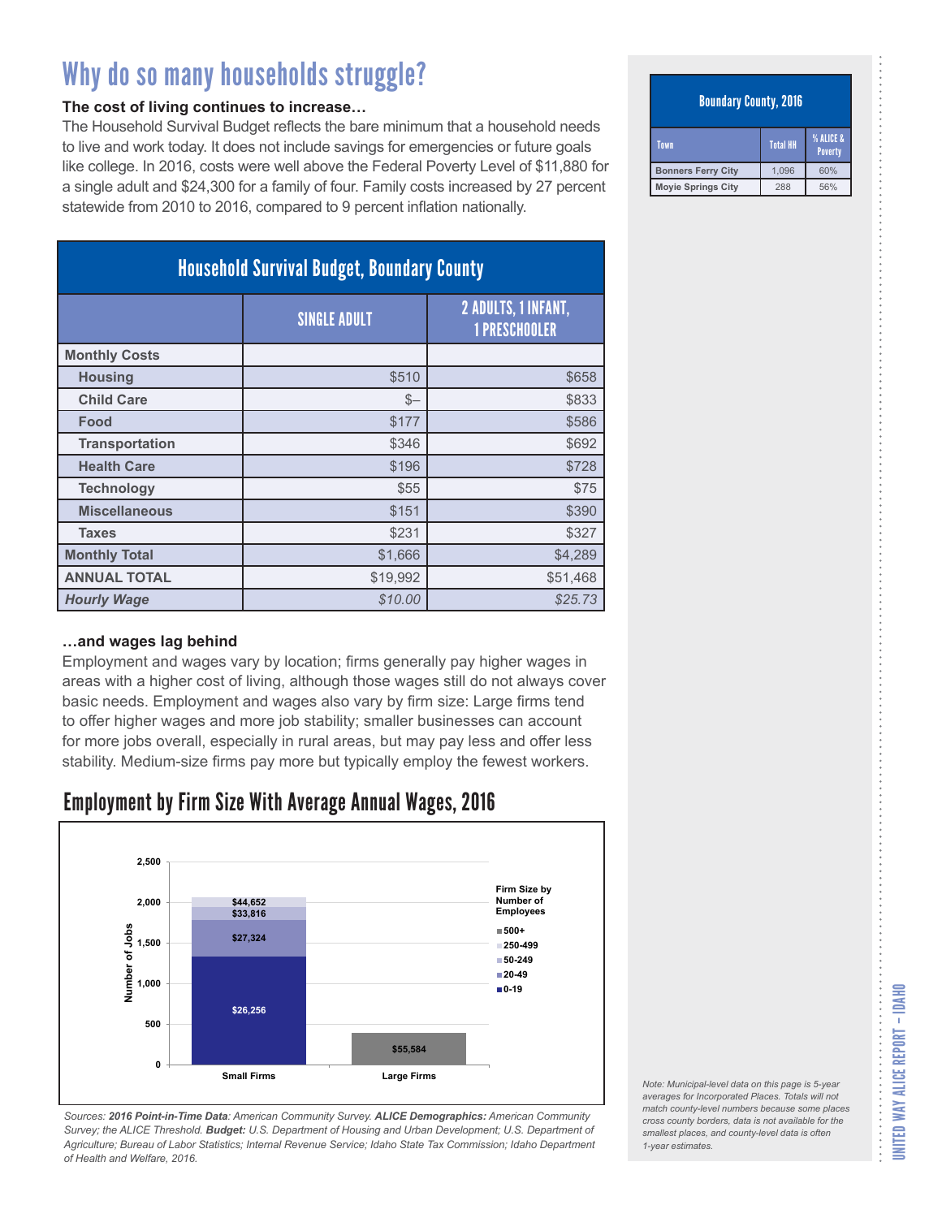# Why do so many households struggle?

**The cost of living continues to increase…**

The Household Survival Budget reflects the bare minimum that a household needs to live and work today. It does not include savings for emergencies or future goals like college. In 2016, costs were well above the Federal Poverty Level of $11,880 for a single adult and $24,300 for a family of four. Family costs increased by 27 percent statewide from 2010 to 2016, compared to 9 percent inflation nationally.

| Household Survival Budget, Boundary County | | |
|---|---|---|
| | SINGLE ADULT | 2 ADULTS, 1 INFANT, 1 PRESCHOOLER |
| **Monthly Costs** | | |
| **Housing** | $510 | $658 |
| **Child Care** | $– | $833 |
| **Food** | $177 | $586 |
| **Transportation** | $346 | $692 |
| **Health Care** | $196 | $728 |
| **Technology** | $55 | $75 |
| **Miscellaneous** | $151 | $390 |
| **Taxes** | $231 | $327 |
| **Monthly Total** | $1,666 | $4,289 |
| **ANNUAL TOTAL** | $19,992 | $51,468 |
| ***Hourly Wage*** | *$10.00* | *$25.73* |

**…and wages lag behind**

Employment and wages vary by location; firms generally pay higher wages in areas with a higher cost of living, although those wages still do not always cover basic needs. Employment and wages also vary by firm size: Large firms tend to offer higher wages and more job stability; smaller businesses can account for more jobs overall, especially in rural areas, but may pay less and offer less stability. Medium-size firms pay more but typically employ the fewest workers.

## Employment by Firm Size With Average Annual Wages, 2016

| Firm Size by Number of Employees | Small Firms | Large Firms |
|---|---|---|
| 0-19 | $26,256 | |
| 20-49 | $27,324 | |
| 50-249 | $33,816 | |
| 250-499 | $44,652 | |
| 500+ | | $55,584 |

*Sources: **2016 Point-in-Time Data**: American Community Survey. **ALICE Demographics:** American Community Survey; the ALICE Threshold. **Budget:** U.S. Department of Housing and Urban Development; U.S. Department of Agriculture; Bureau of Labor Statistics; Internal Revenue Service; Idaho State Tax Commission; Idaho Department of Health and Welfare, 2016.*

| Boundary County, 2016 | | |
|---|---|---|
| Town | Total HH | % ALICE & Poverty |
| Bonners Ferry City | 1,096 | 60% |
| Moyie Springs City | 288 | 56% |

*Note: Municipal-level data on this page is 5-year averages for Incorporated Places. Totals will not match county-level numbers because some places cross county borders, data is not available for the smallest places, and county-level data is often 1-year estimates.*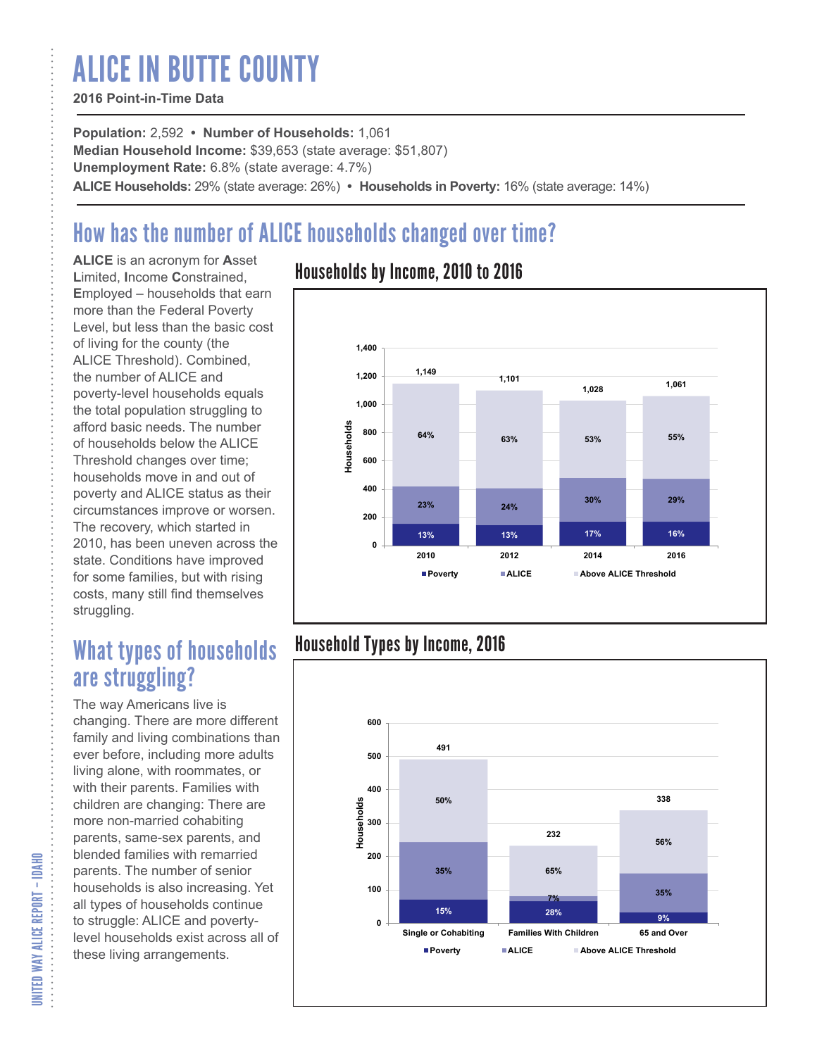# ALICE IN BUTTE COUNTY

**2016 Point-in-Time Data**

**Population:** 2,592 • **Number of Households:** 1,061
**Median Household Income:** $39,653 (state average: $51,807)
**Unemployment Rate:** 6.8% (state average: 4.7%)
**ALICE Households:** 29% (state average: 26%) • **Households in Poverty:** 16% (state average: 14%)

## How has the number of ALICE households changed over time?

**ALICE** is an acronym for **A**sset **L**imited, **I**ncome **C**onstrained, **E**mployed – households that earn more than the Federal Poverty Level, but less than the basic cost of living for the county (the ALICE Threshold). Combined, the number of ALICE and poverty-level households equals the total population struggling to afford basic needs. The number of households below the ALICE Threshold changes over time; households move in and out of poverty and ALICE status as their circumstances improve or worsen. The recovery, which started in 2010, has been uneven across the state. Conditions have improved for some families, but with rising costs, many still find themselves struggling.

### Households by Income, 2010 to 2016

| Year | Total Households | Poverty | ALICE | Above ALICE Threshold |
|---|---|---|---|---|
| 2010 | 1,149 | 13% | 23% | 64% |
| 2012 | 1,101 | 13% | 24% | 63% |
| 2014 | 1,028 | 17% | 30% | 53% |
| 2016 | 1,061 | 16% | 29% | 55% |

## What types of households are struggling?

The way Americans live is changing. There are more different family and living combinations than ever before, including more adults living alone, with roommates, or with their parents. Families with children are changing: There are more non-married cohabiting parents, same-sex parents, and blended families with remarried parents. The number of senior households is also increasing. Yet all types of households continue to struggle: ALICE and poverty-level households exist across all of these living arrangements.

### Household Types by Income, 2016

| Household Type | Total Households | Poverty | ALICE | Above ALICE Threshold |
|---|---|---|---|---|
| Single or Cohabiting | 491 | 15% | 35% | 50% |
| Families With Children | 232 | 28% | 7% | 65% |
| 65 and Over | 338 | 9% | 35% | 56% |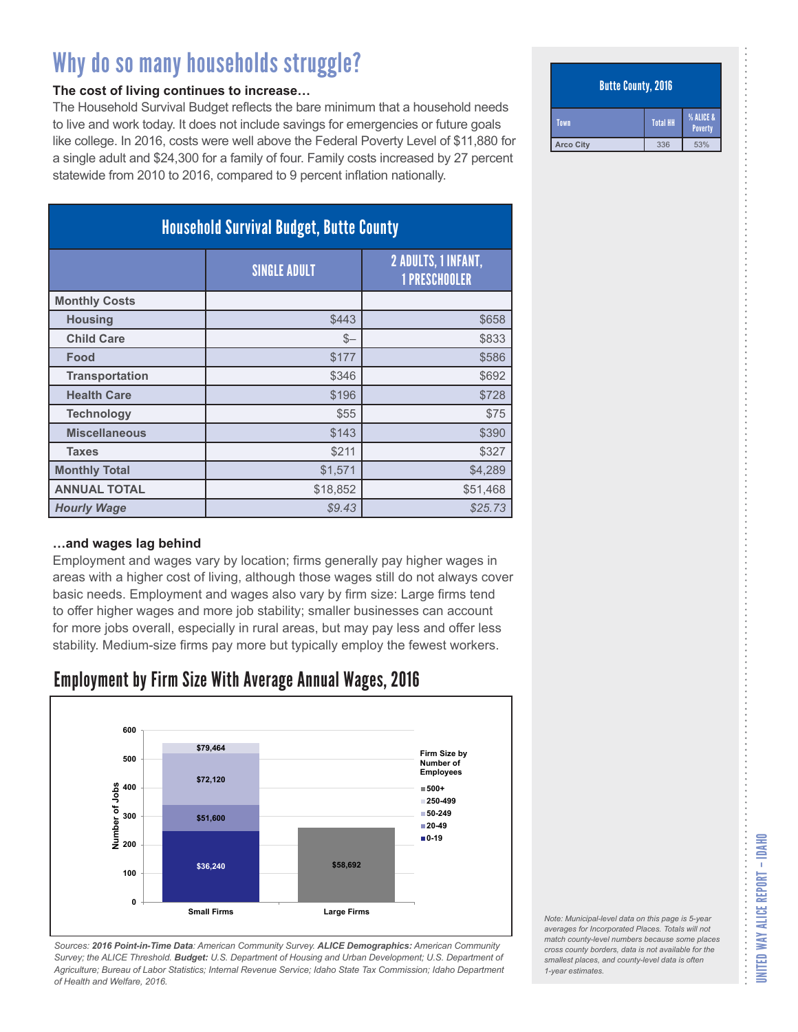# Why do so many households struggle?

**The cost of living continues to increase…**

The Household Survival Budget reflects the bare minimum that a household needs to live and work today. It does not include savings for emergencies or future goals like college. In 2016, costs were well above the Federal Poverty Level of $11,880 for a single adult and $24,300 for a family of four. Family costs increased by 27 percent statewide from 2010 to 2016, compared to 9 percent inflation nationally.

| Household Survival Budget, Butte County | | |
|---|---|---|
| | SINGLE ADULT | 2 ADULTS, 1 INFANT, 1 PRESCHOOLER |
| **Monthly Costs** | | |
| **Housing** | $443 | $658 |
| **Child Care** | $– | $833 |
| **Food** | $177 | $586 |
| **Transportation** | $346 | $692 |
| **Health Care** | $196 | $728 |
| **Technology** | $55 | $75 |
| **Miscellaneous** | $143 | $390 |
| **Taxes** | $211 | $327 |
| **Monthly Total** | $1,571 | $4,289 |
| **ANNUAL TOTAL** | $18,852 | $51,468 |
| ***Hourly Wage*** | *$9.43* | *$25.73* |

**…and wages lag behind**

Employment and wages vary by location; firms generally pay higher wages in areas with a higher cost of living, although those wages still do not always cover basic needs. Employment and wages also vary by firm size: Large firms tend to offer higher wages and more job stability; smaller businesses can account for more jobs overall, especially in rural areas, but may pay less and offer less stability. Medium-size firms pay more but typically employ the fewest workers.

## Employment by Firm Size With Average Annual Wages, 2016

| Firm Size by Number of Employees | Small Firms (Average Annual Wage) | Large Firms (Average Annual Wage) |
|---|---|---|
| 0-19 | $36,240 | |
| 20-49 | $51,600 | |
| 50-249 | $72,120 | |
| 250-499 | $79,464 | |
| 500+ | | $58,692 |

*Sources: **2016 Point-in-Time Data**: American Community Survey. **ALICE Demographics:** American Community Survey; the ALICE Threshold. **Budget:** U.S. Department of Housing and Urban Development; U.S. Department of Agriculture; Bureau of Labor Statistics; Internal Revenue Service; Idaho State Tax Commission; Idaho Department of Health and Welfare, 2016.*

| Butte County, 2016 | | |
|---|---|---|
| Town | Total HH | % ALICE & Poverty |
| Arco City | 336 | 53% |

*Note: Municipal-level data on this page is 5-year averages for Incorporated Places. Totals will not match county-level numbers because some places cross county borders, data is not available for the smallest places, and county-level data is often 1-year estimates.*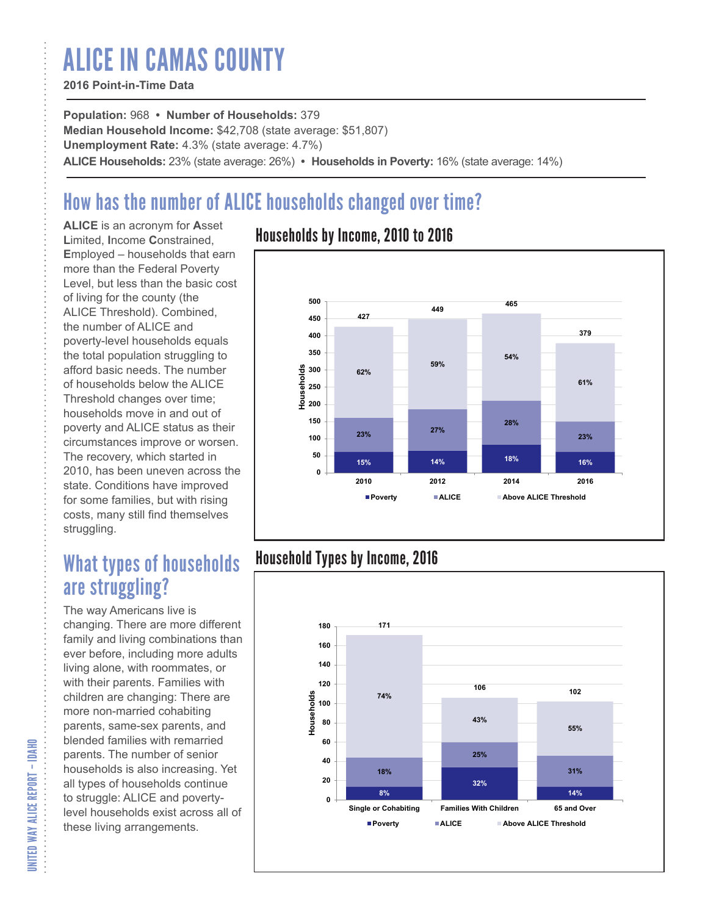# ALICE IN CAMAS COUNTY

**2016 Point-in-Time Data**

**Population:** 968 • **Number of Households:** 379
**Median Household Income:** $42,708 (state average: $51,807)
**Unemployment Rate:** 4.3% (state average: 4.7%)
**ALICE Households:** 23% (state average: 26%) • **Households in Poverty:** 16% (state average: 14%)

## How has the number of ALICE households changed over time?

**ALICE** is an acronym for **A**sset **L**imited, **I**ncome **C**onstrained, **E**mployed – households that earn more than the Federal Poverty Level, but less than the basic cost of living for the county (the ALICE Threshold). Combined, the number of ALICE and poverty-level households equals the total population struggling to afford basic needs. The number of households below the ALICE Threshold changes over time; households move in and out of poverty and ALICE status as their circumstances improve or worsen. The recovery, which started in 2010, has been uneven across the state. Conditions have improved for some families, but with rising costs, many still find themselves struggling.

### Households by Income, 2010 to 2016

| Year | Total Households | Poverty | ALICE | Above ALICE Threshold |
|---|---|---|---|---|
| 2010 | 427 | 15% | 23% | 62% |
| 2012 | 449 | 14% | 27% | 59% |
| 2014 | 465 | 18% | 28% | 54% |
| 2016 | 379 | 16% | 23% | 61% |

## What types of households are struggling?

The way Americans live is changing. There are more different family and living combinations than ever before, including more adults living alone, with roommates, or with their parents. Families with children are changing: There are more non-married cohabiting parents, same-sex parents, and blended families with remarried parents. The number of senior households is also increasing. Yet all types of households continue to struggle: ALICE and poverty-level households exist across all of these living arrangements.

### Household Types by Income, 2016

| Household Type | Total Households | Poverty | ALICE | Above ALICE Threshold |
|---|---|---|---|---|
| Single or Cohabiting | 171 | 8% | 18% | 74% |
| Families With Children | 106 | 32% | 25% | 43% |
| 65 and Over | 102 | 14% | 31% | 55% |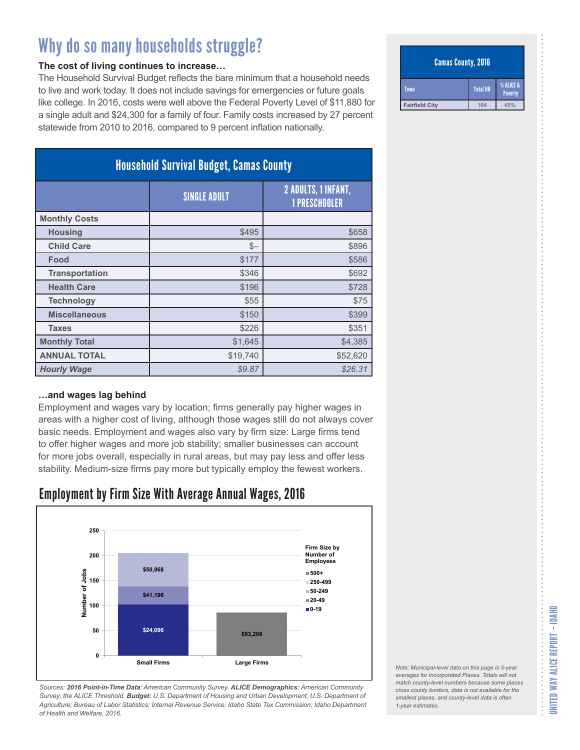# Why do so many households struggle?

**The cost of living continues to increase…**

The Household Survival Budget reflects the bare minimum that a household needs to live and work today. It does not include savings for emergencies or future goals like college. In 2016, costs were well above the Federal Poverty Level of $11,880 for a single adult and $24,300 for a family of four. Family costs increased by 27 percent statewide from 2010 to 2016, compared to 9 percent inflation nationally.

| Household Survival Budget, Camas County | | |
|---|---|---|
| | SINGLE ADULT | 2 ADULTS, 1 INFANT, 1 PRESCHOOLER |
| **Monthly Costs** | | |
| **Housing** | $495 | $658 |
| **Child Care** | $– | $896 |
| **Food** | $177 | $586 |
| **Transportation** | $346 | $692 |
| **Health Care** | $196 | $728 |
| **Technology** | $55 | $75 |
| **Miscellaneous** | $150 | $399 |
| **Taxes** | $226 | $351 |
| **Monthly Total** | $1,645 | $4,385 |
| **ANNUAL TOTAL** | $19,740 | $52,620 |
| ***Hourly Wage*** | *$9.87* | *$26.31* |

**…and wages lag behind**

Employment and wages vary by location; firms generally pay higher wages in areas with a higher cost of living, although those wages still do not always cover basic needs. Employment and wages also vary by firm size: Large firms tend to offer higher wages and more job stability; smaller businesses can account for more jobs overall, especially in rural areas, but may pay less and offer less stability. Medium-size firms pay more but typically employ the fewest workers.

## Employment by Firm Size With Average Annual Wages, 2016

| Firm Size by Number of Employees | Small Firms (approx. jobs) | Average Annual Wage | Large Firms (approx. jobs) | Average Annual Wage |
|---|---|---|---|---|
| 0-19 | ~102 | $24,096 | | |
| 20-49 | ~37 | $41,196 | | |
| 50-249 | ~66 | $50,868 | | |
| 500+ | | | ~86 | $93,288 |

*Sources: **2016 Point-in-Time Data**: American Community Survey. **ALICE Demographics:** American Community Survey; the ALICE Threshold. **Budget:** U.S. Department of Housing and Urban Development; U.S. Department of Agriculture; Bureau of Labor Statistics; Internal Revenue Service; Idaho State Tax Commission; Idaho Department of Health and Welfare, 2016.*

| Camas County, 2016 | | |
|---|---|---|
| Town | Total HH | % ALICE & Poverty |
| Fairfield City | 164 | 45% |

*Note: Municipal-level data on this page is 5-year averages for Incorporated Places. Totals will not match county-level numbers because some places cross county borders, data is not available for the smallest places, and county-level data is often 1-year estimates.*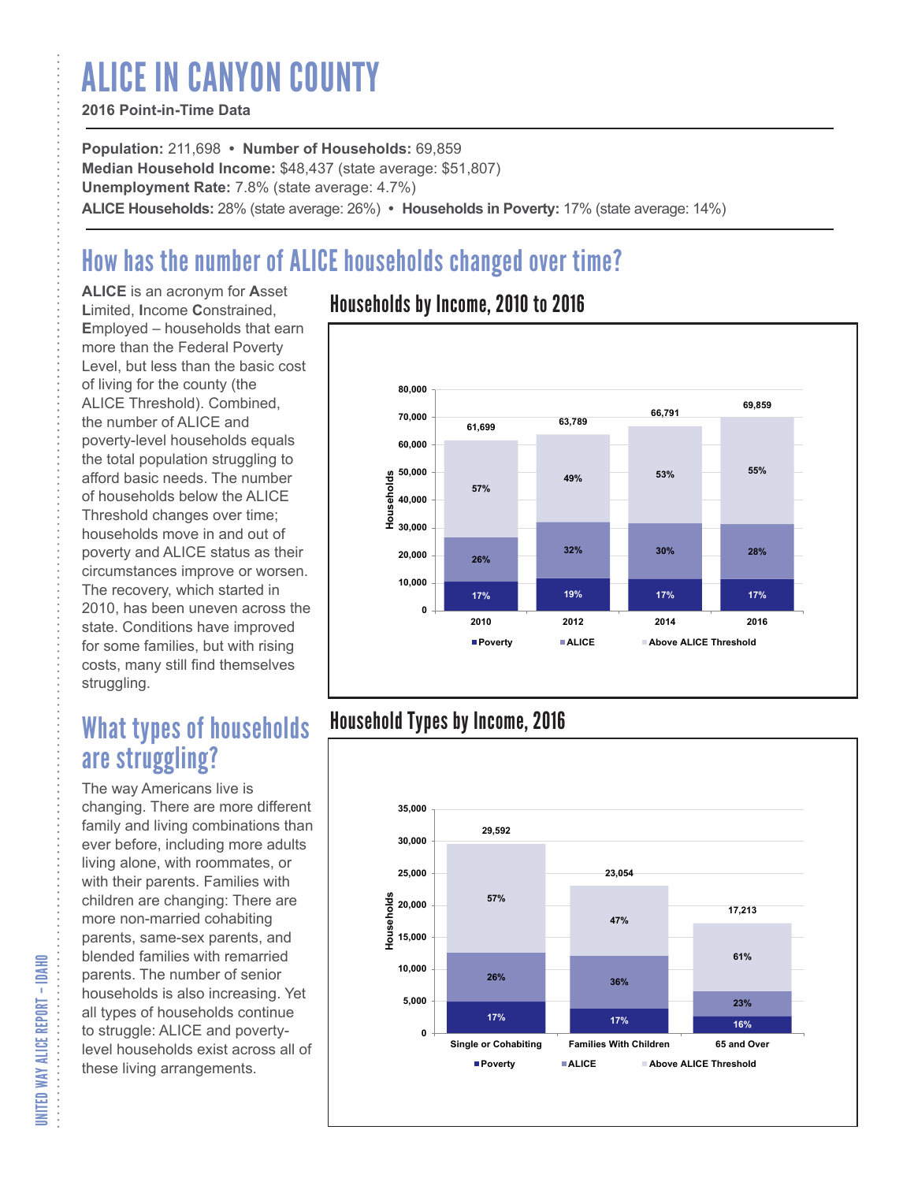# ALICE IN CANYON COUNTY

**2016 Point-in-Time Data**

**Population:** 211,698 • **Number of Households:** 69,859
**Median Household Income:** $48,437 (state average: $51,807)
**Unemployment Rate:** 7.8% (state average: 4.7%)
**ALICE Households:** 28% (state average: 26%) • **Households in Poverty:** 17% (state average: 14%)

## How has the number of ALICE households changed over time?

**ALICE** is an acronym for **A**sset **L**imited, **I**ncome **C**onstrained, **E**mployed – households that earn more than the Federal Poverty Level, but less than the basic cost of living for the county (the ALICE Threshold). Combined, the number of ALICE and poverty-level households equals the total population struggling to afford basic needs. The number of households below the ALICE Threshold changes over time; households move in and out of poverty and ALICE status as their circumstances improve or worsen. The recovery, which started in 2010, has been uneven across the state. Conditions have improved for some families, but with rising costs, many still find themselves struggling.

### Households by Income, 2010 to 2016

| Year | Total Households | Poverty | ALICE | Above ALICE Threshold |
|---|---|---|---|---|
| 2010 | 61,699 | 17% | 26% | 57% |
| 2012 | 63,789 | 19% | 32% | 49% |
| 2014 | 66,791 | 17% | 30% | 53% |
| 2016 | 69,859 | 17% | 28% | 55% |

## What types of households are struggling?

The way Americans live is changing. There are more different family and living combinations than ever before, including more adults living alone, with roommates, or with their parents. Families with children are changing: There are more non-married cohabiting parents, same-sex parents, and blended families with remarried parents. The number of senior households is also increasing. Yet all types of households continue to struggle: ALICE and poverty-level households exist across all of these living arrangements.

### Household Types by Income, 2016

| Household Type | Total Households | Poverty | ALICE | Above ALICE Threshold |
|---|---|---|---|---|
| Single or Cohabiting | 29,592 | 17% | 26% | 57% |
| Families With Children | 23,054 | 17% | 36% | 47% |
| 65 and Over | 17,213 | 16% | 23% | 61% |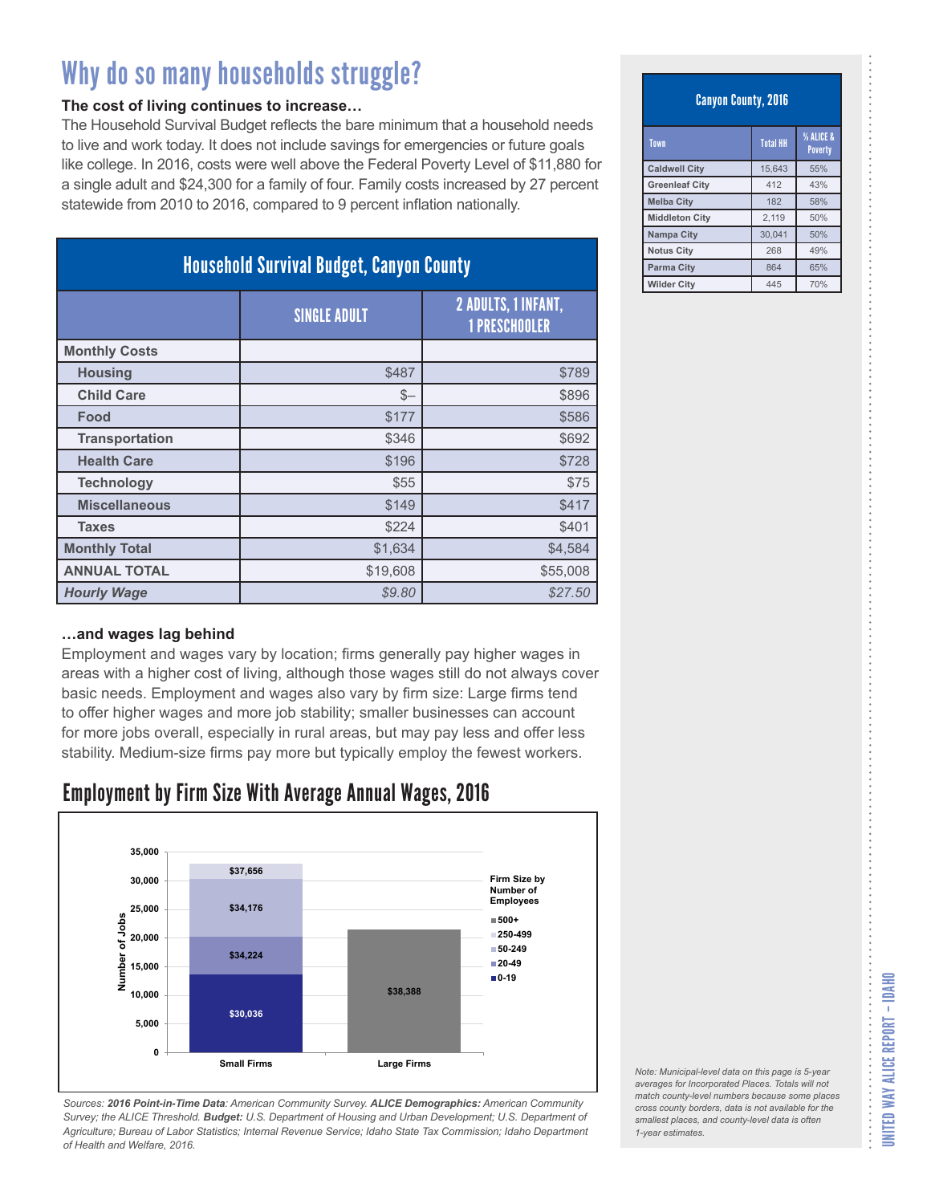# Why do so many households struggle?

**The cost of living continues to increase…**

The Household Survival Budget reflects the bare minimum that a household needs to live and work today. It does not include savings for emergencies or future goals like college. In 2016, costs were well above the Federal Poverty Level of $11,880 for a single adult and $24,300 for a family of four. Family costs increased by 27 percent statewide from 2010 to 2016, compared to 9 percent inflation nationally.

## Household Survival Budget, Canyon County

| | SINGLE ADULT | 2 ADULTS, 1 INFANT, 1 PRESCHOOLER |
|---|---|---|
| **Monthly Costs** | | |
| **Housing** | $487 | $789 |
| **Child Care** | $– | $896 |
| **Food** | $177 | $586 |
| **Transportation** | $346 | $692 |
| **Health Care** | $196 | $728 |
| **Technology** | $55 | $75 |
| **Miscellaneous** | $149 | $417 |
| **Taxes** | $224 | $401 |
| **Monthly Total** | $1,634 | $4,584 |
| **ANNUAL TOTAL** | $19,608 | $55,008 |
| ***Hourly Wage*** | *$9.80* | *$27.50* |

**…and wages lag behind**

Employment and wages vary by location; firms generally pay higher wages in areas with a higher cost of living, although those wages still do not always cover basic needs. Employment and wages also vary by firm size: Large firms tend to offer higher wages and more job stability; smaller businesses can account for more jobs overall, especially in rural areas, but may pay less and offer less stability. Medium-size firms pay more but typically employ the fewest workers.

## Employment by Firm Size With Average Annual Wages, 2016

| Firm Size by Number of Employees | Small Firms (Average Annual Wage) | Large Firms (Average Annual Wage) |
|---|---|---|
| 0-19 | $30,036 | |
| 20-49 | $34,224 | |
| 50-249 | $34,176 | |
| 250-499 | $37,656 | |
| 500+ | | $38,388 |

*Sources: **2016 Point-in-Time Data**: American Community Survey. **ALICE Demographics:** American Community Survey; the ALICE Threshold. **Budget:** U.S. Department of Housing and Urban Development; U.S. Department of Agriculture; Bureau of Labor Statistics; Internal Revenue Service; Idaho State Tax Commission; Idaho Department of Health and Welfare, 2016.*

## Canyon County, 2016

| Town | Total HH | % ALICE & Poverty |
|---|---|---|
| Caldwell City | 15,643 | 55% |
| Greenleaf City | 412 | 43% |
| Melba City | 182 | 58% |
| Middleton City | 2,119 | 50% |
| Nampa City | 30,041 | 50% |
| Notus City | 268 | 49% |
| Parma City | 864 | 65% |
| Wilder City | 445 | 70% |

*Note: Municipal-level data on this page is 5-year averages for Incorporated Places. Totals will not match county-level numbers because some places cross county borders, data is not available for the smallest places, and county-level data is often 1-year estimates.*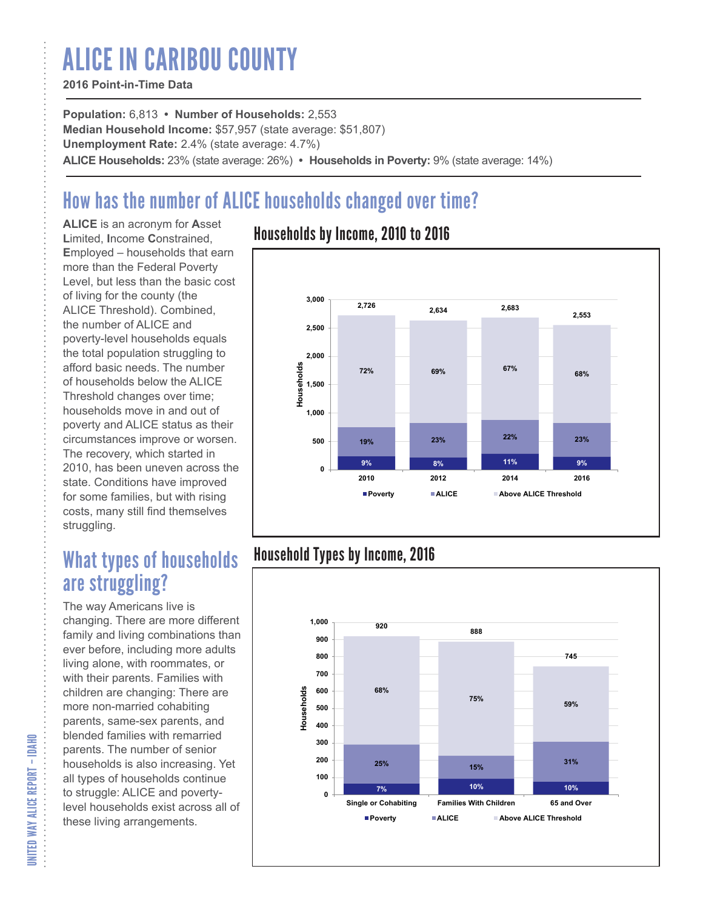# ALICE IN CARIBOU COUNTY

**2016 Point-in-Time Data**

**Population:** 6,813 • **Number of Households:** 2,553
**Median Household Income:** $57,957 (state average: $51,807)
**Unemployment Rate:** 2.4% (state average: 4.7%)
**ALICE Households:** 23% (state average: 26%) • **Households in Poverty:** 9% (state average: 14%)

## How has the number of ALICE households changed over time?

**ALICE** is an acronym for **A**sset **L**imited, **I**ncome **C**onstrained, **E**mployed – households that earn more than the Federal Poverty Level, but less than the basic cost of living for the county (the ALICE Threshold). Combined, the number of ALICE and poverty-level households equals the total population struggling to afford basic needs. The number of households below the ALICE Threshold changes over time; households move in and out of poverty and ALICE status as their circumstances improve or worsen. The recovery, which started in 2010, has been uneven across the state. Conditions have improved for some families, but with rising costs, many still find themselves struggling.

### Households by Income, 2010 to 2016

| Year | Total Households | Poverty | ALICE | Above ALICE Threshold |
|---|---|---|---|---|
| 2010 | 2,726 | 9% | 19% | 72% |
| 2012 | 2,634 | 8% | 23% | 69% |
| 2014 | 2,683 | 11% | 22% | 67% |
| 2016 | 2,553 | 9% | 23% | 68% |

## What types of households are struggling?

The way Americans live is changing. There are more different family and living combinations than ever before, including more adults living alone, with roommates, or with their parents. Families with children are changing: There are more non-married cohabiting parents, same-sex parents, and blended families with remarried parents. The number of senior households is also increasing. Yet all types of households continue to struggle: ALICE and poverty-level households exist across all of these living arrangements.

### Household Types by Income, 2016

| Household Type | Total Households | Poverty | ALICE | Above ALICE Threshold |
|---|---|---|---|---|
| Single or Cohabiting | 920 | 7% | 25% | 68% |
| Families With Children | 888 | 10% | 15% | 75% |
| 65 and Over | 745 | 10% | 31% | 59% |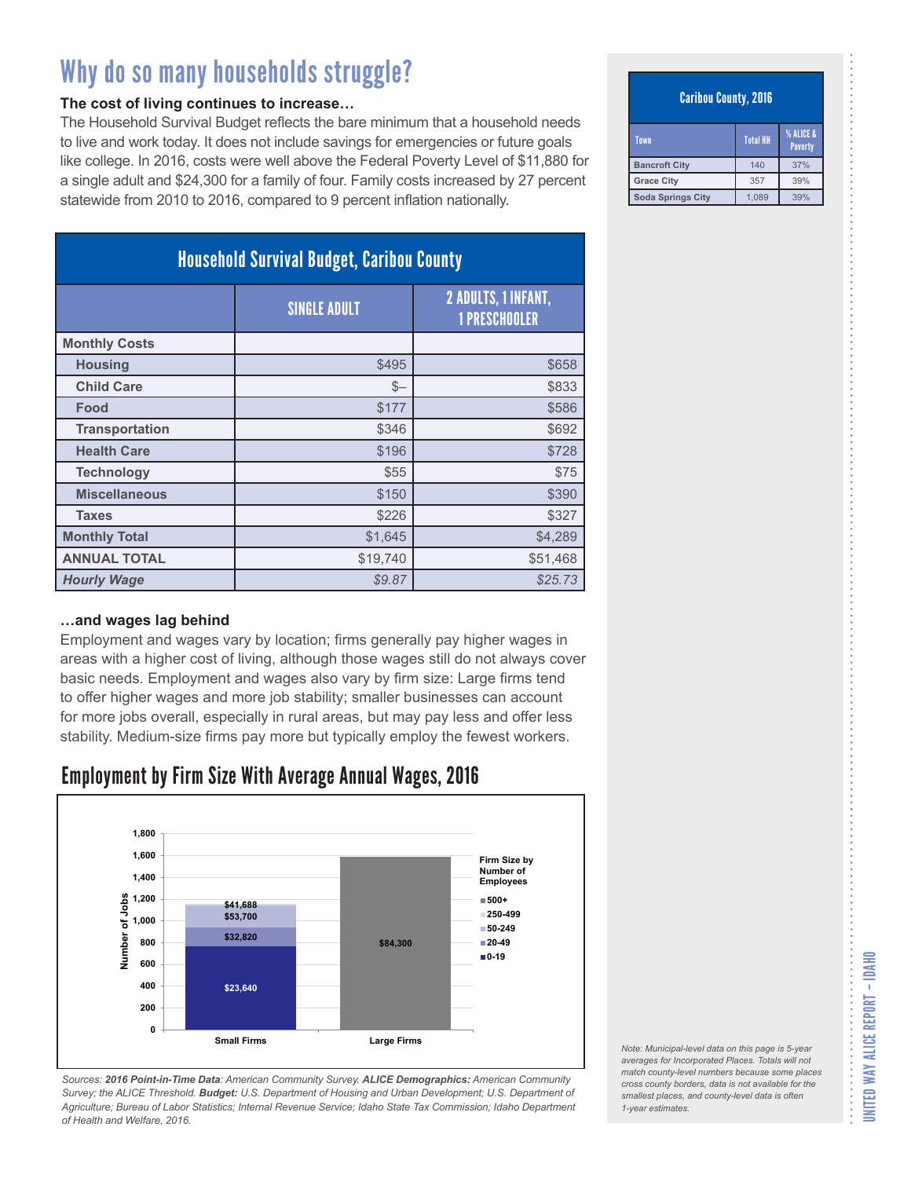# Why do so many households struggle?

**The cost of living continues to increase…**

The Household Survival Budget reflects the bare minimum that a household needs to live and work today. It does not include savings for emergencies or future goals like college. In 2016, costs were well above the Federal Poverty Level of $11,880 for a single adult and $24,300 for a family of four. Family costs increased by 27 percent statewide from 2010 to 2016, compared to 9 percent inflation nationally.

| Household Survival Budget, Caribou County | | |
|---|---|---|
| | SINGLE ADULT | 2 ADULTS, 1 INFANT, 1 PRESCHOOLER |
| **Monthly Costs** | | |
| **Housing** | $495 | $658 |
| **Child Care** | $– | $833 |
| **Food** | $177 | $586 |
| **Transportation** | $346 | $692 |
| **Health Care** | $196 | $728 |
| **Technology** | $55 | $75 |
| **Miscellaneous** | $150 | $390 |
| **Taxes** | $226 | $327 |
| **Monthly Total** | $1,645 | $4,289 |
| **ANNUAL TOTAL** | $19,740 | $51,468 |
| ***Hourly Wage*** | *$9.87* | *$25.73* |

**…and wages lag behind**

Employment and wages vary by location; firms generally pay higher wages in areas with a higher cost of living, although those wages still do not always cover basic needs. Employment and wages also vary by firm size: Large firms tend to offer higher wages and more job stability; smaller businesses can account for more jobs overall, especially in rural areas, but may pay less and offer less stability. Medium-size firms pay more but typically employ the fewest workers.

## Employment by Firm Size With Average Annual Wages, 2016

| Firm Size by Number of Employees | Small Firms | Large Firms |
|---|---|---|
| 0-19 | $23,640 | |
| 20-49 | $32,820 | |
| 50-249 | $53,700 | |
| 250-499 | $41,688 | |
| 500+ | | $84,300 |

*Sources: **2016 Point-in-Time Data**: American Community Survey. **ALICE Demographics:** American Community Survey; the ALICE Threshold. **Budget:** U.S. Department of Housing and Urban Development; U.S. Department of Agriculture; Bureau of Labor Statistics; Internal Revenue Service; Idaho State Tax Commission; Idaho Department of Health and Welfare, 2016.*

| Caribou County, 2016 | | |
|---|---|---|
| Town | Total HH | % ALICE & Poverty |
| **Bancroft City** | 140 | 37% |
| **Grace City** | 357 | 39% |
| **Soda Springs City** | 1,089 | 39% |

*Note: Municipal-level data on this page is 5-year averages for Incorporated Places. Totals will not match county-level numbers because some places cross county borders, data is not available for the smallest places, and county-level data is often 1-year estimates.*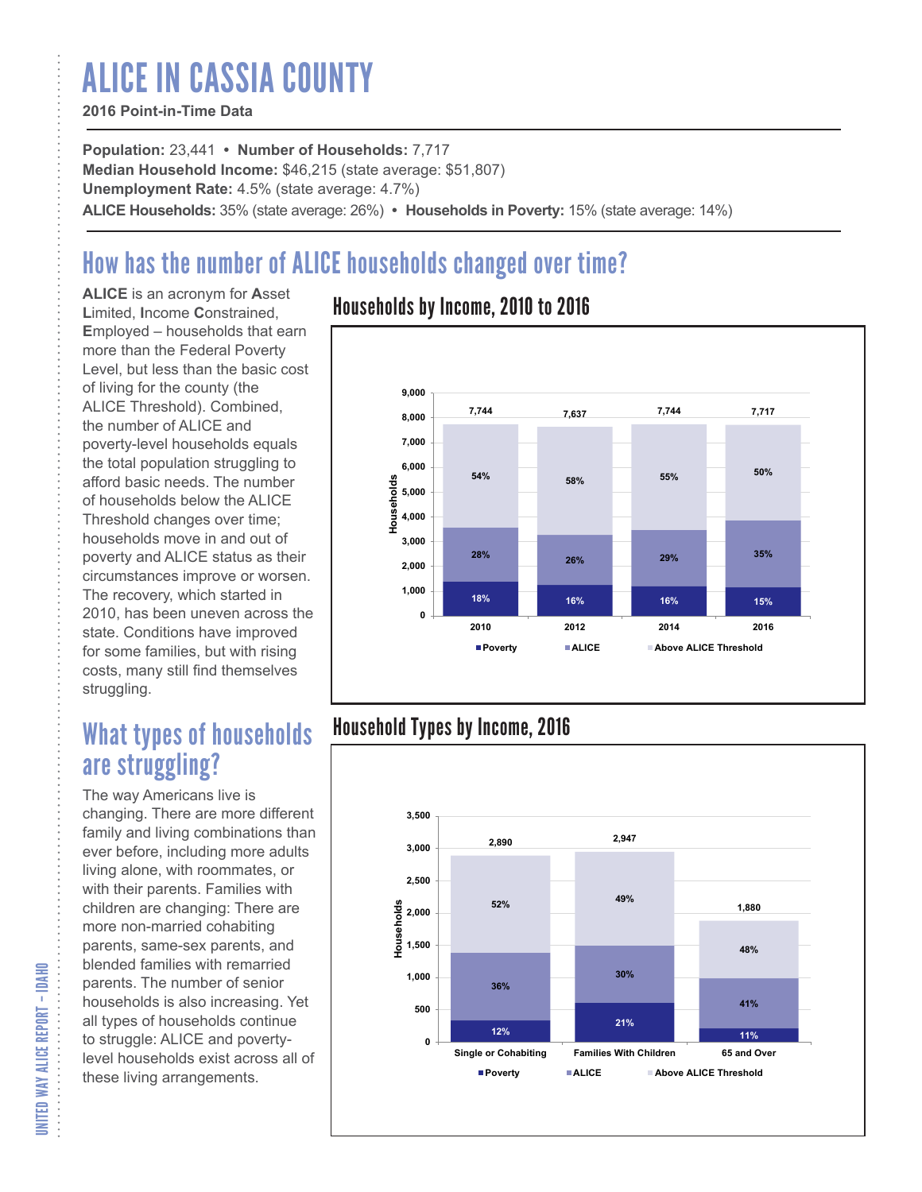# ALICE IN CASSIA COUNTY

**2016 Point-in-Time Data**

**Population:** 23,441 • **Number of Households:** 7,717
**Median Household Income:** $46,215 (state average: $51,807)
**Unemployment Rate:** 4.5% (state average: 4.7%)
**ALICE Households:** 35% (state average: 26%) • **Households in Poverty:** 15% (state average: 14%)

## How has the number of ALICE households changed over time?

**ALICE** is an acronym for **A**sset **L**imited, **I**ncome **C**onstrained, **E**mployed – households that earn more than the Federal Poverty Level, but less than the basic cost of living for the county (the ALICE Threshold). Combined, the number of ALICE and poverty-level households equals the total population struggling to afford basic needs. The number of households below the ALICE Threshold changes over time; households move in and out of poverty and ALICE status as their circumstances improve or worsen. The recovery, which started in 2010, has been uneven across the state. Conditions have improved for some families, but with rising costs, many still find themselves struggling.

### Households by Income, 2010 to 2016

| Year | Total Households | Poverty | ALICE | Above ALICE Threshold |
|---|---|---|---|---|
| 2010 | 7,744 | 18% | 28% | 54% |
| 2012 | 7,637 | 16% | 26% | 58% |
| 2014 | 7,744 | 16% | 29% | 55% |
| 2016 | 7,717 | 15% | 35% | 50% |

## What types of households are struggling?

The way Americans live is changing. There are more different family and living combinations than ever before, including more adults living alone, with roommates, or with their parents. Families with children are changing: There are more non-married cohabiting parents, same-sex parents, and blended families with remarried parents. The number of senior households is also increasing. Yet all types of households continue to struggle: ALICE and poverty-level households exist across all of these living arrangements.

### Household Types by Income, 2016

| Household Type | Total Households | Poverty | ALICE | Above ALICE Threshold |
|---|---|---|---|---|
| Single or Cohabiting | 2,890 | 12% | 36% | 52% |
| Families With Children | 2,947 | 21% | 30% | 49% |
| 65 and Over | 1,880 | 11% | 41% | 48% |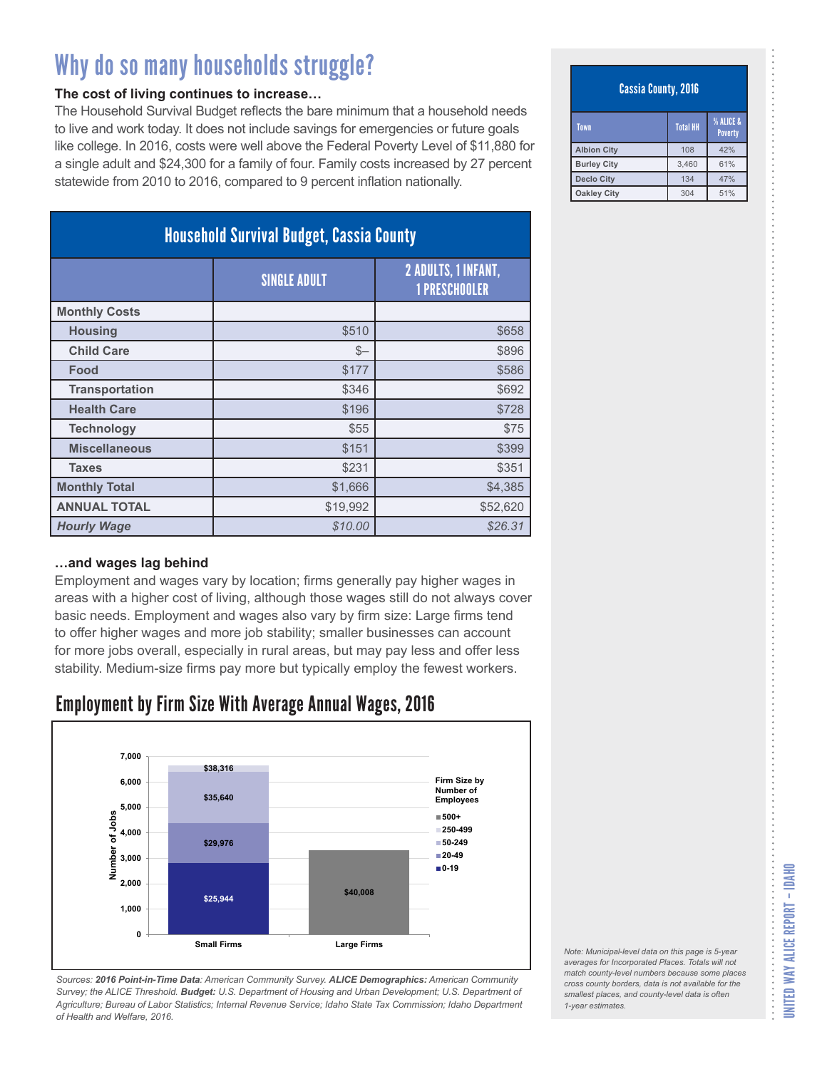# Why do so many households struggle?

**The cost of living continues to increase…**

The Household Survival Budget reflects the bare minimum that a household needs to live and work today. It does not include savings for emergencies or future goals like college. In 2016, costs were well above the Federal Poverty Level of $11,880 for a single adult and $24,300 for a family of four. Family costs increased by 27 percent statewide from 2010 to 2016, compared to 9 percent inflation nationally.

**Household Survival Budget, Cassia County**

| | SINGLE ADULT | 2 ADULTS, 1 INFANT, 1 PRESCHOOLER |
|---|---|---|
| **Monthly Costs** | | |
| Housing | $510 | $658 |
| Child Care | $– | $896 |
| Food | $177 | $586 |
| Transportation | $346 | $692 |
| Health Care | $196 | $728 |
| Technology | $55 | $75 |
| Miscellaneous | $151 | $399 |
| Taxes | $231 | $351 |
| **Monthly Total** | $1,666 | $4,385 |
| **ANNUAL TOTAL** | $19,992 | $52,620 |
| ***Hourly Wage*** | *$10.00* | *$26.31* |

**…and wages lag behind**

Employment and wages vary by location; firms generally pay higher wages in areas with a higher cost of living, although those wages still do not always cover basic needs. Employment and wages also vary by firm size: Large firms tend to offer higher wages and more job stability; smaller businesses can account for more jobs overall, especially in rural areas, but may pay less and offer less stability. Medium-size firms pay more but typically employ the fewest workers.

## Employment by Firm Size With Average Annual Wages, 2016

| Firm Size by Number of Employees | Small Firms | Large Firms |
|---|---|---|
| 0-19 | $25,944 | |
| 20-49 | $29,976 | |
| 50-249 | $35,640 | |
| 250-499 | $38,316 | |
| 500+ | | $40,008 |

*Sources: **2016 Point-in-Time Data**: American Community Survey. **ALICE Demographics:** American Community Survey; the ALICE Threshold. **Budget:** U.S. Department of Housing and Urban Development; U.S. Department of Agriculture; Bureau of Labor Statistics; Internal Revenue Service; Idaho State Tax Commission; Idaho Department of Health and Welfare, 2016.*

**Cassia County, 2016**

| Town | Total HH | % ALICE & Poverty |
|---|---|---|
| Albion City | 108 | 42% |
| Burley City | 3,460 | 61% |
| Declo City | 134 | 47% |
| Oakley City | 304 | 51% |

*Note: Municipal-level data on this page is 5-year averages for Incorporated Places. Totals will not match county-level numbers because some places cross county borders, data is not available for the smallest places, and county-level data is often 1-year estimates.*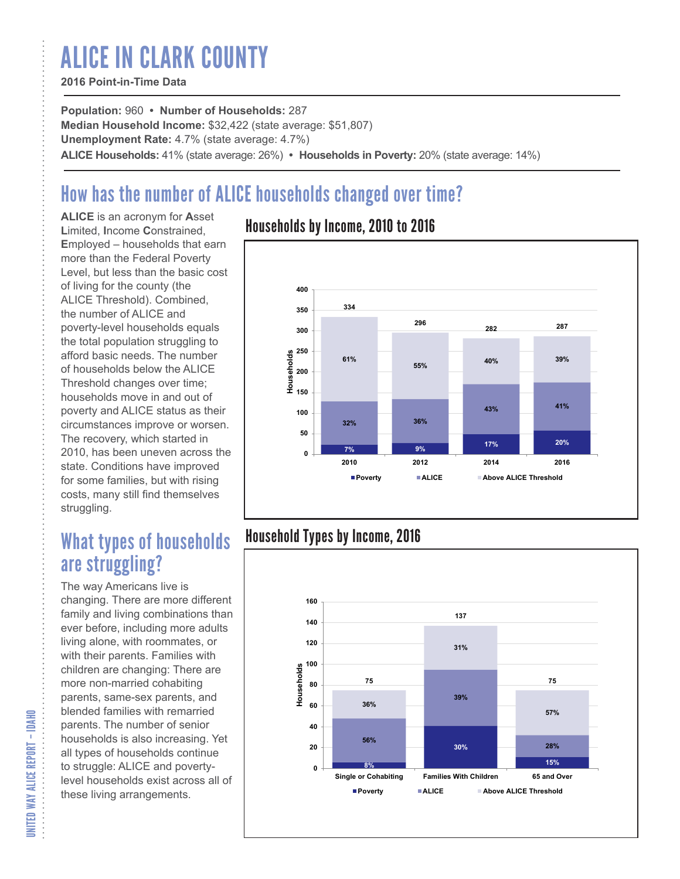# ALICE IN CLARK COUNTY

**2016 Point-in-Time Data**

**Population:** 960 • **Number of Households:** 287
**Median Household Income:** $32,422 (state average: $51,807)
**Unemployment Rate:** 4.7% (state average: 4.7%)
**ALICE Households:** 41% (state average: 26%) • **Households in Poverty:** 20% (state average: 14%)

## How has the number of ALICE households changed over time?

**ALICE** is an acronym for **A**sset **L**imited, **I**ncome **C**onstrained, **E**mployed – households that earn more than the Federal Poverty Level, but less than the basic cost of living for the county (the ALICE Threshold). Combined, the number of ALICE and poverty-level households equals the total population struggling to afford basic needs. The number of households below the ALICE Threshold changes over time; households move in and out of poverty and ALICE status as their circumstances improve or worsen. The recovery, which started in 2010, has been uneven across the state. Conditions have improved for some families, but with rising costs, many still find themselves struggling.

### Households by Income, 2010 to 2016

| Year | Total Households | Poverty | ALICE | Above ALICE Threshold |
|---|---|---|---|---|
| 2010 | 334 | 7% | 32% | 61% |
| 2012 | 296 | 9% | 36% | 55% |
| 2014 | 282 | 17% | 43% | 40% |
| 2016 | 287 | 20% | 41% | 39% |

## What types of households are struggling?

The way Americans live is changing. There are more different family and living combinations than ever before, including more adults living alone, with roommates, or with their parents. Families with children are changing: There are more non-married cohabiting parents, same-sex parents, and blended families with remarried parents. The number of senior households is also increasing. Yet all types of households continue to struggle: ALICE and poverty-level households exist across all of these living arrangements.

### Household Types by Income, 2016

| Household Type | Total Households | Poverty | ALICE | Above ALICE Threshold |
|---|---|---|---|---|
| Single or Cohabiting | 75 | 8% | 56% | 36% |
| Families With Children | 137 | 30% | 39% | 31% |
| 65 and Over | 75 | 15% | 28% | 57% |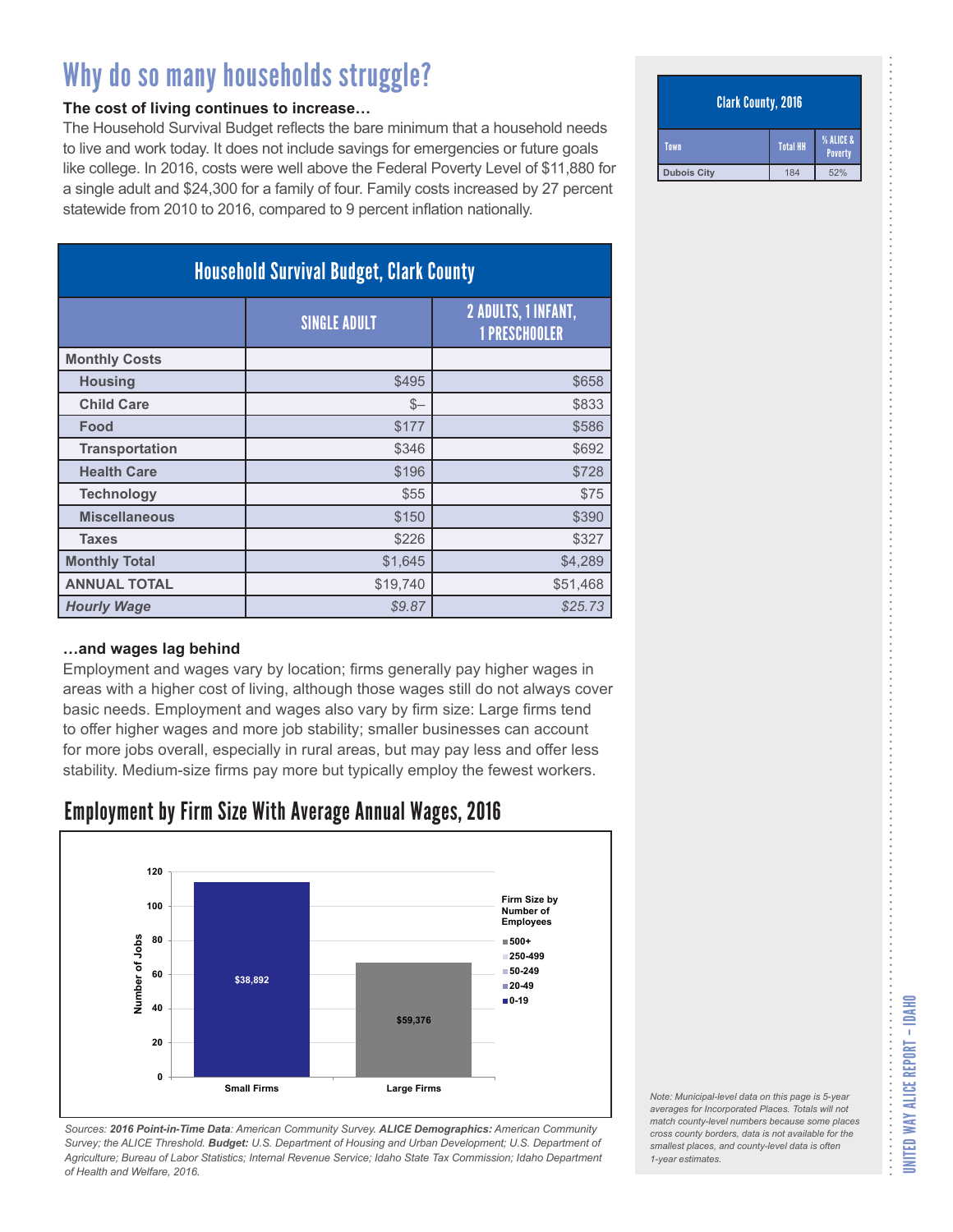# Why do so many households struggle?

**The cost of living continues to increase…**

The Household Survival Budget reflects the bare minimum that a household needs to live and work today. It does not include savings for emergencies or future goals like college. In 2016, costs were well above the Federal Poverty Level of $11,880 for a single adult and $24,300 for a family of four. Family costs increased by 27 percent statewide from 2010 to 2016, compared to 9 percent inflation nationally.

| Household Survival Budget, Clark County | | |
|---|---|---|
| | SINGLE ADULT | 2 ADULTS, 1 INFANT, 1 PRESCHOOLER |
| **Monthly Costs** | | |
| **Housing** | $495 | $658 |
| **Child Care** | $– | $833 |
| **Food** | $177 | $586 |
| **Transportation** | $346 | $692 |
| **Health Care** | $196 | $728 |
| **Technology** | $55 | $75 |
| **Miscellaneous** | $150 | $390 |
| **Taxes** | $226 | $327 |
| **Monthly Total** | $1,645 | $4,289 |
| **ANNUAL TOTAL** | $19,740 | $51,468 |
| ***Hourly Wage*** | *$9.87* | *$25.73* |

**…and wages lag behind**

Employment and wages vary by location; firms generally pay higher wages in areas with a higher cost of living, although those wages still do not always cover basic needs. Employment and wages also vary by firm size: Large firms tend to offer higher wages and more job stability; smaller businesses can account for more jobs overall, especially in rural areas, but may pay less and offer less stability. Medium-size firms pay more but typically employ the fewest workers.

## Employment by Firm Size With Average Annual Wages, 2016

| Firm Size | Number of Jobs (approx.) | Average Annual Wage |
|---|---|---|
| Small Firms | 114 | $38,892 |
| Large Firms | 67 | $59,376 |

Firm Size by Number of Employees: 500+; 250-499; 50-249; 20-49; 0-19

*Sources: **2016 Point-in-Time Data**: American Community Survey. **ALICE Demographics:** American Community Survey; the ALICE Threshold. **Budget:** U.S. Department of Housing and Urban Development; U.S. Department of Agriculture; Bureau of Labor Statistics; Internal Revenue Service; Idaho State Tax Commission; Idaho Department of Health and Welfare, 2016.*

| Clark County, 2016 | | |
|---|---|---|
| Town | Total HH | % ALICE & Poverty |
| Dubois City | 184 | 52% |

*Note: Municipal-level data on this page is 5-year averages for Incorporated Places. Totals will not match county-level numbers because some places cross county borders, data is not available for the smallest places, and county-level data is often 1-year estimates.*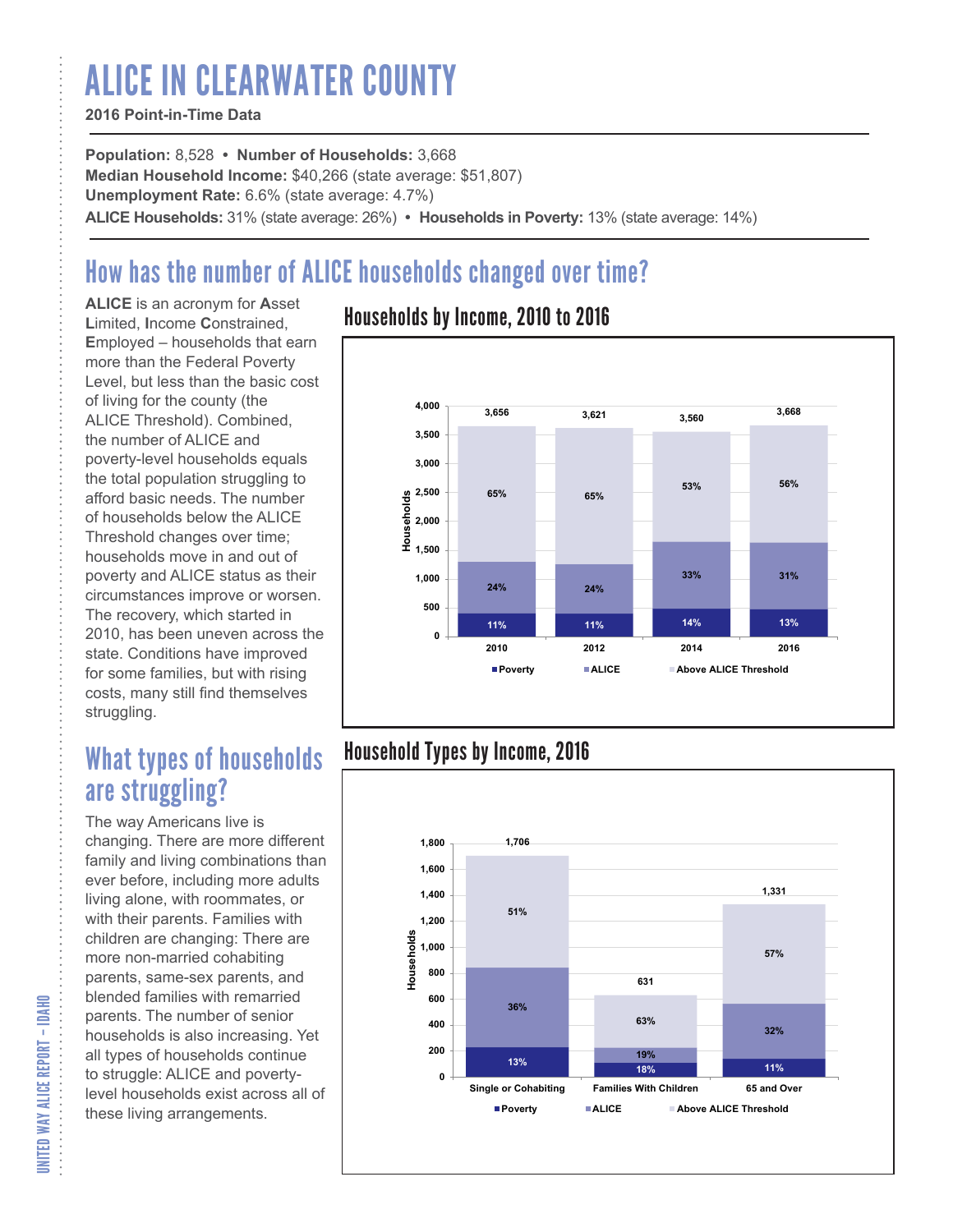# ALICE IN CLEARWATER COUNTY

**2016 Point-in-Time Data**

**Population:** 8,528 • **Number of Households:** 3,668
**Median Household Income:** $40,266 (state average: $51,807)
**Unemployment Rate:** 6.6% (state average: 4.7%)
**ALICE Households:** 31% (state average: 26%) • **Households in Poverty:** 13% (state average: 14%)

## How has the number of ALICE households changed over time?

**ALICE** is an acronym for **A**sset **L**imited, **I**ncome **C**onstrained, **E**mployed – households that earn more than the Federal Poverty Level, but less than the basic cost of living for the county (the ALICE Threshold). Combined, the number of ALICE and poverty-level households equals the total population struggling to afford basic needs. The number of households below the ALICE Threshold changes over time; households move in and out of poverty and ALICE status as their circumstances improve or worsen. The recovery, which started in 2010, has been uneven across the state. Conditions have improved for some families, but with rising costs, many still find themselves struggling.

### Households by Income, 2010 to 2016

| Year | Total Households | Poverty | ALICE | Above ALICE Threshold |
|---|---|---|---|---|
| 2010 | 3,656 | 11% | 24% | 65% |
| 2012 | 3,621 | 11% | 24% | 65% |
| 2014 | 3,560 | 14% | 33% | 53% |
| 2016 | 3,668 | 13% | 31% | 56% |

## What types of households are struggling?

The way Americans live is changing. There are more different family and living combinations than ever before, including more adults living alone, with roommates, or with their parents. Families with children are changing: There are more non-married cohabiting parents, same-sex parents, and blended families with remarried parents. The number of senior households is also increasing. Yet all types of households continue to struggle: ALICE and poverty-level households exist across all of these living arrangements.

### Household Types by Income, 2016

| Household Type | Total Households | Poverty | ALICE | Above ALICE Threshold |
|---|---|---|---|---|
| Single or Cohabiting | 1,706 | 13% | 36% | 51% |
| Families With Children | 631 | 18% | 19% | 63% |
| 65 and Over | 1,331 | 11% | 32% | 57% |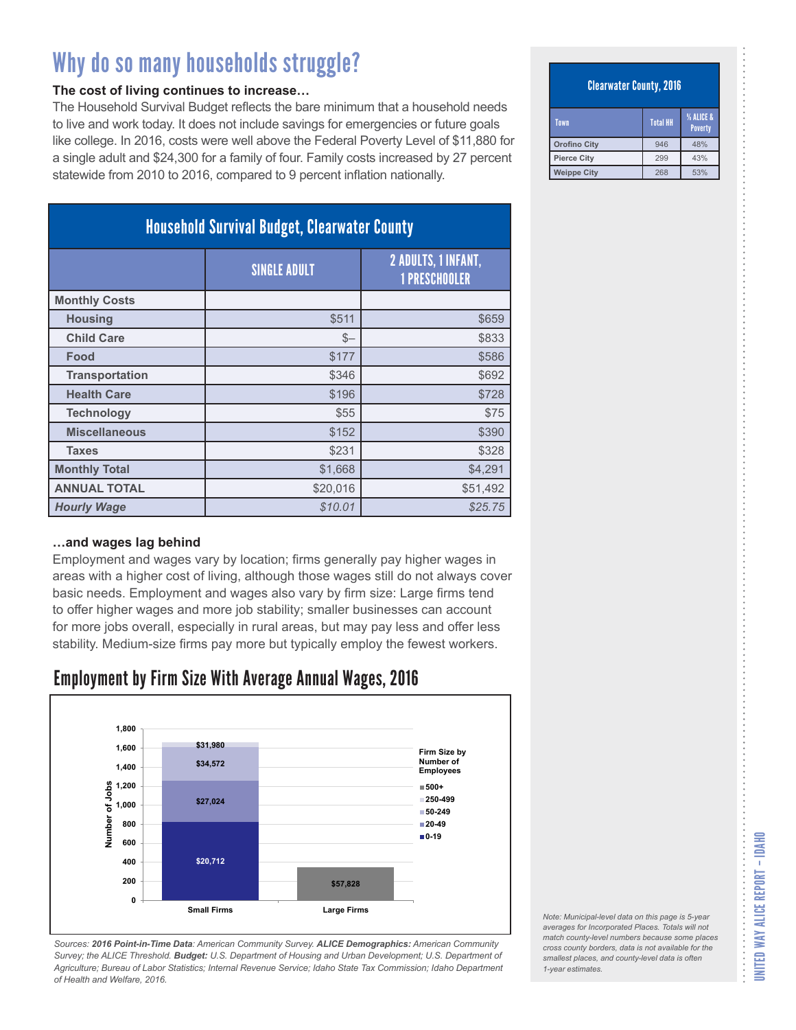# Why do so many households struggle?

**The cost of living continues to increase…**

The Household Survival Budget reflects the bare minimum that a household needs to live and work today. It does not include savings for emergencies or future goals like college. In 2016, costs were well above the Federal Poverty Level of $11,880 for a single adult and $24,300 for a family of four. Family costs increased by 27 percent statewide from 2010 to 2016, compared to 9 percent inflation nationally.

**Household Survival Budget, Clearwater County**

| | SINGLE ADULT | 2 ADULTS, 1 INFANT, 1 PRESCHOOLER |
|---|---|---|
| **Monthly Costs** | | |
| Housing | $511 | $659 |
| Child Care | $– | $833 |
| Food | $177 | $586 |
| Transportation | $346 | $692 |
| Health Care | $196 | $728 |
| Technology | $55 | $75 |
| Miscellaneous | $152 | $390 |
| Taxes | $231 | $328 |
| **Monthly Total** | $1,668 | $4,291 |
| **ANNUAL TOTAL** | $20,016 | $51,492 |
| ***Hourly Wage*** | *$10.01* | *$25.75* |

**…and wages lag behind**

Employment and wages vary by location; firms generally pay higher wages in areas with a higher cost of living, although those wages still do not always cover basic needs. Employment and wages also vary by firm size: Large firms tend to offer higher wages and more job stability; smaller businesses can account for more jobs overall, especially in rural areas, but may pay less and offer less stability. Medium-size firms pay more but typically employ the fewest workers.

## Employment by Firm Size With Average Annual Wages, 2016

| Firm Size by Number of Employees | Small Firms | Large Firms |
|---|---|---|
| 0-19 | $20,712 | |
| 20-49 | $27,024 | |
| 50-249 | $34,572 | |
| 250-499 | $31,980 | |
| 500+ | | $57,828 |

*Sources: **2016 Point-in-Time Data**: American Community Survey. **ALICE Demographics:** American Community Survey; the ALICE Threshold. **Budget:** U.S. Department of Housing and Urban Development; U.S. Department of Agriculture; Bureau of Labor Statistics; Internal Revenue Service; Idaho State Tax Commission; Idaho Department of Health and Welfare, 2016.*

**Clearwater County, 2016**

| Town | Total HH | % ALICE & Poverty |
|---|---|---|
| Orofino City | 946 | 48% |
| Pierce City | 299 | 43% |
| Weippe City | 268 | 53% |

*Note: Municipal-level data on this page is 5-year averages for Incorporated Places. Totals will not match county-level numbers because some places cross county borders, data is not available for the smallest places, and county-level data is often 1-year estimates.*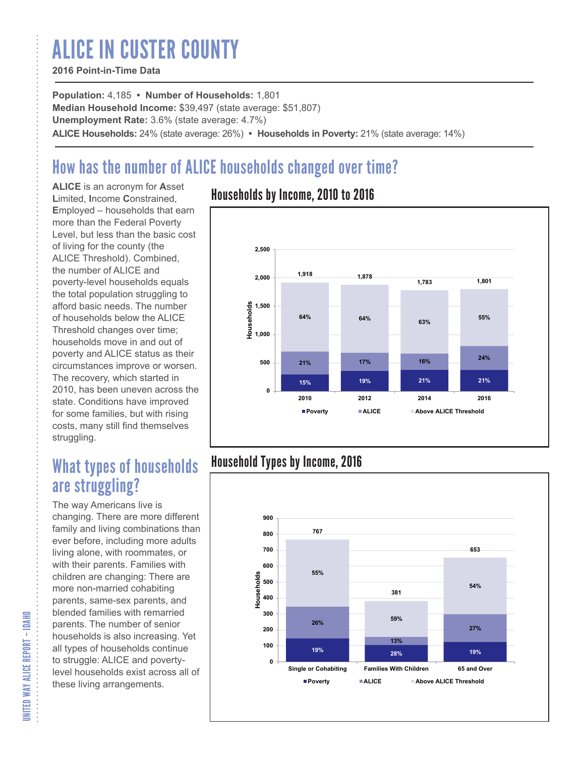# ALICE IN CUSTER COUNTY

**2016 Point-in-Time Data**

**Population:** 4,185 • **Number of Households:** 1,801
**Median Household Income:** $39,497 (state average: $51,807)
**Unemployment Rate:** 3.6% (state average: 4.7%)
**ALICE Households:** 24% (state average: 26%) • **Households in Poverty:** 21% (state average: 14%)

## How has the number of ALICE households changed over time?

**ALICE** is an acronym for **A**sset **L**imited, **I**ncome **C**onstrained, **E**mployed – households that earn more than the Federal Poverty Level, but less than the basic cost of living for the county (the ALICE Threshold). Combined, the number of ALICE and poverty-level households equals the total population struggling to afford basic needs. The number of households below the ALICE Threshold changes over time; households move in and out of poverty and ALICE status as their circumstances improve or worsen. The recovery, which started in 2010, has been uneven across the state. Conditions have improved for some families, but with rising costs, many still find themselves struggling.

### Households by Income, 2010 to 2016

| Year | Total Households | Poverty | ALICE | Above ALICE Threshold |
|---|---|---|---|---|
| 2010 | 1,918 | 15% | 21% | 64% |
| 2012 | 1,878 | 19% | 17% | 64% |
| 2014 | 1,783 | 21% | 16% | 63% |
| 2016 | 1,801 | 21% | 24% | 55% |

## What types of households are struggling?

The way Americans live is changing. There are more different family and living combinations than ever before, including more adults living alone, with roommates, or with their parents. Families with children are changing: There are more non-married cohabiting parents, same-sex parents, and blended families with remarried parents. The number of senior households is also increasing. Yet all types of households continue to struggle: ALICE and poverty-level households exist across all of these living arrangements.

### Household Types by Income, 2016

| Household Type | Total Households | Poverty | ALICE | Above ALICE Threshold |
|---|---|---|---|---|
| Single or Cohabiting | 767 | 19% | 26% | 55% |
| Families With Children | 381 | 28% | 13% | 59% |
| 65 and Over | 653 | 19% | 27% | 54% |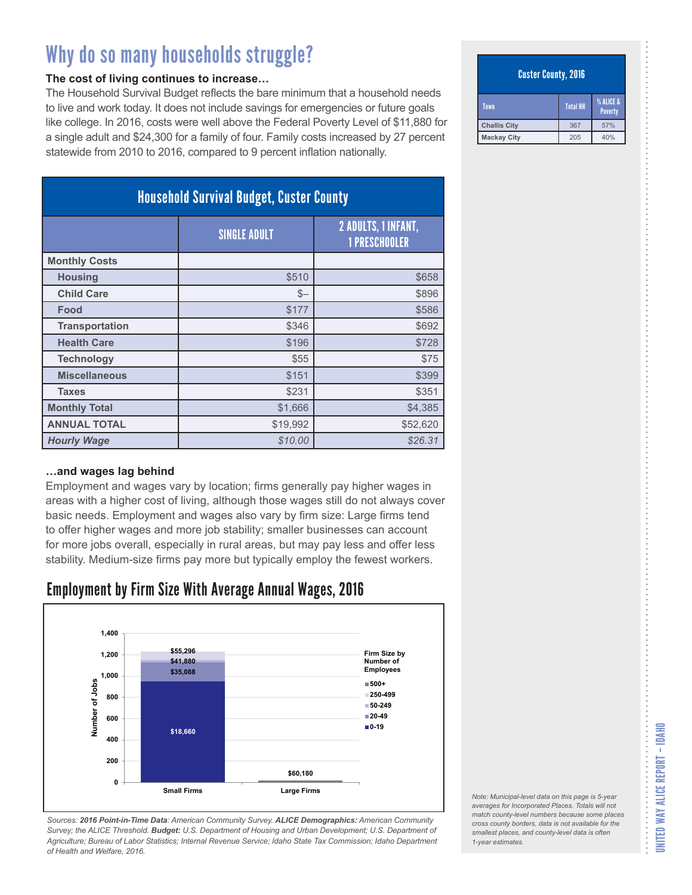# Why do so many households struggle?

**The cost of living continues to increase…**

The Household Survival Budget reflects the bare minimum that a household needs to live and work today. It does not include savings for emergencies or future goals like college. In 2016, costs were well above the Federal Poverty Level of $11,880 for a single adult and $24,300 for a family of four. Family costs increased by 27 percent statewide from 2010 to 2016, compared to 9 percent inflation nationally.

| Household Survival Budget, Custer County | | |
|---|---|---|
| | SINGLE ADULT | 2 ADULTS, 1 INFANT, 1 PRESCHOOLER |
| **Monthly Costs** | | |
| Housing | $510 | $658 |
| Child Care | $– | $896 |
| Food | $177 | $586 |
| Transportation | $346 | $692 |
| Health Care | $196 | $728 |
| Technology | $55 | $75 |
| Miscellaneous | $151 | $399 |
| Taxes | $231 | $351 |
| **Monthly Total** | $1,666 | $4,385 |
| **ANNUAL TOTAL** | $19,992 | $52,620 |
| ***Hourly Wage*** | *$10.00* | *$26.31* |

**…and wages lag behind**

Employment and wages vary by location; firms generally pay higher wages in areas with a higher cost of living, although those wages still do not always cover basic needs. Employment and wages also vary by firm size: Large firms tend to offer higher wages and more job stability; smaller businesses can account for more jobs overall, especially in rural areas, but may pay less and offer less stability. Medium-size firms pay more but typically employ the fewest workers.

## Employment by Firm Size With Average Annual Wages, 2016

| Firm Size by Number of Employees | Small Firms | Large Firms |
|---|---|---|
| 0-19 | $18,660 | |
| 20-49 | $35,088 | |
| 50-249 | $41,880 | |
| 250-499 | $55,296 | |
| 500+ | | $60,180 |

*Sources: **2016 Point-in-Time Data**: American Community Survey. **ALICE Demographics:** American Community Survey; the ALICE Threshold. **Budget:** U.S. Department of Housing and Urban Development; U.S. Department of Agriculture; Bureau of Labor Statistics; Internal Revenue Service; Idaho State Tax Commission; Idaho Department of Health and Welfare, 2016.*

| Custer County, 2016 | | |
|---|---|---|
| Town | Total HH | % ALICE & Poverty |
| Challis City | 367 | 57% |
| Mackay City | 205 | 40% |

*Note: Municipal-level data on this page is 5-year averages for Incorporated Places. Totals will not match county-level numbers because some places cross county borders, data is not available for the smallest places, and county-level data is often 1-year estimates.*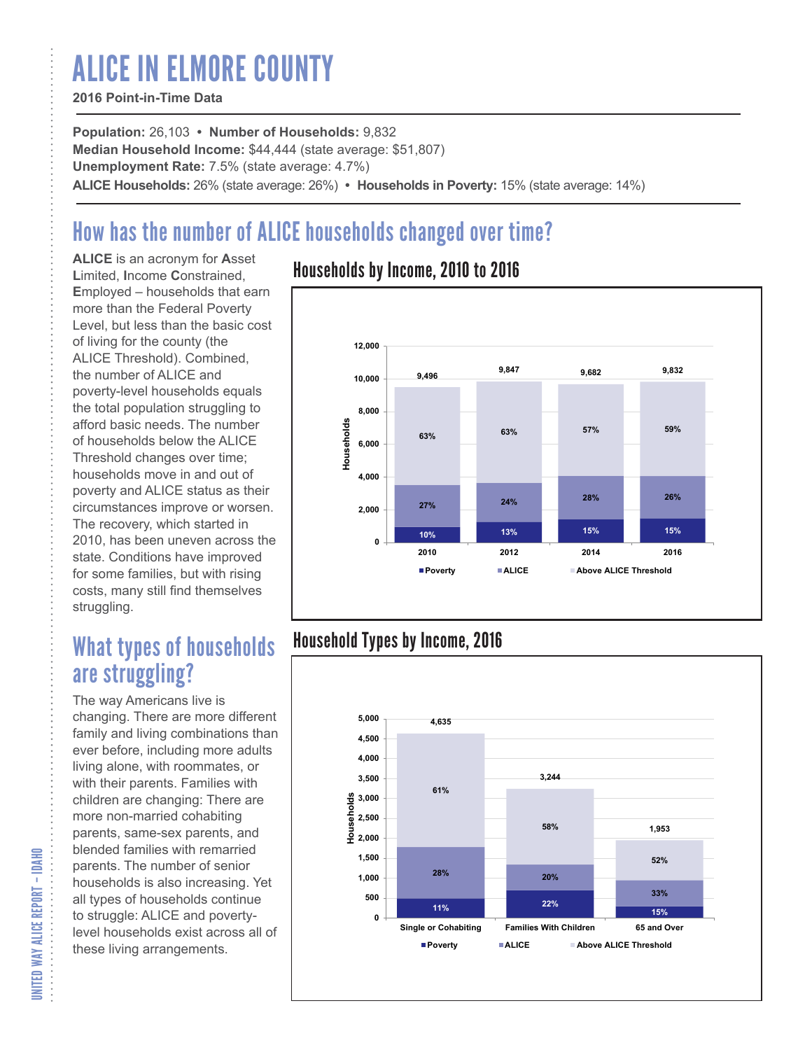# ALICE IN ELMORE COUNTY

**2016 Point-in-Time Data**

**Population:** 26,103 • **Number of Households:** 9,832
**Median Household Income:** $44,444 (state average: $51,807)
**Unemployment Rate:** 7.5% (state average: 4.7%)
**ALICE Households:** 26% (state average: 26%) • **Households in Poverty:** 15% (state average: 14%)

## How has the number of ALICE households changed over time?

**ALICE** is an acronym for **A**sset **L**imited, **I**ncome **C**onstrained, **E**mployed – households that earn more than the Federal Poverty Level, but less than the basic cost of living for the county (the ALICE Threshold). Combined, the number of ALICE and poverty-level households equals the total population struggling to afford basic needs. The number of households below the ALICE Threshold changes over time; households move in and out of poverty and ALICE status as their circumstances improve or worsen. The recovery, which started in 2010, has been uneven across the state. Conditions have improved for some families, but with rising costs, many still find themselves struggling.

### Households by Income, 2010 to 2016

| Year | Total Households | Poverty | ALICE | Above ALICE Threshold |
|---|---|---|---|---|
| 2010 | 9,496 | 10% | 27% | 63% |
| 2012 | 9,847 | 13% | 24% | 63% |
| 2014 | 9,682 | 15% | 28% | 57% |
| 2016 | 9,832 | 15% | 26% | 59% |

## What types of households are struggling?

The way Americans live is changing. There are more different family and living combinations than ever before, including more adults living alone, with roommates, or with their parents. Families with children are changing: There are more non-married cohabiting parents, same-sex parents, and blended families with remarried parents. The number of senior households is also increasing. Yet all types of households continue to struggle: ALICE and poverty-level households exist across all of these living arrangements.

### Household Types by Income, 2016

| Household Type | Total Households | Poverty | ALICE | Above ALICE Threshold |
|---|---|---|---|---|
| Single or Cohabiting | 4,635 | 11% | 28% | 61% |
| Families With Children | 3,244 | 22% | 20% | 58% |
| 65 and Over | 1,953 | 15% | 33% | 52% |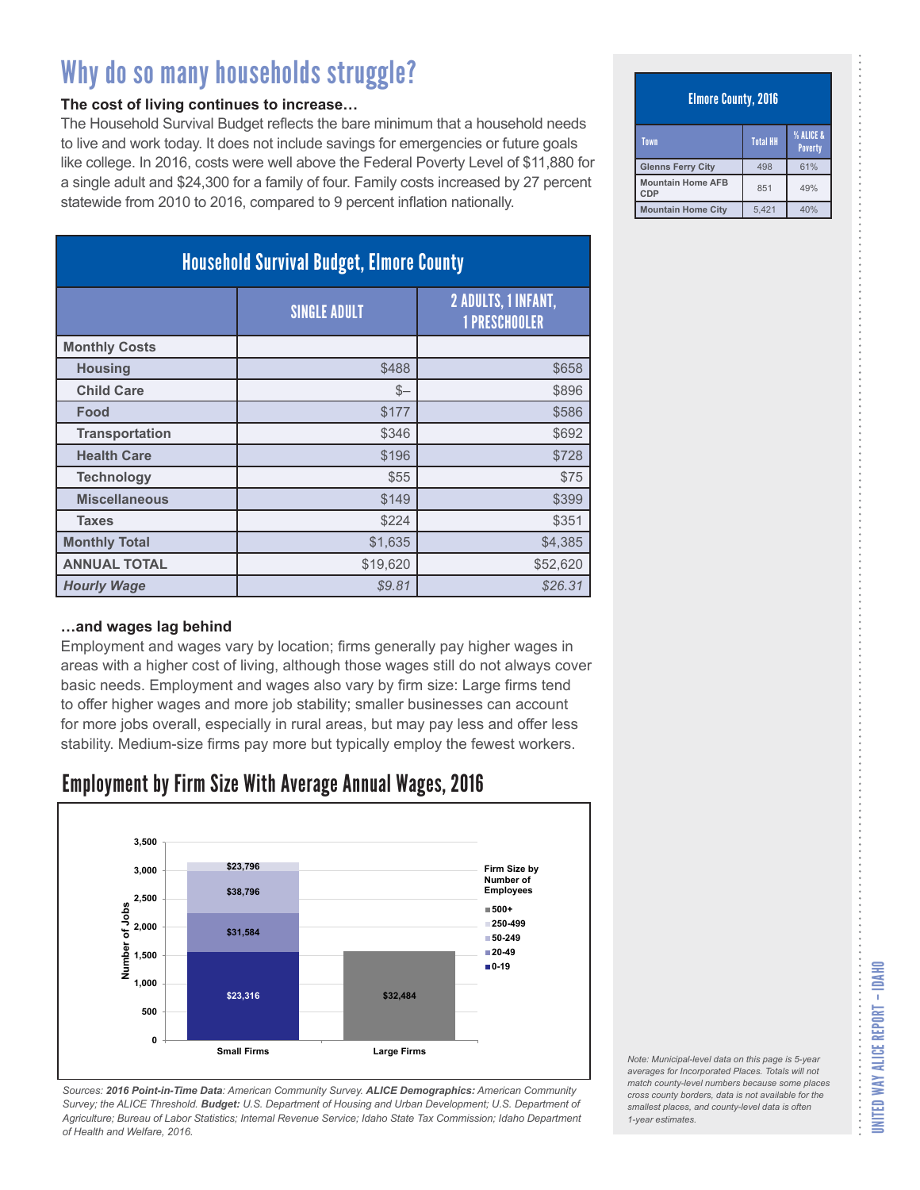# Why do so many households struggle?

**The cost of living continues to increase…**

The Household Survival Budget reflects the bare minimum that a household needs to live and work today. It does not include savings for emergencies or future goals like college. In 2016, costs were well above the Federal Poverty Level of $11,880 for a single adult and $24,300 for a family of four. Family costs increased by 27 percent statewide from 2010 to 2016, compared to 9 percent inflation nationally.

**Household Survival Budget, Elmore County**

| | SINGLE ADULT | 2 ADULTS, 1 INFANT, 1 PRESCHOOLER |
|---|---|---|
| **Monthly Costs** | | |
| Housing | $488 | $658 |
| Child Care | $– | $896 |
| Food | $177 | $586 |
| Transportation | $346 | $692 |
| Health Care | $196 | $728 |
| Technology | $55 | $75 |
| Miscellaneous | $149 | $399 |
| Taxes | $224 | $351 |
| **Monthly Total** | $1,635 | $4,385 |
| **ANNUAL TOTAL** | $19,620 | $52,620 |
| ***Hourly Wage*** | *$9.81* | *$26.31* |

**…and wages lag behind**

Employment and wages vary by location; firms generally pay higher wages in areas with a higher cost of living, although those wages still do not always cover basic needs. Employment and wages also vary by firm size: Large firms tend to offer higher wages and more job stability; smaller businesses can account for more jobs overall, especially in rural areas, but may pay less and offer less stability. Medium-size firms pay more but typically employ the fewest workers.

## Employment by Firm Size With Average Annual Wages, 2016

| Firm Size by Number of Employees | Small Firms | Large Firms |
|---|---|---|
| 0-19 | $23,316 | |
| 20-49 | $31,584 | |
| 50-249 | $38,796 | |
| 250-499 | $23,796 | |
| 500+ | | $32,484 |

*Sources: **2016 Point-in-Time Data**: American Community Survey. **ALICE Demographics:** American Community Survey; the ALICE Threshold. **Budget:** U.S. Department of Housing and Urban Development; U.S. Department of Agriculture; Bureau of Labor Statistics; Internal Revenue Service; Idaho State Tax Commission; Idaho Department of Health and Welfare, 2016.*

**Elmore County, 2016**

| Town | Total HH | % ALICE & Poverty |
|---|---|---|
| Glenns Ferry City | 498 | 61% |
| Mountain Home AFB CDP | 851 | 49% |
| Mountain Home City | 5,421 | 40% |

*Note: Municipal-level data on this page is 5-year averages for Incorporated Places. Totals will not match county-level numbers because some places cross county borders, data is not available for the smallest places, and county-level data is often 1-year estimates.*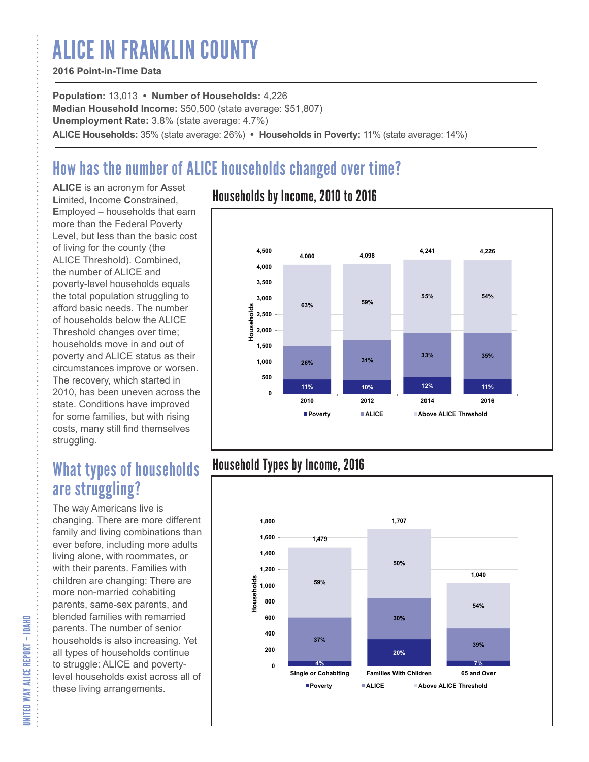# ALICE IN FRANKLIN COUNTY

**2016 Point-in-Time Data**

**Population:** 13,013 • **Number of Households:** 4,226
**Median Household Income:** $50,500 (state average: $51,807)
**Unemployment Rate:** 3.8% (state average: 4.7%)
**ALICE Households:** 35% (state average: 26%) • **Households in Poverty:** 11% (state average: 14%)

## How has the number of ALICE households changed over time?

**ALICE** is an acronym for **A**sset **L**imited, **I**ncome **C**onstrained, **E**mployed – households that earn more than the Federal Poverty Level, but less than the basic cost of living for the county (the ALICE Threshold). Combined, the number of ALICE and poverty-level households equals the total population struggling to afford basic needs. The number of households below the ALICE Threshold changes over time; households move in and out of poverty and ALICE status as their circumstances improve or worsen. The recovery, which started in 2010, has been uneven across the state. Conditions have improved for some families, but with rising costs, many still find themselves struggling.

### Households by Income, 2010 to 2016

| Year | Total Households | Poverty | ALICE | Above ALICE Threshold |
|---|---|---|---|---|
| 2010 | 4,080 | 11% | 26% | 63% |
| 2012 | 4,098 | 10% | 31% | 59% |
| 2014 | 4,241 | 12% | 33% | 55% |
| 2016 | 4,226 | 11% | 35% | 54% |

## What types of households are struggling?

The way Americans live is changing. There are more different family and living combinations than ever before, including more adults living alone, with roommates, or with their parents. Families with children are changing: There are more non-married cohabiting parents, same-sex parents, and blended families with remarried parents. The number of senior households is also increasing. Yet all types of households continue to struggle: ALICE and poverty-level households exist across all of these living arrangements.

### Household Types by Income, 2016

| Household Type | Total Households | Poverty | ALICE | Above ALICE Threshold |
|---|---|---|---|---|
| Single or Cohabiting | 1,479 | 4% | 37% | 59% |
| Families With Children | 1,707 | 20% | 30% | 50% |
| 65 and Over | 1,040 | 7% | 39% | 54% |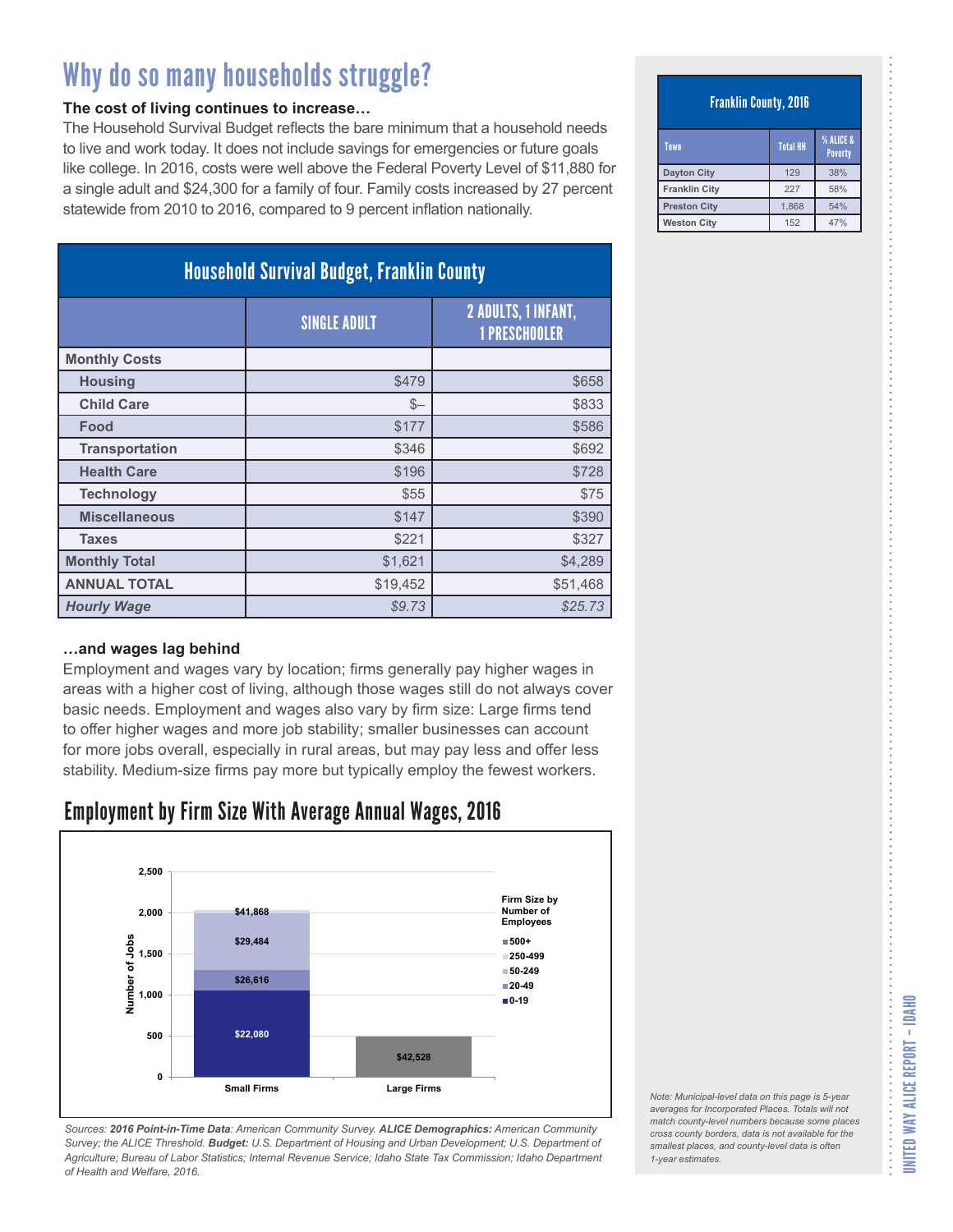# Why do so many households struggle?

**The cost of living continues to increase…**

The Household Survival Budget reflects the bare minimum that a household needs to live and work today. It does not include savings for emergencies or future goals like college. In 2016, costs were well above the Federal Poverty Level of $11,880 for a single adult and $24,300 for a family of four. Family costs increased by 27 percent statewide from 2010 to 2016, compared to 9 percent inflation nationally.

| Household Survival Budget, Franklin County | | |
|---|---|---|
| | SINGLE ADULT | 2 ADULTS, 1 INFANT, 1 PRESCHOOLER |
| **Monthly Costs** | | |
| Housing | $479 | $658 |
| Child Care | $– | $833 |
| Food | $177 | $586 |
| Transportation | $346 | $692 |
| Health Care | $196 | $728 |
| Technology | $55 | $75 |
| Miscellaneous | $147 | $390 |
| Taxes | $221 | $327 |
| **Monthly Total** | $1,621 | $4,289 |
| **ANNUAL TOTAL** | $19,452 | $51,468 |
| ***Hourly Wage*** | *$9.73* | *$25.73* |

**…and wages lag behind**

Employment and wages vary by location; firms generally pay higher wages in areas with a higher cost of living, although those wages still do not always cover basic needs. Employment and wages also vary by firm size: Large firms tend to offer higher wages and more job stability; smaller businesses can account for more jobs overall, especially in rural areas, but may pay less and offer less stability. Medium-size firms pay more but typically employ the fewest workers.

## Employment by Firm Size With Average Annual Wages, 2016

| Firm Size by Number of Employees | Small Firms | Large Firms |
|---|---|---|
| 0-19 | $22,080 | |
| 20-49 | $26,616 | |
| 50-249 | $29,484 | |
| 250-499 | $41,868 | |
| 500+ | | $42,528 |

*Sources: **2016 Point-in-Time Data**: American Community Survey. **ALICE Demographics:** American Community Survey; the ALICE Threshold. **Budget:** U.S. Department of Housing and Urban Development; U.S. Department of Agriculture; Bureau of Labor Statistics; Internal Revenue Service; Idaho State Tax Commission; Idaho Department of Health and Welfare, 2016.*

| Franklin County, 2016 | | |
|---|---|---|
| Town | Total HH | % ALICE & Poverty |
| Dayton City | 129 | 38% |
| Franklin City | 227 | 58% |
| Preston City | 1,868 | 54% |
| Weston City | 152 | 47% |

*Note: Municipal-level data on this page is 5-year averages for Incorporated Places. Totals will not match county-level numbers because some places cross county borders, data is not available for the smallest places, and county-level data is often 1-year estimates.*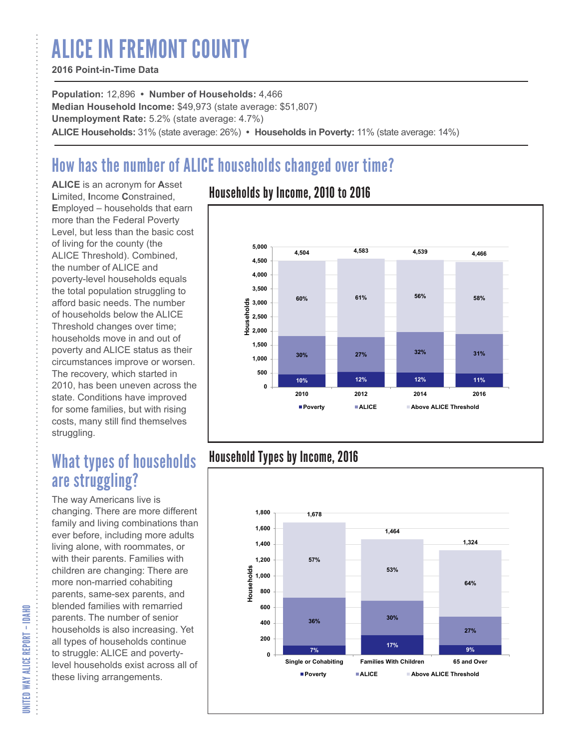# ALICE IN FREMONT COUNTY

**2016 Point-in-Time Data**

**Population:** 12,896 • **Number of Households:** 4,466
**Median Household Income:** $49,973 (state average: $51,807)
**Unemployment Rate:** 5.2% (state average: 4.7%)
**ALICE Households:** 31% (state average: 26%) • **Households in Poverty:** 11% (state average: 14%)

## How has the number of ALICE households changed over time?

**ALICE** is an acronym for **A**sset **L**imited, **I**ncome **C**onstrained, **E**mployed – households that earn more than the Federal Poverty Level, but less than the basic cost of living for the county (the ALICE Threshold). Combined, the number of ALICE and poverty-level households equals the total population struggling to afford basic needs. The number of households below the ALICE Threshold changes over time; households move in and out of poverty and ALICE status as their circumstances improve or worsen. The recovery, which started in 2010, has been uneven across the state. Conditions have improved for some families, but with rising costs, many still find themselves struggling.

### Households by Income, 2010 to 2016

| Year | Total Households | Poverty | ALICE | Above ALICE Threshold |
|---|---|---|---|---|
| 2010 | 4,504 | 10% | 30% | 60% |
| 2012 | 4,583 | 12% | 27% | 61% |
| 2014 | 4,539 | 12% | 32% | 56% |
| 2016 | 4,466 | 11% | 31% | 58% |

## What types of households are struggling?

The way Americans live is changing. There are more different family and living combinations than ever before, including more adults living alone, with roommates, or with their parents. Families with children are changing: There are more non-married cohabiting parents, same-sex parents, and blended families with remarried parents. The number of senior households is also increasing. Yet all types of households continue to struggle: ALICE and poverty-level households exist across all of these living arrangements.

### Household Types by Income, 2016

| Household Type | Total Households | Poverty | ALICE | Above ALICE Threshold |
|---|---|---|---|---|
| Single or Cohabiting | 1,678 | 7% | 36% | 57% |
| Families With Children | 1,464 | 17% | 30% | 53% |
| 65 and Over | 1,324 | 9% | 27% | 64% |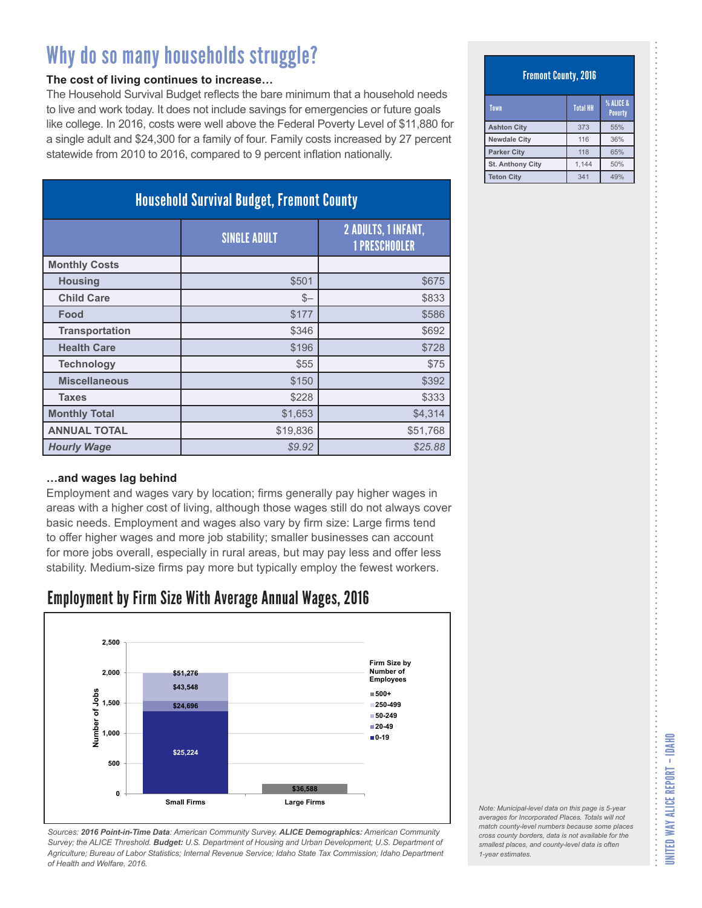# Why do so many households struggle?

**The cost of living continues to increase…**

The Household Survival Budget reflects the bare minimum that a household needs to live and work today. It does not include savings for emergencies or future goals like college. In 2016, costs were well above the Federal Poverty Level of $11,880 for a single adult and $24,300 for a family of four. Family costs increased by 27 percent statewide from 2010 to 2016, compared to 9 percent inflation nationally.

## Household Survival Budget, Fremont County

| | SINGLE ADULT | 2 ADULTS, 1 INFANT, 1 PRESCHOOLER |
|---|---|---|
| **Monthly Costs** | | |
| **Housing** | $501 | $675 |
| **Child Care** | $– | $833 |
| **Food** | $177 | $586 |
| **Transportation** | $346 | $692 |
| **Health Care** | $196 | $728 |
| **Technology** | $55 | $75 |
| **Miscellaneous** | $150 | $392 |
| **Taxes** | $228 | $333 |
| **Monthly Total** | $1,653 | $4,314 |
| **ANNUAL TOTAL** | $19,836 | $51,768 |
| ***Hourly Wage*** | *$9.92* | *$25.88* |

**…and wages lag behind**

Employment and wages vary by location; firms generally pay higher wages in areas with a higher cost of living, although those wages still do not always cover basic needs. Employment and wages also vary by firm size: Large firms tend to offer higher wages and more job stability; smaller businesses can account for more jobs overall, especially in rural areas, but may pay less and offer less stability. Medium-size firms pay more but typically employ the fewest workers.

## Employment by Firm Size With Average Annual Wages, 2016

| Firm Size by Number of Employees | Small Firms | Large Firms |
|---|---|---|
| 0-19 | $25,224 | |
| 20-49 | $24,696 | |
| 50-249 | $43,548 | |
| 250-499 | $51,276 | |
| 500+ | | $36,588 |

*Sources: **2016 Point-in-Time Data**: American Community Survey. **ALICE Demographics:** American Community Survey; the ALICE Threshold. **Budget:** U.S. Department of Housing and Urban Development; U.S. Department of Agriculture; Bureau of Labor Statistics; Internal Revenue Service; Idaho State Tax Commission; Idaho Department of Health and Welfare, 2016.*

## Fremont County, 2016

| Town | Total HH | % ALICE & Poverty |
|---|---|---|
| Ashton City | 373 | 55% |
| Newdale City | 116 | 36% |
| Parker City | 118 | 65% |
| St. Anthony City | 1,144 | 50% |
| Teton City | 341 | 49% |

*Note: Municipal-level data on this page is 5-year averages for Incorporated Places. Totals will not match county-level numbers because some places cross county borders, data is not available for the smallest places, and county-level data is often 1-year estimates.*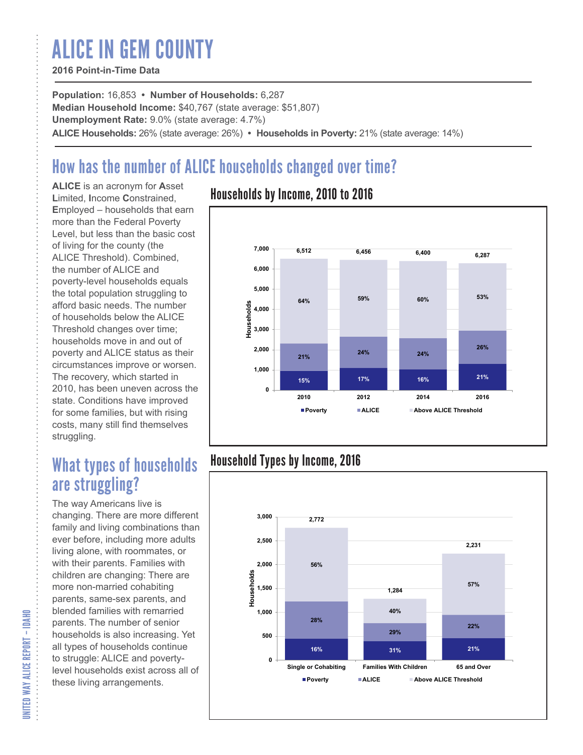# ALICE IN GEM COUNTY

**2016 Point-in-Time Data**

**Population:** 16,853 • **Number of Households:** 6,287
**Median Household Income:** $40,767 (state average: $51,807)
**Unemployment Rate:** 9.0% (state average: 4.7%)
**ALICE Households:** 26% (state average: 26%) • **Households in Poverty:** 21% (state average: 14%)

## How has the number of ALICE households changed over time?

**ALICE** is an acronym for **A**sset **L**imited, **I**ncome **C**onstrained, **E**mployed – households that earn more than the Federal Poverty Level, but less than the basic cost of living for the county (the ALICE Threshold). Combined, the number of ALICE and poverty-level households equals the total population struggling to afford basic needs. The number of households below the ALICE Threshold changes over time; households move in and out of poverty and ALICE status as their circumstances improve or worsen. The recovery, which started in 2010, has been uneven across the state. Conditions have improved for some families, but with rising costs, many still find themselves struggling.

### Households by Income, 2010 to 2016

| Year | Total Households | Poverty | ALICE | Above ALICE Threshold |
|---|---|---|---|---|
| 2010 | 6,512 | 15% | 21% | 64% |
| 2012 | 6,456 | 17% | 24% | 59% |
| 2014 | 6,400 | 16% | 24% | 60% |
| 2016 | 6,287 | 21% | 26% | 53% |

## What types of households are struggling?

The way Americans live is changing. There are more different family and living combinations than ever before, including more adults living alone, with roommates, or with their parents. Families with children are changing: There are more non-married cohabiting parents, same-sex parents, and blended families with remarried parents. The number of senior households is also increasing. Yet all types of households continue to struggle: ALICE and poverty-level households exist across all of these living arrangements.

### Household Types by Income, 2016

| Household Type | Total Households | Poverty | ALICE | Above ALICE Threshold |
|---|---|---|---|---|
| Single or Cohabiting | 2,772 | 16% | 28% | 56% |
| Families With Children | 1,284 | 31% | 29% | 40% |
| 65 and Over | 2,231 | 21% | 22% | 57% |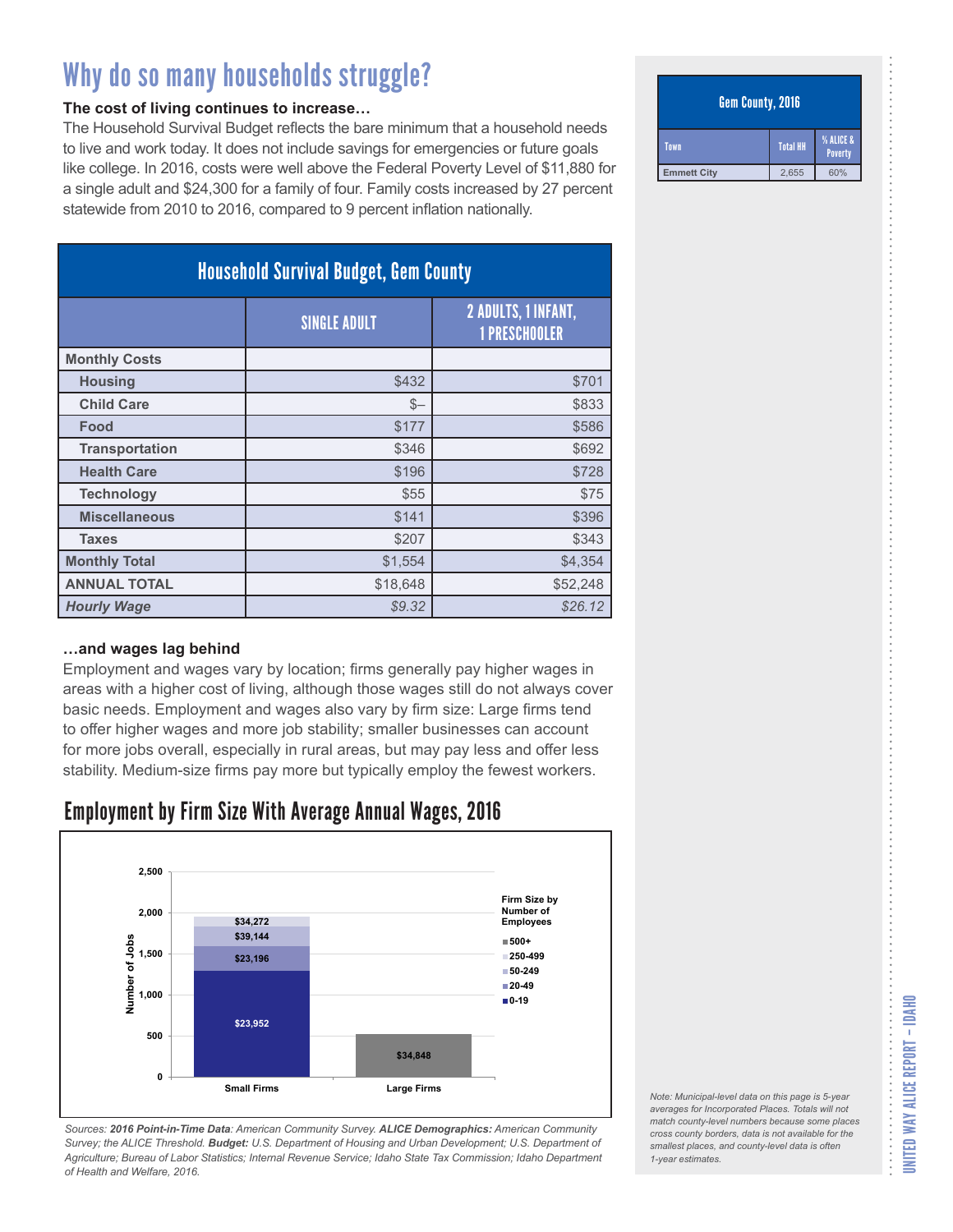# Why do so many households struggle?

**The cost of living continues to increase…**

The Household Survival Budget reflects the bare minimum that a household needs to live and work today. It does not include savings for emergencies or future goals like college. In 2016, costs were well above the Federal Poverty Level of $11,880 for a single adult and $24,300 for a family of four. Family costs increased by 27 percent statewide from 2010 to 2016, compared to 9 percent inflation nationally.

| Household Survival Budget, Gem County | | |
|---|---|---|
| | SINGLE ADULT | 2 ADULTS, 1 INFANT, 1 PRESCHOOLER |
| **Monthly Costs** | | |
| **Housing** | $432 | $701 |
| **Child Care** | $– | $833 |
| **Food** | $177 | $586 |
| **Transportation** | $346 | $692 |
| **Health Care** | $196 | $728 |
| **Technology** | $55 | $75 |
| **Miscellaneous** | $141 | $396 |
| **Taxes** | $207 | $343 |
| **Monthly Total** | $1,554 | $4,354 |
| **ANNUAL TOTAL** | $18,648 | $52,248 |
| ***Hourly Wage*** | *$9.32* | *$26.12* |

**…and wages lag behind**

Employment and wages vary by location; firms generally pay higher wages in areas with a higher cost of living, although those wages still do not cover basic needs. Employment and wages also vary by firm size: Large firms tend to offer higher wages and more job stability; smaller businesses can account for more jobs overall, especially in rural areas, but may pay less and offer less stability. Medium-size firms pay more but typically employ the fewest workers.

## Employment by Firm Size With Average Annual Wages, 2016

| Firm Size by Number of Employees | Small Firms (Average Annual Wage) | Large Firms (Average Annual Wage) |
|---|---|---|
| 0-19 | $23,952 | |
| 20-49 | $23,196 | |
| 50-249 | $39,144 | |
| 250-499 | $34,272 | |
| 500+ | | $34,848 |

*Sources: **2016 Point-in-Time Data**: American Community Survey. **ALICE Demographics:** American Community Survey; the ALICE Threshold. **Budget:** U.S. Department of Housing and Urban Development; U.S. Department of Agriculture; Bureau of Labor Statistics; Internal Revenue Service; Idaho State Tax Commission; Idaho Department of Health and Welfare, 2016.*

| Gem County, 2016 | | |
|---|---|---|
| Town | Total HH | % ALICE & Poverty |
| Emmett City | 2,655 | 60% |

*Note: Municipal-level data on this page is 5-year averages for Incorporated Places. Totals will not match county-level numbers because some places cross county borders, data is not available for the smallest places, and county-level data is often 1-year estimates.*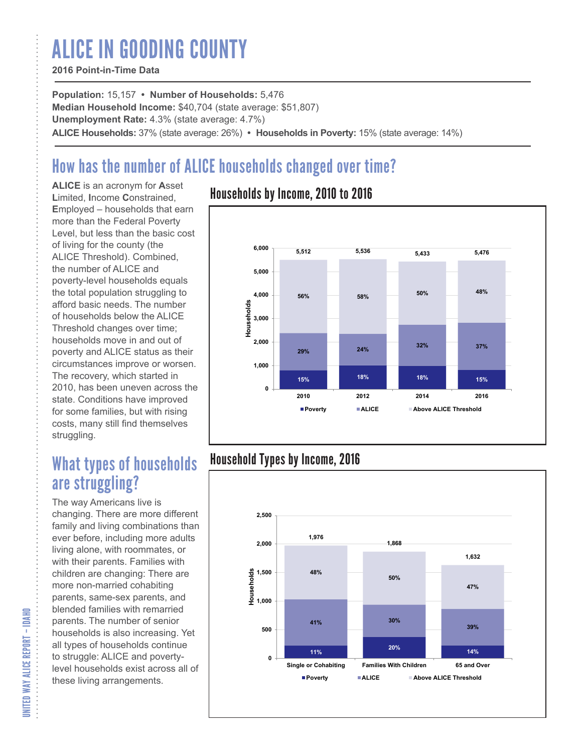# ALICE IN GOODING COUNTY

**2016 Point-in-Time Data**

**Population:** 15,157 • **Number of Households:** 5,476
**Median Household Income:** $40,704 (state average: $51,807)
**Unemployment Rate:** 4.3% (state average: 4.7%)
**ALICE Households:** 37% (state average: 26%) • **Households in Poverty:** 15% (state average: 14%)

## How has the number of ALICE households changed over time?

**ALICE** is an acronym for **A**sset **L**imited, **I**ncome **C**onstrained, **E**mployed – households that earn more than the Federal Poverty Level, but less than the basic cost of living for the county (the ALICE Threshold). Combined, the number of ALICE and poverty-level households equals the total population struggling to afford basic needs. The number of households below the ALICE Threshold changes over time; households move in and out of poverty and ALICE status as their circumstances improve or worsen. The recovery, which started in 2010, has been uneven across the state. Conditions have improved for some families, but with rising costs, many still find themselves struggling.

### Households by Income, 2010 to 2016

| Year | Total Households | Poverty | ALICE | Above ALICE Threshold |
|---|---|---|---|---|
| 2010 | 5,512 | 15% | 29% | 56% |
| 2012 | 5,536 | 18% | 24% | 58% |
| 2014 | 5,433 | 18% | 32% | 50% |
| 2016 | 5,476 | 15% | 37% | 48% |

## What types of households are struggling?

The way Americans live is changing. There are more different family and living combinations than ever before, including more adults living alone, with roommates, or with their parents. Families with children are changing: There are more non-married cohabiting parents, same-sex parents, and blended families with remarried parents. The number of senior households is also increasing. Yet all types of households continue to struggle: ALICE and poverty-level households exist across all of these living arrangements.

### Household Types by Income, 2016

| Household Type | Total Households | Poverty | ALICE | Above ALICE Threshold |
|---|---|---|---|---|
| Single or Cohabiting | 1,976 | 11% | 41% | 48% |
| Families With Children | 1,868 | 20% | 30% | 50% |
| 65 and Over | 1,632 | 14% | 39% | 47% |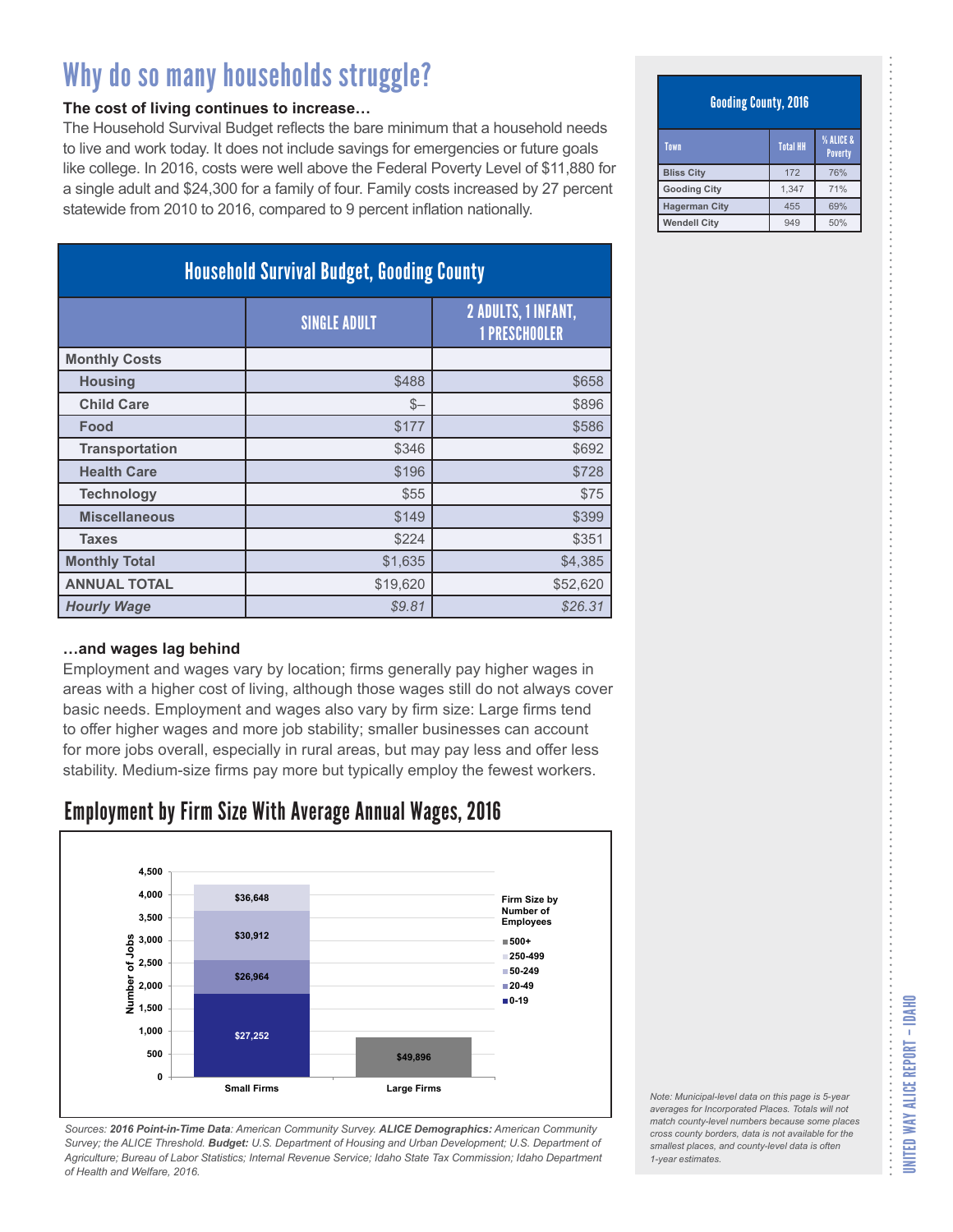# Why do so many households struggle?

**The cost of living continues to increase…**

The Household Survival Budget reflects the bare minimum that a household needs to live and work today. It does not include savings for emergencies or future goals like college. In 2016, costs were well above the Federal Poverty Level of $11,880 for a single adult and $24,300 for a family of four. Family costs increased by 27 percent statewide from 2010 to 2016, compared to 9 percent inflation nationally.

| Household Survival Budget, Gooding County | | |
|---|---|---|
| | SINGLE ADULT | 2 ADULTS, 1 INFANT, 1 PRESCHOOLER |
| **Monthly Costs** | | |
| Housing | $488 | $658 |
| Child Care | $– | $896 |
| Food | $177 | $586 |
| Transportation | $346 | $692 |
| Health Care | $196 | $728 |
| Technology | $55 | $75 |
| Miscellaneous | $149 | $399 |
| Taxes | $224 | $351 |
| **Monthly Total** | $1,635 | $4,385 |
| **ANNUAL TOTAL** | $19,620 | $52,620 |
| ***Hourly Wage*** | *$9.81* | *$26.31* |

**…and wages lag behind**

Employment and wages vary by location; firms generally pay higher wages in areas with a higher cost of living, although those wages still do not always cover basic needs. Employment and wages also vary by firm size: Large firms tend to offer higher wages and more job stability; smaller businesses can account for more jobs overall, especially in rural areas, but may pay less and offer less stability. Medium-size firms pay more but typically employ the fewest workers.

## Employment by Firm Size With Average Annual Wages, 2016

| Firm Size by Number of Employees | Small Firms (Avg. Annual Wage) | Large Firms (Avg. Annual Wage) |
|---|---|---|
| 0-19 | $27,252 | |
| 20-49 | $26,964 | |
| 50-249 | $30,912 | |
| 250-499 | $36,648 | |
| 500+ | | $49,896 |

*Sources: **2016 Point-in-Time Data**: American Community Survey. **ALICE Demographics:** American Community Survey; the ALICE Threshold. **Budget:** U.S. Department of Housing and Urban Development; U.S. Department of Agriculture; Bureau of Labor Statistics; Internal Revenue Service; Idaho State Tax Commission; Idaho Department of Health and Welfare, 2016.*

| Gooding County, 2016 | | |
|---|---|---|
| Town | Total HH | % ALICE & Poverty |
| Bliss City | 172 | 76% |
| Gooding City | 1,347 | 71% |
| Hagerman City | 455 | 69% |
| Wendell City | 949 | 50% |

*Note: Municipal-level data on this page is 5-year averages for Incorporated Places. Totals will not match county-level numbers because some places cross county borders, data is not available for the smallest places, and county-level data is often 1-year estimates.*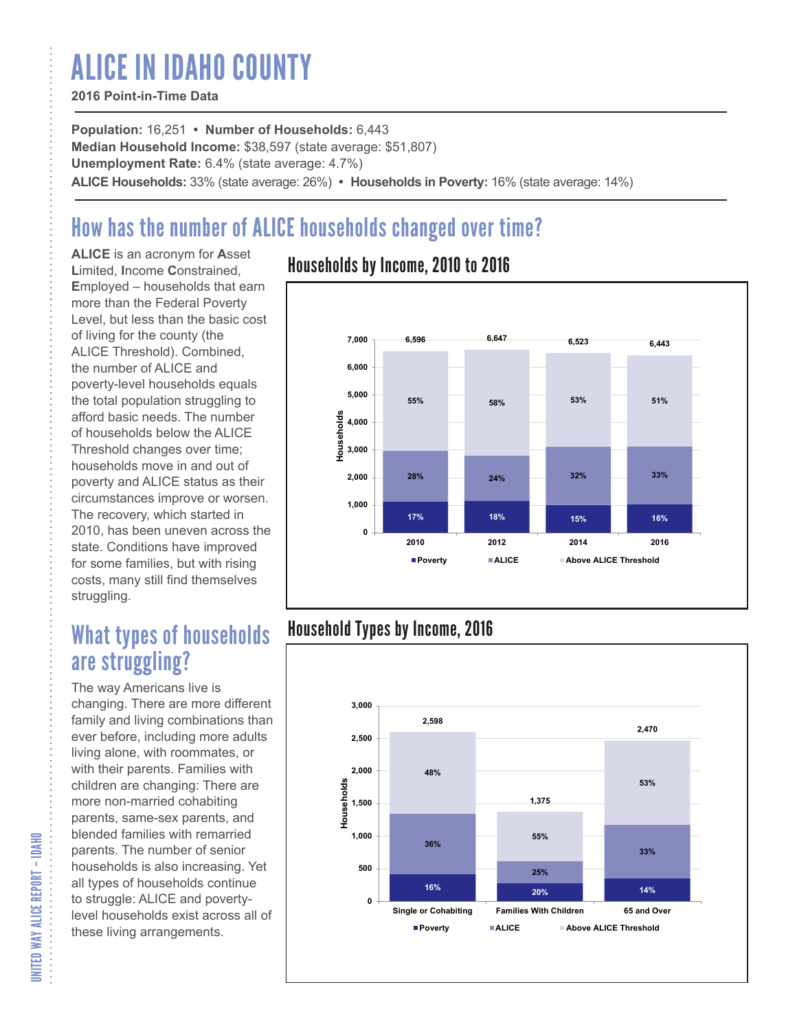# ALICE IN IDAHO COUNTY

**2016 Point-in-Time Data**

**Population:** 16,251 • **Number of Households:** 6,443
**Median Household Income:** $38,597 (state average: $51,807)
**Unemployment Rate:** 6.4% (state average: 4.7%)
**ALICE Households:** 33% (state average: 26%) • **Households in Poverty:** 16% (state average: 14%)

## How has the number of ALICE households changed over time?

**ALICE** is an acronym for **A**sset **L**imited, **I**ncome **C**onstrained, **E**mployed – households that earn more than the Federal Poverty Level, but less than the basic cost of living for the county (the ALICE Threshold). Combined, the number of ALICE and poverty-level households equals the total population struggling to afford basic needs. The number of households below the ALICE Threshold changes over time; households move in and out of poverty and ALICE status as their circumstances improve or worsen. The recovery, which started in 2010, has been uneven across the state. Conditions have improved for some families, but with rising costs, many still find themselves struggling.

### Households by Income, 2010 to 2016

| Year | Total Households | Poverty | ALICE | Above ALICE Threshold |
|---|---|---|---|---|
| 2010 | 6,596 | 17% | 28% | 55% |
| 2012 | 6,647 | 18% | 24% | 58% |
| 2014 | 6,523 | 15% | 32% | 53% |
| 2016 | 6,443 | 16% | 33% | 51% |

## What types of households are struggling?

The way Americans live is changing. There are more different family and living combinations than ever before, including more adults living alone, with roommates, or with their parents. Families with children are changing: There are more non-married cohabiting parents, same-sex parents, and blended families with remarried parents. The number of senior households is also increasing. Yet all types of households continue to struggle: ALICE and poverty-level households exist across all of these living arrangements.

### Household Types by Income, 2016

| Household Type | Total Households | Poverty | ALICE | Above ALICE Threshold |
|---|---|---|---|---|
| Single or Cohabiting | 2,598 | 16% | 36% | 48% |
| Families With Children | 1,375 | 20% | 25% | 55% |
| 65 and Over | 2,470 | 14% | 33% | 53% |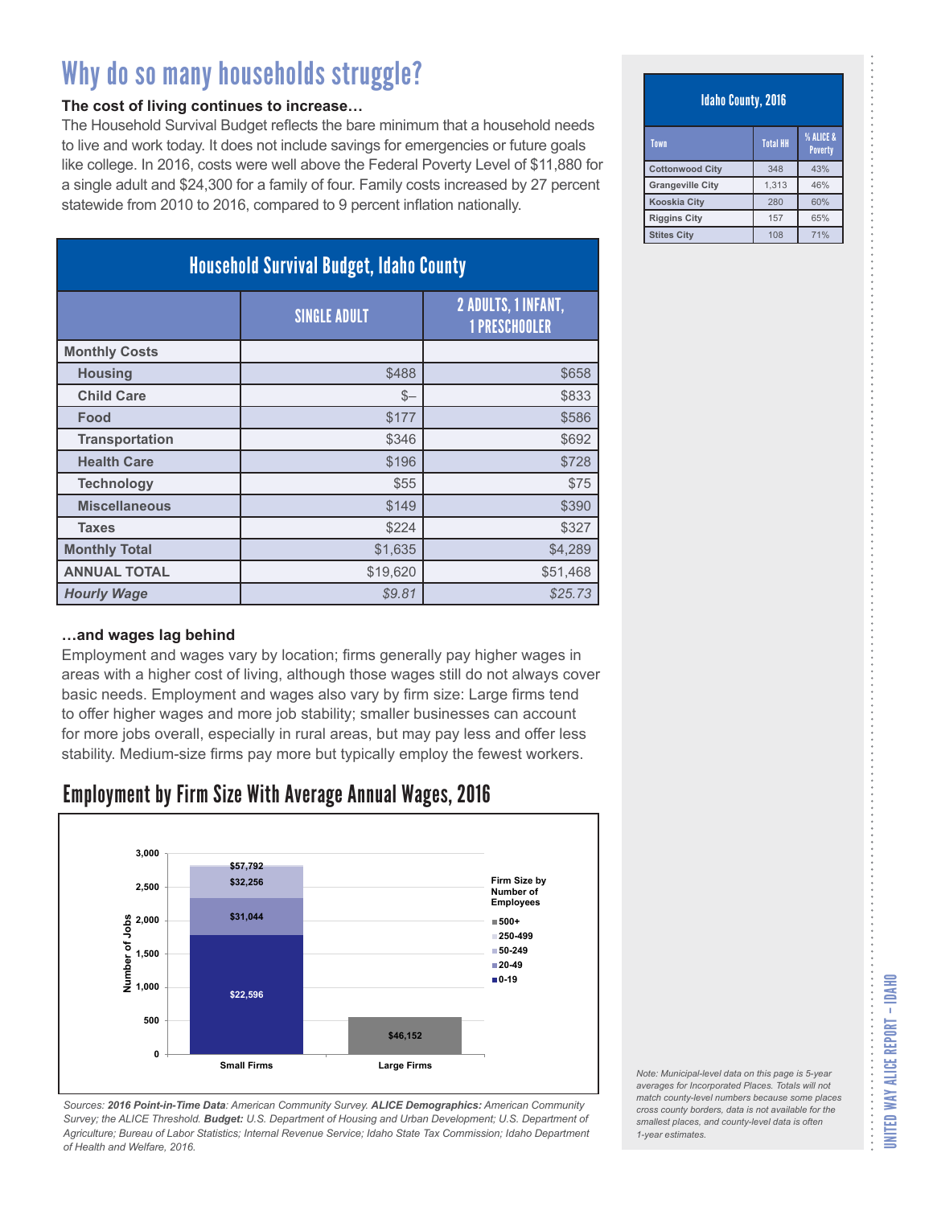# Why do so many households struggle?

**The cost of living continues to increase…**

The Household Survival Budget reflects the bare minimum that a household needs to live and work today. It does not include savings for emergencies or future goals like college. In 2016, costs were well above the Federal Poverty Level of $11,880 for a single adult and $24,300 for a family of four. Family costs increased by 27 percent statewide from 2010 to 2016, compared to 9 percent inflation nationally.

| Household Survival Budget, Idaho County | | |
|---|---|---|
| | SINGLE ADULT | 2 ADULTS, 1 INFANT, 1 PRESCHOOLER |
| **Monthly Costs** | | |
| **Housing** | $488 | $658 |
| **Child Care** | $– | $833 |
| **Food** | $177 | $586 |
| **Transportation** | $346 | $692 |
| **Health Care** | $196 | $728 |
| **Technology** | $55 | $75 |
| **Miscellaneous** | $149 | $390 |
| **Taxes** | $224 | $327 |
| **Monthly Total** | $1,635 | $4,289 |
| **ANNUAL TOTAL** | $19,620 | $51,468 |
| ***Hourly Wage*** | *$9.81* | *$25.73* |

**…and wages lag behind**

Employment and wages vary by location; firms generally pay higher wages in areas with a higher cost of living, although those wages still do not always cover basic needs. Employment and wages also vary by firm size: Large firms tend to offer higher wages and more job stability; smaller businesses can account for more jobs overall, especially in rural areas, but may pay less and offer less stability. Medium-size firms pay more but typically employ the fewest workers.

## Employment by Firm Size With Average Annual Wages, 2016

| Firm Size by Number of Employees | Small Firms | Large Firms |
|---|---|---|
| 0-19 | $22,596 | |
| 20-49 | $31,044 | |
| 50-249 | $32,256 | |
| 250-499 | $57,792 | |
| 500+ | | $46,152 |

*Sources: **2016 Point-in-Time Data**: American Community Survey. **ALICE Demographics:** American Community Survey; the ALICE Threshold. **Budget:** U.S. Department of Housing and Urban Development; U.S. Department of Agriculture; Bureau of Labor Statistics; Internal Revenue Service; Idaho State Tax Commission; Idaho Department of Health and Welfare, 2016.*

| Idaho County, 2016 | | |
|---|---|---|
| Town | Total HH | % ALICE & Poverty |
| Cottonwood City | 348 | 43% |
| Grangeville City | 1,313 | 46% |
| Kooskia City | 280 | 60% |
| Riggins City | 157 | 65% |
| Stites City | 108 | 71% |

*Note: Municipal-level data on this page is 5-year averages for Incorporated Places. Totals will not match county-level numbers because some places cross county borders, data is not available for the smallest places, and county-level data is often 1-year estimates.*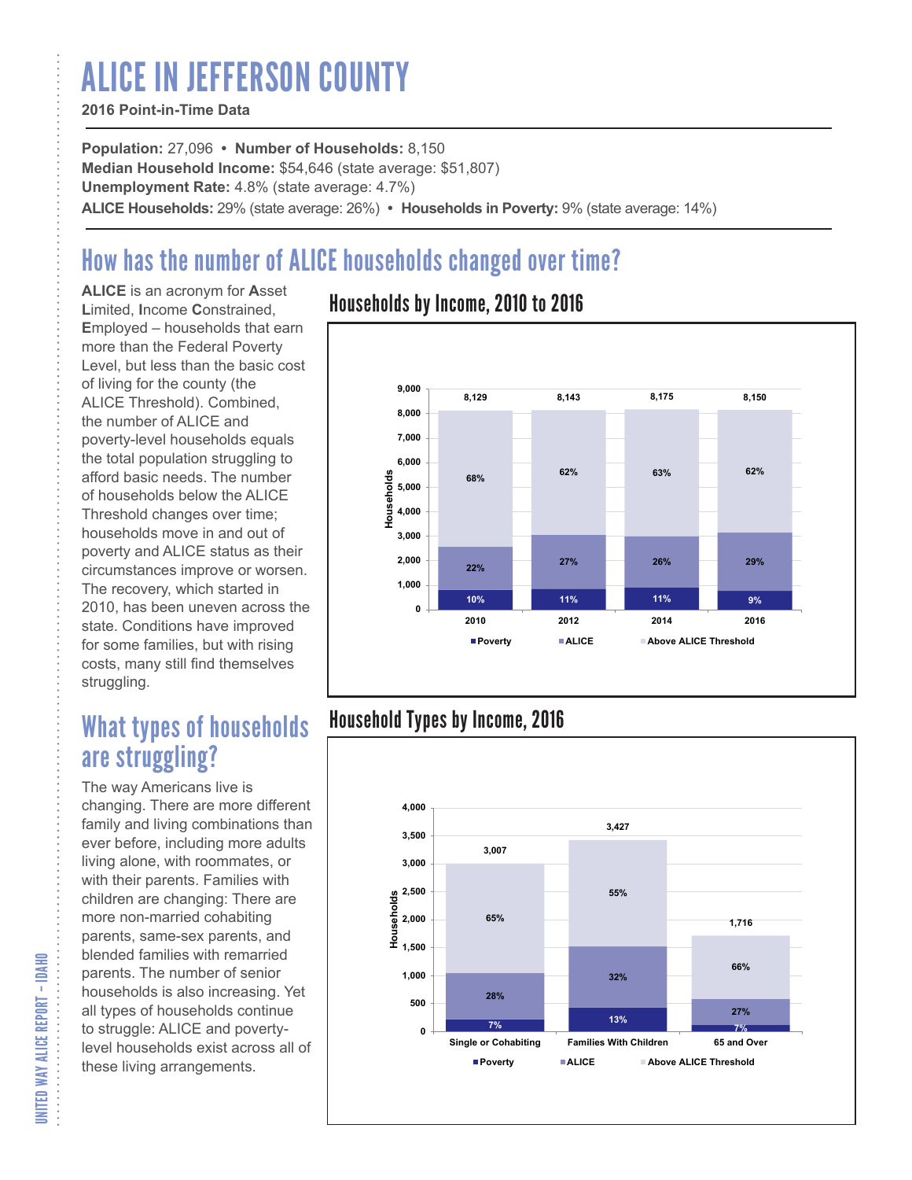# ALICE IN JEFFERSON COUNTY

**2016 Point-in-Time Data**

**Population:** 27,096 • **Number of Households:** 8,150
**Median Household Income:** $54,646 (state average: $51,807)
**Unemployment Rate:** 4.8% (state average: 4.7%)
**ALICE Households:** 29% (state average: 26%) • **Households in Poverty:** 9% (state average: 14%)

## How has the number of ALICE households changed over time?

**ALICE** is an acronym for **A**sset **L**imited, **I**ncome **C**onstrained, **E**mployed – households that earn more than the Federal Poverty Level, but less than the basic cost of living for the county (the ALICE Threshold). Combined, the number of ALICE and poverty-level households equals the total population struggling to afford basic needs. The number of households below the ALICE Threshold changes over time; households move in and out of poverty and ALICE status as their circumstances improve or worsen. The recovery, which started in 2010, has been uneven across the state. Conditions have improved for some families, but with rising costs, many still find themselves struggling.

### Households by Income, 2010 to 2016

| Year | Total Households | Poverty | ALICE | Above ALICE Threshold |
|---|---|---|---|---|
| 2010 | 8,129 | 10% | 22% | 68% |
| 2012 | 8,143 | 11% | 27% | 62% |
| 2014 | 8,175 | 11% | 26% | 63% |
| 2016 | 8,150 | 9% | 29% | 62% |

## What types of households are struggling?

The way Americans live is changing. There are more different family and living combinations than ever before, including more adults living alone, with roommates, or with their parents. Families with children are changing: There are more non-married cohabiting parents, same-sex parents, and blended families with remarried parents. The number of senior households is also increasing. Yet all types of households continue to struggle: ALICE and poverty-level households exist across all of these living arrangements.

### Household Types by Income, 2016

| Household Type | Total Households | Poverty | ALICE | Above ALICE Threshold |
|---|---|---|---|---|
| Single or Cohabiting | 3,007 | 7% | 28% | 65% |
| Families With Children | 3,427 | 13% | 32% | 55% |
| 65 and Over | 1,716 | 7% | 27% | 66% |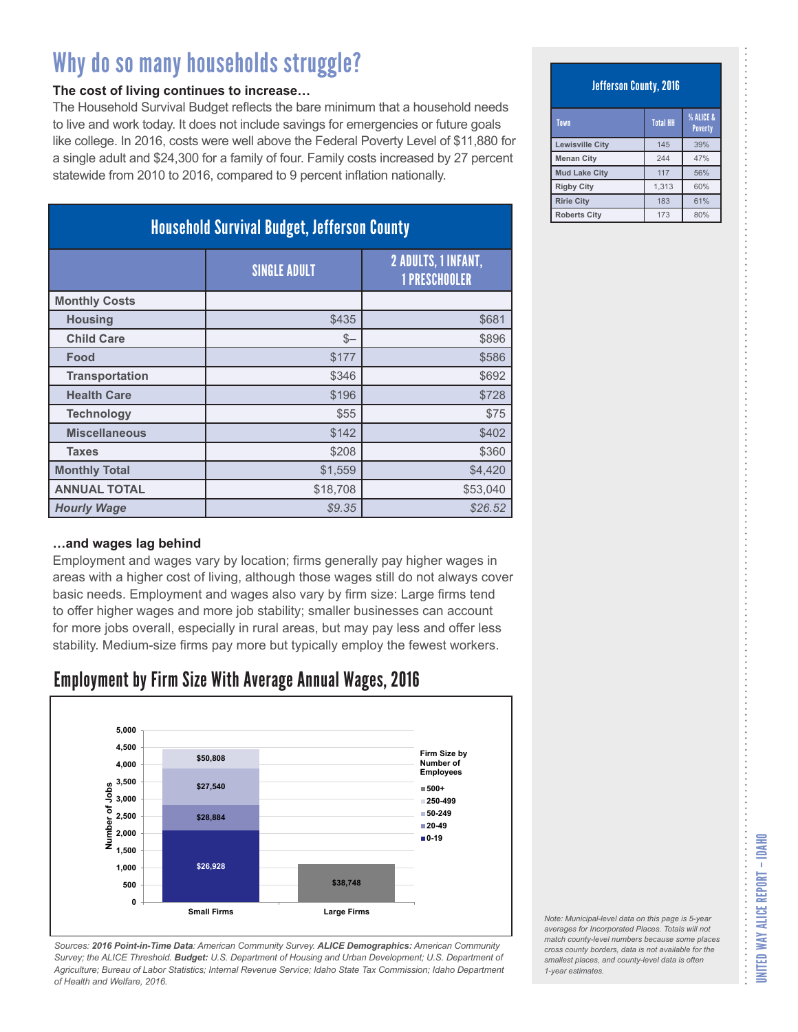# Why do so many households struggle?

**The cost of living continues to increase…**

The Household Survival Budget reflects the bare minimum that a household needs to live and work today. It does not include savings for emergencies or future goals like college. In 2016, costs were well above the Federal Poverty Level of $11,880 for a single adult and $24,300 for a family of four. Family costs increased by 27 percent statewide from 2010 to 2016, compared to 9 percent inflation nationally.

## Household Survival Budget, Jefferson County

| | SINGLE ADULT | 2 ADULTS, 1 INFANT, 1 PRESCHOOLER |
|---|---|---|
| **Monthly Costs** | | |
| **Housing** | $435 | $681 |
| **Child Care** | $– | $896 |
| **Food** | $177 | $586 |
| **Transportation** | $346 | $692 |
| **Health Care** | $196 | $728 |
| **Technology** | $55 | $75 |
| **Miscellaneous** | $142 | $402 |
| **Taxes** | $208 | $360 |
| **Monthly Total** | $1,559 | $4,420 |
| **ANNUAL TOTAL** | $18,708 | $53,040 |
| ***Hourly Wage*** | *$9.35* | *$26.52* |

**…and wages lag behind**

Employment and wages vary by location; firms generally pay higher wages in areas with a higher cost of living, although those wages still do not always cover basic needs. Employment and wages also vary by firm size: Large firms tend to offer higher wages and more job stability; smaller businesses can account for more jobs overall, especially in rural areas, but may pay less and offer less stability. Medium-size firms pay more but typically employ the fewest workers.

## Employment by Firm Size With Average Annual Wages, 2016

| Firm Size by Number of Employees | Category | Average Annual Wage |
|---|---|---|
| 0-19 | Small Firms | $26,928 |
| 20-49 | Small Firms | $28,884 |
| 50-249 | Small Firms | $27,540 |
| 250-499 | Small Firms | $50,808 |
| 500+ | Large Firms | $38,748 |

*Sources:* ***2016 Point-in-Time Data****: American Community Survey.* ***ALICE Demographics:*** *American Community Survey; the ALICE Threshold.* ***Budget:*** *U.S. Department of Housing and Urban Development; U.S. Department of Agriculture; Bureau of Labor Statistics; Internal Revenue Service; Idaho State Tax Commission; Idaho Department of Health and Welfare, 2016.*

## Jefferson County, 2016

| Town | Total HH | % ALICE & Poverty |
|---|---|---|
| Lewisville City | 145 | 39% |
| Menan City | 244 | 47% |
| Mud Lake City | 117 | 56% |
| Rigby City | 1,313 | 60% |
| Ririe City | 183 | 61% |
| Roberts City | 173 | 80% |

*Note: Municipal-level data on this page is 5-year averages for Incorporated Places. Totals will not match county-level numbers because some places cross county borders, data is not available for the smallest places, and county-level data is often 1-year estimates.*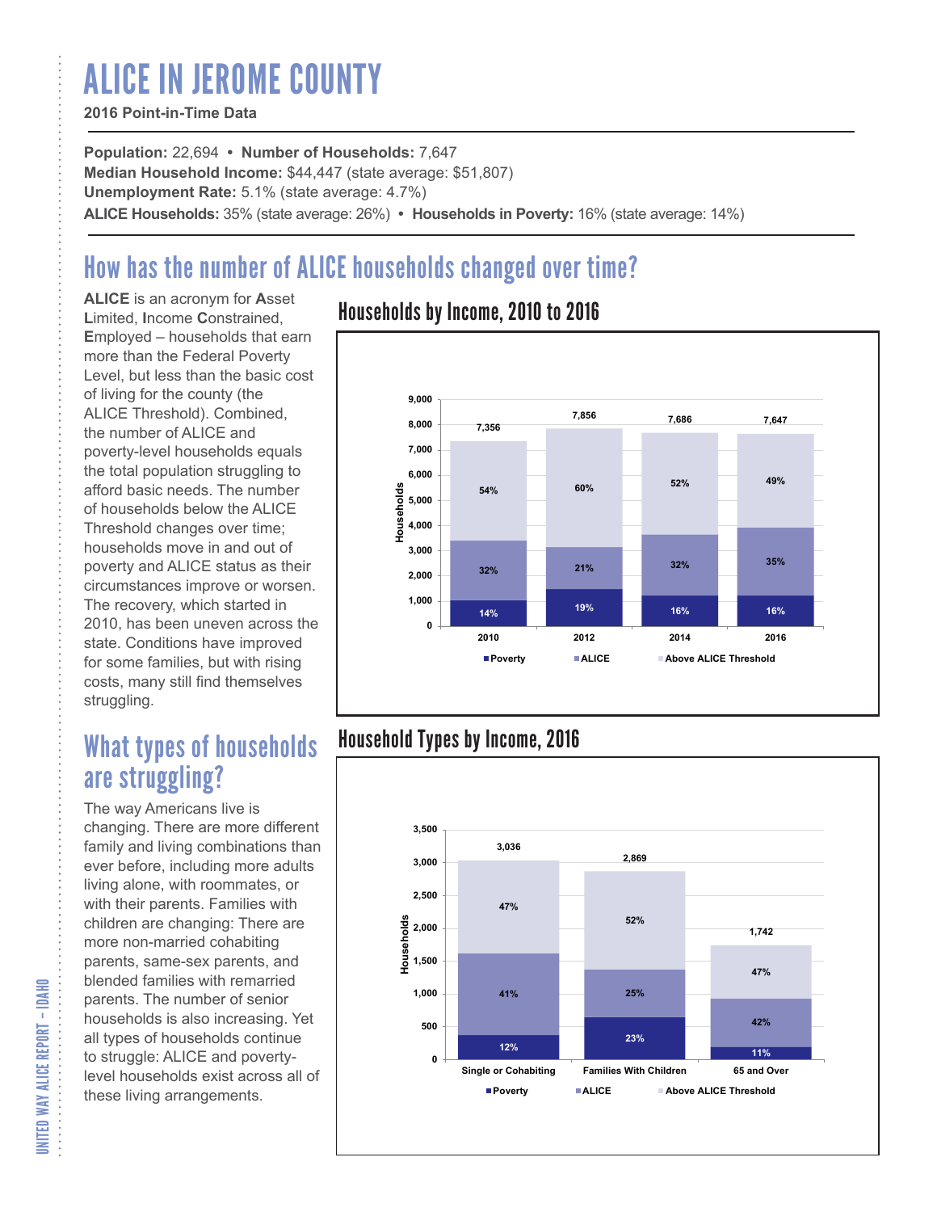# ALICE IN JEROME COUNTY

**2016 Point-in-Time Data**

**Population:** 22,694 • **Number of Households:** 7,647
**Median Household Income:** $44,447 (state average: $51,807)
**Unemployment Rate:** 5.1% (state average: 4.7%)
**ALICE Households:** 35% (state average: 26%) • **Households in Poverty:** 16% (state average: 14%)

## How has the number of ALICE households changed over time?

**ALICE** is an acronym for **A**sset **L**imited, **I**ncome **C**onstrained, **E**mployed – households that earn more than the Federal Poverty Level, but less than the basic cost of living for the county (the ALICE Threshold). Combined, the number of ALICE and poverty-level households equals the total population struggling to afford basic needs. The number of households below the ALICE Threshold changes over time; households move in and out of poverty and ALICE status as their circumstances improve or worsen. The recovery, which started in 2010, has been uneven across the state. Conditions have improved for some families, but with rising costs, many still find themselves struggling.

### Households by Income, 2010 to 2016

| Year | Total Households | Poverty | ALICE | Above ALICE Threshold |
|---|---|---|---|---|
| 2010 | 7,356 | 14% | 32% | 54% |
| 2012 | 7,856 | 19% | 21% | 60% |
| 2014 | 7,686 | 16% | 32% | 52% |
| 2016 | 7,647 | 16% | 35% | 49% |

## What types of households are struggling?

The way Americans live is changing. There are more different family and living combinations than ever before, including more adults living alone, with roommates, or with their parents. Families with children are changing: There are more non-married cohabiting parents, same-sex parents, and blended families with remarried parents. The number of senior households is also increasing. Yet all types of households continue to struggle: ALICE and poverty-level households exist across all of these living arrangements.

### Household Types by Income, 2016

| Household Type | Total Households | Poverty | ALICE | Above ALICE Threshold |
|---|---|---|---|---|
| Single or Cohabiting | 3,036 | 12% | 41% | 47% |
| Families With Children | 2,869 | 23% | 25% | 52% |
| 65 and Over | 1,742 | 11% | 42% | 47% |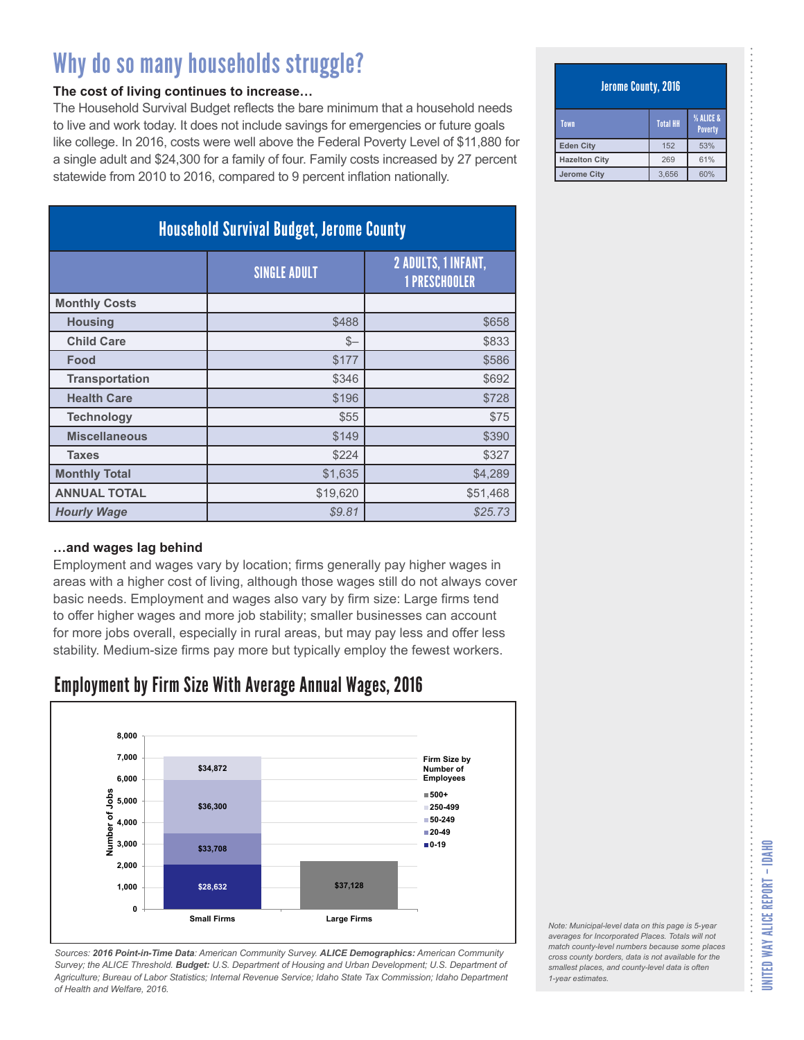# Why do so many households struggle?

**The cost of living continues to increase…**

The Household Survival Budget reflects the bare minimum that a household needs to live and work today. It does not include savings for emergencies or future goals like college. In 2016, costs were well above the Federal Poverty Level of $11,880 for a single adult and $24,300 for a family of four. Family costs increased by 27 percent statewide from 2010 to 2016, compared to 9 percent inflation nationally.

| Household Survival Budget, Jerome County | | |
|---|---|---|
| | SINGLE ADULT | 2 ADULTS, 1 INFANT, 1 PRESCHOOLER |
| **Monthly Costs** | | |
| **Housing** | $488 | $658 |
| **Child Care** | $– | $833 |
| **Food** | $177 | $586 |
| **Transportation** | $346 | $692 |
| **Health Care** | $196 | $728 |
| **Technology** | $55 | $75 |
| **Miscellaneous** | $149 | $390 |
| **Taxes** | $224 | $327 |
| **Monthly Total** | $1,635 | $4,289 |
| **ANNUAL TOTAL** | $19,620 | $51,468 |
| ***Hourly Wage*** | *$9.81* | *$25.73* |

**…and wages lag behind**

Employment and wages vary by location; firms generally pay higher wages in areas with a higher cost of living, although those wages still do not always cover basic needs. Employment and wages also vary by firm size: Large firms tend to offer higher wages and more job stability; smaller businesses can account for more jobs overall, especially in rural areas, but may pay less and offer less stability. Medium-size firms pay more but typically employ the fewest workers.

## Employment by Firm Size With Average Annual Wages, 2016

| Firm Size by Number of Employees | Approx. Number of Jobs | Average Annual Wage |
|---|---|---|
| Small Firms: 0-19 | ~2,050 | $28,632 |
| Small Firms: 20-49 | ~1,450 | $33,708 |
| Small Firms: 50-249 | ~2,450 | $36,300 |
| Small Firms: 250-499 | ~1,100 | $34,872 |
| Large Firms: 500+ | ~2,200 | $37,128 |

*Sources:* ***2016 Point-in-Time Data****: American Community Survey.* ***ALICE Demographics:*** *American Community Survey; the ALICE Threshold.* ***Budget:*** *U.S. Department of Housing and Urban Development; U.S. Department of Agriculture; Bureau of Labor Statistics; Internal Revenue Service; Idaho State Tax Commission; Idaho Department of Health and Welfare, 2016.*

| Jerome County, 2016 | | |
|---|---|---|
| Town | Total HH | % ALICE & Poverty |
| **Eden City** | 152 | 53% |
| **Hazelton City** | 269 | 61% |
| **Jerome City** | 3,656 | 60% |

*Note: Municipal-level data on this page is 5-year averages for Incorporated Places. Totals will not match county-level numbers because some places cross county borders, data is not available for the smallest places, and county-level data is often 1-year estimates.*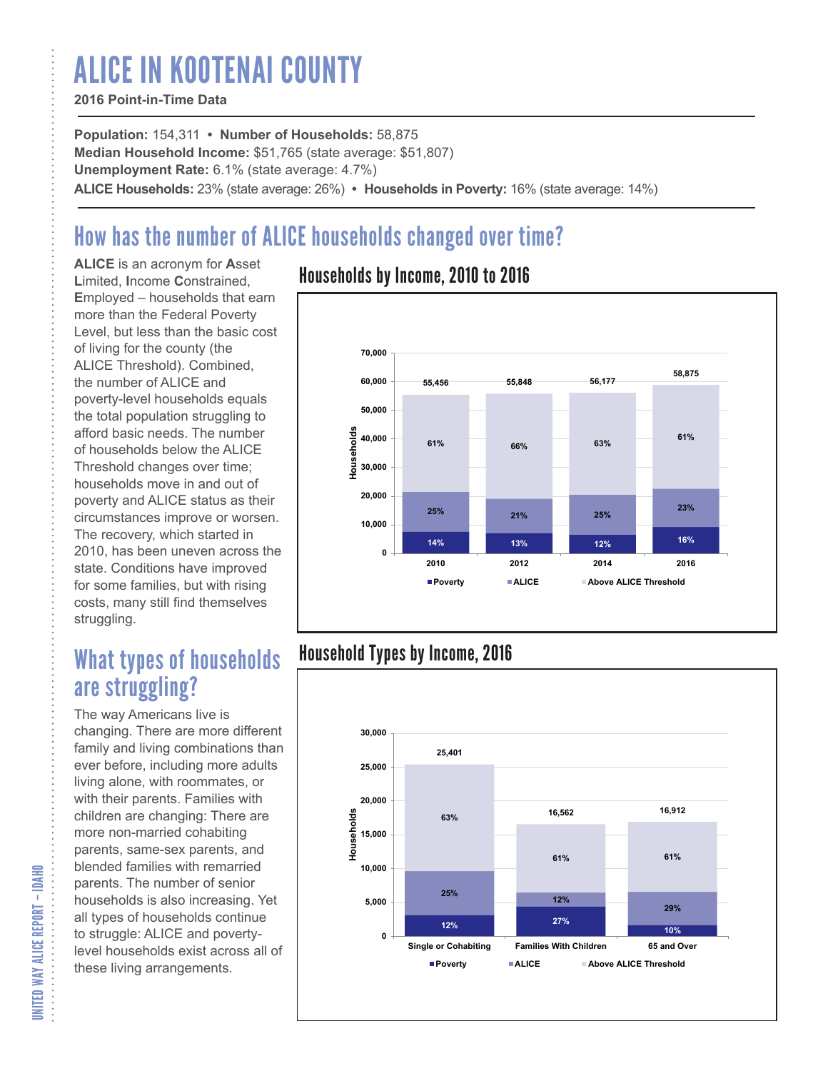# ALICE IN KOOTENAI COUNTY

**2016 Point-in-Time Data**

**Population:** 154,311 • **Number of Households:** 58,875
**Median Household Income:** $51,765 (state average: $51,807)
**Unemployment Rate:** 6.1% (state average: 4.7%)
**ALICE Households:** 23% (state average: 26%) • **Households in Poverty:** 16% (state average: 14%)

## How has the number of ALICE households changed over time?

**ALICE** is an acronym for **A**sset **L**imited, **I**ncome **C**onstrained, **E**mployed – households that earn more than the Federal Poverty Level, but less than the basic cost of living for the county (the ALICE Threshold). Combined, the number of ALICE and poverty-level households equals the total population struggling to afford basic needs. The number of households below the ALICE Threshold changes over time; households move in and out of poverty and ALICE status as their circumstances improve or worsen. The recovery, which started in 2010, has been uneven across the state. Conditions have improved for some families, but with rising costs, many still find themselves struggling.

### Households by Income, 2010 to 2016

| Year | Total Households | Poverty | ALICE | Above ALICE Threshold |
|---|---|---|---|---|
| 2010 | 55,456 | 14% | 25% | 61% |
| 2012 | 55,848 | 13% | 21% | 66% |
| 2014 | 56,177 | 12% | 25% | 63% |
| 2016 | 58,875 | 16% | 23% | 61% |

## What types of households are struggling?

The way Americans live is changing. There are more different family and living combinations than ever before, including more adults living alone, with roommates, or with their parents. Families with children are changing: There are more non-married cohabiting parents, same-sex parents, and blended families with remarried parents. The number of senior households is also increasing. Yet all types of households continue to struggle: ALICE and poverty-level households exist across all of these living arrangements.

### Household Types by Income, 2016

| Household Type | Total Households | Poverty | ALICE | Above ALICE Threshold |
|---|---|---|---|---|
| Single or Cohabiting | 25,401 | 12% | 25% | 63% |
| Families With Children | 16,562 | 27% | 12% | 61% |
| 65 and Over | 16,912 | 10% | 29% | 61% |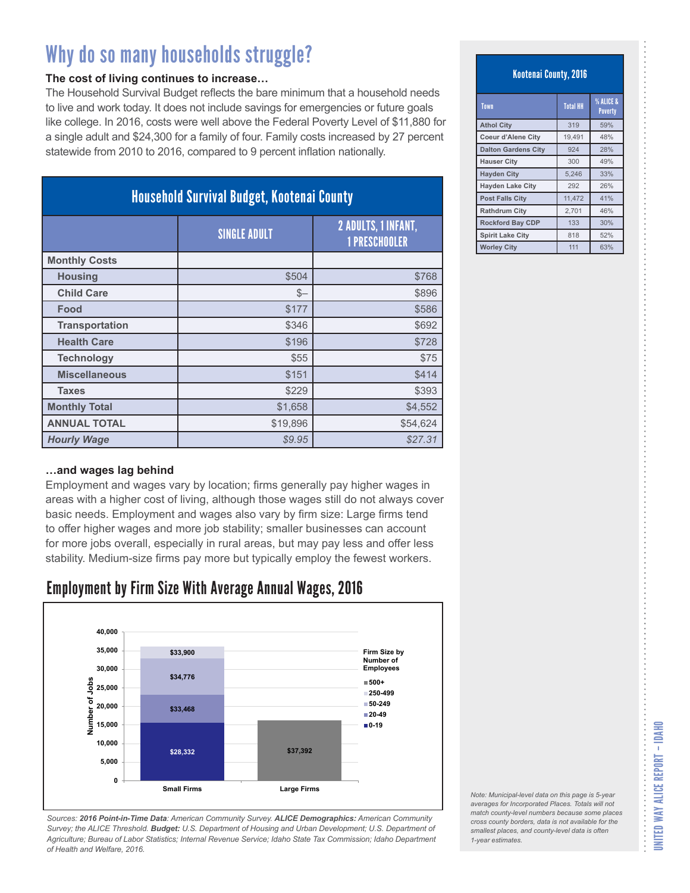# Why do so many households struggle?

**The cost of living continues to increase…**

The Household Survival Budget reflects the bare minimum that a household needs to live and work today. It does not include savings for emergencies or future goals like college. In 2016, costs were well above the Federal Poverty Level of $11,880 for a single adult and $24,300 for a family of four. Family costs increased by 27 percent statewide from 2010 to 2016, compared to 9 percent inflation nationally.

## Household Survival Budget, Kootenai County

| | SINGLE ADULT | 2 ADULTS, 1 INFANT, 1 PRESCHOOLER |
|---|---|---|
| **Monthly Costs** | | |
| **Housing** | $504 | $768 |
| **Child Care** | $– | $896 |
| **Food** | $177 | $586 |
| **Transportation** | $346 | $692 |
| **Health Care** | $196 | $728 |
| **Technology** | $55 | $75 |
| **Miscellaneous** | $151 | $414 |
| **Taxes** | $229 | $393 |
| **Monthly Total** | $1,658 | $4,552 |
| **ANNUAL TOTAL** | $19,896 | $54,624 |
| ***Hourly Wage*** | *$9.95* | *$27.31* |

**…and wages lag behind**

Employment and wages vary by location; firms generally pay higher wages in areas with a higher cost of living, although those wages still do not always cover basic needs. Employment and wages also vary by firm size: Large firms tend to offer higher wages and more job stability; smaller businesses can account for more jobs overall, especially in rural areas, but may pay less and offer less stability. Medium-size firms pay more but typically employ the fewest workers.

## Employment by Firm Size With Average Annual Wages, 2016

| Firm Size by Number of Employees | Average Annual Wage |
|---|---|
| Small Firms: 0-19 | $28,332 |
| Small Firms: 20-49 | $33,468 |
| Small Firms: 50-249 | $34,776 |
| Small Firms: 250-499 | $33,900 |
| Large Firms: 500+ | $37,392 |

*Sources:* ***2016 Point-in-Time Data****: American Community Survey.* ***ALICE Demographics:*** *American Community Survey; the ALICE Threshold.* ***Budget:*** *U.S. Department of Housing and Urban Development; U.S. Department of Agriculture; Bureau of Labor Statistics; Internal Revenue Service; Idaho State Tax Commission; Idaho Department of Health and Welfare, 2016.*

## Kootenai County, 2016

| Town | Total HH | % ALICE & Poverty |
|---|---|---|
| Athol City | 319 | 59% |
| Coeur d'Alene City | 19,491 | 48% |
| Dalton Gardens City | 924 | 28% |
| Hauser City | 300 | 49% |
| Hayden City | 5,246 | 33% |
| Hayden Lake City | 292 | 26% |
| Post Falls City | 11,472 | 41% |
| Rathdrum City | 2,701 | 46% |
| Rockford Bay CDP | 133 | 30% |
| Spirit Lake City | 818 | 52% |
| Worley City | 111 | 63% |

*Note: Municipal-level data on this page is 5-year averages for Incorporated Places. Totals will not match county-level numbers because some places cross county borders, data is not available for the smallest places, and county-level data is often 1-year estimates.*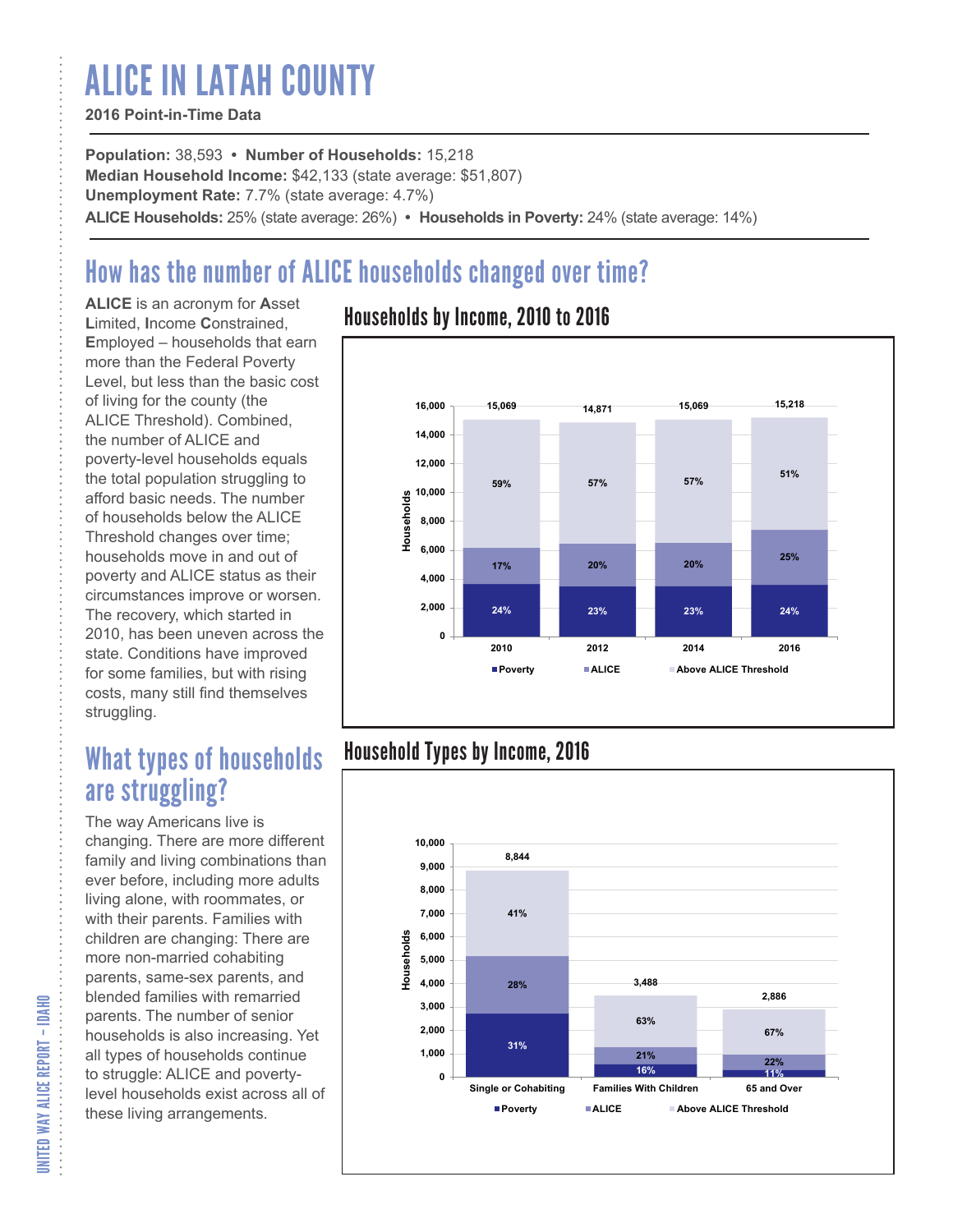# ALICE IN LATAH COUNTY

**2016 Point-in-Time Data**

**Population:** 38,593 • **Number of Households:** 15,218
**Median Household Income:** $42,133 (state average: $51,807)
**Unemployment Rate:** 7.7% (state average: 4.7%)
**ALICE Households:** 25% (state average: 26%) • **Households in Poverty:** 24% (state average: 14%)

## How has the number of ALICE households changed over time?

**ALICE** is an acronym for **A**sset **L**imited, **I**ncome **C**onstrained, **E**mployed – households that earn more than the Federal Poverty Level, but less than the basic cost of living for the county (the ALICE Threshold). Combined, the number of ALICE and poverty-level households equals the total population struggling to afford basic needs. The number of households below the ALICE Threshold changes over time; households move in and out of poverty and ALICE status as their circumstances improve or worsen. The recovery, which started in 2010, has been uneven across the state. Conditions have improved for some families, but with rising costs, many still find themselves struggling.

### Households by Income, 2010 to 2016

| Year | Total Households | Poverty | ALICE | Above ALICE Threshold |
|---|---|---|---|---|
| 2010 | 15,069 | 24% | 17% | 59% |
| 2012 | 14,871 | 23% | 20% | 57% |
| 2014 | 15,069 | 23% | 20% | 57% |
| 2016 | 15,218 | 24% | 25% | 51% |

## What types of households are struggling?

The way Americans live is changing. There are more different family and living combinations than ever before, including more adults living alone, with roommates, or with their parents. Families with children are changing: There are more non-married cohabiting parents, same-sex parents, and blended families with remarried parents. The number of senior households is also increasing. Yet all types of households continue to struggle: ALICE and poverty-level households exist across all of these living arrangements.

### Household Types by Income, 2016

| Household Type | Total Households | Poverty | ALICE | Above ALICE Threshold |
|---|---|---|---|---|
| Single or Cohabiting | 8,844 | 31% | 28% | 41% |
| Families With Children | 3,488 | 16% | 21% | 63% |
| 65 and Over | 2,886 | 11% | 22% | 67% |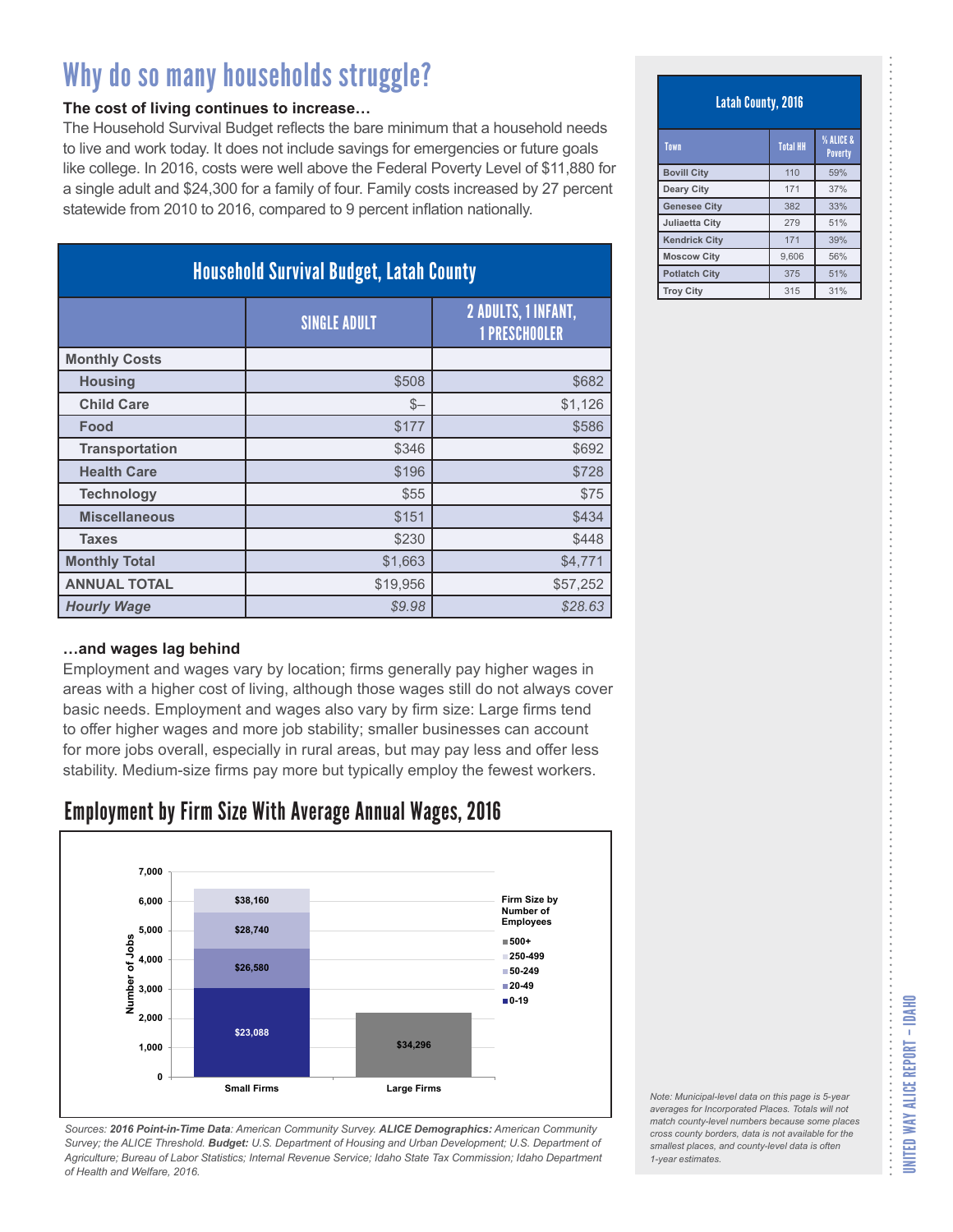# Why do so many households struggle?

**The cost of living continues to increase…**

The Household Survival Budget reflects the bare minimum that a household needs to live and work today. It does not include savings for emergencies or future goals like college. In 2016, costs were well above the Federal Poverty Level of $11,880 for a single adult and $24,300 for a family of four. Family costs increased by 27 percent statewide from 2010 to 2016, compared to 9 percent inflation nationally.

**Household Survival Budget, Latah County**

| | SINGLE ADULT | 2 ADULTS, 1 INFANT, 1 PRESCHOOLER |
|---|---|---|
| **Monthly Costs** | | |
| Housing | $508 | $682 |
| Child Care | $– | $1,126 |
| Food | $177 | $586 |
| Transportation | $346 | $692 |
| Health Care | $196 | $728 |
| Technology | $55 | $75 |
| Miscellaneous | $151 | $434 |
| Taxes | $230 | $448 |
| **Monthly Total** | $1,663 | $4,771 |
| **ANNUAL TOTAL** | $19,956 | $57,252 |
| ***Hourly Wage*** | *$9.98* | *$28.63* |

**…and wages lag behind**

Employment and wages vary by location; firms generally pay higher wages in areas with a higher cost of living, although those wages still do not always cover basic needs. Employment and wages also vary by firm size: Large firms tend to offer higher wages and more job stability; smaller businesses can account for more jobs overall, especially in rural areas, but may pay less and offer less stability. Medium-size firms pay more but typically employ the fewest workers.

## Employment by Firm Size With Average Annual Wages, 2016

| Firm Size by Number of Employees | Small Firms | Large Firms |
|---|---|---|
| 0-19 | $23,088 | |
| 20-49 | $26,580 | |
| 50-249 | $28,740 | |
| 250-499 | $38,160 | |
| 500+ | | $34,296 |

*Sources:* ***2016 Point-in-Time Data****: American Community Survey.* ***ALICE Demographics:*** *American Community Survey; the ALICE Threshold.* ***Budget:*** *U.S. Department of Housing and Urban Development; U.S. Department of Agriculture; Bureau of Labor Statistics; Internal Revenue Service; Idaho State Tax Commission; Idaho Department of Health and Welfare, 2016.*

**Latah County, 2016**

| Town | Total HH | % ALICE & Poverty |
|---|---|---|
| Bovill City | 110 | 59% |
| Deary City | 171 | 37% |
| Genesee City | 382 | 33% |
| Juliaetta City | 279 | 51% |
| Kendrick City | 171 | 39% |
| Moscow City | 9,606 | 56% |
| Potlatch City | 375 | 51% |
| Troy City | 315 | 31% |

*Note: Municipal-level data on this page is 5-year averages for Incorporated Places. Totals will not match county-level numbers because some places cross county borders, data is not available for the smallest places, and county-level data is often 1-year estimates.*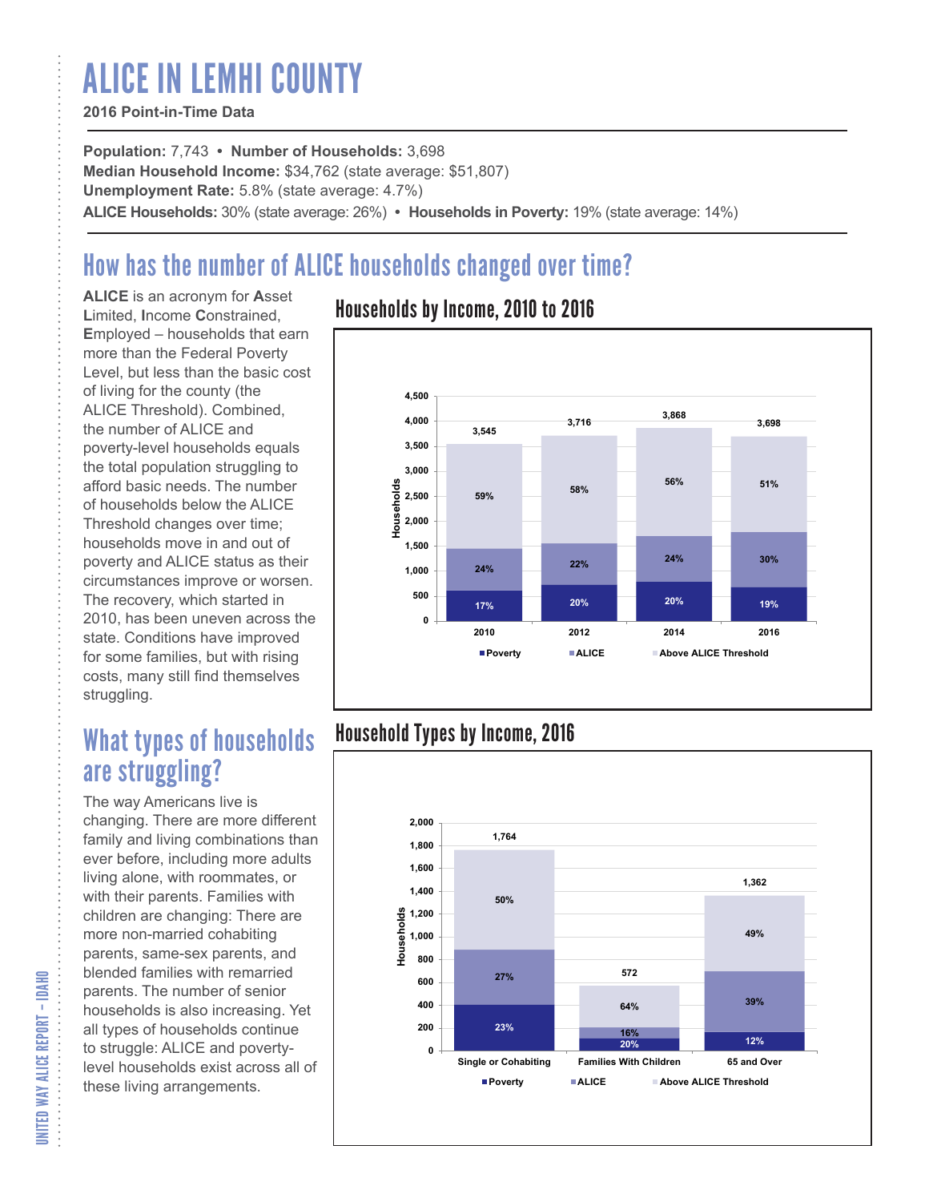# ALICE IN LEMHI COUNTY

**2016 Point-in-Time Data**

**Population:** 7,743 • **Number of Households:** 3,698
**Median Household Income:** $34,762 (state average: $51,807)
**Unemployment Rate:** 5.8% (state average: 4.7%)
**ALICE Households:** 30% (state average: 26%) • **Households in Poverty:** 19% (state average: 14%)

## How has the number of ALICE households changed over time?

**ALICE** is an acronym for **A**sset **L**imited, **I**ncome **C**onstrained, **E**mployed – households that earn more than the Federal Poverty Level, but less than the basic cost of living for the county (the ALICE Threshold). Combined, the number of ALICE and poverty-level households equals the total population struggling to afford basic needs. The number of households below the ALICE Threshold changes over time; households move in and out of poverty and ALICE status as their circumstances improve or worsen. The recovery, which started in 2010, has been uneven across the state. Conditions have improved for some families, but with rising costs, many still find themselves struggling.

### Households by Income, 2010 to 2016

| Year | Total Households | Poverty | ALICE | Above ALICE Threshold |
|---|---|---|---|---|
| 2010 | 3,545 | 17% | 24% | 59% |
| 2012 | 3,716 | 20% | 22% | 58% |
| 2014 | 3,868 | 20% | 24% | 56% |
| 2016 | 3,698 | 19% | 30% | 51% |

## What types of households are struggling?

The way Americans live is changing. There are more different family and living combinations than ever before, including more adults living alone, with roommates, or with their parents. Families with children are changing: There are more non-married cohabiting parents, same-sex parents, and blended families with remarried parents. The number of senior households is also increasing. Yet all types of households continue to struggle: ALICE and poverty-level households exist across all of these living arrangements.

### Household Types by Income, 2016

| Household Type | Total Households | Poverty | ALICE | Above ALICE Threshold |
|---|---|---|---|---|
| Single or Cohabiting | 1,764 | 23% | 27% | 50% |
| Families With Children | 572 | 20% | 16% | 64% |
| 65 and Over | 1,362 | 12% | 39% | 49% |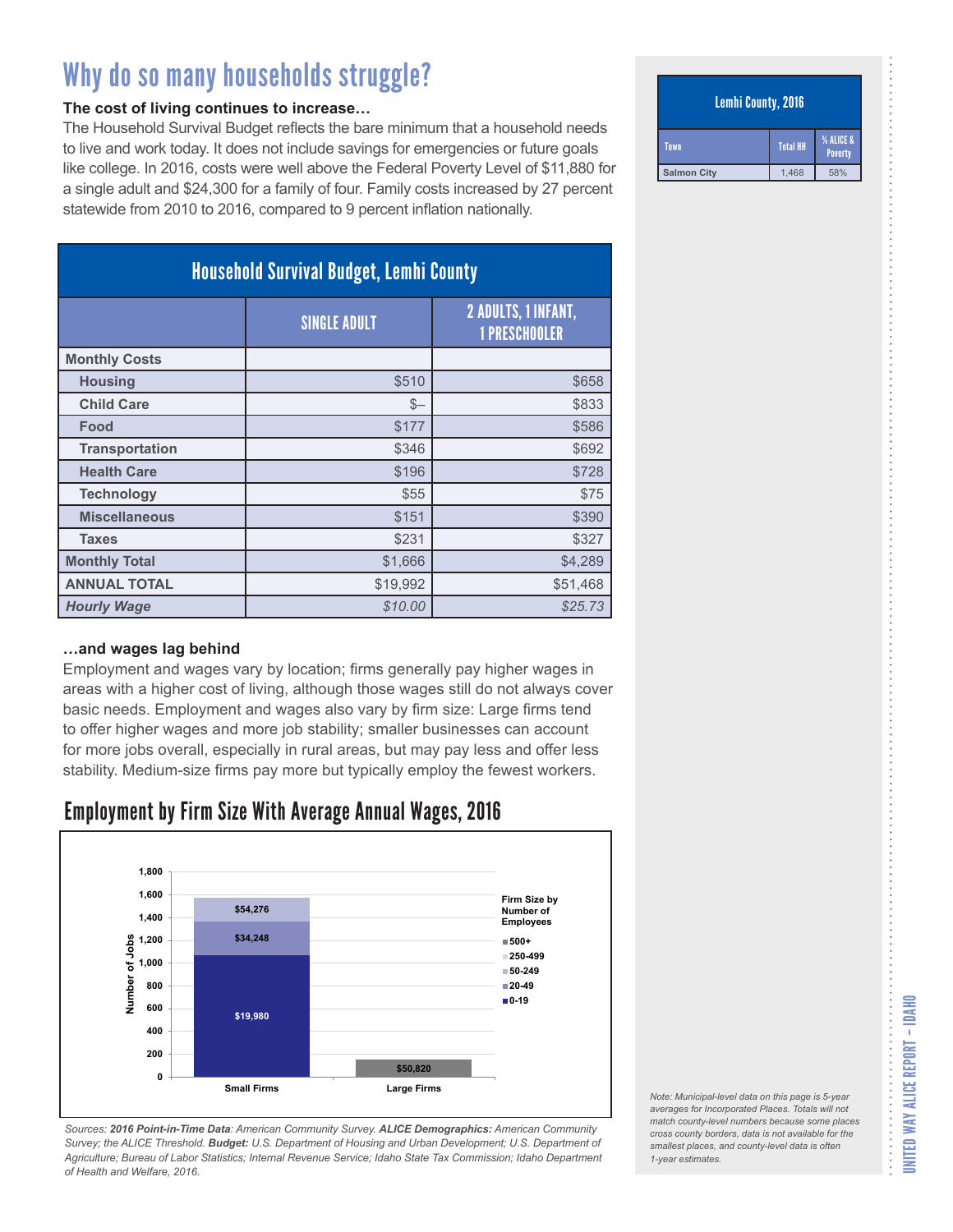# Why do so many households struggle?

**The cost of living continues to increase…**

The Household Survival Budget reflects the bare minimum that a household needs to live and work today. It does not include savings for emergencies or future goals like college. In 2016, costs were well above the Federal Poverty Level of $11,880 for a single adult and $24,300 for a family of four. Family costs increased by 27 percent statewide from 2010 to 2016, compared to 9 percent inflation nationally.

| Household Survival Budget, Lemhi County | | |
|---|---|---|
| | SINGLE ADULT | 2 ADULTS, 1 INFANT, 1 PRESCHOOLER |
| **Monthly Costs** | | |
| Housing | $510 | $658 |
| Child Care | $– | $833 |
| Food | $177 | $586 |
| Transportation | $346 | $692 |
| Health Care | $196 | $728 |
| Technology | $55 | $75 |
| Miscellaneous | $151 | $390 |
| Taxes | $231 | $327 |
| **Monthly Total** | $1,666 | $4,289 |
| **ANNUAL TOTAL** | $19,992 | $51,468 |
| ***Hourly Wage*** | *$10.00* | *$25.73* |

**…and wages lag behind**

Employment and wages vary by location; firms generally pay higher wages in areas with a higher cost of living, although those wages still do not always cover basic needs. Employment and wages also vary by firm size: Large firms tend to offer higher wages and more job stability; smaller businesses can account for more jobs overall, especially in rural areas, but may pay less and offer less stability. Medium-size firms pay more but typically employ the fewest workers.

## Employment by Firm Size With Average Annual Wages, 2016

| Firm Size by Number of Employees | Small Firms | Large Firms |
|---|---|---|
| 0-19 | $19,980 | |
| 20-49 | $34,248 | |
| 50-249 | $54,276 | |
| 500+ | | $50,820 |

*Sources: **2016 Point-in-Time Data**: American Community Survey. **ALICE Demographics:** American Community Survey; the ALICE Threshold. **Budget:** U.S. Department of Housing and Urban Development; U.S. Department of Agriculture; Bureau of Labor Statistics; Internal Revenue Service; Idaho State Tax Commission; Idaho Department of Health and Welfare, 2016.*

| Lemhi County, 2016 | | |
|---|---|---|
| Town | Total HH | % ALICE & Poverty |
| Salmon City | 1,468 | 58% |

*Note: Municipal-level data on this page is 5-year averages for Incorporated Places. Totals will not match county-level numbers because some places cross county borders, data is not available for the smallest places, and county-level data is often 1-year estimates.*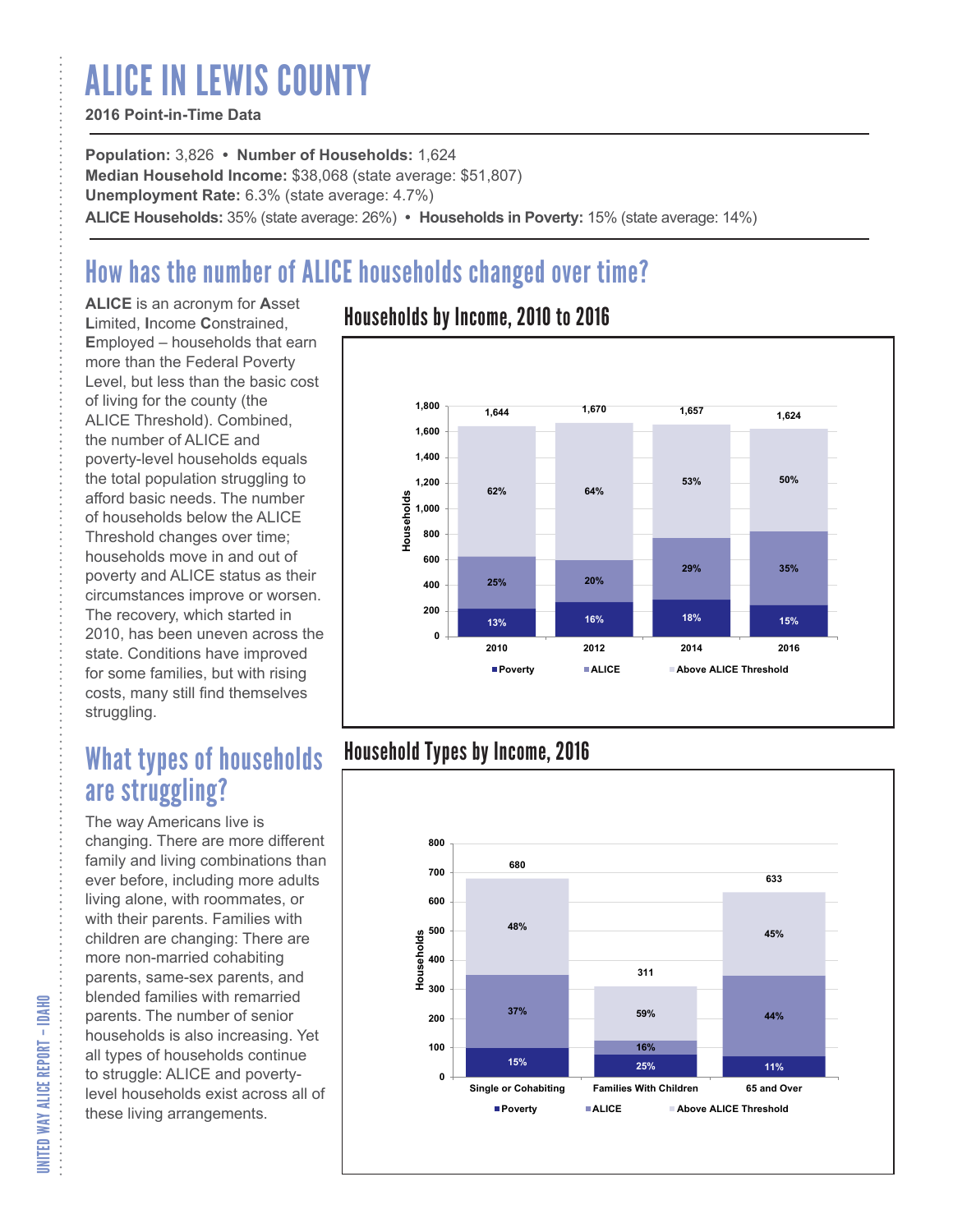# ALICE IN LEWIS COUNTY

**2016 Point-in-Time Data**

**Population:** 3,826 • **Number of Households:** 1,624
**Median Household Income:** $38,068 (state average: $51,807)
**Unemployment Rate:** 6.3% (state average: 4.7%)
**ALICE Households:** 35% (state average: 26%) • **Households in Poverty:** 15% (state average: 14%)

## How has the number of ALICE households changed over time?

**ALICE** is an acronym for **A**sset **L**imited, **I**ncome **C**onstrained, **E**mployed – households that earn more than the Federal Poverty Level, but less than the basic cost of living for the county (the ALICE Threshold). Combined, the number of ALICE and poverty-level households equals the total population struggling to afford basic needs. The number of households below the ALICE Threshold changes over time; households move in and out of poverty and ALICE status as their circumstances improve or worsen. The recovery, which started in 2010, has been uneven across the state. Conditions have improved for some families, but with rising costs, many still find themselves struggling.

### Households by Income, 2010 to 2016

| Year | Total Households | Poverty | ALICE | Above ALICE Threshold |
|---|---|---|---|---|
| 2010 | 1,644 | 13% | 25% | 62% |
| 2012 | 1,670 | 16% | 20% | 64% |
| 2014 | 1,657 | 18% | 29% | 53% |
| 2016 | 1,624 | 15% | 35% | 50% |

## What types of households are struggling?

The way Americans live is changing. There are more different family and living combinations than ever before, including more adults living alone, with roommates, or with their parents. Families with children are changing: There are more non-married cohabiting parents, same-sex parents, and blended families with remarried parents. The number of senior households is also increasing. Yet all types of households continue to struggle: ALICE and poverty-level households exist across all of these living arrangements.

### Household Types by Income, 2016

| Household Type | Total Households | Poverty | ALICE | Above ALICE Threshold |
|---|---|---|---|---|
| Single or Cohabiting | 680 | 15% | 37% | 48% |
| Families With Children | 311 | 25% | 16% | 59% |
| 65 and Over | 633 | 11% | 44% | 45% |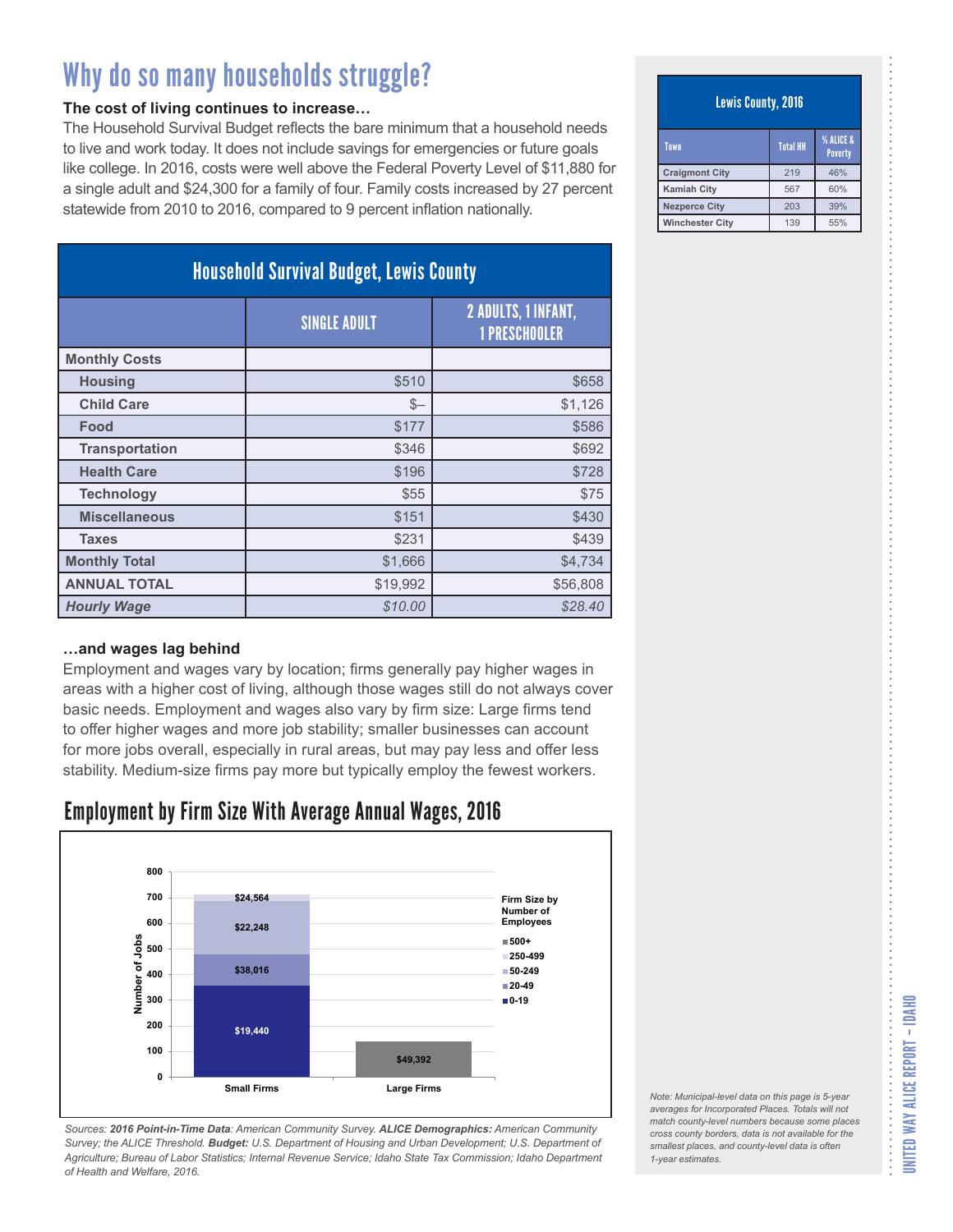# Why do so many households struggle?

**The cost of living continues to increase…**

The Household Survival Budget reflects the bare minimum that a household needs to live and work today. It does not include savings for emergencies or future goals like college. In 2016, costs were well above the Federal Poverty Level of $11,880 for a single adult and $24,300 for a family of four. Family costs increased by 27 percent statewide from 2010 to 2016, compared to 9 percent inflation nationally.

| Household Survival Budget, Lewis County | | |
|---|---|---|
| | SINGLE ADULT | 2 ADULTS, 1 INFANT, 1 PRESCHOOLER |
| **Monthly Costs** | | |
| **Housing** | $510 | $658 |
| **Child Care** | $– | $1,126 |
| **Food** | $177 | $586 |
| **Transportation** | $346 | $692 |
| **Health Care** | $196 | $728 |
| **Technology** | $55 | $75 |
| **Miscellaneous** | $151 | $430 |
| **Taxes** | $231 | $439 |
| **Monthly Total** | $1,666 | $4,734 |
| **ANNUAL TOTAL** | $19,992 | $56,808 |
| ***Hourly Wage*** | *$10.00* | *$28.40* |

**…and wages lag behind**

Employment and wages vary by location; firms generally pay higher wages in areas with a higher cost of living, although those wages still do not always cover basic needs. Employment and wages also vary by firm size: Large firms tend to offer higher wages and more job stability; smaller businesses can account for more jobs overall, especially in rural areas, but may pay less and offer less stability. Medium-size firms pay more but typically employ the fewest workers.

## Employment by Firm Size With Average Annual Wages, 2016

| Firm Size by Number of Employees | Small Firms (Average Annual Wage) | Large Firms (Average Annual Wage) |
|---|---|---|
| 500+ | | $49,392 |
| 250-499 | $24,564 | |
| 50-249 | $22,248 | |
| 20-49 | $38,016 | |
| 0-19 | $19,440 | |

*Sources: **2016 Point-in-Time Data**: American Community Survey. **ALICE Demographics:** American Community Survey; the ALICE Threshold. **Budget:** U.S. Department of Housing and Urban Development; U.S. Department of Agriculture; Bureau of Labor Statistics; Internal Revenue Service; Idaho State Tax Commission; Idaho Department of Health and Welfare, 2016.*

| Lewis County, 2016 | | |
|---|---|---|
| Town | Total HH | % ALICE & Poverty |
| **Craigmont City** | 219 | 46% |
| **Kamiah City** | 567 | 60% |
| **Nezperce City** | 203 | 39% |
| **Winchester City** | 139 | 55% |

*Note: Municipal-level data on this page is 5-year averages for Incorporated Places. Totals will not match county-level numbers because some places cross county borders, data is not available for the smallest places, and county-level data is often 1-year estimates.*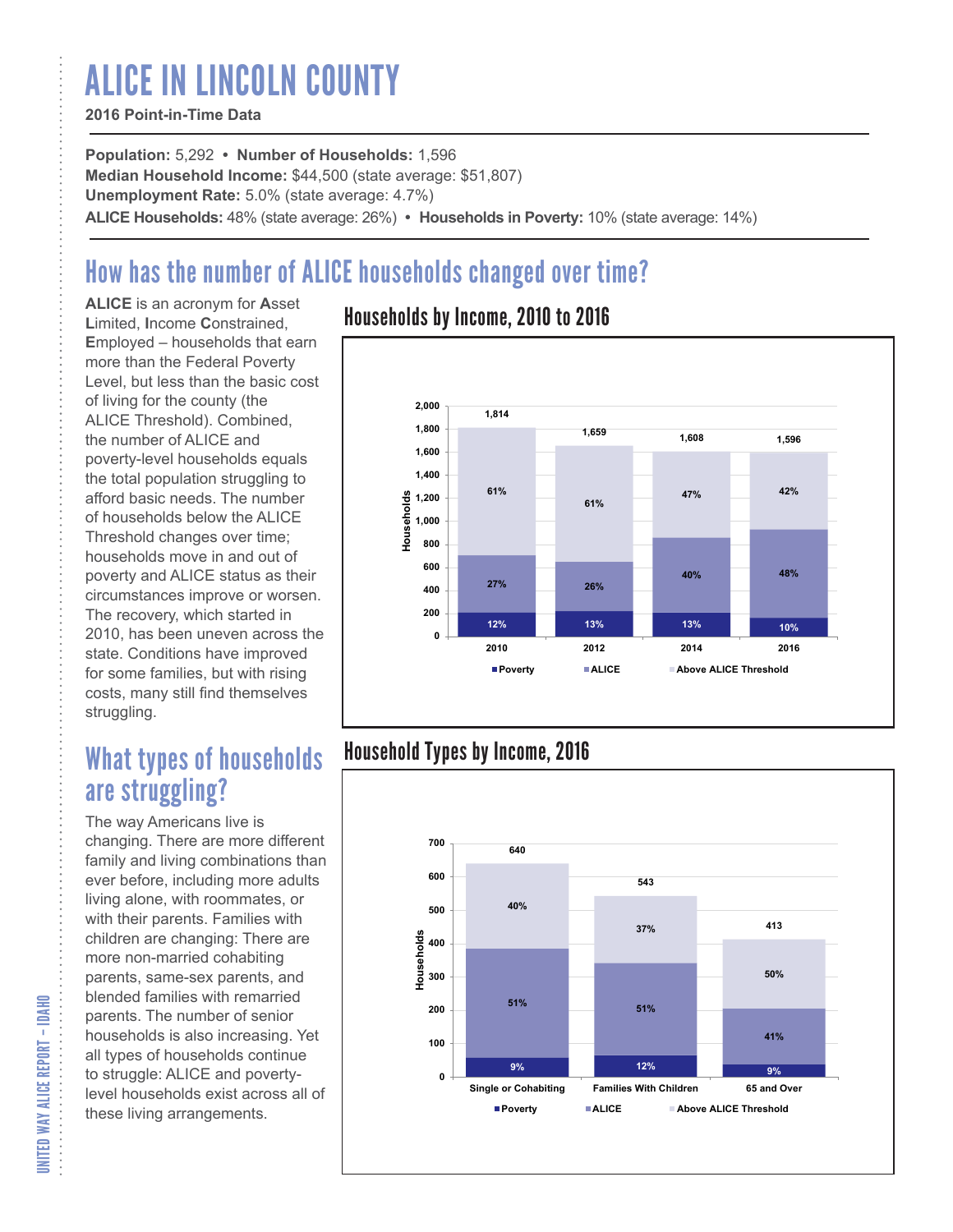# ALICE IN LINCOLN COUNTY

**2016 Point-in-Time Data**

**Population:** 5,292 • **Number of Households:** 1,596
**Median Household Income:** $44,500 (state average: $51,807)
**Unemployment Rate:** 5.0% (state average: 4.7%)
**ALICE Households:** 48% (state average: 26%) • **Households in Poverty:** 10% (state average: 14%)

## How has the number of ALICE households changed over time?

**ALICE** is an acronym for **A**sset **L**imited, **I**ncome **C**onstrained, **E**mployed – households that earn more than the Federal Poverty Level, but less than the basic cost of living for the county (the ALICE Threshold). Combined, the number of ALICE and poverty-level households equals the total population struggling to afford basic needs. The number of households below the ALICE Threshold changes over time; households move in and out of poverty and ALICE status as their circumstances improve or worsen. The recovery, which started in 2010, has been uneven across the state. Conditions have improved for some families, but with rising costs, many still find themselves struggling.

### Households by Income, 2010 to 2016

| Year | Total Households | Poverty | ALICE | Above ALICE Threshold |
|---|---|---|---|---|
| 2010 | 1,814 | 12% | 27% | 61% |
| 2012 | 1,659 | 13% | 26% | 61% |
| 2014 | 1,608 | 13% | 40% | 47% |
| 2016 | 1,596 | 10% | 48% | 42% |

## What types of households are struggling?

The way Americans live is changing. There are more different family and living combinations than ever before, including more adults living alone, with roommates, or with their parents. Families with children are changing: There are more non-married cohabiting parents, same-sex parents, and blended families with remarried parents. The number of senior households is also increasing. Yet all types of households continue to struggle: ALICE and poverty-level households exist across all of these living arrangements.

### Household Types by Income, 2016

| Household Type | Total Households | Poverty | ALICE | Above ALICE Threshold |
|---|---|---|---|---|
| Single or Cohabiting | 640 | 9% | 51% | 40% |
| Families With Children | 543 | 12% | 51% | 37% |
| 65 and Over | 413 | 9% | 41% | 50% |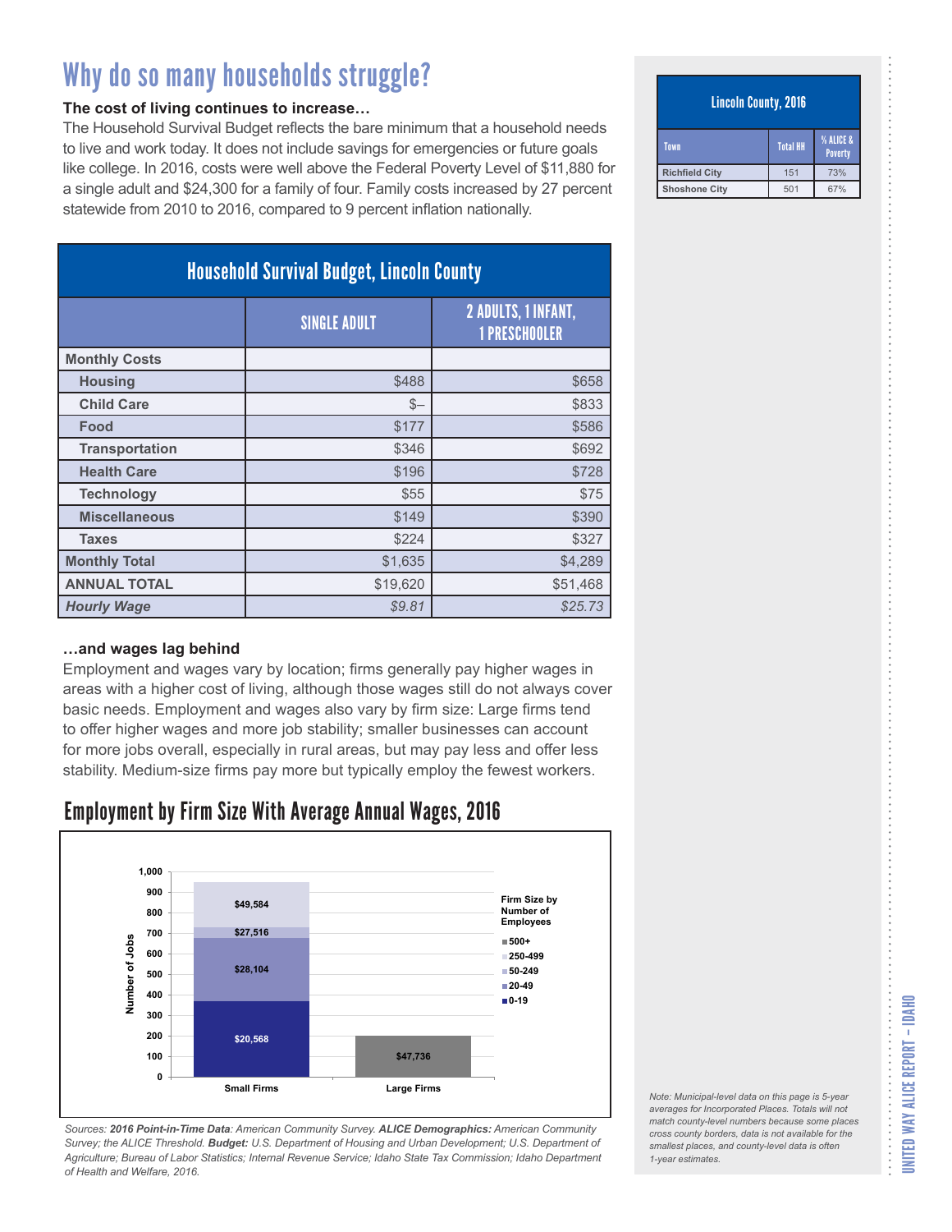# Why do so many households struggle?

**The cost of living continues to increase…**

The Household Survival Budget reflects the bare minimum that a household needs to live and work today. It does not include savings for emergencies or future goals like college. In 2016, costs were well above the Federal Poverty Level of $11,880 for a single adult and $24,300 for a family of four. Family costs increased by 27 percent statewide from 2010 to 2016, compared to 9 percent inflation nationally.

| Household Survival Budget, Lincoln County | | |
|---|---|---|
| | SINGLE ADULT | 2 ADULTS, 1 INFANT, 1 PRESCHOOLER |
| **Monthly Costs** | | |
| Housing | $488 | $658 |
| Child Care | $– | $833 |
| Food | $177 | $586 |
| Transportation | $346 | $692 |
| Health Care | $196 | $728 |
| Technology | $55 | $75 |
| Miscellaneous | $149 | $390 |
| Taxes | $224 | $327 |
| **Monthly Total** | $1,635 | $4,289 |
| **ANNUAL TOTAL** | $19,620 | $51,468 |
| ***Hourly Wage*** | *$9.81* | *$25.73* |

**…and wages lag behind**

Employment and wages vary by location; firms generally pay higher wages in areas with a higher cost of living, although those wages still do not always cover basic needs. Employment and wages also vary by firm size: Large firms tend to offer higher wages and more job stability; smaller businesses can account for more jobs overall, especially in rural areas, but may pay less and offer less stability. Medium-size firms pay more but typically employ the fewest workers.

## Employment by Firm Size With Average Annual Wages, 2016

| Firm Size by Number of Employees | Small Firms (Number of Jobs, approx.) | Average Annual Wage | Large Firms (Number of Jobs, approx.) | Average Annual Wage |
|---|---|---|---|---|
| 0-19 | 370 | $20,568 | | |
| 20-49 | 310 | $28,104 | | |
| 50-249 | 50 | $27,516 | | |
| 250-499 | 220 | $49,584 | | |
| 500+ | | | 200 | $47,736 |

*Sources: **2016 Point-in-Time Data**: American Community Survey. **ALICE Demographics:** American Community Survey; the ALICE Threshold. **Budget:** U.S. Department of Housing and Urban Development; U.S. Department of Agriculture; Bureau of Labor Statistics; Internal Revenue Service; Idaho State Tax Commission; Idaho Department of Health and Welfare, 2016.*

| Lincoln County, 2016 | | |
|---|---|---|
| Town | Total HH | % ALICE & Poverty |
| Richfield City | 151 | 73% |
| Shoshone City | 501 | 67% |

*Note: Municipal-level data on this page is 5-year averages for Incorporated Places. Totals will not match county-level numbers because some places cross county borders, data is not available for the smallest places, and county-level data is often 1-year estimates.*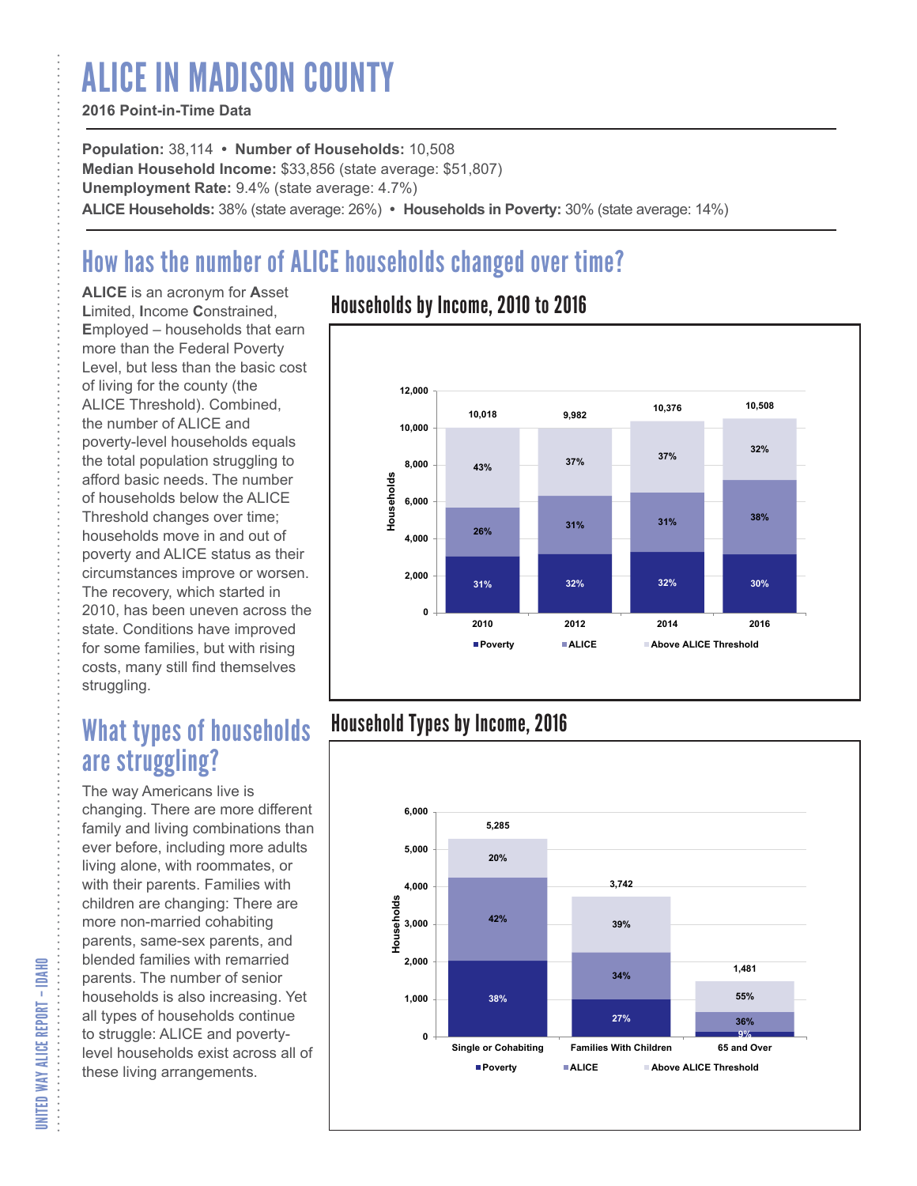# ALICE IN MADISON COUNTY

**2016 Point-in-Time Data**

**Population:** 38,114 • **Number of Households:** 10,508
**Median Household Income:** $33,856 (state average: $51,807)
**Unemployment Rate:** 9.4% (state average: 4.7%)
**ALICE Households:** 38% (state average: 26%) • **Households in Poverty:** 30% (state average: 14%)

## How has the number of ALICE households changed over time?

**ALICE** is an acronym for **A**sset **L**imited, **I**ncome **C**onstrained, **E**mployed – households that earn more than the Federal Poverty Level, but less than the basic cost of living for the county (the ALICE Threshold). Combined, the number of ALICE and poverty-level households equals the total population struggling to afford basic needs. The number of households below the ALICE Threshold changes over time; households move in and out of poverty and ALICE status as their circumstances improve or worsen. The recovery, which started in 2010, has been uneven across the state. Conditions have improved for some families, but with rising costs, many still find themselves struggling.

### Households by Income, 2010 to 2016

| Year | Total Households | Poverty | ALICE | Above ALICE Threshold |
|---|---|---|---|---|
| 2010 | 10,018 | 31% | 26% | 43% |
| 2012 | 9,982 | 32% | 31% | 37% |
| 2014 | 10,376 | 32% | 31% | 37% |
| 2016 | 10,508 | 30% | 38% | 32% |

## What types of households are struggling?

The way Americans live is changing. There are more different family and living combinations than ever before, including more adults living alone, with roommates, or with their parents. Families with children are changing: There are more non-married cohabiting parents, same-sex parents, and blended families with remarried parents. The number of senior households is also increasing. Yet all types of households continue to struggle: ALICE and poverty-level households exist across all of these living arrangements.

### Household Types by Income, 2016

| Household Type | Total Households | Poverty | ALICE | Above ALICE Threshold |
|---|---|---|---|---|
| Single or Cohabiting | 5,285 | 38% | 42% | 20% |
| Families With Children | 3,742 | 27% | 34% | 39% |
| 65 and Over | 1,481 | 9% | 36% | 55% |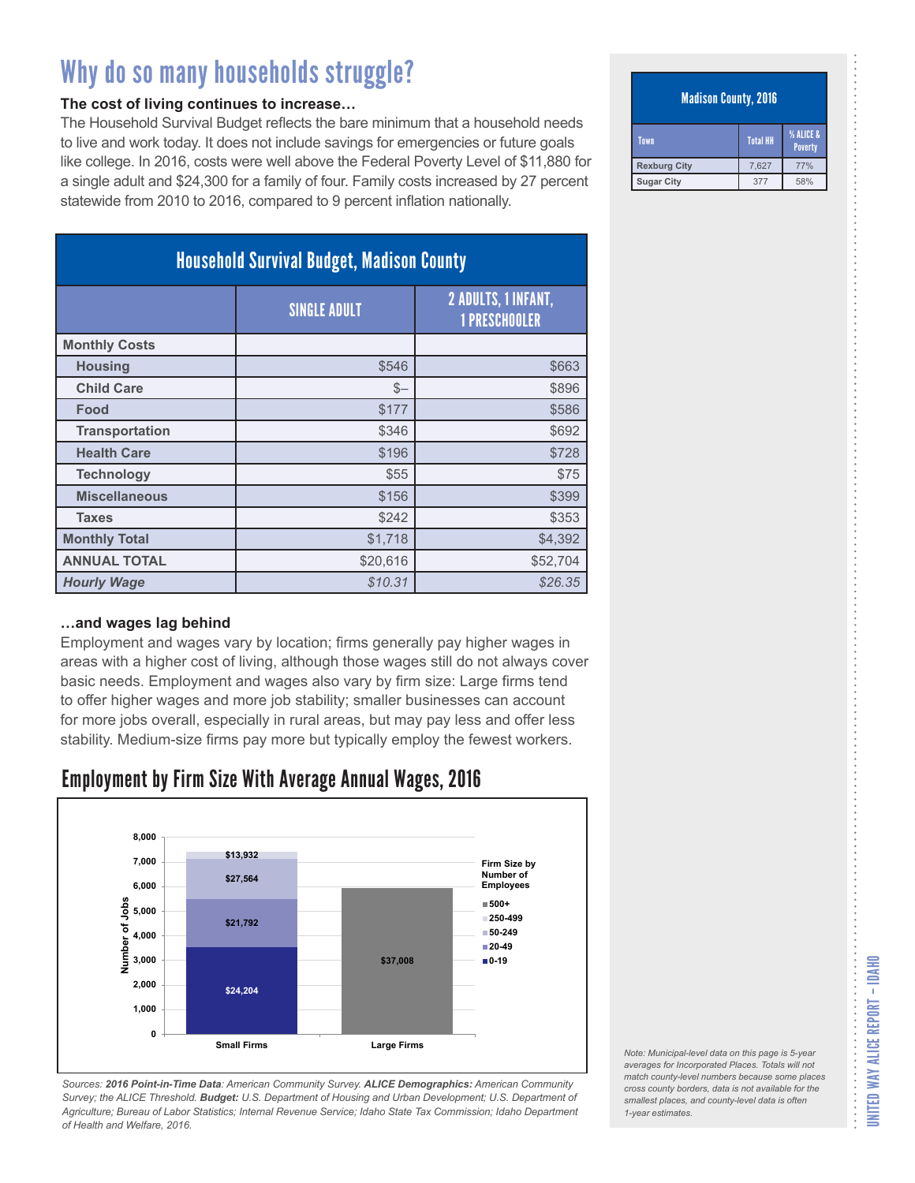# Why do so many households struggle?

**The cost of living continues to increase…**

The Household Survival Budget reflects the bare minimum that a household needs to live and work today. It does not include savings for emergencies or future goals like college. In 2016, costs were well above the Federal Poverty Level of $11,880 for a single adult and $24,300 for a family of four. Family costs increased by 27 percent statewide from 2010 to 2016, compared to 9 percent inflation nationally.

| Household Survival Budget, Madison County | | |
|---|---|---|
| | SINGLE ADULT | 2 ADULTS, 1 INFANT, 1 PRESCHOOLER |
| **Monthly Costs** | | |
| Housing | $546 | $663 |
| Child Care | $– | $896 |
| Food | $177 | $586 |
| Transportation | $346 | $692 |
| Health Care | $196 | $728 |
| Technology | $55 | $75 |
| Miscellaneous | $156 | $399 |
| Taxes | $242 | $353 |
| **Monthly Total** | $1,718 | $4,392 |
| **ANNUAL TOTAL** | $20,616 | $52,704 |
| ***Hourly Wage*** | *$10.31* | *$26.35* |

**…and wages lag behind**

Employment and wages vary by location; firms generally pay higher wages in areas with a higher cost of living, although those wages still do not always cover basic needs. Employment and wages also vary by firm size: Large firms tend to offer higher wages and more job stability; smaller businesses can account for more jobs overall, especially in rural areas, but may pay less and offer less stability. Medium-size firms pay more but typically employ the fewest workers.

## Employment by Firm Size With Average Annual Wages, 2016

| Firm Size by Number of Employees | Small Firms | Large Firms |
|---|---|---|
| 500+ | | $37,008 |
| 250-499 | $13,932 | |
| 50-249 | $27,564 | |
| 20-49 | $21,792 | |
| 0-19 | $24,204 | |

*Sources:* ***2016 Point-in-Time Data****: American Community Survey.* ***ALICE Demographics:*** *American Community Survey; the ALICE Threshold.* ***Budget:*** *U.S. Department of Housing and Urban Development; U.S. Department of Agriculture; Bureau of Labor Statistics; Internal Revenue Service; Idaho State Tax Commission; Idaho Department of Health and Welfare, 2016.*

| Madison County, 2016 | | |
|---|---|---|
| Town | Total HH | % ALICE & Poverty |
| Rexburg City | 7,627 | 77% |
| Sugar City | 377 | 58% |

*Note: Municipal-level data on this page is 5-year averages for Incorporated Places. Totals will not match county-level numbers because some places cross county borders, data is not available for the smallest places, and county-level data is often 1-year estimates.*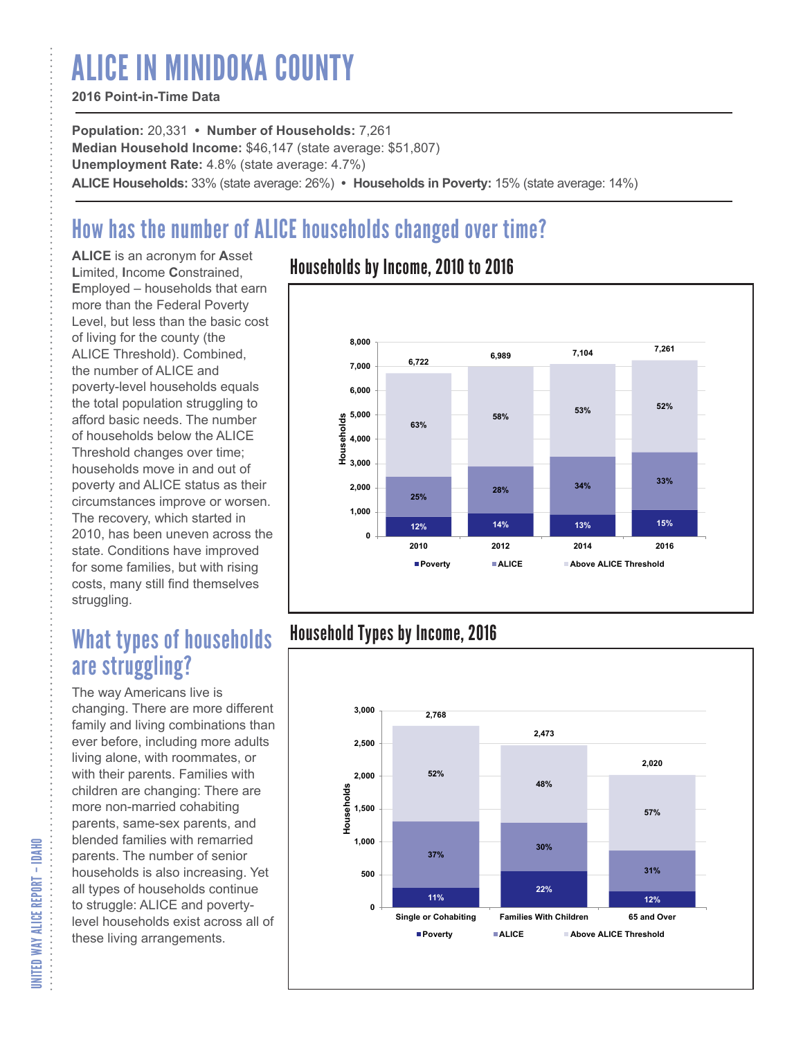# ALICE IN MINIDOKA COUNTY

**2016 Point-in-Time Data**

**Population:** 20,331 • **Number of Households:** 7,261
**Median Household Income:** $46,147 (state average: $51,807)
**Unemployment Rate:** 4.8% (state average: 4.7%)
**ALICE Households:** 33% (state average: 26%) • **Households in Poverty:** 15% (state average: 14%)

## How has the number of ALICE households changed over time?

**ALICE** is an acronym for **A**sset **L**imited, **I**ncome **C**onstrained, **E**mployed – households that earn more than the Federal Poverty Level, but less than the basic cost of living for the county (the ALICE Threshold). Combined, the number of ALICE and poverty-level households equals the total population struggling to afford basic needs. The number of households below the ALICE Threshold changes over time; households move in and out of poverty and ALICE status as their circumstances improve or worsen. The recovery, which started in 2010, has been uneven across the state. Conditions have improved for some families, but with rising costs, many still find themselves struggling.

### Households by Income, 2010 to 2016

| Year | Total Households | Poverty | ALICE | Above ALICE Threshold |
|---|---|---|---|---|
| 2010 | 6,722 | 12% | 25% | 63% |
| 2012 | 6,989 | 14% | 28% | 58% |
| 2014 | 7,104 | 13% | 34% | 53% |
| 2016 | 7,261 | 15% | 33% | 52% |

## What types of households are struggling?

The way Americans live is changing. There are more different family and living combinations than ever before, including more adults living alone, with roommates, or with their parents. Families with children are changing: There are more non-married cohabiting parents, same-sex parents, and blended families with remarried parents. The number of senior households is also increasing. Yet all types of households continue to struggle: ALICE and poverty-level households exist across all of these living arrangements.

### Household Types by Income, 2016

| Household Type | Total Households | Poverty | ALICE | Above ALICE Threshold |
|---|---|---|---|---|
| Single or Cohabiting | 2,768 | 11% | 37% | 52% |
| Families With Children | 2,473 | 22% | 30% | 48% |
| 65 and Over | 2,020 | 12% | 31% | 57% |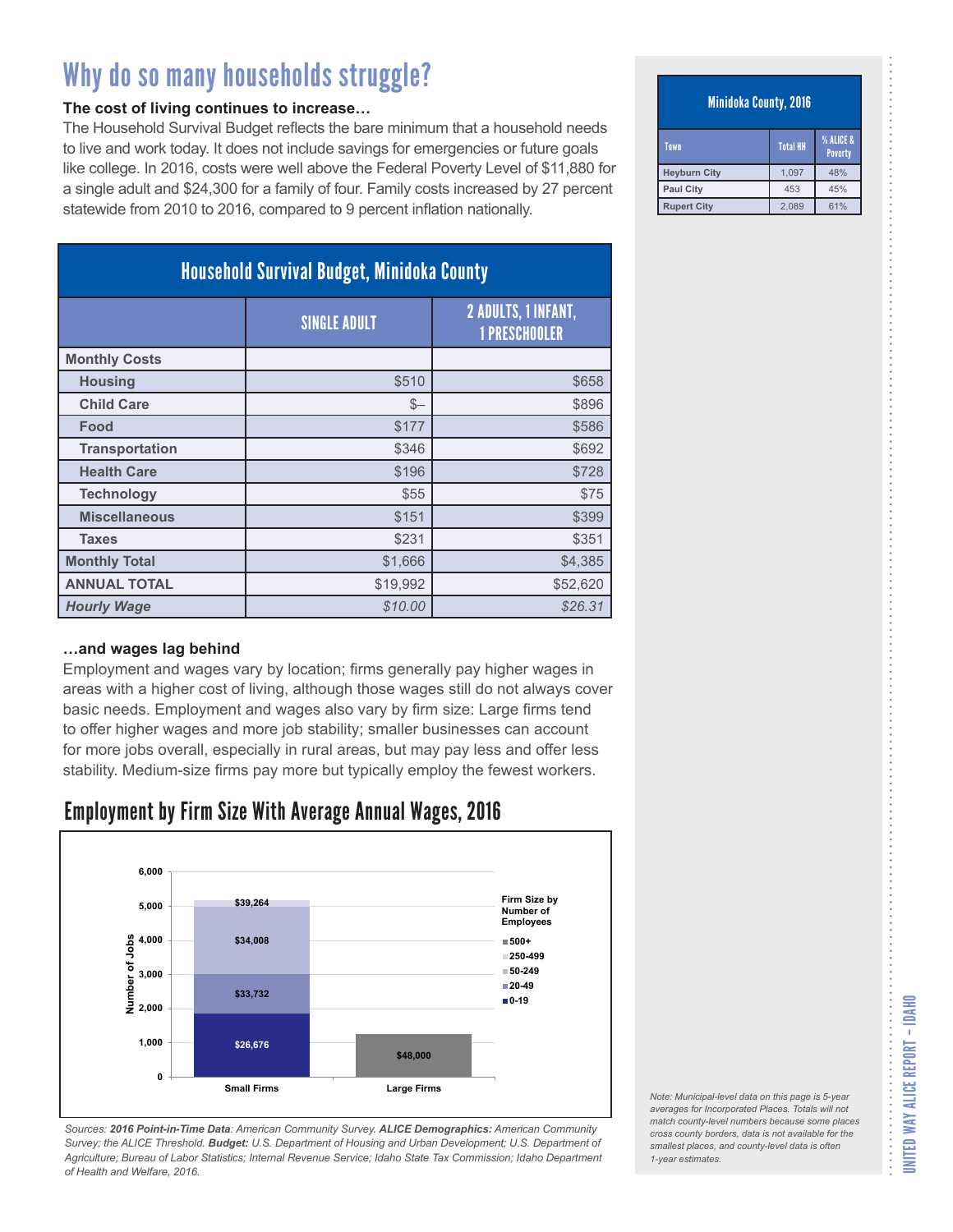# Why do so many households struggle?

**The cost of living continues to increase…**

The Household Survival Budget reflects the bare minimum that a household needs to live and work today. It does not include savings for emergencies or future goals like college. In 2016, costs were well above the Federal Poverty Level of $11,880 for a single adult and $24,300 for a family of four. Family costs increased by 27 percent statewide from 2010 to 2016, compared to 9 percent inflation nationally.

## Household Survival Budget, Minidoka County

| | SINGLE ADULT | 2 ADULTS, 1 INFANT, 1 PRESCHOOLER |
|---|---|---|
| **Monthly Costs** | | |
| Housing | $510 | $658 |
| Child Care | $– | $896 |
| Food | $177 | $586 |
| Transportation | $346 | $692 |
| Health Care | $196 | $728 |
| Technology | $55 | $75 |
| Miscellaneous | $151 | $399 |
| Taxes | $231 | $351 |
| **Monthly Total** | $1,666 | $4,385 |
| **ANNUAL TOTAL** | $19,992 | $52,620 |
| ***Hourly Wage*** | *$10.00* | *$26.31* |

**…and wages lag behind**

Employment and wages vary by location; firms generally pay higher wages in areas with a higher cost of living, although those wages still do not always cover basic needs. Employment and wages also vary by firm size: Large firms tend to offer higher wages and more job stability; smaller businesses can account for more jobs overall, especially in rural areas, but may pay less and offer less stability. Medium-size firms pay more but typically employ the fewest workers.

## Employment by Firm Size With Average Annual Wages, 2016

| Firm Size by Number of Employees | Small Firms (Average Annual Wage) | Large Firms (Average Annual Wage) |
|---|---|---|
| 0-19 | $26,676 | |
| 20-49 | $33,732 | |
| 50-249 | $34,008 | |
| 250-499 | $39,264 | |
| 500+ | | $48,000 |

*Sources: **2016 Point-in-Time Data**: American Community Survey. **ALICE Demographics:** American Community Survey; the ALICE Threshold. **Budget:** U.S. Department of Housing and Urban Development; U.S. Department of Agriculture; Bureau of Labor Statistics; Internal Revenue Service; Idaho State Tax Commission; Idaho Department of Health and Welfare, 2016.*

## Minidoka County, 2016

| Town | Total HH | % ALICE & Poverty |
|---|---|---|
| Heyburn City | 1,097 | 48% |
| Paul City | 453 | 45% |
| Rupert City | 2,089 | 61% |

*Note: Municipal-level data on this page is 5-year averages for Incorporated Places. Totals will not match county-level numbers because some places cross county borders, data is not available for the smallest places, and county-level data is often 1-year estimates.*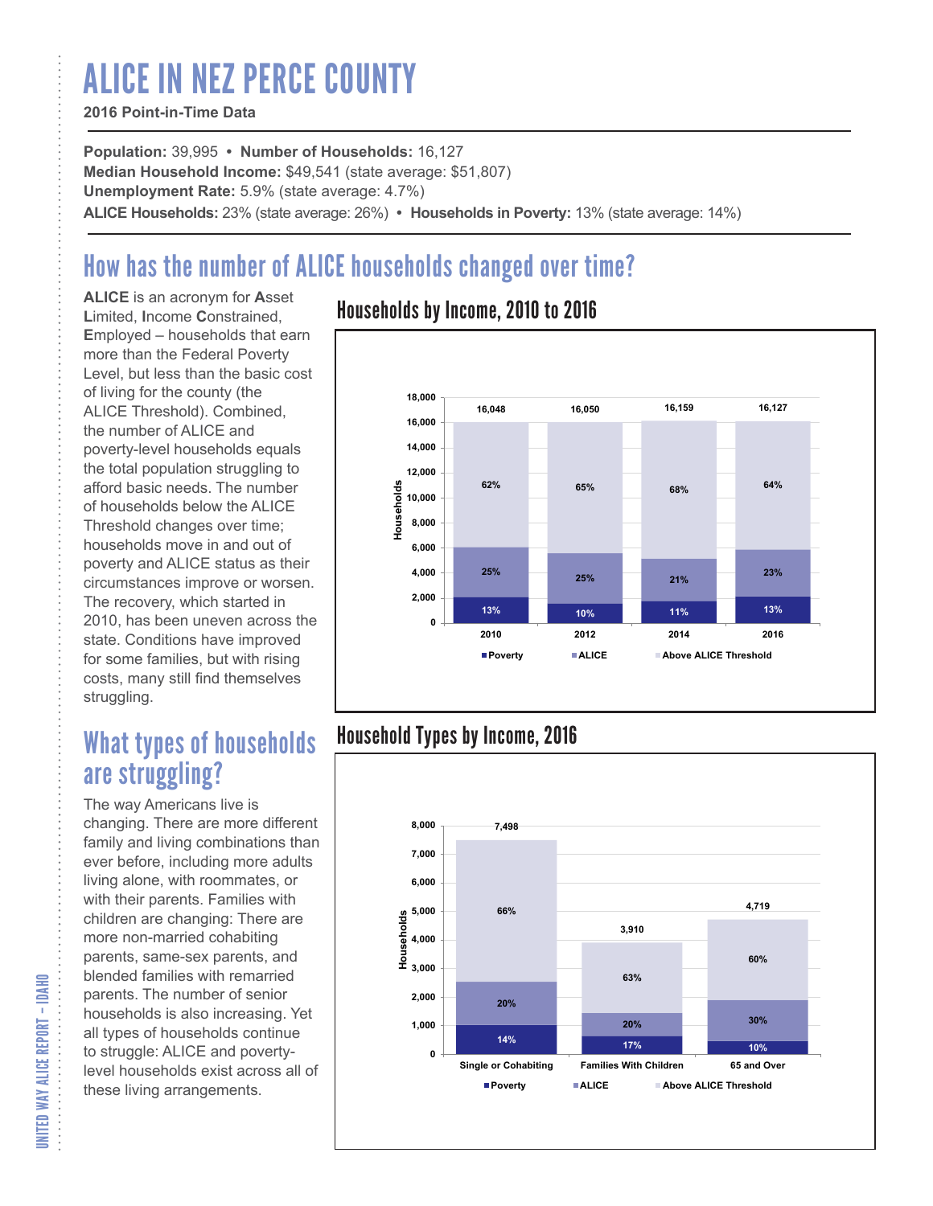# ALICE IN NEZ PERCE COUNTY

**2016 Point-in-Time Data**

**Population:** 39,995 • **Number of Households:** 16,127
**Median Household Income:** $49,541 (state average: $51,807)
**Unemployment Rate:** 5.9% (state average: 4.7%)
**ALICE Households:** 23% (state average: 26%) • **Households in Poverty:** 13% (state average: 14%)

## How has the number of ALICE households changed over time?

**ALICE** is an acronym for **A**sset **L**imited, **I**ncome **C**onstrained, **E**mployed – households that earn more than the Federal Poverty Level, but less than the basic cost of living for the county (the ALICE Threshold). Combined, the number of ALICE and poverty-level households equals the total population struggling to afford basic needs. The number of households below the ALICE Threshold changes over time; households move in and out of poverty and ALICE status as their circumstances improve or worsen. The recovery, which started in 2010, has been uneven across the state. Conditions have improved for some families, but with rising costs, many still find themselves struggling.

### Households by Income, 2010 to 2016

| Year | Total Households | Poverty | ALICE | Above ALICE Threshold |
|---|---|---|---|---|
| 2010 | 16,048 | 13% | 25% | 62% |
| 2012 | 16,050 | 10% | 25% | 65% |
| 2014 | 16,159 | 11% | 21% | 68% |
| 2016 | 16,127 | 13% | 23% | 64% |

## What types of households are struggling?

The way Americans live is changing. There are more different family and living combinations than ever before, including more adults living alone, with roommates, or with their parents. Families with children are changing: There are more non-married cohabiting parents, same-sex parents, and blended families with remarried parents. The number of senior households is also increasing. Yet all types of households continue to struggle: ALICE and poverty-level households exist across all of these living arrangements.

### Household Types by Income, 2016

| Household Type | Total Households | Poverty | ALICE | Above ALICE Threshold |
|---|---|---|---|---|
| Single or Cohabiting | 7,498 | 14% | 20% | 66% |
| Families With Children | 3,910 | 17% | 20% | 63% |
| 65 and Over | 4,719 | 10% | 30% | 60% |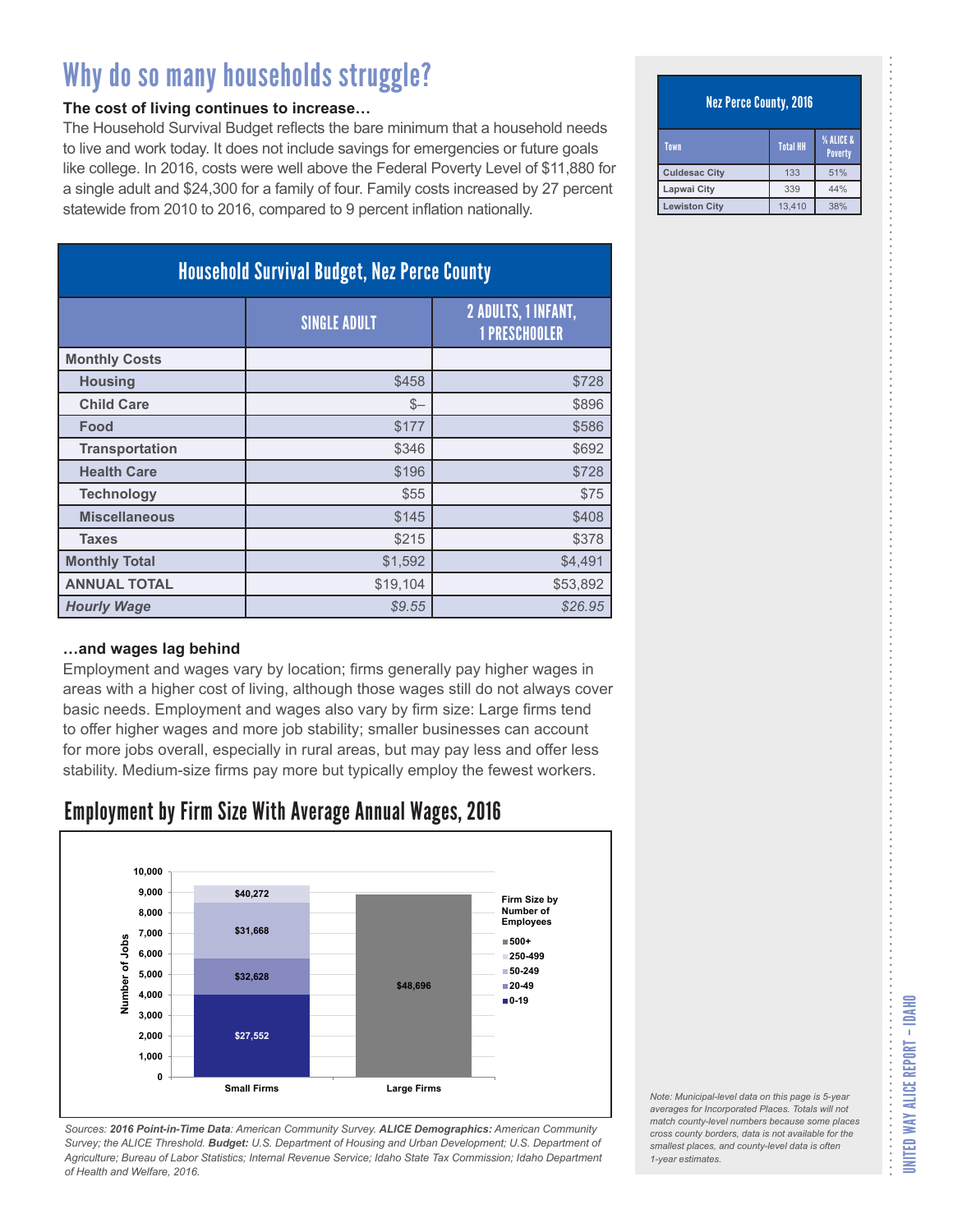# Why do so many households struggle?

**The cost of living continues to increase…**

The Household Survival Budget reflects the bare minimum that a household needs to live and work today. It does not include savings for emergencies or future goals like college. In 2016, costs were well above the Federal Poverty Level of $11,880 for a single adult and $24,300 for a family of four. Family costs increased by 27 percent statewide from 2010 to 2016, compared to 9 percent inflation nationally.

## Household Survival Budget, Nez Perce County

| | SINGLE ADULT | 2 ADULTS, 1 INFANT, 1 PRESCHOOLER |
|---|---|---|
| **Monthly Costs** | | |
| **Housing** | $458 | $728 |
| **Child Care** | $– | $896 |
| **Food** | $177 | $586 |
| **Transportation** | $346 | $692 |
| **Health Care** | $196 | $728 |
| **Technology** | $55 | $75 |
| **Miscellaneous** | $145 | $408 |
| **Taxes** | $215 | $378 |
| **Monthly Total** | $1,592 | $4,491 |
| **ANNUAL TOTAL** | $19,104 | $53,892 |
| ***Hourly Wage*** | *$9.55* | *$26.95* |

**…and wages lag behind**

Employment and wages vary by location; firms generally pay higher wages in areas with a higher cost of living, although those wages still do not always cover basic needs. Employment and wages also vary by firm size: Large firms tend to offer higher wages and more job stability; smaller businesses can account for more jobs overall, especially in rural areas, but may pay less and offer less stability. Medium-size firms pay more but typically employ the fewest workers.

## Employment by Firm Size With Average Annual Wages, 2016

| Firm Size by Number of Employees | Small Firms (average annual wage) | Large Firms (average annual wage) |
|---|---|---|
| 0-19 | $27,552 | |
| 20-49 | $32,628 | |
| 50-249 | $31,668 | |
| 250-499 | $40,272 | |
| 500+ | | $48,696 |

*Sources: **2016 Point-in-Time Data**: American Community Survey. **ALICE Demographics:** American Community Survey; the ALICE Threshold. **Budget:** U.S. Department of Housing and Urban Development; U.S. Department of Agriculture; Bureau of Labor Statistics; Internal Revenue Service; Idaho State Tax Commission; Idaho Department of Health and Welfare, 2016.*

## Nez Perce County, 2016

| Town | Total HH | % ALICE & Poverty |
|---|---|---|
| Culdesac City | 133 | 51% |
| Lapwai City | 339 | 44% |
| Lewiston City | 13,410 | 38% |

*Note: Municipal-level data on this page is 5-year averages for Incorporated Places. Totals will not match county-level numbers because some places cross county borders, data is not available for the smallest places, and county-level data is often 1-year estimates.*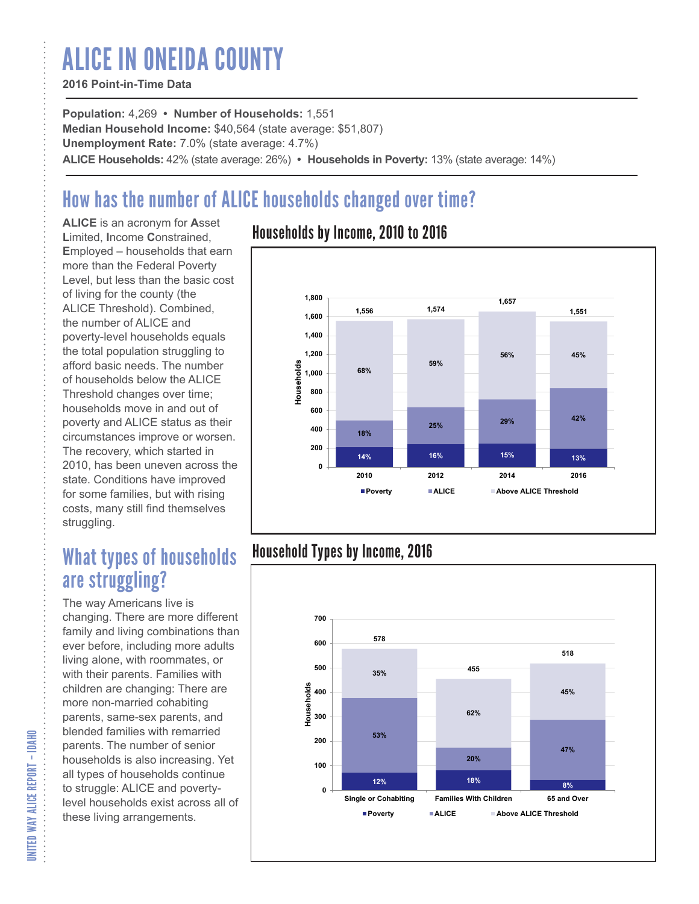# ALICE IN ONEIDA COUNTY

**2016 Point-in-Time Data**

**Population:** 4,269 • **Number of Households:** 1,551
**Median Household Income:** $40,564 (state average: $51,807)
**Unemployment Rate:** 7.0% (state average: 4.7%)
**ALICE Households:** 42% (state average: 26%) • **Households in Poverty:** 13% (state average: 14%)

## How has the number of ALICE households changed over time?

**ALICE** is an acronym for **A**sset **L**imited, **I**ncome **C**onstrained, **E**mployed – households that earn more than the Federal Poverty Level, but less than the basic cost of living for the county (the ALICE Threshold). Combined, the number of ALICE and poverty-level households equals the total population struggling to afford basic needs. The number of households below the ALICE Threshold changes over time; households move in and out of poverty and ALICE status as their circumstances improve or worsen. The recovery, which started in 2010, has been uneven across the state. Conditions have improved for some families, but with rising costs, many still find themselves struggling.

### Households by Income, 2010 to 2016

| Year | Total Households | Poverty | ALICE | Above ALICE Threshold |
|---|---|---|---|---|
| 2010 | 1,556 | 14% | 18% | 68% |
| 2012 | 1,574 | 16% | 25% | 59% |
| 2014 | 1,657 | 15% | 29% | 56% |
| 2016 | 1,551 | 13% | 42% | 45% |

## What types of households are struggling?

The way Americans live is changing. There are more different family and living combinations than ever before, including more adults living alone, with roommates, or with their parents. Families with children are changing: There are more non-married cohabiting parents, same-sex parents, and blended families with remarried parents. The number of senior households is also increasing. Yet all types of households continue to struggle: ALICE and poverty-level households exist across all of these living arrangements.

### Household Types by Income, 2016

| Household Type | Total Households | Poverty | ALICE | Above ALICE Threshold |
|---|---|---|---|---|
| Single or Cohabiting | 578 | 12% | 53% | 35% |
| Families With Children | 455 | 18% | 20% | 62% |
| 65 and Over | 518 | 8% | 47% | 45% |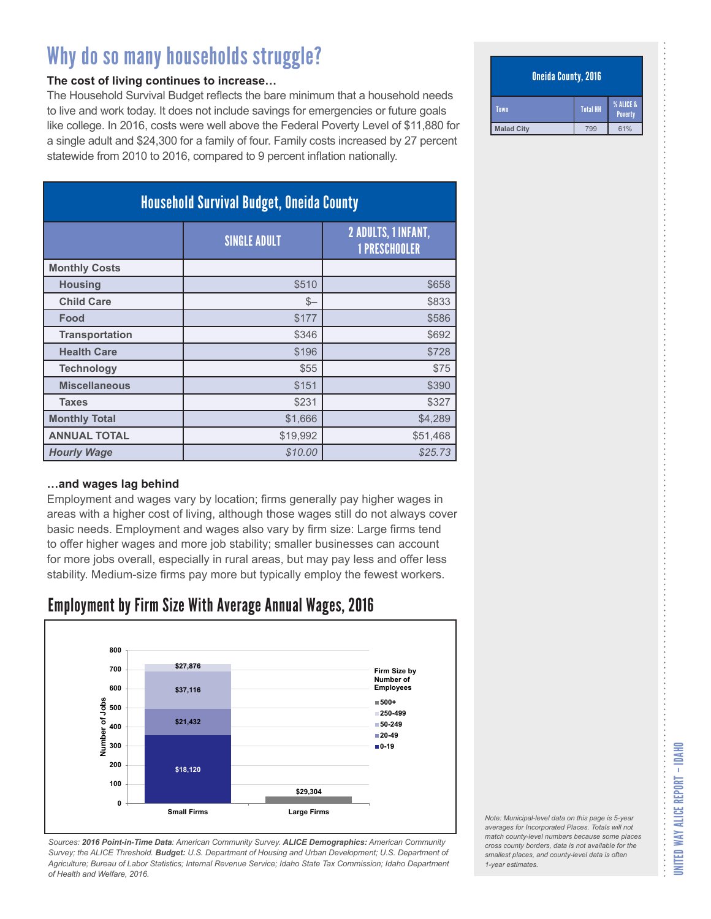# Why do so many households struggle?

**The cost of living continues to increase…**

The Household Survival Budget reflects the bare minimum that a household needs to live and work today. It does not include savings for emergencies or future goals like college. In 2016, costs were well above the Federal Poverty Level of $11,880 for a single adult and $24,300 for a family of four. Family costs increased by 27 percent statewide from 2010 to 2016, compared to 9 percent inflation nationally.

| Household Survival Budget, Oneida County | | |
|---|---|---|
| | SINGLE ADULT | 2 ADULTS, 1 INFANT, 1 PRESCHOOLER |
| **Monthly Costs** | | |
| Housing | $510 | $658 |
| Child Care | $– | $833 |
| Food | $177 | $586 |
| Transportation | $346 | $692 |
| Health Care | $196 | $728 |
| Technology | $55 | $75 |
| Miscellaneous | $151 | $390 |
| Taxes | $231 | $327 |
| **Monthly Total** | $1,666 | $4,289 |
| **ANNUAL TOTAL** | $19,992 | $51,468 |
| ***Hourly Wage*** | *$10.00* | *$25.73* |

**…and wages lag behind**

Employment and wages vary by location; firms generally pay higher wages in areas with a higher cost of living, although those wages still do not always cover basic needs. Employment and wages also vary by firm size: Large firms tend to offer higher wages and more job stability; smaller businesses can account for more jobs overall, especially in rural areas, but may pay less and offer less stability. Medium-size firms pay more but typically employ the fewest workers.

## Employment by Firm Size With Average Annual Wages, 2016

| Firm Size by Number of Employees | Small Firms | Large Firms |
|---|---|---|
| 0-19 | $18,120 | |
| 20-49 | $21,432 | |
| 50-249 | $37,116 | |
| 250-499 | $27,876 | |
| 500+ | | $29,304 |

*Sources: **2016 Point-in-Time Data**: American Community Survey. **ALICE Demographics:** American Community Survey; the ALICE Threshold. **Budget:** U.S. Department of Housing and Urban Development; U.S. Department of Agriculture; Bureau of Labor Statistics; Internal Revenue Service; Idaho State Tax Commission; Idaho Department of Health and Welfare, 2016.*

| Oneida County, 2016 | | |
|---|---|---|
| Town | Total HH | % ALICE & Poverty |
| Malad City | 799 | 61% |

*Note: Municipal-level data on this page is 5-year averages for Incorporated Places. Totals will not match county-level numbers because some places cross county borders, data is not available for the smallest places, and county-level data is often 1-year estimates.*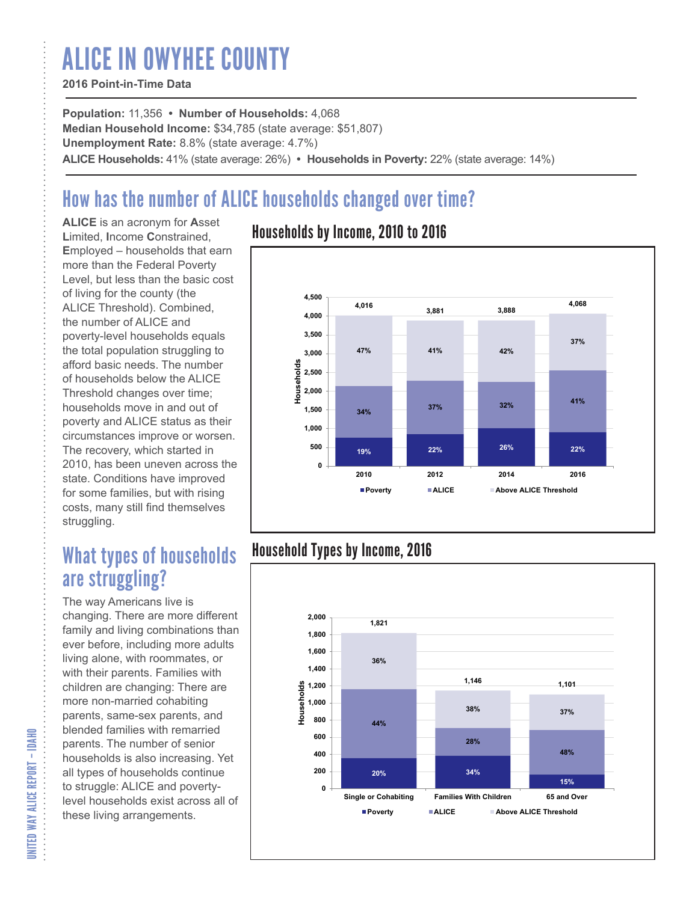# ALICE IN OWYHEE COUNTY

**2016 Point-in-Time Data**

**Population:** 11,356 • **Number of Households:** 4,068
**Median Household Income:** $34,785 (state average: $51,807)
**Unemployment Rate:** 8.8% (state average: 4.7%)
**ALICE Households:** 41% (state average: 26%) • **Households in Poverty:** 22% (state average: 14%)

## How has the number of ALICE households changed over time?

**ALICE** is an acronym for **A**sset **L**imited, **I**ncome **C**onstrained, **E**mployed – households that earn more than the Federal Poverty Level, but less than the basic cost of living for the county (the ALICE Threshold). Combined, the number of ALICE and poverty-level households equals the total population struggling to afford basic needs. The number of households below the ALICE Threshold changes over time; households move in and out of poverty and ALICE status as their circumstances improve or worsen. The recovery, which started in 2010, has been uneven across the state. Conditions have improved for some families, but with rising costs, many still find themselves struggling.

### Households by Income, 2010 to 2016

| Year | Total Households | Poverty | ALICE | Above ALICE Threshold |
|---|---|---|---|---|
| 2010 | 4,016 | 19% | 34% | 47% |
| 2012 | 3,881 | 22% | 37% | 41% |
| 2014 | 3,888 | 26% | 32% | 42% |
| 2016 | 4,068 | 22% | 41% | 37% |

## What types of households are struggling?

The way Americans live is changing. There are more different family and living combinations than ever before, including more adults living alone, with roommates, or with their parents. Families with children are changing: There are more non-married cohabiting parents, same-sex parents, and blended families with remarried parents. The number of senior households is also increasing. Yet all types of households continue to struggle: ALICE and poverty-level households exist across all of these living arrangements.

### Household Types by Income, 2016

| Household Type | Total Households | Poverty | ALICE | Above ALICE Threshold |
|---|---|---|---|---|
| Single or Cohabiting | 1,821 | 20% | 44% | 36% |
| Families With Children | 1,146 | 34% | 28% | 38% |
| 65 and Over | 1,101 | 15% | 48% | 37% |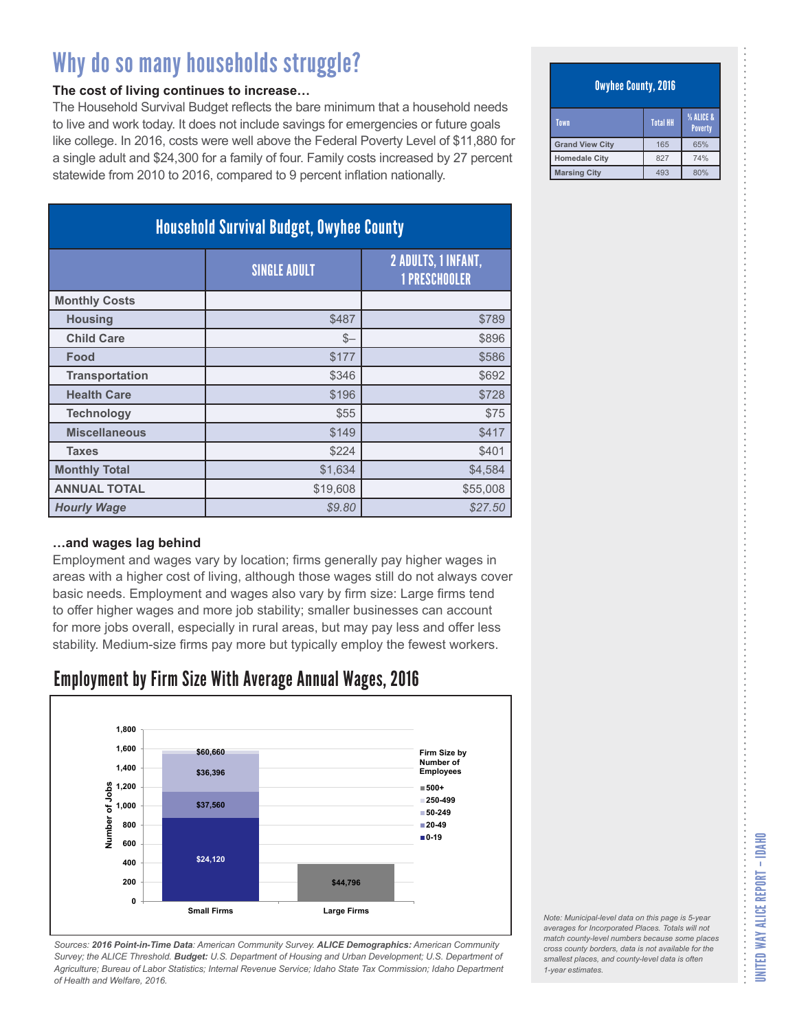# Why do so many households struggle?

**The cost of living continues to increase…**

The Household Survival Budget reflects the bare minimum that a household needs to live and work today. It does not include savings for emergencies or future goals like college. In 2016, costs were well above the Federal Poverty Level of $11,880 for a single adult and $24,300 for a family of four. Family costs increased by 27 percent statewide from 2010 to 2016, compared to 9 percent inflation nationally.

| Household Survival Budget, Owyhee County | | |
|---|---|---|
| | SINGLE ADULT | 2 ADULTS, 1 INFANT, 1 PRESCHOOLER |
| **Monthly Costs** | | |
| Housing | $487 | $789 |
| Child Care | $– | $896 |
| Food | $177 | $586 |
| Transportation | $346 | $692 |
| Health Care | $196 | $728 |
| Technology | $55 | $75 |
| Miscellaneous | $149 | $417 |
| Taxes | $224 | $401 |
| **Monthly Total** | $1,634 | $4,584 |
| **ANNUAL TOTAL** | $19,608 | $55,008 |
| ***Hourly Wage*** | *$9.80* | *$27.50* |

**…and wages lag behind**

Employment and wages vary by location; firms generally pay higher wages in areas with a higher cost of living, although those wages still do not always cover basic needs. Employment and wages also vary by firm size: Large firms tend to offer higher wages and more job stability; smaller businesses can account for more jobs overall, especially in rural areas, but may pay less and offer less stability. Medium-size firms pay more but typically employ the fewest workers.

## Employment by Firm Size With Average Annual Wages, 2016

| Firm Size by Number of Employees | Small Firms (Average Annual Wage) | Large Firms (Average Annual Wage) |
|---|---|---|
| 500+ | | $44,796 |
| 250-499 | $60,660 | |
| 50-249 | $36,396 | |
| 20-49 | $37,560 | |
| 0-19 | $24,120 | |

*Sources: **2016 Point-in-Time Data**: American Community Survey. **ALICE Demographics:** American Community Survey; the ALICE Threshold. **Budget:** U.S. Department of Housing and Urban Development; U.S. Department of Agriculture; Bureau of Labor Statistics; Internal Revenue Service; Idaho State Tax Commission; Idaho Department of Health and Welfare, 2016.*

| Owyhee County, 2016 | | |
|---|---|---|
| Town | Total HH | % ALICE & Poverty |
| Grand View City | 165 | 65% |
| Homedale City | 827 | 74% |
| Marsing City | 493 | 80% |

*Note: Municipal-level data on this page is 5-year averages for Incorporated Places. Totals will not match county-level numbers because some places cross county borders, data is not available for the smallest places, and county-level data is often 1-year estimates.*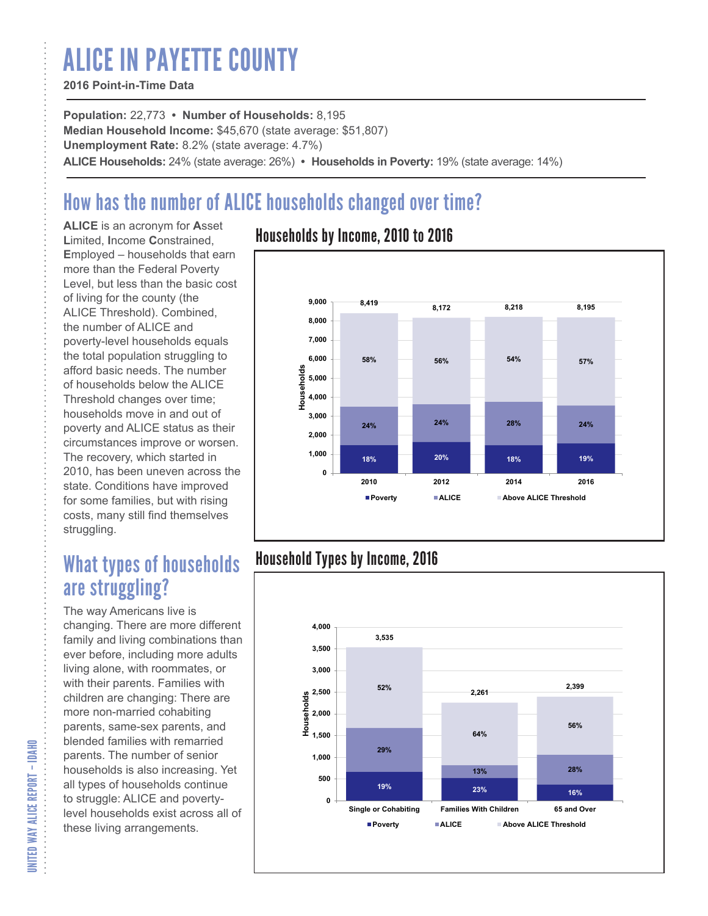# ALICE IN PAYETTE COUNTY

**2016 Point-in-Time Data**

**Population:** 22,773 • **Number of Households:** 8,195
**Median Household Income:** $45,670 (state average: $51,807)
**Unemployment Rate:** 8.2% (state average: 4.7%)
**ALICE Households:** 24% (state average: 26%) • **Households in Poverty:** 19% (state average: 14%)

## How has the number of ALICE households changed over time?

**ALICE** is an acronym for **A**sset **L**imited, **I**ncome **C**onstrained, **E**mployed – households that earn more than the Federal Poverty Level, but less than the basic cost of living for the county (the ALICE Threshold). Combined, the number of ALICE and poverty-level households equals the total population struggling to afford basic needs. The number of households below the ALICE Threshold changes over time; households move in and out of poverty and ALICE status as their circumstances improve or worsen. The recovery, which started in 2010, has been uneven across the state. Conditions have improved for some families, but with rising costs, many still find themselves struggling.

### Households by Income, 2010 to 2016

| Year | Total Households | Poverty | ALICE | Above ALICE Threshold |
|---|---|---|---|---|
| 2010 | 8,419 | 18% | 24% | 58% |
| 2012 | 8,172 | 20% | 24% | 56% |
| 2014 | 8,218 | 18% | 28% | 54% |
| 2016 | 8,195 | 19% | 24% | 57% |

## What types of households are struggling?

The way Americans live is changing. There are more different family and living combinations than ever before, including more adults living alone, with roommates, or with their parents. Families with children are changing: There are more non-married cohabiting parents, same-sex parents, and blended families with remarried parents. The number of senior households is also increasing. Yet all types of households continue to struggle: ALICE and poverty-level households exist across all of these living arrangements.

### Household Types by Income, 2016

| Household Type | Total Households | Poverty | ALICE | Above ALICE Threshold |
|---|---|---|---|---|
| Single or Cohabiting | 3,535 | 19% | 29% | 52% |
| Families With Children | 2,261 | 23% | 13% | 64% |
| 65 and Over | 2,399 | 16% | 28% | 56% |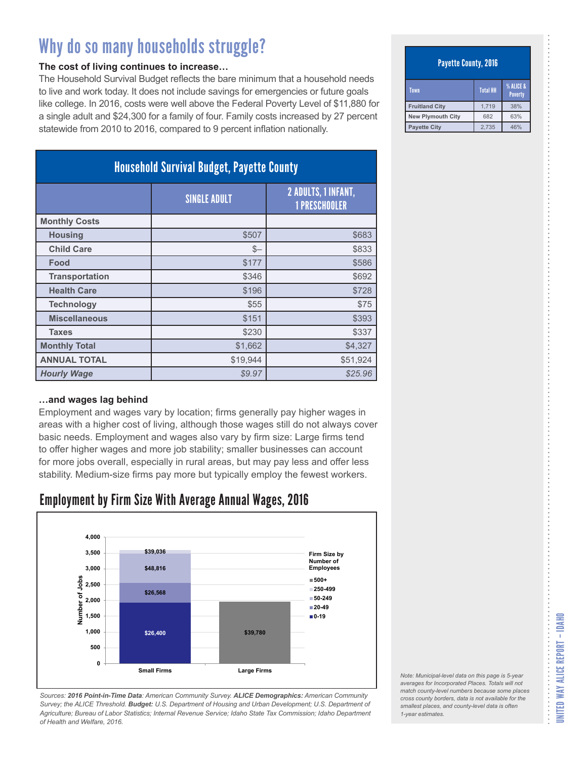# Why do so many households struggle?

**The cost of living continues to increase…**

The Household Survival Budget reflects the bare minimum that a household needs to live and work today. It does not include savings for emergencies or future goals like college. In 2016, costs were well above the Federal Poverty Level of $11,880 for a single adult and $24,300 for a family of four. Family costs increased by 27 percent statewide from 2010 to 2016, compared to 9 percent inflation nationally.

## Household Survival Budget, Payette County

| | SINGLE ADULT | 2 ADULTS, 1 INFANT, 1 PRESCHOOLER |
|---|---|---|
| **Monthly Costs** | | |
| Housing | $507 | $683 |
| Child Care | $– | $833 |
| Food | $177 | $586 |
| Transportation | $346 | $692 |
| Health Care | $196 | $728 |
| Technology | $55 | $75 |
| Miscellaneous | $151 | $393 |
| Taxes | $230 | $337 |
| **Monthly Total** | $1,662 | $4,327 |
| **ANNUAL TOTAL** | $19,944 | $51,924 |
| ***Hourly Wage*** | *$9.97* | *$25.96* |

**…and wages lag behind**

Employment and wages vary by location; firms generally pay higher wages in areas with a higher cost of living, although those wages still do not always cover basic needs. Employment and wages also vary by firm size: Large firms tend to offer higher wages and more job stability; smaller businesses can account for more jobs overall, especially in rural areas, but may pay less and offer less stability. Medium-size firms pay more but typically employ the fewest workers.

## Employment by Firm Size With Average Annual Wages, 2016

| Firm Size by Number of Employees | Small Firms | Large Firms |
|---|---|---|
| 0-19 | $26,400 | |
| 20-49 | $26,568 | |
| 50-249 | $48,816 | |
| 250-499 | $39,036 | |
| 500+ | | $39,780 |

*Sources:* ***2016 Point-in-Time Data****: American Community Survey.* ***ALICE Demographics:*** *American Community Survey; the ALICE Threshold.* ***Budget:*** *U.S. Department of Housing and Urban Development; U.S. Department of Agriculture; Bureau of Labor Statistics; Internal Revenue Service; Idaho State Tax Commission; Idaho Department of Health and Welfare, 2016.*

## Payette County, 2016

| Town | Total HH | % ALICE & Poverty |
|---|---|---|
| Fruitland City | 1,719 | 38% |
| New Plymouth City | 682 | 63% |
| Payette City | 2,735 | 46% |

*Note: Municipal-level data on this page is 5-year averages for Incorporated Places. Totals will not match county-level numbers because some places cross county borders, data is not available for the smallest places, and county-level data is often 1-year estimates.*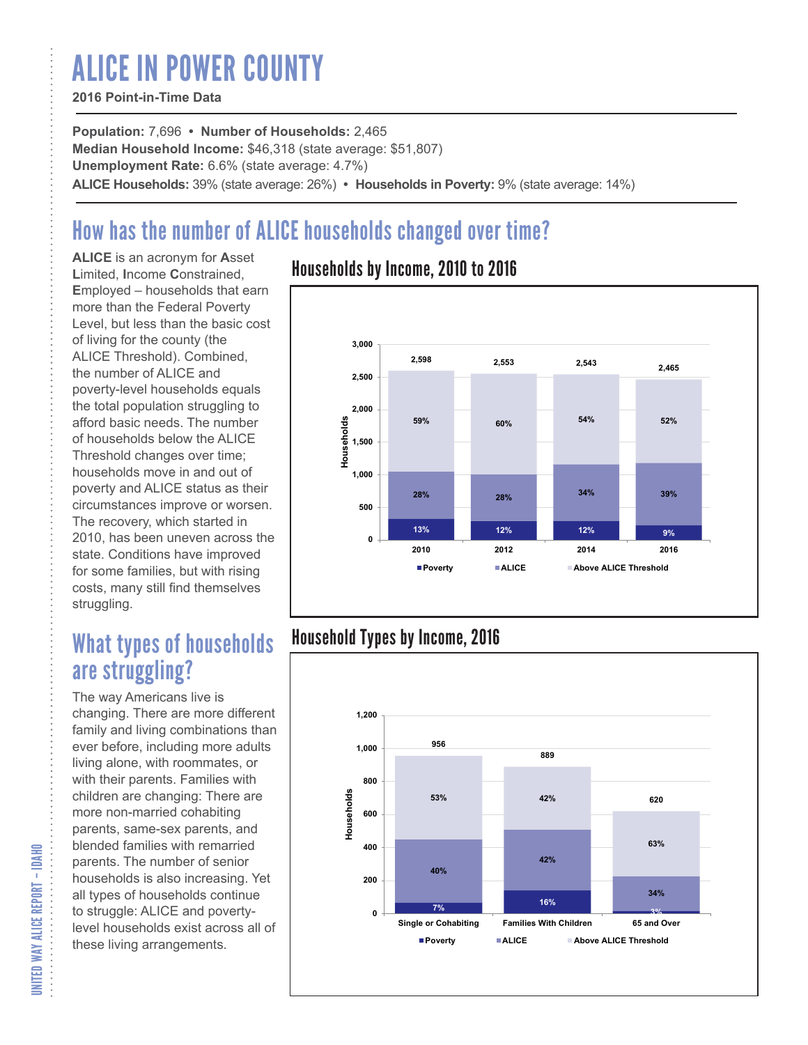# ALICE IN POWER COUNTY

**2016 Point-in-Time Data**

**Population:** 7,696 • **Number of Households:** 2,465
**Median Household Income:** $46,318 (state average: $51,807)
**Unemployment Rate:** 6.6% (state average: 4.7%)
**ALICE Households:** 39% (state average: 26%) • **Households in Poverty:** 9% (state average: 14%)

## How has the number of ALICE households changed over time?

**ALICE** is an acronym for **A**sset **L**imited, **I**ncome **C**onstrained, **E**mployed – households that earn more than the Federal Poverty Level, but less than the basic cost of living for the county (the ALICE Threshold). Combined, the number of ALICE and poverty-level households equals the total population struggling to afford basic needs. The number of households below the ALICE Threshold changes over time; households move in and out of poverty and ALICE status as their circumstances improve or worsen. The recovery, which started in 2010, has been uneven across the state. Conditions have improved for some families, but with rising costs, many still find themselves struggling.

### Households by Income, 2010 to 2016

| Year | Total Households | Poverty | ALICE | Above ALICE Threshold |
|---|---|---|---|---|
| 2010 | 2,598 | 13% | 28% | 59% |
| 2012 | 2,553 | 12% | 28% | 60% |
| 2014 | 2,543 | 12% | 34% | 54% |
| 2016 | 2,465 | 9% | 39% | 52% |

## What types of households are struggling?

The way Americans live is changing. There are more different family and living combinations than ever before, including more adults living alone, with roommates, or with their parents. Families with children are changing: There are more non-married cohabiting parents, same-sex parents, and blended families with remarried parents. The number of senior households is also increasing. Yet all types of households continue to struggle: ALICE and poverty-level households exist across all of these living arrangements.

### Household Types by Income, 2016

| Household Type | Total Households | Poverty | ALICE | Above ALICE Threshold |
|---|---|---|---|---|
| Single or Cohabiting | 956 | 7% | 40% | 53% |
| Families With Children | 889 | 16% | 42% | 42% |
| 65 and Over | 620 | 3% | 34% | 63% |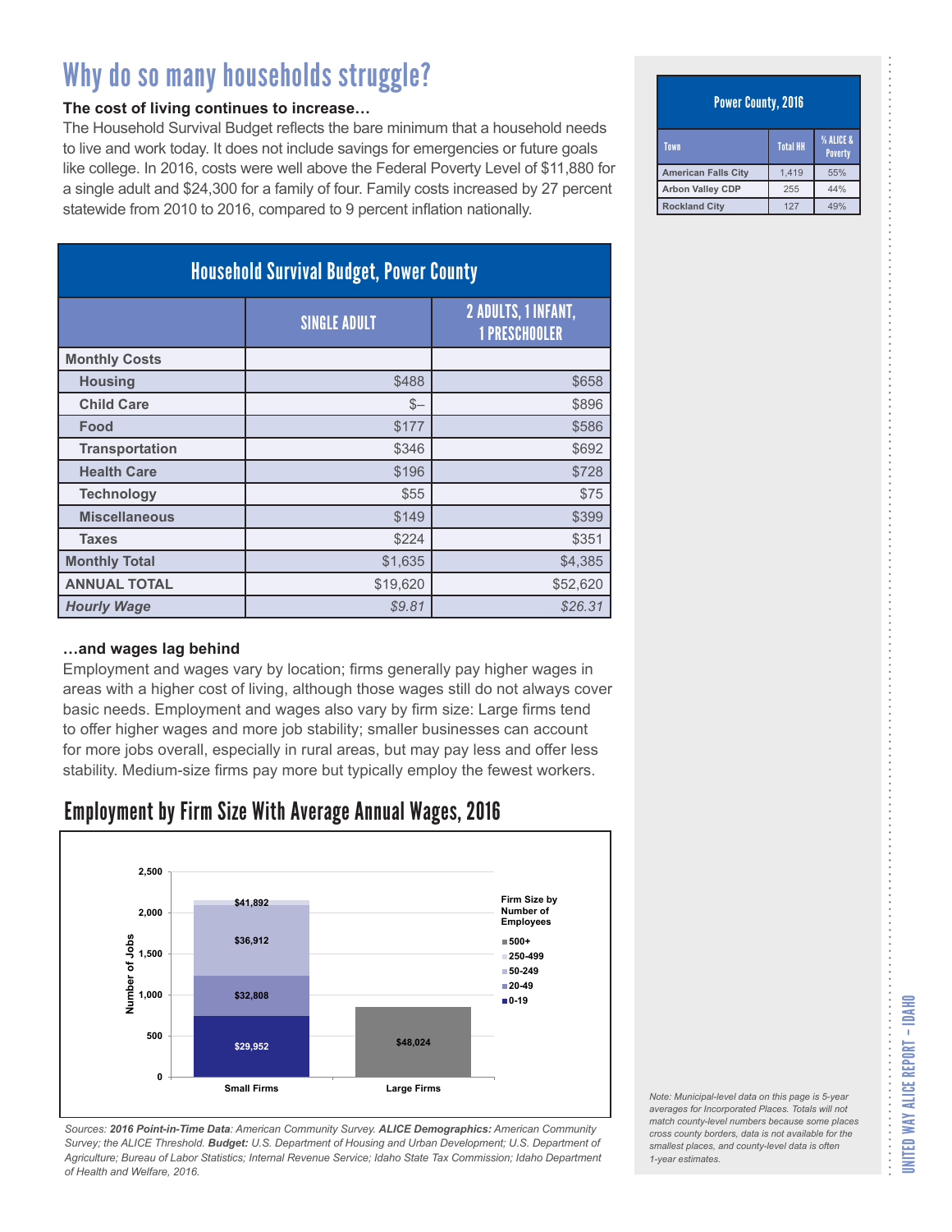# Why do so many households struggle?

**The cost of living continues to increase…**

The Household Survival Budget reflects the bare minimum that a household needs to live and work today. It does not include savings for emergencies or future goals like college. In 2016, costs were well above the Federal Poverty Level of $11,880 for a single adult and $24,300 for a family of four. Family costs increased by 27 percent statewide from 2010 to 2016, compared to 9 percent inflation nationally.

| Household Survival Budget, Power County | | |
|---|---|---|
| | SINGLE ADULT | 2 ADULTS, 1 INFANT, 1 PRESCHOOLER |
| **Monthly Costs** | | |
| **Housing** | $488 | $658 |
| **Child Care** | $– | $896 |
| **Food** | $177 | $586 |
| **Transportation** | $346 | $692 |
| **Health Care** | $196 | $728 |
| **Technology** | $55 | $75 |
| **Miscellaneous** | $149 | $399 |
| **Taxes** | $224 | $351 |
| **Monthly Total** | $1,635 | $4,385 |
| **ANNUAL TOTAL** | $19,620 | $52,620 |
| ***Hourly Wage*** | *$9.81* | *$26.31* |

**…and wages lag behind**

Employment and wages vary by location; firms generally pay higher wages in areas with a higher cost of living, although those wages still do not always cover basic needs. Employment and wages also vary by firm size: Large firms tend to offer higher wages and more job stability; smaller businesses can account for more jobs overall, especially in rural areas, but may pay less and offer less stability. Medium-size firms pay more but typically employ the fewest workers.

## Employment by Firm Size With Average Annual Wages, 2016

| Firm Size by Number of Employees | Small Firms (Average Annual Wage) | Large Firms (Average Annual Wage) |
|---|---|---|
| 0-19 | $29,952 | |
| 20-49 | $32,808 | |
| 50-249 | $36,912 | |
| 250-499 | $41,892 | |
| 500+ | | $48,024 |

*Sources: **2016 Point-in-Time Data**: American Community Survey. **ALICE Demographics:** American Community Survey; the ALICE Threshold. **Budget:** U.S. Department of Housing and Urban Development; U.S. Department of Agriculture; Bureau of Labor Statistics; Internal Revenue Service; Idaho State Tax Commission; Idaho Department of Health and Welfare, 2016.*

| Power County, 2016 | | |
|---|---|---|
| Town | Total HH | % ALICE & Poverty |
| American Falls City | 1,419 | 55% |
| Arbon Valley CDP | 255 | 44% |
| Rockland City | 127 | 49% |

*Note: Municipal-level data on this page is 5-year averages for Incorporated Places. Totals will not match county-level numbers because some places cross county borders, data is not available for the smallest places, and county-level data is often 1-year estimates.*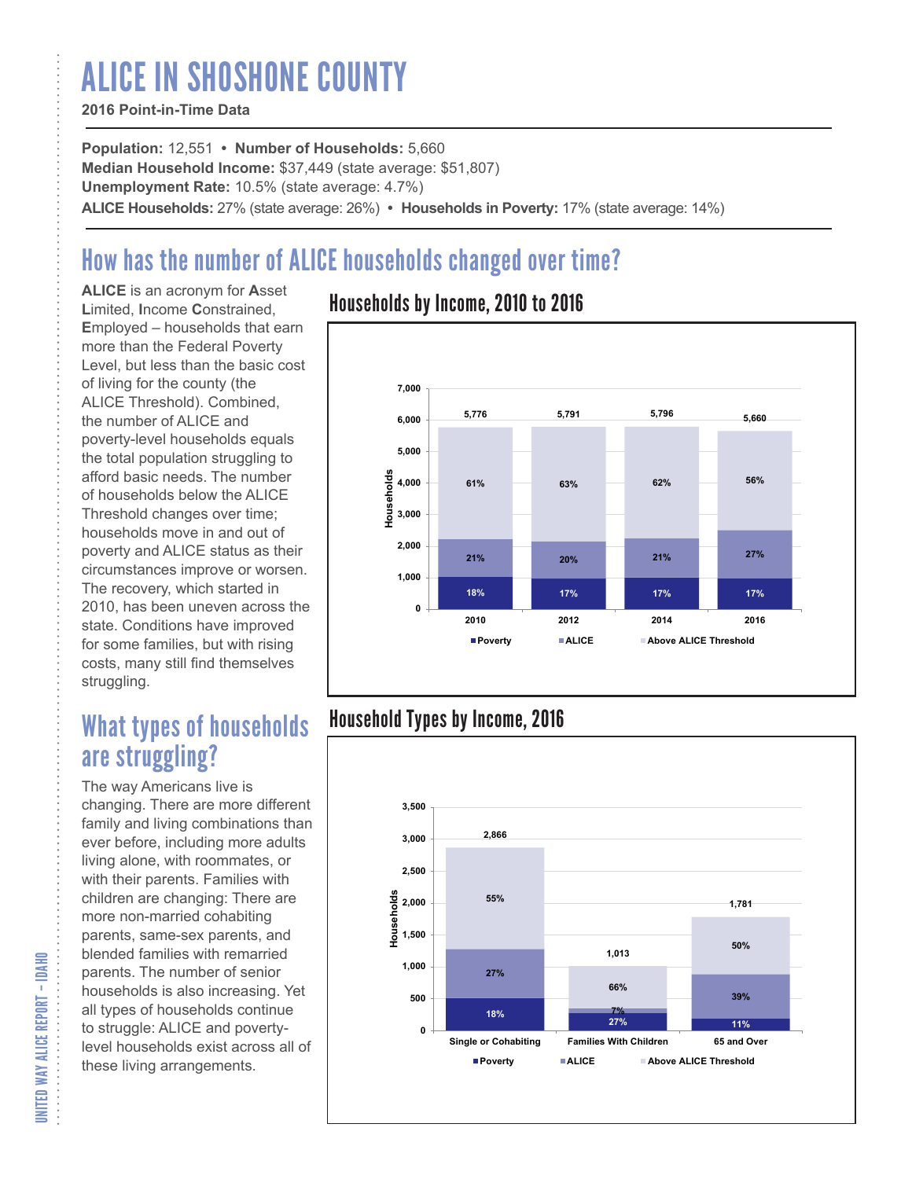# ALICE IN SHOSHONE COUNTY

**2016 Point-in-Time Data**

**Population:** 12,551 • **Number of Households:** 5,660
**Median Household Income:** $37,449 (state average: $51,807)
**Unemployment Rate:** 10.5% (state average: 4.7%)
**ALICE Households:** 27% (state average: 26%) • **Households in Poverty:** 17% (state average: 14%)

## How has the number of ALICE households changed over time?

**ALICE** is an acronym for **A**sset **L**imited, **I**ncome **C**onstrained, **E**mployed – households that earn more than the Federal Poverty Level, but less than the basic cost of living for the county (the ALICE Threshold). Combined, the number of ALICE and poverty-level households equals the total population struggling to afford basic needs. The number of households below the ALICE Threshold changes over time; households move in and out of poverty and ALICE status as their circumstances improve or worsen. The recovery, which started in 2010, has been uneven across the state. Conditions have improved for some families, but with rising costs, many still find themselves struggling.

### Households by Income, 2010 to 2016

| Year | Total Households | Poverty | ALICE | Above ALICE Threshold |
|---|---|---|---|---|
| 2010 | 5,776 | 18% | 21% | 61% |
| 2012 | 5,791 | 17% | 20% | 63% |
| 2014 | 5,796 | 17% | 21% | 62% |
| 2016 | 5,660 | 17% | 27% | 56% |

## What types of households are struggling?

The way Americans live is changing. There are more different family and living combinations than ever before, including more adults living alone, with roommates, or with their parents. Families with children are changing: There are more non-married cohabiting parents, same-sex parents, and blended families with remarried parents. The number of senior households is also increasing. Yet all types of households continue to struggle: ALICE and poverty-level households exist across all of these living arrangements.

### Household Types by Income, 2016

| Household Type | Total Households | Poverty | ALICE | Above ALICE Threshold |
|---|---|---|---|---|
| Single or Cohabiting | 2,866 | 18% | 27% | 55% |
| Families With Children | 1,013 | 27% | 7% | 66% |
| 65 and Over | 1,781 | 11% | 39% | 50% |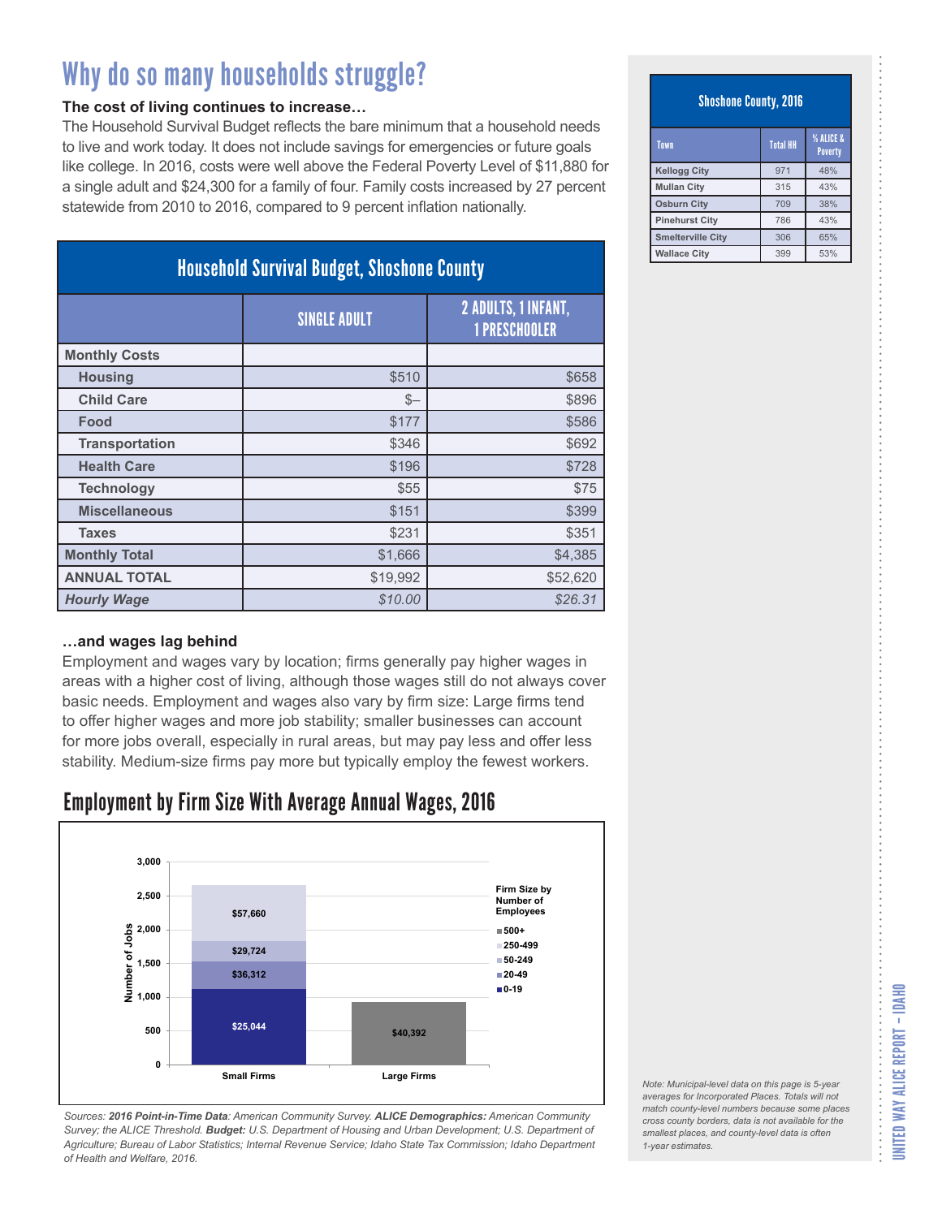# Why do so many households struggle?

**The cost of living continues to increase…**

The Household Survival Budget reflects the bare minimum that a household needs to live and work today. It does not include savings for emergencies or future goals like college. In 2016, costs were well above the Federal Poverty Level of $11,880 for a single adult and $24,300 for a family of four. Family costs increased by 27 percent statewide from 2010 to 2016, compared to 9 percent inflation nationally.

## Household Survival Budget, Shoshone County

| | SINGLE ADULT | 2 ADULTS, 1 INFANT, 1 PRESCHOOLER |
|---|---|---|
| **Monthly Costs** | | |
| **Housing** | $510 | $658 |
| **Child Care** | $– | $896 |
| **Food** | $177 | $586 |
| **Transportation** | $346 | $692 |
| **Health Care** | $196 | $728 |
| **Technology** | $55 | $75 |
| **Miscellaneous** | $151 | $399 |
| **Taxes** | $231 | $351 |
| **Monthly Total** | $1,666 | $4,385 |
| **ANNUAL TOTAL** | $19,992 | $52,620 |
| ***Hourly Wage*** | *$10.00* | *$26.31* |

**…and wages lag behind**

Employment and wages vary by location; firms generally pay higher wages in areas with a higher cost of living, although those wages still do not always cover basic needs. Employment and wages also vary by firm size: Large firms tend to offer higher wages and more job stability; smaller businesses can account for more jobs overall, especially in rural areas, but may pay less and offer less stability. Medium-size firms pay more but typically employ the fewest workers.

## Employment by Firm Size With Average Annual Wages, 2016

| Firm Size by Number of Employees | Small Firms (Average Annual Wage) | Large Firms (Average Annual Wage) |
|---|---|---|
| 0-19 | $25,044 | |
| 20-49 | $36,312 | |
| 50-249 | $29,724 | |
| 250-499 | $57,660 | |
| 500+ | | $40,392 |

*Sources:* ***2016 Point-in-Time Data****: American Community Survey.* ***ALICE Demographics:*** *American Community Survey; the ALICE Threshold.* ***Budget:*** *U.S. Department of Housing and Urban Development; U.S. Department of Agriculture; Bureau of Labor Statistics; Internal Revenue Service; Idaho State Tax Commission; Idaho Department of Health and Welfare, 2016.*

## Shoshone County, 2016

| Town | Total HH | % ALICE & Poverty |
|---|---|---|
| Kellogg City | 971 | 48% |
| Mullan City | 315 | 43% |
| Osburn City | 709 | 38% |
| Pinehurst City | 786 | 43% |
| Smelterville City | 306 | 65% |
| Wallace City | 399 | 53% |

*Note: Municipal-level data on this page is 5-year averages for Incorporated Places. Totals will not match county-level numbers because some places cross county borders, data is not available for the smallest places, and county-level data is often 1-year estimates.*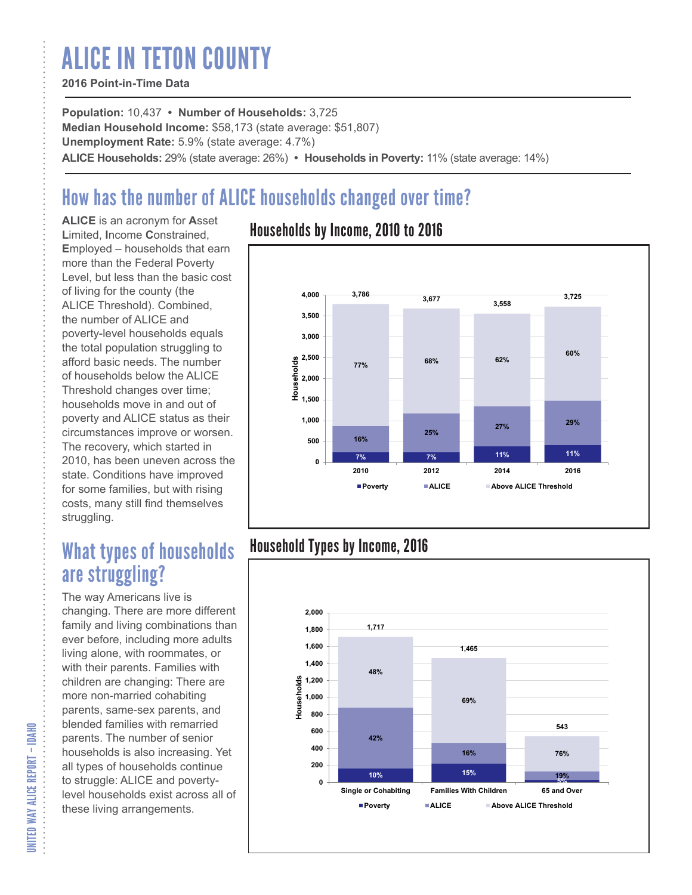# ALICE IN TETON COUNTY

**2016 Point-in-Time Data**

**Population:** 10,437 • **Number of Households:** 3,725
**Median Household Income:** $58,173 (state average: $51,807)
**Unemployment Rate:** 5.9% (state average: 4.7%)
**ALICE Households:** 29% (state average: 26%) • **Households in Poverty:** 11% (state average: 14%)

## How has the number of ALICE households changed over time?

**ALICE** is an acronym for **A**sset **L**imited, **I**ncome **C**onstrained, **E**mployed – households that earn more than the Federal Poverty Level, but less than the basic cost of living for the county (the ALICE Threshold). Combined, the number of ALICE and poverty-level households equals the total population struggling to afford basic needs. The number of households below the ALICE Threshold changes over time; households move in and out of poverty and ALICE status as their circumstances improve or worsen. The recovery, which started in 2010, has been uneven across the state. Conditions have improved for some families, but with rising costs, many still find themselves struggling.

### Households by Income, 2010 to 2016

| Year | Total Households | Poverty | ALICE | Above ALICE Threshold |
|---|---|---|---|---|
| 2010 | 3,786 | 7% | 16% | 77% |
| 2012 | 3,677 | 7% | 25% | 68% |
| 2014 | 3,558 | 11% | 27% | 62% |
| 2016 | 3,725 | 11% | 29% | 60% |

## What types of households are struggling?

The way Americans live is changing. There are more different family and living combinations than ever before, including more adults living alone, with roommates, or with their parents. Families with children are changing: There are more non-married cohabiting parents, same-sex parents, and blended families with remarried parents. The number of senior households is also increasing. Yet all types of households continue to struggle: ALICE and poverty-level households exist across all of these living arrangements.

### Household Types by Income, 2016

| Household Type | Total Households | Poverty | ALICE | Above ALICE Threshold |
|---|---|---|---|---|
| Single or Cohabiting | 1,717 | 10% | 42% | 48% |
| Families With Children | 1,465 | 15% | 16% | 69% |
| 65 and Over | 543 | 5% | 19% | 76% |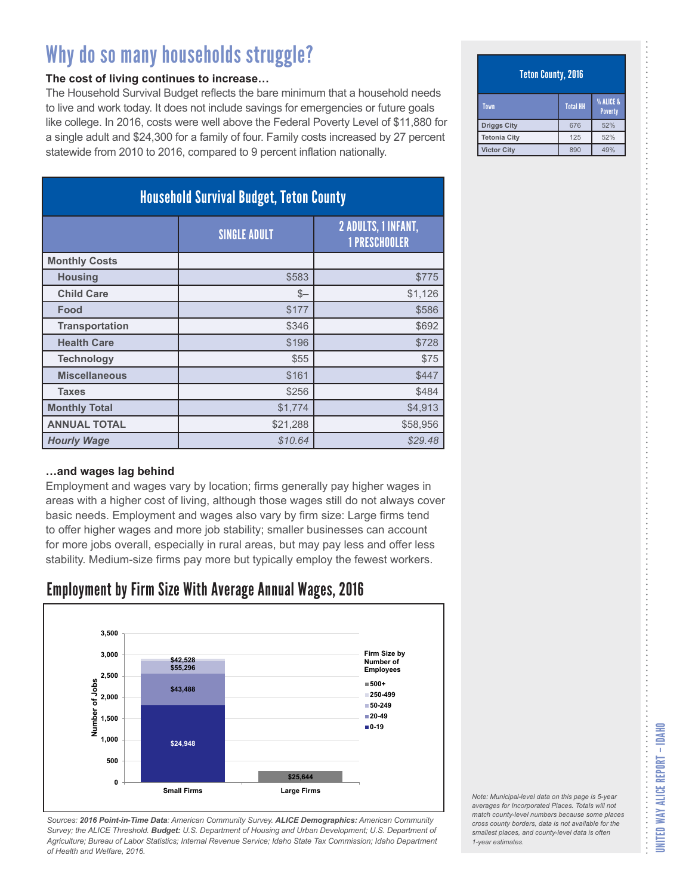# Why do so many households struggle?

**The cost of living continues to increase…**

The Household Survival Budget reflects the bare minimum that a household needs to live and work today. It does not include savings for emergencies or future goals like college. In 2016, costs were well above the Federal Poverty Level of $11,880 for a single adult and $24,300 for a family of four. Family costs increased by 27 percent statewide from 2010 to 2016, compared to 9 percent inflation nationally.

| Household Survival Budget, Teton County | | |
|---|---|---|
| | SINGLE ADULT | 2 ADULTS, 1 INFANT, 1 PRESCHOOLER |
| **Monthly Costs** | | |
| Housing | $583 | $775 |
| Child Care | $– | $1,126 |
| Food | $177 | $586 |
| Transportation | $346 | $692 |
| Health Care | $196 | $728 |
| Technology | $55 | $75 |
| Miscellaneous | $161 | $447 |
| Taxes | $256 | $484 |
| **Monthly Total** | $1,774 | $4,913 |
| **ANNUAL TOTAL** | $21,288 | $58,956 |
| ***Hourly Wage*** | *$10.64* | *$29.48* |

**…and wages lag behind**

Employment and wages vary by location; firms generally pay higher wages in areas with a higher cost of living, although those wages still do not always cover basic needs. Employment and wages also vary by firm size: Large firms tend to offer higher wages and more job stability; smaller businesses can account for more jobs overall, especially in rural areas, but may pay less and offer less stability. Medium-size firms pay more but typically employ the fewest workers.

## Employment by Firm Size With Average Annual Wages, 2016

| Firm Size by Number of Employees | Small Firms (Average Annual Wage) | Large Firms (Average Annual Wage) |
|---|---|---|
| 0-19 | $24,948 | |
| 20-49 | $43,488 | |
| 50-249 | $55,296 | |
| 250-499 | $42,528 | |
| 500+ | | $25,644 |

*Sources: **2016 Point-in-Time Data**: American Community Survey. **ALICE Demographics:** American Community Survey; the ALICE Threshold. **Budget:** U.S. Department of Housing and Urban Development; U.S. Department of Agriculture; Bureau of Labor Statistics; Internal Revenue Service; Idaho State Tax Commission; Idaho Department of Health and Welfare, 2016.*

| Teton County, 2016 | | |
|---|---|---|
| Town | Total HH | % ALICE & Poverty |
| Driggs City | 676 | 52% |
| Tetonia City | 125 | 52% |
| Victor City | 890 | 49% |

*Note: Municipal-level data on this page is 5-year averages for Incorporated Places. Totals will not match county-level numbers because some places cross county borders, data is not available for the smallest places, and county-level data is often 1-year estimates.*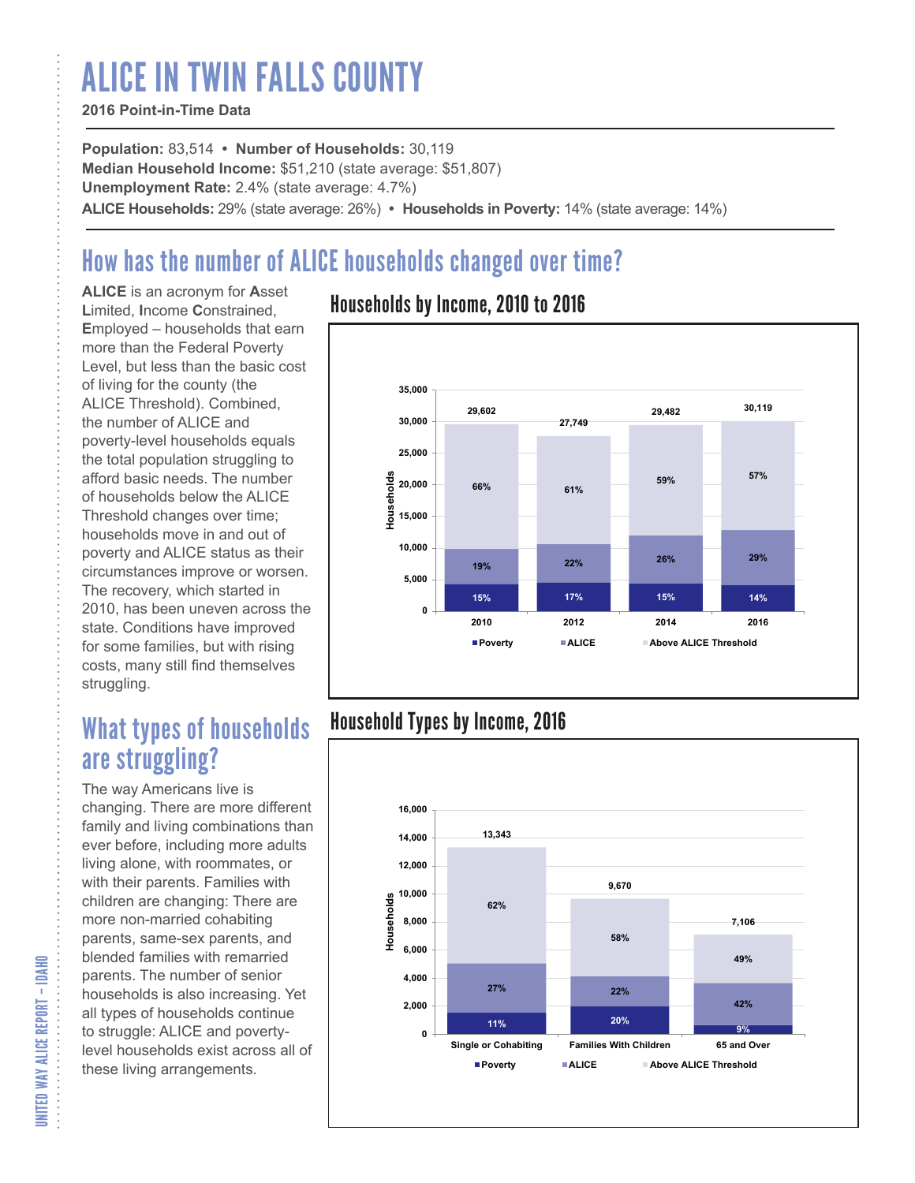# ALICE IN TWIN FALLS COUNTY

**2016 Point-in-Time Data**

**Population:** 83,514 • **Number of Households:** 30,119
**Median Household Income:** $51,210 (state average: $51,807)
**Unemployment Rate:** 2.4% (state average: 4.7%)
**ALICE Households:** 29% (state average: 26%) • **Households in Poverty:** 14% (state average: 14%)

## How has the number of ALICE households changed over time?

**ALICE** is an acronym for **A**sset **L**imited, **I**ncome **C**onstrained, **E**mployed – households that earn more than the Federal Poverty Level, but less than the basic cost of living for the county (the ALICE Threshold). Combined, the number of ALICE and poverty-level households equals the total population struggling to afford basic needs. The number of households below the ALICE Threshold changes over time; households move in and out of poverty and ALICE status as their circumstances improve or worsen. The recovery, which started in 2010, has been uneven across the state. Conditions have improved for some families, but with rising costs, many still find themselves struggling.

### Households by Income, 2010 to 2016

| Year | Total Households | Poverty | ALICE | Above ALICE Threshold |
|---|---|---|---|---|
| 2010 | 29,602 | 15% | 19% | 66% |
| 2012 | 27,749 | 17% | 22% | 61% |
| 2014 | 29,482 | 15% | 26% | 59% |
| 2016 | 30,119 | 14% | 29% | 57% |

## What types of households are struggling?

The way Americans live is changing. There are more different family and living combinations than ever before, including more adults living alone, with roommates, or with their parents. Families with children are changing: There are more non-married cohabiting parents, same-sex parents, and blended families with remarried parents. The number of senior households is also increasing. Yet all types of households continue to struggle: ALICE and poverty-level households exist across all of these living arrangements.

### Household Types by Income, 2016

| Household Type | Total Households | Poverty | ALICE | Above ALICE Threshold |
|---|---|---|---|---|
| Single or Cohabiting | 13,343 | 11% | 27% | 62% |
| Families With Children | 9,670 | 20% | 22% | 58% |
| 65 and Over | 7,106 | 9% | 42% | 49% |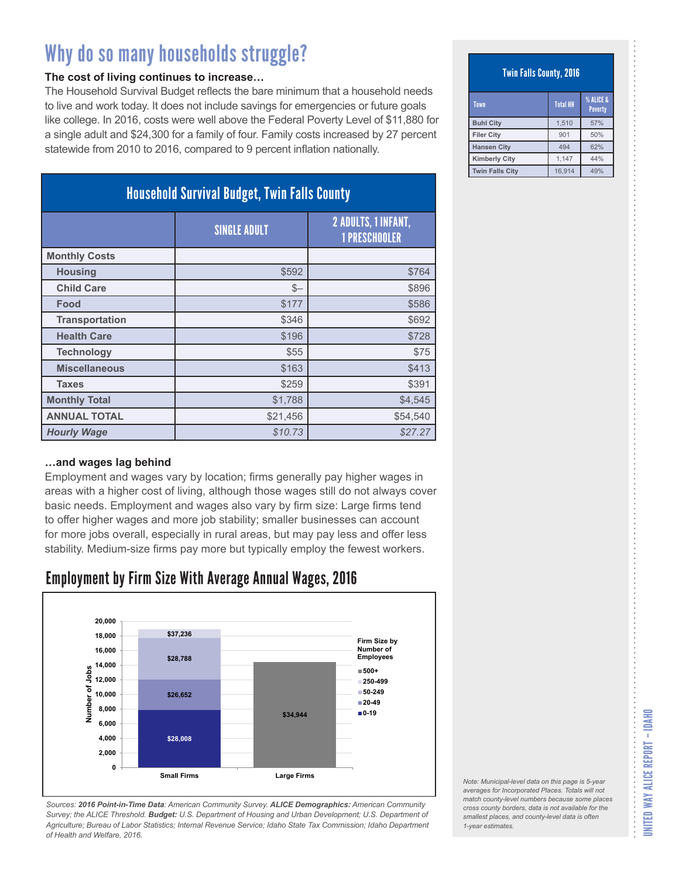# Why do so many households struggle?

**The cost of living continues to increase…**

The Household Survival Budget reflects the bare minimum that a household needs to live and work today. It does not include savings for emergencies or future goals like college. In 2016, costs were well above the Federal Poverty Level of $11,880 for a single adult and $24,300 for a family of four. Family costs increased by 27 percent statewide from 2010 to 2016, compared to 9 percent inflation nationally.

**Household Survival Budget, Twin Falls County**

| | SINGLE ADULT | 2 ADULTS, 1 INFANT, 1 PRESCHOOLER |
|---|---|---|
| **Monthly Costs** | | |
| **Housing** | $592 | $764 |
| **Child Care** | $– | $896 |
| **Food** | $177 | $586 |
| **Transportation** | $346 | $692 |
| **Health Care** | $196 | $728 |
| **Technology** | $55 | $75 |
| **Miscellaneous** | $163 | $413 |
| **Taxes** | $259 | $391 |
| **Monthly Total** | $1,788 | $4,545 |
| **ANNUAL TOTAL** | $21,456 | $54,540 |
| ***Hourly Wage*** | *$10.73* | *$27.27* |

**…and wages lag behind**

Employment and wages vary by location; firms generally pay higher wages in areas with a higher cost of living, although those wages still do not always cover basic needs. Employment and wages also vary by firm size: Large firms tend to offer higher wages and more job stability; smaller businesses can account for more jobs overall, especially in rural areas, but may pay less and offer less stability. Medium-size firms pay more but typically employ the fewest workers.

## Employment by Firm Size With Average Annual Wages, 2016

| Firm Size by Number of Employees | Approx. Number of Jobs | Average Annual Wage |
|---|---|---|
| **Small Firms** | | |
| 0-19 | ~7,900 | $28,008 |
| 20-49 | ~4,100 | $26,652 |
| 50-249 | ~5,600 | $28,788 |
| 250-499 | ~1,100 | $37,236 |
| **Large Firms** | | |
| 500+ | ~14,400 | $34,944 |

*Sources: **2016 Point-in-Time Data**: American Community Survey. **ALICE Demographics:** American Community Survey; the ALICE Threshold. **Budget:** U.S. Department of Housing and Urban Development; U.S. Department of Agriculture; Bureau of Labor Statistics; Internal Revenue Service; Idaho State Tax Commission; Idaho Department of Health and Welfare, 2016.*

**Twin Falls County, 2016**

| Town | Total HH | % ALICE & Poverty |
|---|---|---|
| **Buhl City** | 1,510 | 57% |
| **Filer City** | 901 | 50% |
| **Hansen City** | 494 | 62% |
| **Kimberly City** | 1,147 | 44% |
| **Twin Falls City** | 16,914 | 49% |

*Note: Municipal-level data on this page is 5-year averages for Incorporated Places. Totals will not match county-level numbers because some places cross county borders, data is not available for the smallest places, and county-level data is often 1-year estimates.*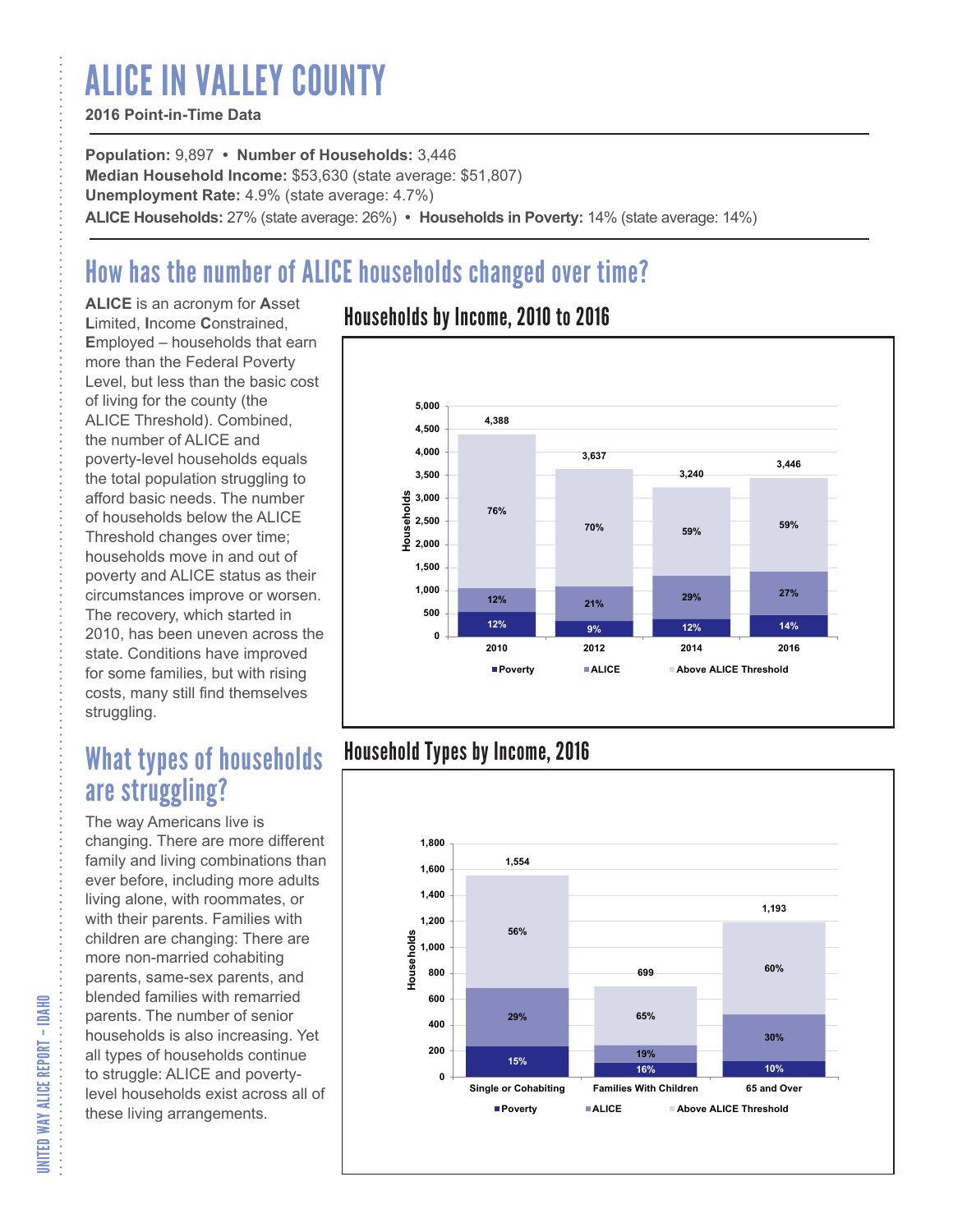# ALICE IN VALLEY COUNTY

**2016 Point-in-Time Data**

**Population:** 9,897 • **Number of Households:** 3,446
**Median Household Income:** $53,630 (state average: $51,807)
**Unemployment Rate:** 4.9% (state average: 4.7%)
**ALICE Households:** 27% (state average: 26%) • **Households in Poverty:** 14% (state average: 14%)

## How has the number of ALICE households changed over time?

**ALICE** is an acronym for **A**sset **L**imited, **I**ncome **C**onstrained, **E**mployed – households that earn more than the Federal Poverty Level, but less than the basic cost of living for the county (the ALICE Threshold). Combined, the number of ALICE and poverty-level households equals the total population struggling to afford basic needs. The number of households below the ALICE Threshold changes over time; households move in and out of poverty and ALICE status as their circumstances improve or worsen. The recovery, which started in 2010, has been uneven across the state. Conditions have improved for some families, but with rising costs, many still find themselves struggling.

### Households by Income, 2010 to 2016

| Year | Total Households | Poverty | ALICE | Above ALICE Threshold |
|---|---|---|---|---|
| 2010 | 4,388 | 12% | 12% | 76% |
| 2012 | 3,637 | 9% | 21% | 70% |
| 2014 | 3,240 | 12% | 29% | 59% |
| 2016 | 3,446 | 14% | 27% | 59% |

## What types of households are struggling?

The way Americans live is changing. There are more different family and living combinations than ever before, including more adults living alone, with roommates, or with their parents. Families with children are changing: There are more non-married cohabiting parents, same-sex parents, and blended families with remarried parents. The number of senior households is also increasing. Yet all types of households continue to struggle: ALICE and poverty-level households exist across all of these living arrangements.

### Household Types by Income, 2016

| Household Type | Total Households | Poverty | ALICE | Above ALICE Threshold |
|---|---|---|---|---|
| Single or Cohabiting | 1,554 | 15% | 29% | 56% |
| Families With Children | 699 | 16% | 19% | 65% |
| 65 and Over | 1,193 | 10% | 30% | 60% |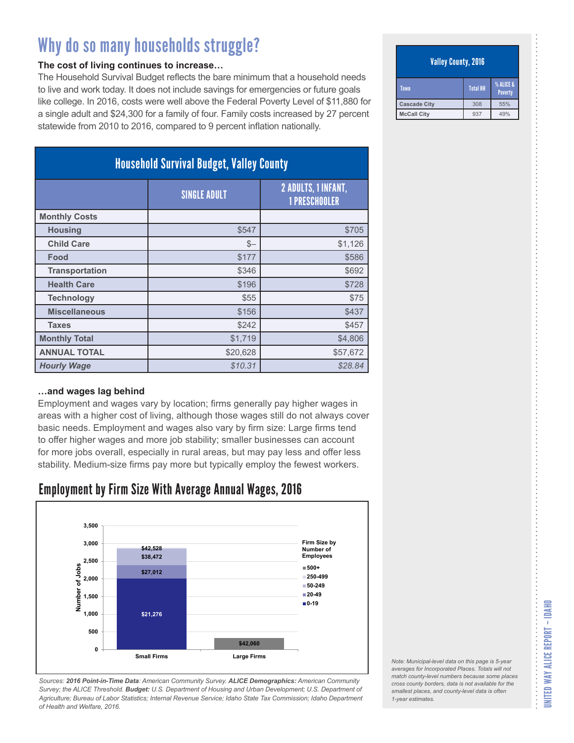# Why do so many households struggle?

**The cost of living continues to increase…**

The Household Survival Budget reflects the bare minimum that a household needs to live and work today. It does not include savings for emergencies or future goals like college. In 2016, costs were well above the Federal Poverty Level of $11,880 for a single adult and $24,300 for a family of four. Family costs increased by 27 percent statewide from 2010 to 2016, compared to 9 percent inflation nationally.

| Household Survival Budget, Valley County | | |
|---|---|---|
| | SINGLE ADULT | 2 ADULTS, 1 INFANT, 1 PRESCHOOLER |
| **Monthly Costs** | | |
| Housing | $547 | $705 |
| Child Care | $– | $1,126 |
| Food | $177 | $586 |
| Transportation | $346 | $692 |
| Health Care | $196 | $728 |
| Technology | $55 | $75 |
| Miscellaneous | $156 | $437 |
| Taxes | $242 | $457 |
| **Monthly Total** | $1,719 | $4,806 |
| **ANNUAL TOTAL** | $20,628 | $57,672 |
| ***Hourly Wage*** | *$10.31* | *$28.84* |

**…and wages lag behind**

Employment and wages vary by location; firms generally pay higher wages in areas with a higher cost of living, although those wages still do not always cover basic needs. Employment and wages also vary by firm size: Large firms tend to offer higher wages and more job stability; smaller businesses can account for more jobs overall, especially in rural areas, but may pay less and offer less stability. Medium-size firms pay more but typically employ the fewest workers.

## Employment by Firm Size With Average Annual Wages, 2016

| Firm Size by Number of Employees | Small Firms | Large Firms |
|---|---|---|
| 0-19 | $21,276 | |
| 20-49 | $27,012 | |
| 50-249 | $38,472 | |
| 250-499 | $42,528 | |
| 500+ | | $42,060 |

*Sources:* ***2016 Point-in-Time Data****: American Community Survey.* ***ALICE Demographics:*** *American Community Survey; the ALICE Threshold.* ***Budget:*** *U.S. Department of Housing and Urban Development; U.S. Department of Agriculture; Bureau of Labor Statistics; Internal Revenue Service; Idaho State Tax Commission; Idaho Department of Health and Welfare, 2016.*

| Valley County, 2016 | | |
|---|---|---|
| Town | Total HH | % ALICE & Poverty |
| Cascade City | 308 | 55% |
| McCall City | 937 | 49% |

*Note: Municipal-level data on this page is 5-year averages for Incorporated Places. Totals will not match county-level numbers because some places cross county borders, data is not available for the smallest places, and county-level data is often 1-year estimates.*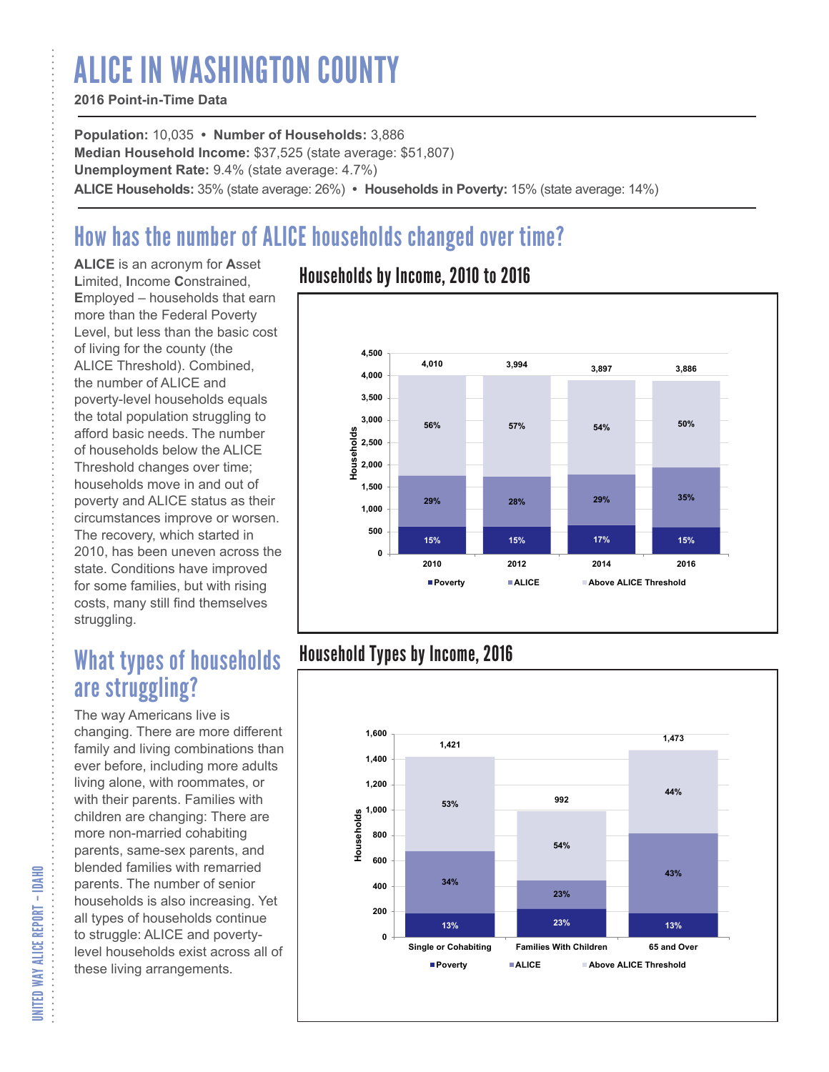# ALICE IN WASHINGTON COUNTY

**2016 Point-in-Time Data**

**Population:** 10,035 • **Number of Households:** 3,886
**Median Household Income:** $37,525 (state average: $51,807)
**Unemployment Rate:** 9.4% (state average: 4.7%)
**ALICE Households:** 35% (state average: 26%) • **Households in Poverty:** 15% (state average: 14%)

## How has the number of ALICE households changed over time?

**ALICE** is an acronym for **A**sset **L**imited, **I**ncome **C**onstrained, **E**mployed – households that earn more than the Federal Poverty Level, but less than the basic cost of living for the county (the ALICE Threshold). Combined, the number of ALICE and poverty-level households equals the total population struggling to afford basic needs. The number of households below the ALICE Threshold changes over time; households move in and out of poverty and ALICE status as their circumstances improve or worsen. The recovery, which started in 2010, has been uneven across the state. Conditions have improved for some families, but with rising costs, many still find themselves struggling.

### Households by Income, 2010 to 2016

| Year | Total Households | Poverty | ALICE | Above ALICE Threshold |
|---|---|---|---|---|
| 2010 | 4,010 | 15% | 29% | 56% |
| 2012 | 3,994 | 15% | 28% | 57% |
| 2014 | 3,897 | 17% | 29% | 54% |
| 2016 | 3,886 | 15% | 35% | 50% |

## What types of households are struggling?

The way Americans live is changing. There are more different family and living combinations than ever before, including more adults living alone, with roommates, or with their parents. Families with children are changing: There are more non-married cohabiting parents, same-sex parents, and blended families with remarried parents. The number of senior households is also increasing. Yet all types of households continue to struggle: ALICE and poverty-level households exist across all of these living arrangements.

### Household Types by Income, 2016

| Household Type | Total Households | Poverty | ALICE | Above ALICE Threshold |
|---|---|---|---|---|
| Single or Cohabiting | 1,421 | 13% | 34% | 53% |
| Families With Children | 992 | 23% | 23% | 54% |
| 65 and Over | 1,473 | 13% | 43% | 44% |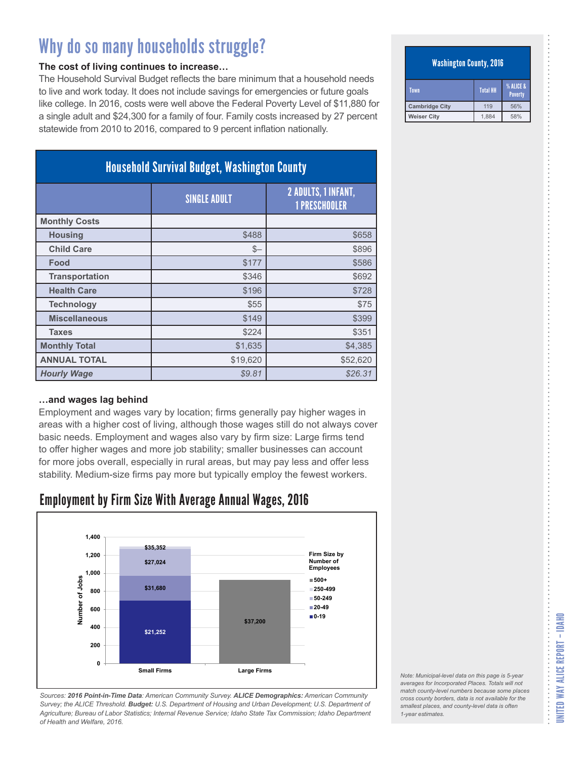# Why do so many households struggle?

**The cost of living continues to increase…**

The Household Survival Budget reflects the bare minimum that a household needs to live and work today. It does not include savings for emergencies or future goals like college. In 2016, costs were well above the Federal Poverty Level of $11,880 for a single adult and $24,300 for a family of four. Family costs increased by 27 percent statewide from 2010 to 2016, compared to 9 percent inflation nationally.

| Household Survival Budget, Washington County | | |
|---|---|---|
| | SINGLE ADULT | 2 ADULTS, 1 INFANT, 1 PRESCHOOLER |
| **Monthly Costs** | | |
| **Housing** | $488 | $658 |
| **Child Care** | $– | $896 |
| **Food** | $177 | $586 |
| **Transportation** | $346 | $692 |
| **Health Care** | $196 | $728 |
| **Technology** | $55 | $75 |
| **Miscellaneous** | $149 | $399 |
| **Taxes** | $224 | $351 |
| **Monthly Total** | $1,635 | $4,385 |
| **ANNUAL TOTAL** | $19,620 | $52,620 |
| ***Hourly Wage*** | *$9.81* | *$26.31* |

**…and wages lag behind**

Employment and wages vary by location; firms generally pay higher wages in areas with a higher cost of living, although those wages still do not always cover basic needs. Employment and wages also vary by firm size: Large firms tend to offer higher wages and more job stability; smaller businesses can account for more jobs overall, especially in rural areas, but may pay less and offer less stability. Medium-size firms pay more but typically employ the fewest workers.

## Employment by Firm Size With Average Annual Wages, 2016

Number of Jobs

1,400
1,200
1,000
800
600
400
200
0

Small Firms: $35,352; $27,024; $31,680; $21,252

Large Firms: $37,200

Firm Size by Number of Employees
- 500+
- 250-499
- 50-249
- 20-49
- 0-19

*Sources: **2016 Point-in-Time Data**: American Community Survey. **ALICE Demographics:** American Community Survey; the ALICE Threshold. **Budget:** U.S. Department of Housing and Urban Development; U.S. Department of Agriculture; Bureau of Labor Statistics; Internal Revenue Service; Idaho State Tax Commission; Idaho Department of Health and Welfare, 2016.*

| Washington County, 2016 | | |
|---|---|---|
| Town | Total HH | % ALICE & Poverty |
| Cambridge City | 119 | 56% |
| Weiser City | 1,884 | 58% |

*Note: Municipal-level data on this page is 5-year averages for Incorporated Places. Totals will not match county-level numbers because some places cross county borders, data is not available for the smallest places, and county-level data is often 1-year estimates.*